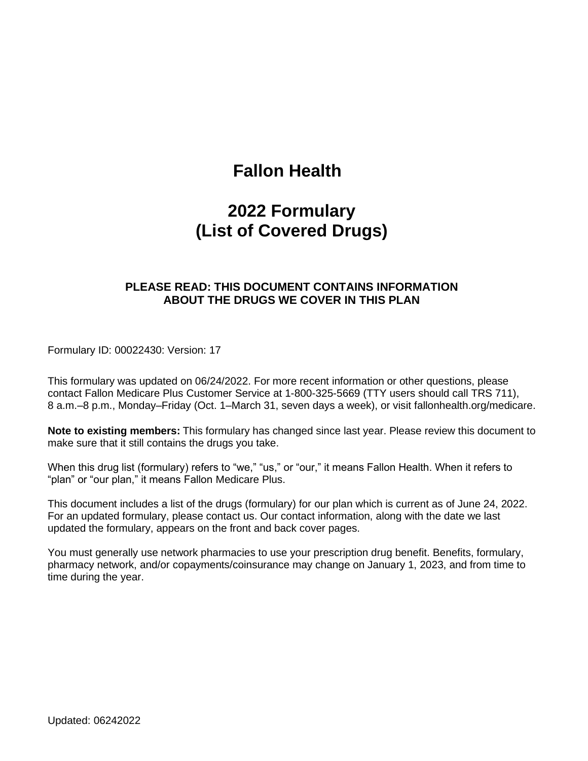# Fallon Health

# 2022 Formulary
# (List of Covered Drugs)

**PLEASE READ: THIS DOCUMENT CONTAINS INFORMATION ABOUT THE DRUGS WE COVER IN THIS PLAN**

Formulary ID: 00022430: Version: 17

This formulary was updated on 06/24/2022. For more recent information or other questions, please contact Fallon Medicare Plus Customer Service at 1-800-325-5669 (TTY users should call TRS 711), 8 a.m.–8 p.m., Monday–Friday (Oct. 1–March 31, seven days a week), or visit fallonhealth.org/medicare.

**Note to existing members:** This formulary has changed since last year. Please review this document to make sure that it still contains the drugs you take.

When this drug list (formulary) refers to “we,” “us,” or “our,” it means Fallon Health. When it refers to “plan” or “our plan,” it means Fallon Medicare Plus.

This document includes a list of the drugs (formulary) for our plan which is current as of June 24, 2022. For an updated formulary, please contact us. Our contact information, along with the date we last updated the formulary, appears on the front and back cover pages.

You must generally use network pharmacies to use your prescription drug benefit. Benefits, formulary, pharmacy network, and/or copayments/coinsurance may change on January 1, 2023, and from time to time during the year.

Updated: 06242022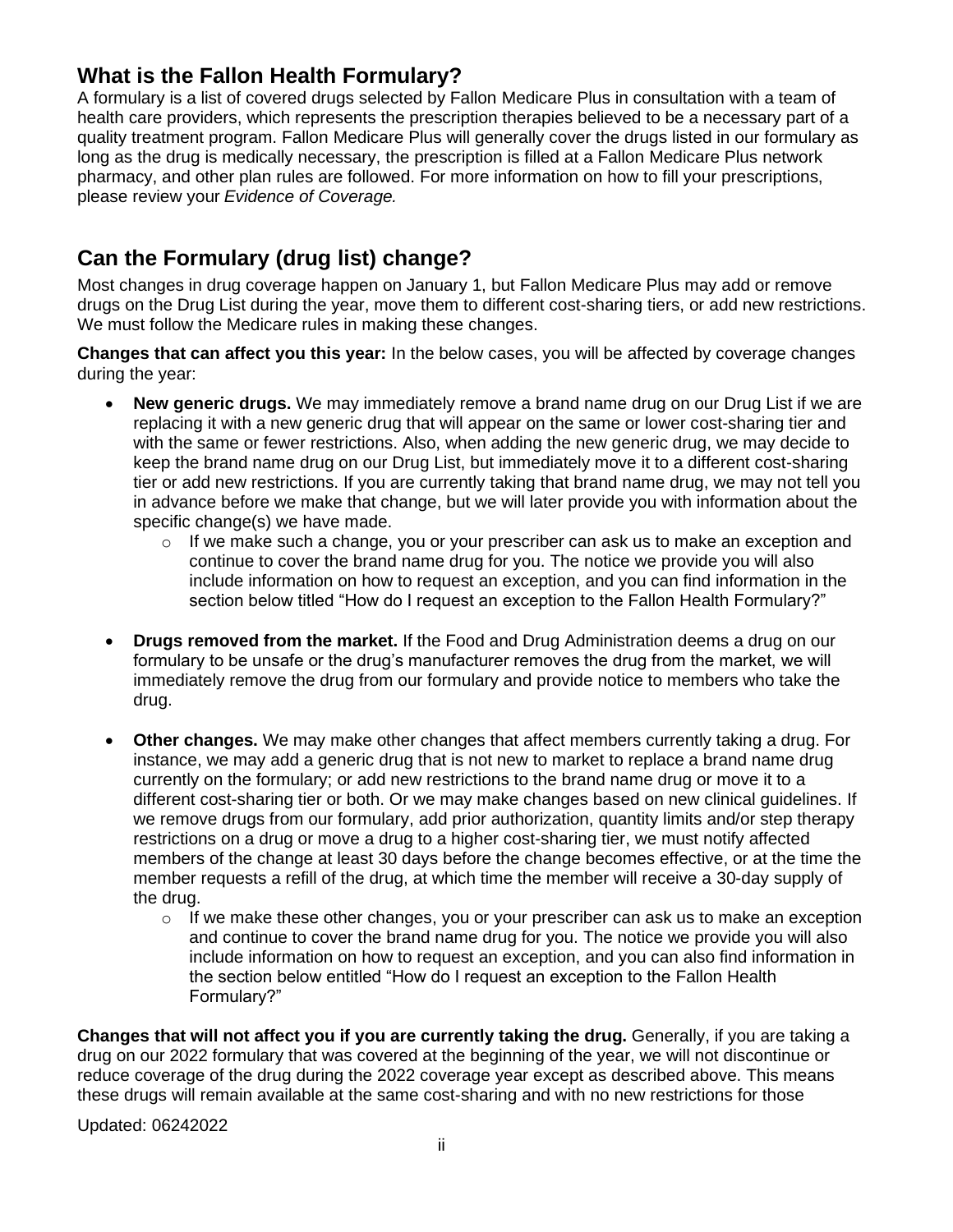## What is the Fallon Health Formulary?

A formulary is a list of covered drugs selected by Fallon Medicare Plus in consultation with a team of health care providers, which represents the prescription therapies believed to be a necessary part of a quality treatment program. Fallon Medicare Plus will generally cover the drugs listed in our formulary as long as the drug is medically necessary, the prescription is filled at a Fallon Medicare Plus network pharmacy, and other plan rules are followed. For more information on how to fill your prescriptions, please review your *Evidence of Coverage.*

## Can the Formulary (drug list) change?

Most changes in drug coverage happen on January 1, but Fallon Medicare Plus may add or remove drugs on the Drug List during the year, move them to different cost-sharing tiers, or add new restrictions. We must follow the Medicare rules in making these changes.

**Changes that can affect you this year:** In the below cases, you will be affected by coverage changes during the year:

- **New generic drugs.** We may immediately remove a brand name drug on our Drug List if we are replacing it with a new generic drug that will appear on the same or lower cost-sharing tier and with the same or fewer restrictions. Also, when adding the new generic drug, we may decide to keep the brand name drug on our Drug List, but immediately move it to a different cost-sharing tier or add new restrictions. If you are currently taking that brand name drug, we may not tell you in advance before we make that change, but we will later provide you with information about the specific change(s) we have made.
  - If we make such a change, you or your prescriber can ask us to make an exception and continue to cover the brand name drug for you. The notice we provide you will also include information on how to request an exception, and you can find information in the section below titled "How do I request an exception to the Fallon Health Formulary?"
- **Drugs removed from the market.** If the Food and Drug Administration deems a drug on our formulary to be unsafe or the drug's manufacturer removes the drug from the market, we will immediately remove the drug from our formulary and provide notice to members who take the drug.
- **Other changes.** We may make other changes that affect members currently taking a drug. For instance, we may add a generic drug that is not new to market to replace a brand name drug currently on the formulary; or add new restrictions to the brand name drug or move it to a different cost-sharing tier or both. Or we may make changes based on new clinical guidelines. If we remove drugs from our formulary, add prior authorization, quantity limits and/or step therapy restrictions on a drug or move a drug to a higher cost-sharing tier, we must notify affected members of the change at least 30 days before the change becomes effective, or at the time the member requests a refill of the drug, at which time the member will receive a 30-day supply of the drug.
  - If we make these other changes, you or your prescriber can ask us to make an exception and continue to cover the brand name drug for you. The notice we provide you will also include information on how to request an exception, and you can also find information in the section below entitled "How do I request an exception to the Fallon Health Formulary?"

**Changes that will not affect you if you are currently taking the drug.** Generally, if you are taking a drug on our 2022 formulary that was covered at the beginning of the year, we will not discontinue or reduce coverage of the drug during the 2022 coverage year except as described above. This means these drugs will remain available at the same cost-sharing and with no new restrictions for those

Updated: 06242022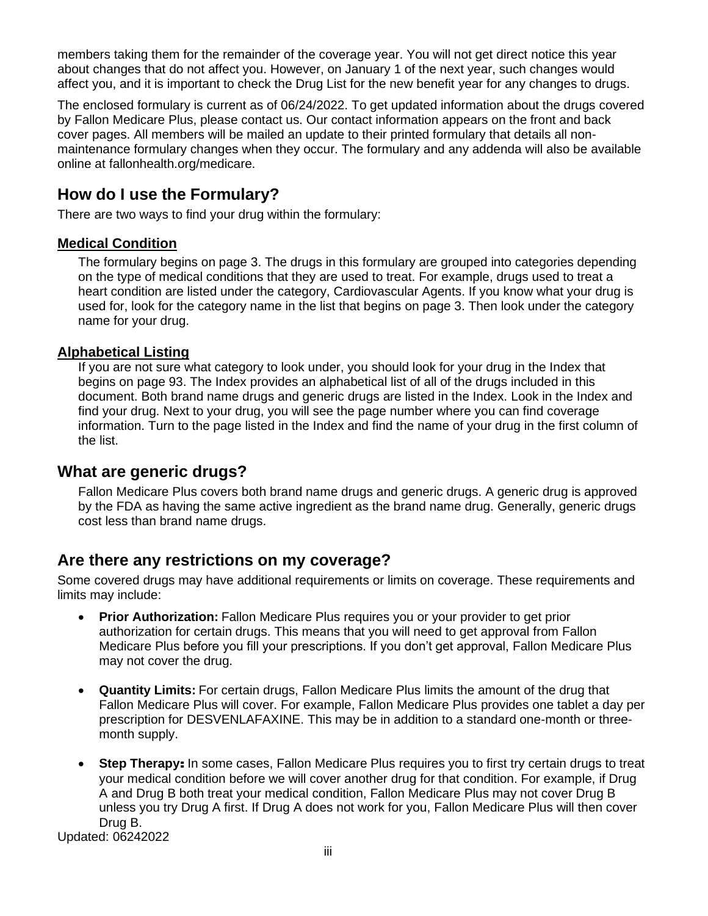members taking them for the remainder of the coverage year. You will not get direct notice this year about changes that do not affect you. However, on January 1 of the next year, such changes would affect you, and it is important to check the Drug List for the new benefit year for any changes to drugs.

The enclosed formulary is current as of 06/24/2022. To get updated information about the drugs covered by Fallon Medicare Plus, please contact us. Our contact information appears on the front and back cover pages. All members will be mailed an update to their printed formulary that details all non-maintenance formulary changes when they occur. The formulary and any addenda will also be available online at fallonhealth.org/medicare.

## How do I use the Formulary?

There are two ways to find your drug within the formulary:

### Medical Condition

The formulary begins on page 3. The drugs in this formulary are grouped into categories depending on the type of medical conditions that they are used to treat. For example, drugs used to treat a heart condition are listed under the category, Cardiovascular Agents. If you know what your drug is used for, look for the category name in the list that begins on page 3. Then look under the category name for your drug.

### Alphabetical Listing

If you are not sure what category to look under, you should look for your drug in the Index that begins on page 93. The Index provides an alphabetical list of all of the drugs included in this document. Both brand name drugs and generic drugs are listed in the Index. Look in the Index and find your drug. Next to your drug, you will see the page number where you can find coverage information. Turn to the page listed in the Index and find the name of your drug in the first column of the list.

## What are generic drugs?

Fallon Medicare Plus covers both brand name drugs and generic drugs. A generic drug is approved by the FDA as having the same active ingredient as the brand name drug. Generally, generic drugs cost less than brand name drugs.

## Are there any restrictions on my coverage?

Some covered drugs may have additional requirements or limits on coverage. These requirements and limits may include:

- **Prior Authorization:** Fallon Medicare Plus requires you or your provider to get prior authorization for certain drugs. This means that you will need to get approval from Fallon Medicare Plus before you fill your prescriptions. If you don't get approval, Fallon Medicare Plus may not cover the drug.
- **Quantity Limits:** For certain drugs, Fallon Medicare Plus limits the amount of the drug that Fallon Medicare Plus will cover. For example, Fallon Medicare Plus provides one tablet a day per prescription for DESVENLAFAXINE. This may be in addition to a standard one-month or three-month supply.
- **Step Therapy:** In some cases, Fallon Medicare Plus requires you to first try certain drugs to treat your medical condition before we will cover another drug for that condition. For example, if Drug A and Drug B both treat your medical condition, Fallon Medicare Plus may not cover Drug B unless you try Drug A first. If Drug A does not work for you, Fallon Medicare Plus will then cover Drug B.

Updated: 06242022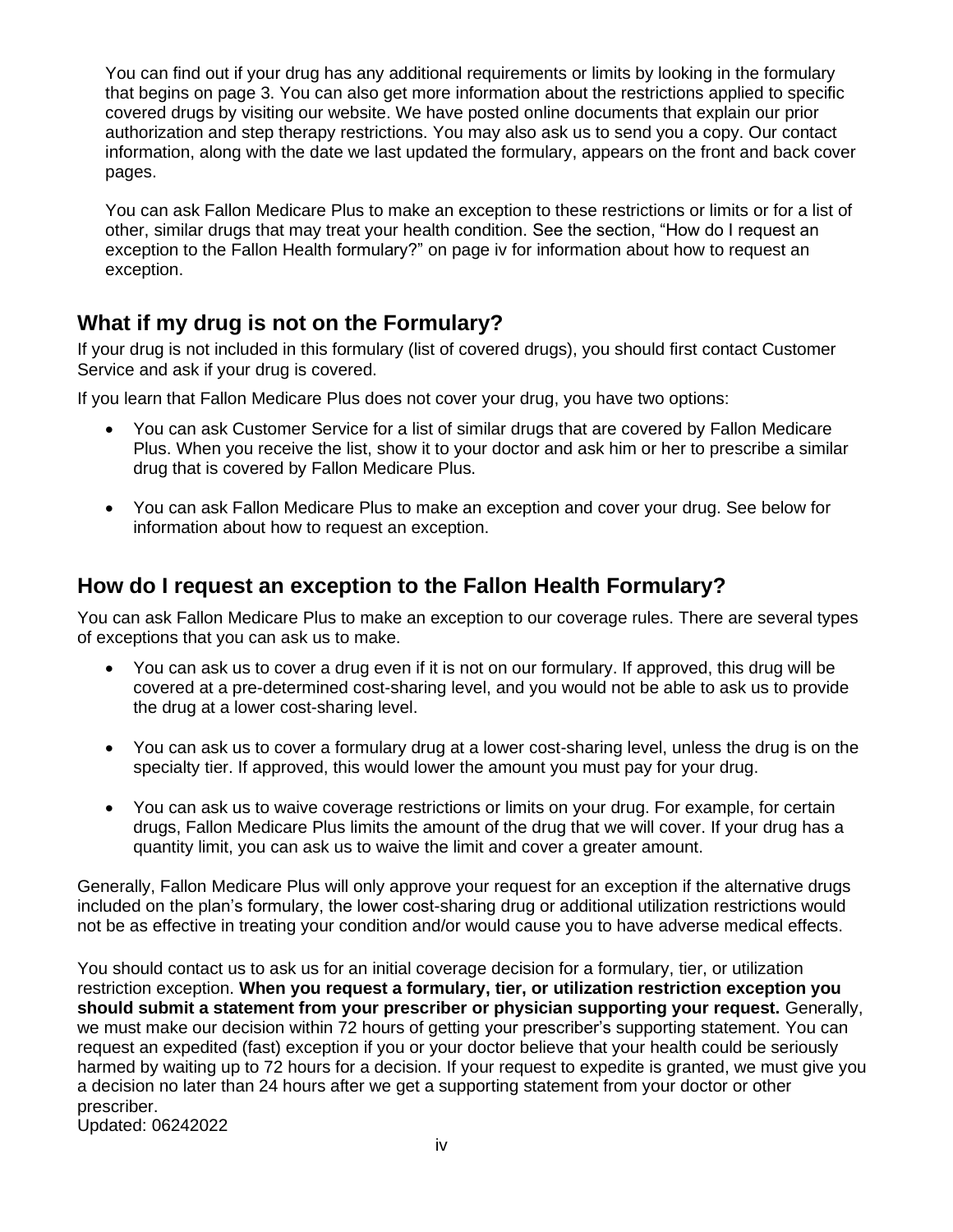You can find out if your drug has any additional requirements or limits by looking in the formulary that begins on page 3. You can also get more information about the restrictions applied to specific covered drugs by visiting our website. We have posted online documents that explain our prior authorization and step therapy restrictions. You may also ask us to send you a copy. Our contact information, along with the date we last updated the formulary, appears on the front and back cover pages.

You can ask Fallon Medicare Plus to make an exception to these restrictions or limits or for a list of other, similar drugs that may treat your health condition. See the section, "How do I request an exception to the Fallon Health formulary?" on page iv for information about how to request an exception.

## What if my drug is not on the Formulary?

If your drug is not included in this formulary (list of covered drugs), you should first contact Customer Service and ask if your drug is covered.

If you learn that Fallon Medicare Plus does not cover your drug, you have two options:

- You can ask Customer Service for a list of similar drugs that are covered by Fallon Medicare Plus. When you receive the list, show it to your doctor and ask him or her to prescribe a similar drug that is covered by Fallon Medicare Plus.
- You can ask Fallon Medicare Plus to make an exception and cover your drug. See below for information about how to request an exception.

## How do I request an exception to the Fallon Health Formulary?

You can ask Fallon Medicare Plus to make an exception to our coverage rules. There are several types of exceptions that you can ask us to make.

- You can ask us to cover a drug even if it is not on our formulary. If approved, this drug will be covered at a pre-determined cost-sharing level, and you would not be able to ask us to provide the drug at a lower cost-sharing level.
- You can ask us to cover a formulary drug at a lower cost-sharing level, unless the drug is on the specialty tier. If approved, this would lower the amount you must pay for your drug.
- You can ask us to waive coverage restrictions or limits on your drug. For example, for certain drugs, Fallon Medicare Plus limits the amount of the drug that we will cover. If your drug has a quantity limit, you can ask us to waive the limit and cover a greater amount.

Generally, Fallon Medicare Plus will only approve your request for an exception if the alternative drugs included on the plan's formulary, the lower cost-sharing drug or additional utilization restrictions would not be as effective in treating your condition and/or would cause you to have adverse medical effects.

You should contact us to ask us for an initial coverage decision for a formulary, tier, or utilization restriction exception. **When you request a formulary, tier, or utilization restriction exception you should submit a statement from your prescriber or physician supporting your request.** Generally, we must make our decision within 72 hours of getting your prescriber's supporting statement. You can request an expedited (fast) exception if you or your doctor believe that your health could be seriously harmed by waiting up to 72 hours for a decision. If your request to expedite is granted, we must give you a decision no later than 24 hours after we get a supporting statement from your doctor or other prescriber.

Updated: 06242022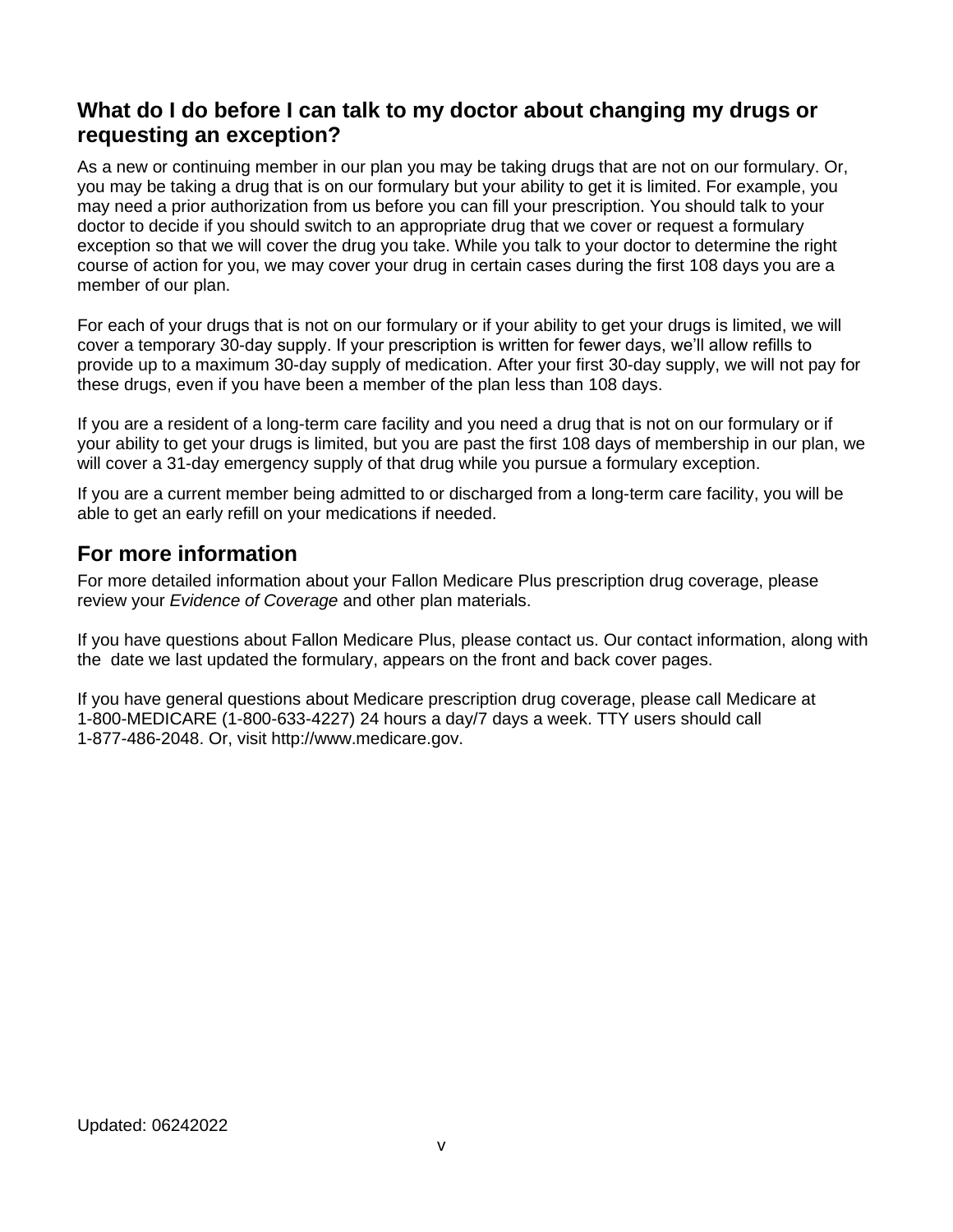## What do I do before I can talk to my doctor about changing my drugs or requesting an exception?

As a new or continuing member in our plan you may be taking drugs that are not on our formulary. Or, you may be taking a drug that is on our formulary but your ability to get it is limited. For example, you may need a prior authorization from us before you can fill your prescription. You should talk to your doctor to decide if you should switch to an appropriate drug that we cover or request a formulary exception so that we will cover the drug you take. While you talk to your doctor to determine the right course of action for you, we may cover your drug in certain cases during the first 108 days you are a member of our plan.

For each of your drugs that is not on our formulary or if your ability to get your drugs is limited, we will cover a temporary 30-day supply. If your prescription is written for fewer days, we'll allow refills to provide up to a maximum 30-day supply of medication. After your first 30-day supply, we will not pay for these drugs, even if you have been a member of the plan less than 108 days.

If you are a resident of a long-term care facility and you need a drug that is not on our formulary or if your ability to get your drugs is limited, but you are past the first 108 days of membership in our plan, we will cover a 31-day emergency supply of that drug while you pursue a formulary exception.

If you are a current member being admitted to or discharged from a long-term care facility, you will be able to get an early refill on your medications if needed.

## For more information

For more detailed information about your Fallon Medicare Plus prescription drug coverage, please review your *Evidence of Coverage* and other plan materials.

If you have questions about Fallon Medicare Plus, please contact us. Our contact information, along with the date we last updated the formulary, appears on the front and back cover pages.

If you have general questions about Medicare prescription drug coverage, please call Medicare at 1-800-MEDICARE (1-800-633-4227) 24 hours a day/7 days a week. TTY users should call 1-877-486-2048. Or, visit http://www.medicare.gov.

Updated: 06242022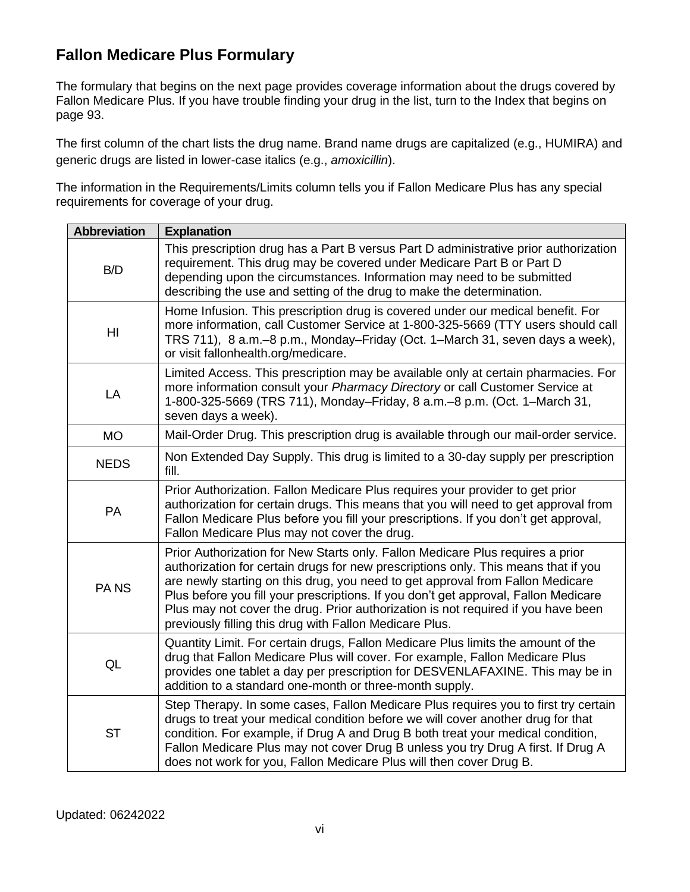## Fallon Medicare Plus Formulary

The formulary that begins on the next page provides coverage information about the drugs covered by Fallon Medicare Plus. If you have trouble finding your drug in the list, turn to the Index that begins on page 93.

The first column of the chart lists the drug name. Brand name drugs are capitalized (e.g., HUMIRA) and generic drugs are listed in lower-case italics (e.g., *amoxicillin*).

The information in the Requirements/Limits column tells you if Fallon Medicare Plus has any special requirements for coverage of your drug.

| Abbreviation | Explanation |
|---|---|
| B/D | This prescription drug has a Part B versus Part D administrative prior authorization requirement. This drug may be covered under Medicare Part B or Part D depending upon the circumstances. Information may need to be submitted describing the use and setting of the drug to make the determination. |
| HI | Home Infusion. This prescription drug is covered under our medical benefit. For more information, call Customer Service at 1-800-325-5669 (TTY users should call TRS 711), 8 a.m.–8 p.m., Monday–Friday (Oct. 1–March 31, seven days a week), or visit fallonhealth.org/medicare. |
| LA | Limited Access. This prescription may be available only at certain pharmacies. For more information consult your *Pharmacy Directory* or call Customer Service at 1-800-325-5669 (TRS 711), Monday–Friday, 8 a.m.–8 p.m. (Oct. 1–March 31, seven days a week). |
| MO | Mail-Order Drug. This prescription drug is available through our mail-order service. |
| NEDS | Non Extended Day Supply. This drug is limited to a 30-day supply per prescription fill. |
| PA | Prior Authorization. Fallon Medicare Plus requires your provider to get prior authorization for certain drugs. This means that you will need to get approval from Fallon Medicare Plus before you fill your prescriptions. If you don't get approval, Fallon Medicare Plus may not cover the drug. |
| PA NS | Prior Authorization for New Starts only. Fallon Medicare Plus requires a prior authorization for certain drugs for new prescriptions only. This means that if you are newly starting on this drug, you need to get approval from Fallon Medicare Plus before you fill your prescriptions. If you don't get approval, Fallon Medicare Plus may not cover the drug. Prior authorization is not required if you have been previously filling this drug with Fallon Medicare Plus. |
| QL | Quantity Limit. For certain drugs, Fallon Medicare Plus limits the amount of the drug that Fallon Medicare Plus will cover. For example, Fallon Medicare Plus provides one tablet a day per prescription for DESVENLAFAXINE. This may be in addition to a standard one-month or three-month supply. |
| ST | Step Therapy. In some cases, Fallon Medicare Plus requires you to first try certain drugs to treat your medical condition before we will cover another drug for that condition. For example, if Drug A and Drug B both treat your medical condition, Fallon Medicare Plus may not cover Drug B unless you try Drug A first. If Drug A does not work for you, Fallon Medicare Plus will then cover Drug B. |

Updated: 06242022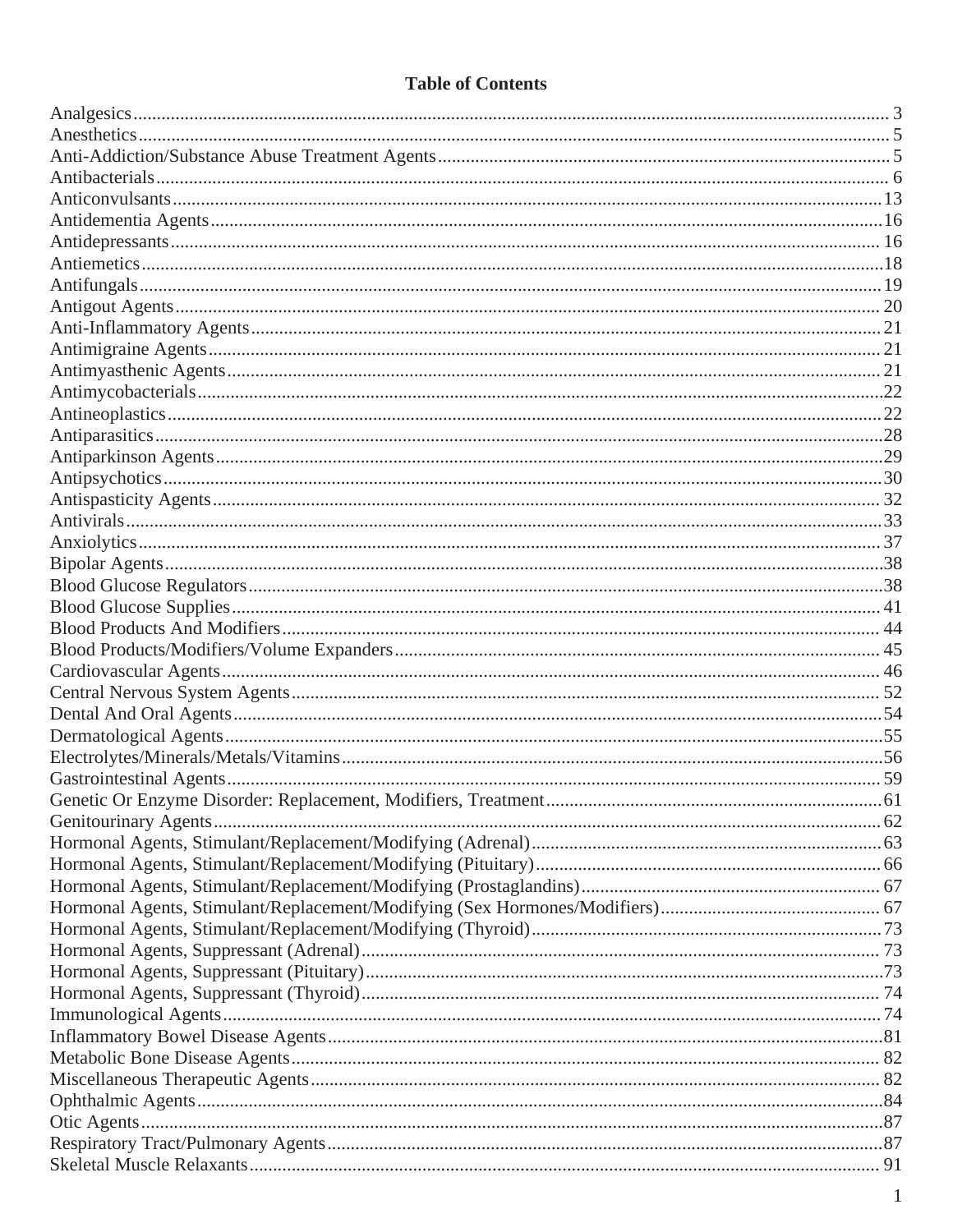# Table of Contents

| Section | Page |
|---|---|
| Analgesics | 3 |
| Anesthetics | 5 |
| Anti-Addiction/Substance Abuse Treatment Agents | 5 |
| Antibacterials | 6 |
| Anticonvulsants | 13 |
| Antidementia Agents | 16 |
| Antidepressants | 16 |
| Antiemetics | 18 |
| Antifungals | 19 |
| Antigout Agents | 20 |
| Anti-Inflammatory Agents | 21 |
| Antimigraine Agents | 21 |
| Antimyasthenic Agents | 21 |
| Antimycobacterials | 22 |
| Antineoplastics | 22 |
| Antiparasitics | 28 |
| Antiparkinson Agents | 29 |
| Antipsychotics | 30 |
| Antispasticity Agents | 32 |
| Antivirals | 33 |
| Anxiolytics | 37 |
| Bipolar Agents | 38 |
| Blood Glucose Regulators | 38 |
| Blood Glucose Supplies | 41 |
| Blood Products And Modifiers | 44 |
| Blood Products/Modifiers/Volume Expanders | 45 |
| Cardiovascular Agents | 46 |
| Central Nervous System Agents | 52 |
| Dental And Oral Agents | 54 |
| Dermatological Agents | 55 |
| Electrolytes/Minerals/Metals/Vitamins | 56 |
| Gastrointestinal Agents | 59 |
| Genetic Or Enzyme Disorder: Replacement, Modifiers, Treatment | 61 |
| Genitourinary Agents | 62 |
| Hormonal Agents, Stimulant/Replacement/Modifying (Adrenal) | 63 |
| Hormonal Agents, Stimulant/Replacement/Modifying (Pituitary) | 66 |
| Hormonal Agents, Stimulant/Replacement/Modifying (Prostaglandins) | 67 |
| Hormonal Agents, Stimulant/Replacement/Modifying (Sex Hormones/Modifiers) | 67 |
| Hormonal Agents, Stimulant/Replacement/Modifying (Thyroid) | 73 |
| Hormonal Agents, Suppressant (Adrenal) | 73 |
| Hormonal Agents, Suppressant (Pituitary) | 73 |
| Hormonal Agents, Suppressant (Thyroid) | 74 |
| Immunological Agents | 74 |
| Inflammatory Bowel Disease Agents | 81 |
| Metabolic Bone Disease Agents | 82 |
| Miscellaneous Therapeutic Agents | 82 |
| Ophthalmic Agents | 84 |
| Otic Agents | 87 |
| Respiratory Tract/Pulmonary Agents | 87 |
| Skeletal Muscle Relaxants | 91 |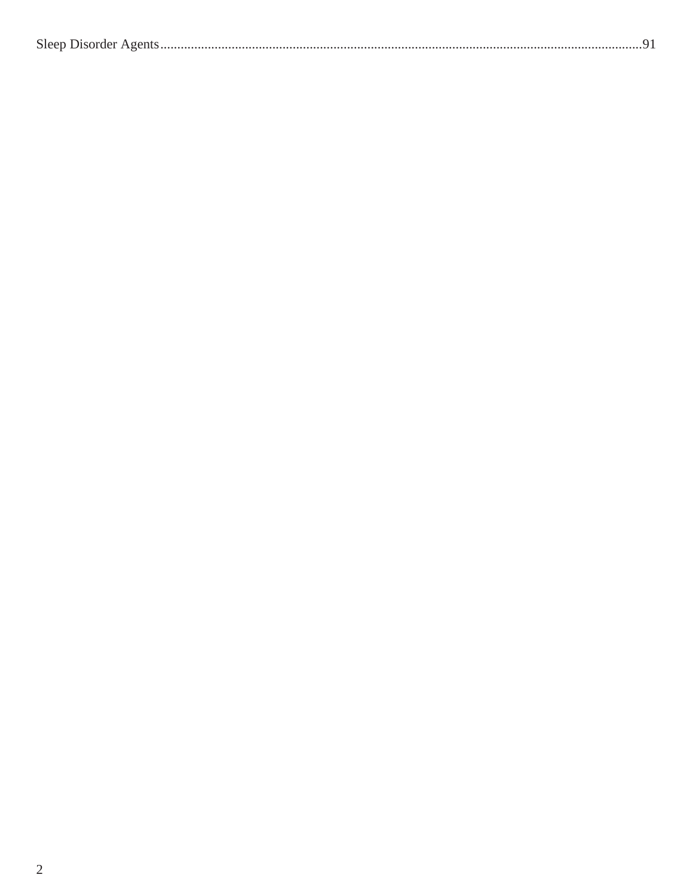Sleep Disorder Agents....................................................................................................................................91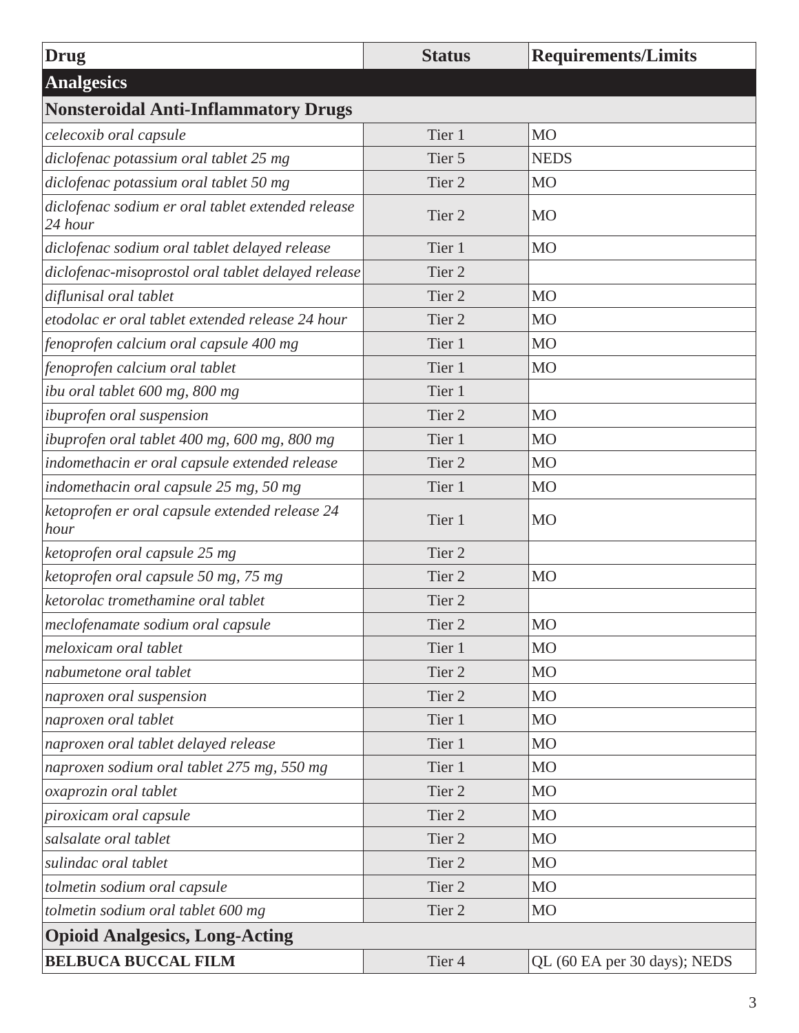| Drug | Status | Requirements/Limits |
|---|---|---|
| **Analgesics** | | |
| **Nonsteroidal Anti-Inflammatory Drugs** | | |
| *celecoxib oral capsule* | Tier 1 | MO |
| *diclofenac potassium oral tablet 25 mg* | Tier 5 | NEDS |
| *diclofenac potassium oral tablet 50 mg* | Tier 2 | MO |
| *diclofenac sodium er oral tablet extended release 24 hour* | Tier 2 | MO |
| *diclofenac sodium oral tablet delayed release* | Tier 1 | MO |
| *diclofenac-misoprostol oral tablet delayed release* | Tier 2 | |
| *diflunisal oral tablet* | Tier 2 | MO |
| *etodolac er oral tablet extended release 24 hour* | Tier 2 | MO |
| *fenoprofen calcium oral capsule 400 mg* | Tier 1 | MO |
| *fenoprofen calcium oral tablet* | Tier 1 | MO |
| *ibu oral tablet 600 mg, 800 mg* | Tier 1 | |
| *ibuprofen oral suspension* | Tier 2 | MO |
| *ibuprofen oral tablet 400 mg, 600 mg, 800 mg* | Tier 1 | MO |
| *indomethacin er oral capsule extended release* | Tier 2 | MO |
| *indomethacin oral capsule 25 mg, 50 mg* | Tier 1 | MO |
| *ketoprofen er oral capsule extended release 24 hour* | Tier 1 | MO |
| *ketoprofen oral capsule 25 mg* | Tier 2 | |
| *ketoprofen oral capsule 50 mg, 75 mg* | Tier 2 | MO |
| *ketorolac tromethamine oral tablet* | Tier 2 | |
| *meclofenamate sodium oral capsule* | Tier 2 | MO |
| *meloxicam oral tablet* | Tier 1 | MO |
| *nabumetone oral tablet* | Tier 2 | MO |
| *naproxen oral suspension* | Tier 2 | MO |
| *naproxen oral tablet* | Tier 1 | MO |
| *naproxen oral tablet delayed release* | Tier 1 | MO |
| *naproxen sodium oral tablet 275 mg, 550 mg* | Tier 1 | MO |
| *oxaprozin oral tablet* | Tier 2 | MO |
| *piroxicam oral capsule* | Tier 2 | MO |
| *salsalate oral tablet* | Tier 2 | MO |
| *sulindac oral tablet* | Tier 2 | MO |
| *tolmetin sodium oral capsule* | Tier 2 | MO |
| *tolmetin sodium oral tablet 600 mg* | Tier 2 | MO |
| **Opioid Analgesics, Long-Acting** | | |
| **BELBUCA BUCCAL FILM** | Tier 4 | QL (60 EA per 30 days); NEDS |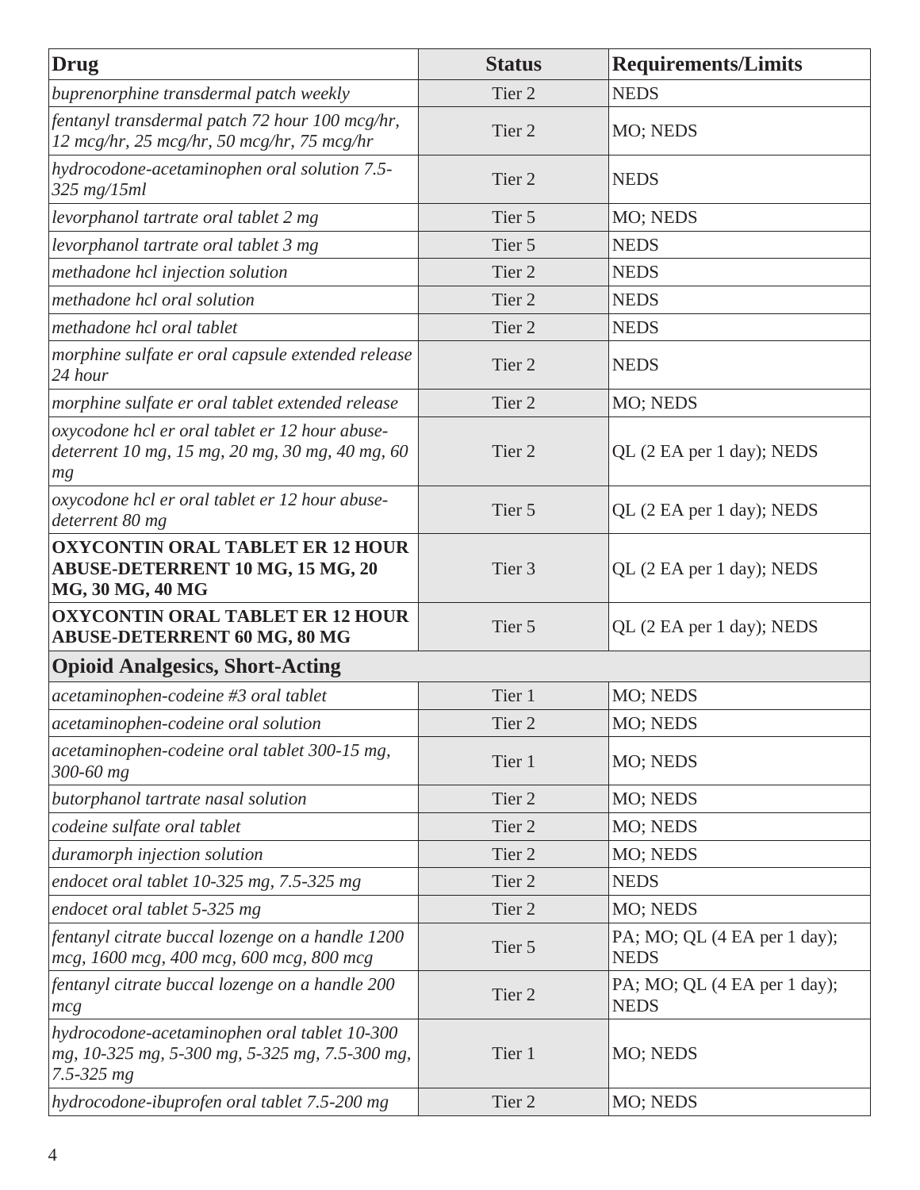| Drug | Status | Requirements/Limits |
|---|---|---|
| *buprenorphine transdermal patch weekly* | Tier 2 | NEDS |
| *fentanyl transdermal patch 72 hour 100 mcg/hr, 12 mcg/hr, 25 mcg/hr, 50 mcg/hr, 75 mcg/hr* | Tier 2 | MO; NEDS |
| *hydrocodone-acetaminophen oral solution 7.5-325 mg/15ml* | Tier 2 | NEDS |
| *levorphanol tartrate oral tablet 2 mg* | Tier 5 | MO; NEDS |
| *levorphanol tartrate oral tablet 3 mg* | Tier 5 | NEDS |
| *methadone hcl injection solution* | Tier 2 | NEDS |
| *methadone hcl oral solution* | Tier 2 | NEDS |
| *methadone hcl oral tablet* | Tier 2 | NEDS |
| *morphine sulfate er oral capsule extended release 24 hour* | Tier 2 | NEDS |
| *morphine sulfate er oral tablet extended release* | Tier 2 | MO; NEDS |
| *oxycodone hcl er oral tablet er 12 hour abuse-deterrent 10 mg, 15 mg, 20 mg, 30 mg, 40 mg, 60 mg* | Tier 2 | QL (2 EA per 1 day); NEDS |
| *oxycodone hcl er oral tablet er 12 hour abuse-deterrent 80 mg* | Tier 5 | QL (2 EA per 1 day); NEDS |
| **OXYCONTIN ORAL TABLET ER 12 HOUR ABUSE-DETERRENT 10 MG, 15 MG, 20 MG, 30 MG, 40 MG** | Tier 3 | QL (2 EA per 1 day); NEDS |
| **OXYCONTIN ORAL TABLET ER 12 HOUR ABUSE-DETERRENT 60 MG, 80 MG** | Tier 5 | QL (2 EA per 1 day); NEDS |
| **Opioid Analgesics, Short-Acting** | | |
| *acetaminophen-codeine #3 oral tablet* | Tier 1 | MO; NEDS |
| *acetaminophen-codeine oral solution* | Tier 2 | MO; NEDS |
| *acetaminophen-codeine oral tablet 300-15 mg, 300-60 mg* | Tier 1 | MO; NEDS |
| *butorphanol tartrate nasal solution* | Tier 2 | MO; NEDS |
| *codeine sulfate oral tablet* | Tier 2 | MO; NEDS |
| *duramorph injection solution* | Tier 2 | MO; NEDS |
| *endocet oral tablet 10-325 mg, 7.5-325 mg* | Tier 2 | NEDS |
| *endocet oral tablet 5-325 mg* | Tier 2 | MO; NEDS |
| *fentanyl citrate buccal lozenge on a handle 1200 mcg, 1600 mcg, 400 mcg, 600 mcg, 800 mcg* | Tier 5 | PA; MO; QL (4 EA per 1 day); NEDS |
| *fentanyl citrate buccal lozenge on a handle 200 mcg* | Tier 2 | PA; MO; QL (4 EA per 1 day); NEDS |
| *hydrocodone-acetaminophen oral tablet 10-300 mg, 10-325 mg, 5-300 mg, 5-325 mg, 7.5-300 mg, 7.5-325 mg* | Tier 1 | MO; NEDS |
| *hydrocodone-ibuprofen oral tablet 7.5-200 mg* | Tier 2 | MO; NEDS |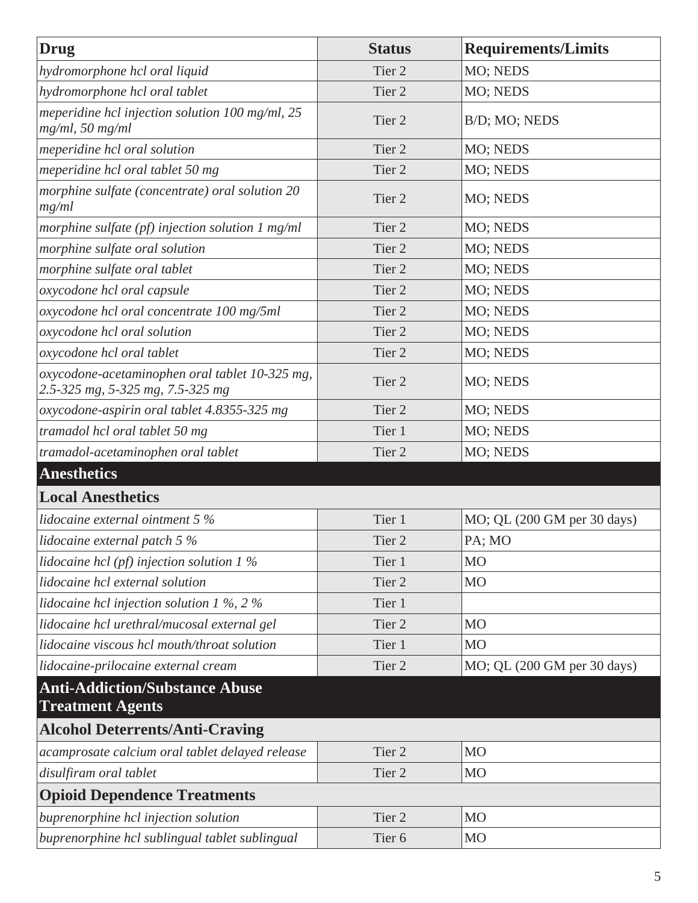| Drug | Status | Requirements/Limits |
| --- | --- | --- |
| *hydromorphone hcl oral liquid* | Tier 2 | MO; NEDS |
| *hydromorphone hcl oral tablet* | Tier 2 | MO; NEDS |
| *meperidine hcl injection solution 100 mg/ml, 25 mg/ml, 50 mg/ml* | Tier 2 | B/D; MO; NEDS |
| *meperidine hcl oral solution* | Tier 2 | MO; NEDS |
| *meperidine hcl oral tablet 50 mg* | Tier 2 | MO; NEDS |
| *morphine sulfate (concentrate) oral solution 20 mg/ml* | Tier 2 | MO; NEDS |
| *morphine sulfate (pf) injection solution 1 mg/ml* | Tier 2 | MO; NEDS |
| *morphine sulfate oral solution* | Tier 2 | MO; NEDS |
| *morphine sulfate oral tablet* | Tier 2 | MO; NEDS |
| *oxycodone hcl oral capsule* | Tier 2 | MO; NEDS |
| *oxycodone hcl oral concentrate 100 mg/5ml* | Tier 2 | MO; NEDS |
| *oxycodone hcl oral solution* | Tier 2 | MO; NEDS |
| *oxycodone hcl oral tablet* | Tier 2 | MO; NEDS |
| *oxycodone-acetaminophen oral tablet 10-325 mg, 2.5-325 mg, 5-325 mg, 7.5-325 mg* | Tier 2 | MO; NEDS |
| *oxycodone-aspirin oral tablet 4.8355-325 mg* | Tier 2 | MO; NEDS |
| *tramadol hcl oral tablet 50 mg* | Tier 1 | MO; NEDS |
| *tramadol-acetaminophen oral tablet* | Tier 2 | MO; NEDS |
| **Anesthetics** | | |
| **Local Anesthetics** | | |
| *lidocaine external ointment 5 %* | Tier 1 | MO; QL (200 GM per 30 days) |
| *lidocaine external patch 5 %* | Tier 2 | PA; MO |
| *lidocaine hcl (pf) injection solution 1 %* | Tier 1 | MO |
| *lidocaine hcl external solution* | Tier 2 | MO |
| *lidocaine hcl injection solution 1 %, 2 %* | Tier 1 | |
| *lidocaine hcl urethral/mucosal external gel* | Tier 2 | MO |
| *lidocaine viscous hcl mouth/throat solution* | Tier 1 | MO |
| *lidocaine-prilocaine external cream* | Tier 2 | MO; QL (200 GM per 30 days) |
| **Anti-Addiction/Substance Abuse Treatment Agents** | | |
| **Alcohol Deterrents/Anti-Craving** | | |
| *acamprosate calcium oral tablet delayed release* | Tier 2 | MO |
| *disulfiram oral tablet* | Tier 2 | MO |
| **Opioid Dependence Treatments** | | |
| *buprenorphine hcl injection solution* | Tier 2 | MO |
| *buprenorphine hcl sublingual tablet sublingual* | Tier 6 | MO |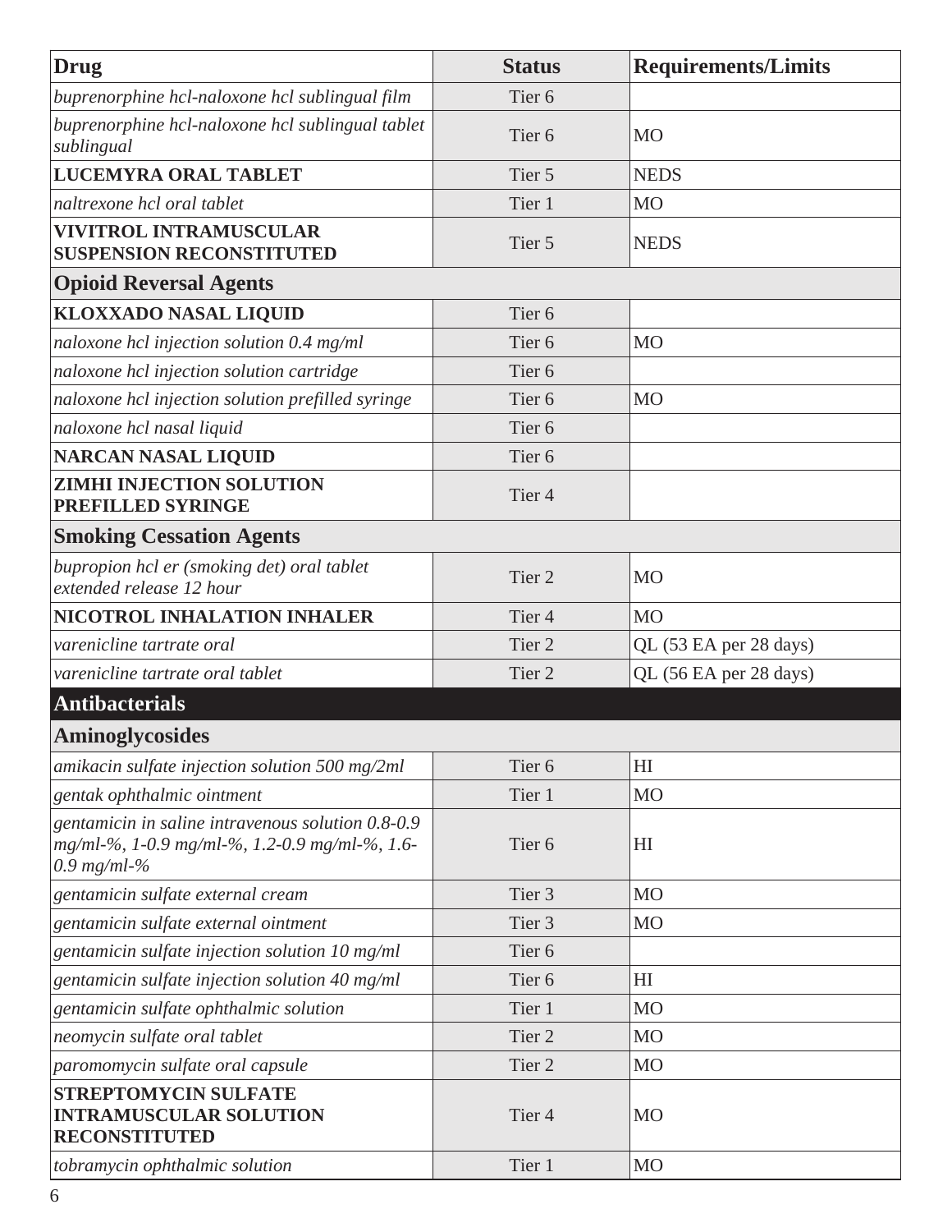| Drug | Status | Requirements/Limits |
|---|---|---|
| *buprenorphine hcl-naloxone hcl sublingual film* | Tier 6 | |
| *buprenorphine hcl-naloxone hcl sublingual tablet sublingual* | Tier 6 | MO |
| **LUCEMYRA ORAL TABLET** | Tier 5 | NEDS |
| *naltrexone hcl oral tablet* | Tier 1 | MO |
| **VIVITROL INTRAMUSCULAR SUSPENSION RECONSTITUTED** | Tier 5 | NEDS |
| **Opioid Reversal Agents** | | |
| **KLOXXADO NASAL LIQUID** | Tier 6 | |
| *naloxone hcl injection solution 0.4 mg/ml* | Tier 6 | MO |
| *naloxone hcl injection solution cartridge* | Tier 6 | |
| *naloxone hcl injection solution prefilled syringe* | Tier 6 | MO |
| *naloxone hcl nasal liquid* | Tier 6 | |
| **NARCAN NASAL LIQUID** | Tier 6 | |
| **ZIMHI INJECTION SOLUTION PREFILLED SYRINGE** | Tier 4 | |
| **Smoking Cessation Agents** | | |
| *bupropion hcl er (smoking det) oral tablet extended release 12 hour* | Tier 2 | MO |
| **NICOTROL INHALATION INHALER** | Tier 4 | MO |
| *varenicline tartrate oral* | Tier 2 | QL (53 EA per 28 days) |
| *varenicline tartrate oral tablet* | Tier 2 | QL (56 EA per 28 days) |
| **Antibacterials** | | |
| **Aminoglycosides** | | |
| *amikacin sulfate injection solution 500 mg/2ml* | Tier 6 | HI |
| *gentak ophthalmic ointment* | Tier 1 | MO |
| *gentamicin in saline intravenous solution 0.8-0.9 mg/ml-%, 1-0.9 mg/ml-%, 1.2-0.9 mg/ml-%, 1.6-0.9 mg/ml-%* | Tier 6 | HI |
| *gentamicin sulfate external cream* | Tier 3 | MO |
| *gentamicin sulfate external ointment* | Tier 3 | MO |
| *gentamicin sulfate injection solution 10 mg/ml* | Tier 6 | |
| *gentamicin sulfate injection solution 40 mg/ml* | Tier 6 | HI |
| *gentamicin sulfate ophthalmic solution* | Tier 1 | MO |
| *neomycin sulfate oral tablet* | Tier 2 | MO |
| *paromomycin sulfate oral capsule* | Tier 2 | MO |
| **STREPTOMYCIN SULFATE INTRAMUSCULAR SOLUTION RECONSTITUTED** | Tier 4 | MO |
| *tobramycin ophthalmic solution* | Tier 1 | MO |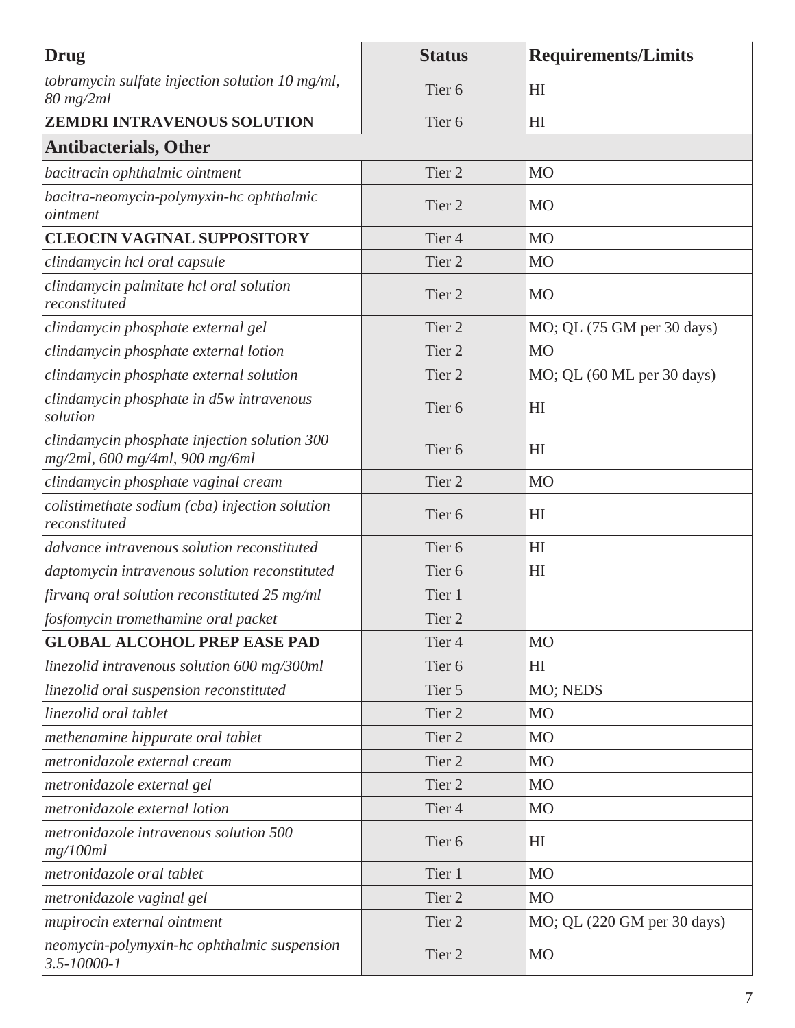| Drug | Status | Requirements/Limits |
|---|---|---|
| *tobramycin sulfate injection solution 10 mg/ml, 80 mg/2ml* | Tier 6 | HI |
| **ZEMDRI INTRAVENOUS SOLUTION** | Tier 6 | HI |
| **Antibacterials, Other** | | |
| *bacitracin ophthalmic ointment* | Tier 2 | MO |
| *bacitra-neomycin-polymyxin-hc ophthalmic ointment* | Tier 2 | MO |
| **CLEOCIN VAGINAL SUPPOSITORY** | Tier 4 | MO |
| *clindamycin hcl oral capsule* | Tier 2 | MO |
| *clindamycin palmitate hcl oral solution reconstituted* | Tier 2 | MO |
| *clindamycin phosphate external gel* | Tier 2 | MO; QL (75 GM per 30 days) |
| *clindamycin phosphate external lotion* | Tier 2 | MO |
| *clindamycin phosphate external solution* | Tier 2 | MO; QL (60 ML per 30 days) |
| *clindamycin phosphate in d5w intravenous solution* | Tier 6 | HI |
| *clindamycin phosphate injection solution 300 mg/2ml, 600 mg/4ml, 900 mg/6ml* | Tier 6 | HI |
| *clindamycin phosphate vaginal cream* | Tier 2 | MO |
| *colistimethate sodium (cba) injection solution reconstituted* | Tier 6 | HI |
| *dalvance intravenous solution reconstituted* | Tier 6 | HI |
| *daptomycin intravenous solution reconstituted* | Tier 6 | HI |
| *firvanq oral solution reconstituted 25 mg/ml* | Tier 1 | |
| *fosfomycin tromethamine oral packet* | Tier 2 | |
| **GLOBAL ALCOHOL PREP EASE PAD** | Tier 4 | MO |
| *linezolid intravenous solution 600 mg/300ml* | Tier 6 | HI |
| *linezolid oral suspension reconstituted* | Tier 5 | MO; NEDS |
| *linezolid oral tablet* | Tier 2 | MO |
| *methenamine hippurate oral tablet* | Tier 2 | MO |
| *metronidazole external cream* | Tier 2 | MO |
| *metronidazole external gel* | Tier 2 | MO |
| *metronidazole external lotion* | Tier 4 | MO |
| *metronidazole intravenous solution 500 mg/100ml* | Tier 6 | HI |
| *metronidazole oral tablet* | Tier 1 | MO |
| *metronidazole vaginal gel* | Tier 2 | MO |
| *mupirocin external ointment* | Tier 2 | MO; QL (220 GM per 30 days) |
| *neomycin-polymyxin-hc ophthalmic suspension 3.5-10000-1* | Tier 2 | MO |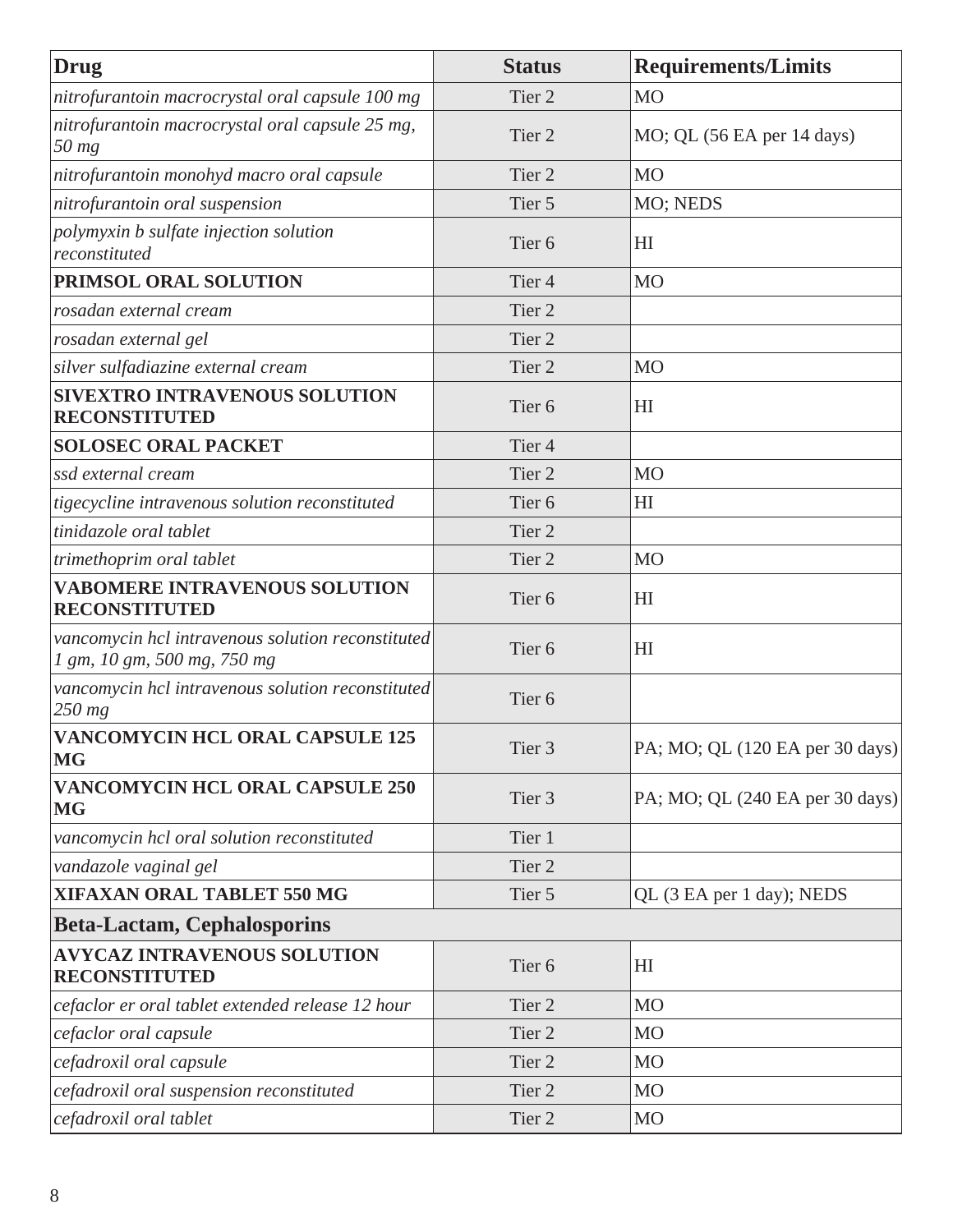| Drug | Status | Requirements/Limits |
|---|---|---|
| *nitrofurantoin macrocrystal oral capsule 100 mg* | Tier 2 | MO |
| *nitrofurantoin macrocrystal oral capsule 25 mg, 50 mg* | Tier 2 | MO; QL (56 EA per 14 days) |
| *nitrofurantoin monohyd macro oral capsule* | Tier 2 | MO |
| *nitrofurantoin oral suspension* | Tier 5 | MO; NEDS |
| *polymyxin b sulfate injection solution reconstituted* | Tier 6 | HI |
| **PRIMSOL ORAL SOLUTION** | Tier 4 | MO |
| *rosadan external cream* | Tier 2 | |
| *rosadan external gel* | Tier 2 | |
| *silver sulfadiazine external cream* | Tier 2 | MO |
| **SIVEXTRO INTRAVENOUS SOLUTION RECONSTITUTED** | Tier 6 | HI |
| **SOLOSEC ORAL PACKET** | Tier 4 | |
| *ssd external cream* | Tier 2 | MO |
| *tigecycline intravenous solution reconstituted* | Tier 6 | HI |
| *tinidazole oral tablet* | Tier 2 | |
| *trimethoprim oral tablet* | Tier 2 | MO |
| **VABOMERE INTRAVENOUS SOLUTION RECONSTITUTED** | Tier 6 | HI |
| *vancomycin hcl intravenous solution reconstituted 1 gm, 10 gm, 500 mg, 750 mg* | Tier 6 | HI |
| *vancomycin hcl intravenous solution reconstituted 250 mg* | Tier 6 | |
| **VANCOMYCIN HCL ORAL CAPSULE 125 MG** | Tier 3 | PA; MO; QL (120 EA per 30 days) |
| **VANCOMYCIN HCL ORAL CAPSULE 250 MG** | Tier 3 | PA; MO; QL (240 EA per 30 days) |
| *vancomycin hcl oral solution reconstituted* | Tier 1 | |
| *vandazole vaginal gel* | Tier 2 | |
| **XIFAXAN ORAL TABLET 550 MG** | Tier 5 | QL (3 EA per 1 day); NEDS |
| **Beta-Lactam, Cephalosporins** | | |
| **AVYCAZ INTRAVENOUS SOLUTION RECONSTITUTED** | Tier 6 | HI |
| *cefaclor er oral tablet extended release 12 hour* | Tier 2 | MO |
| *cefaclor oral capsule* | Tier 2 | MO |
| *cefadroxil oral capsule* | Tier 2 | MO |
| *cefadroxil oral suspension reconstituted* | Tier 2 | MO |
| *cefadroxil oral tablet* | Tier 2 | MO |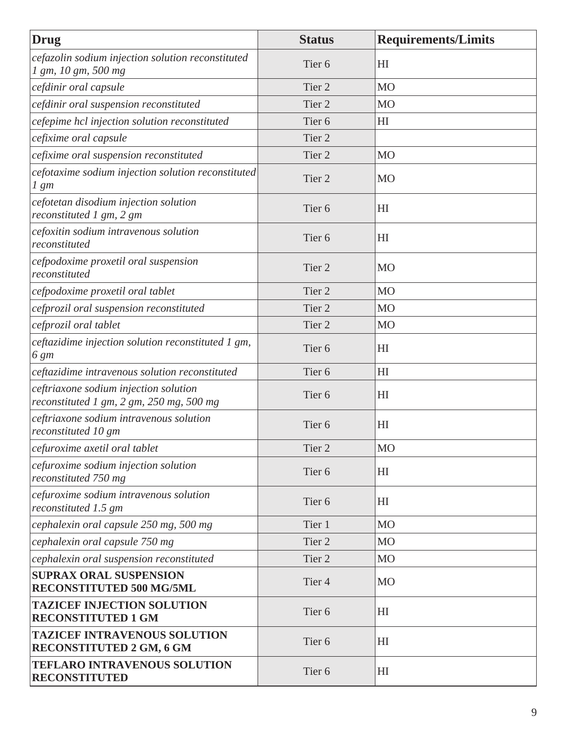| Drug | Status | Requirements/Limits |
|---|---|---|
| *cefazolin sodium injection solution reconstituted 1 gm, 10 gm, 500 mg* | Tier 6 | HI |
| *cefdinir oral capsule* | Tier 2 | MO |
| *cefdinir oral suspension reconstituted* | Tier 2 | MO |
| *cefepime hcl injection solution reconstituted* | Tier 6 | HI |
| *cefixime oral capsule* | Tier 2 | |
| *cefixime oral suspension reconstituted* | Tier 2 | MO |
| *cefotaxime sodium injection solution reconstituted 1 gm* | Tier 2 | MO |
| *cefotetan disodium injection solution reconstituted 1 gm, 2 gm* | Tier 6 | HI |
| *cefoxitin sodium intravenous solution reconstituted* | Tier 6 | HI |
| *cefpodoxime proxetil oral suspension reconstituted* | Tier 2 | MO |
| *cefpodoxime proxetil oral tablet* | Tier 2 | MO |
| *cefprozil oral suspension reconstituted* | Tier 2 | MO |
| *cefprozil oral tablet* | Tier 2 | MO |
| *ceftazidime injection solution reconstituted 1 gm, 6 gm* | Tier 6 | HI |
| *ceftazidime intravenous solution reconstituted* | Tier 6 | HI |
| *ceftriaxone sodium injection solution reconstituted 1 gm, 2 gm, 250 mg, 500 mg* | Tier 6 | HI |
| *ceftriaxone sodium intravenous solution reconstituted 10 gm* | Tier 6 | HI |
| *cefuroxime axetil oral tablet* | Tier 2 | MO |
| *cefuroxime sodium injection solution reconstituted 750 mg* | Tier 6 | HI |
| *cefuroxime sodium intravenous solution reconstituted 1.5 gm* | Tier 6 | HI |
| *cephalexin oral capsule 250 mg, 500 mg* | Tier 1 | MO |
| *cephalexin oral capsule 750 mg* | Tier 2 | MO |
| *cephalexin oral suspension reconstituted* | Tier 2 | MO |
| **SUPRAX ORAL SUSPENSION RECONSTITUTED 500 MG/5ML** | Tier 4 | MO |
| **TAZICEF INJECTION SOLUTION RECONSTITUTED 1 GM** | Tier 6 | HI |
| **TAZICEF INTRAVENOUS SOLUTION RECONSTITUTED 2 GM, 6 GM** | Tier 6 | HI |
| **TEFLARO INTRAVENOUS SOLUTION RECONSTITUTED** | Tier 6 | HI |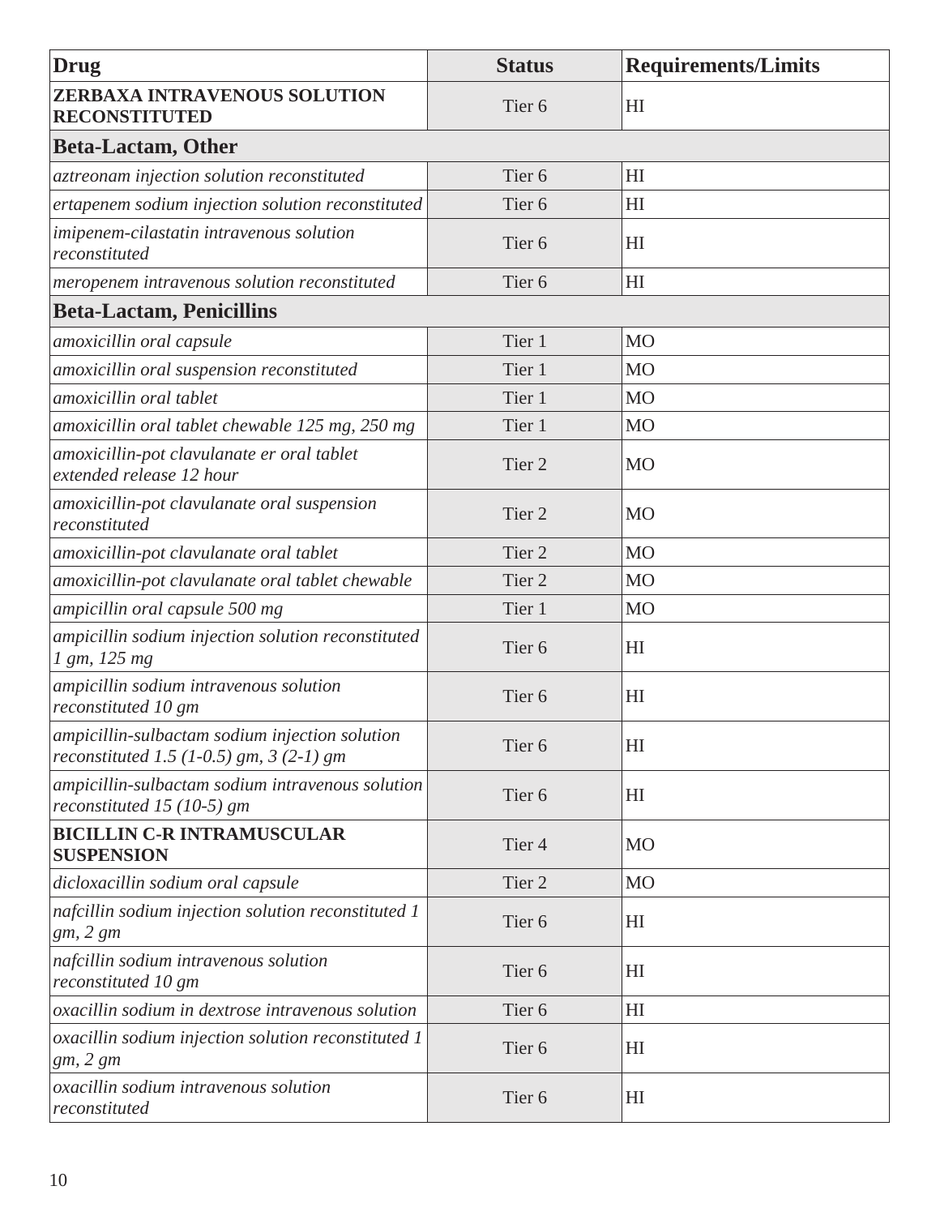| Drug | Status | Requirements/Limits |
|---|---|---|
| **ZERBAXA INTRAVENOUS SOLUTION RECONSTITUTED** | Tier 6 | HI |
| **Beta-Lactam, Other** | | |
| *aztreonam injection solution reconstituted* | Tier 6 | HI |
| *ertapenem sodium injection solution reconstituted* | Tier 6 | HI |
| *imipenem-cilastatin intravenous solution reconstituted* | Tier 6 | HI |
| *meropenem intravenous solution reconstituted* | Tier 6 | HI |
| **Beta-Lactam, Penicillins** | | |
| *amoxicillin oral capsule* | Tier 1 | MO |
| *amoxicillin oral suspension reconstituted* | Tier 1 | MO |
| *amoxicillin oral tablet* | Tier 1 | MO |
| *amoxicillin oral tablet chewable 125 mg, 250 mg* | Tier 1 | MO |
| *amoxicillin-pot clavulanate er oral tablet extended release 12 hour* | Tier 2 | MO |
| *amoxicillin-pot clavulanate oral suspension reconstituted* | Tier 2 | MO |
| *amoxicillin-pot clavulanate oral tablet* | Tier 2 | MO |
| *amoxicillin-pot clavulanate oral tablet chewable* | Tier 2 | MO |
| *ampicillin oral capsule 500 mg* | Tier 1 | MO |
| *ampicillin sodium injection solution reconstituted 1 gm, 125 mg* | Tier 6 | HI |
| *ampicillin sodium intravenous solution reconstituted 10 gm* | Tier 6 | HI |
| *ampicillin-sulbactam sodium injection solution reconstituted 1.5 (1-0.5) gm, 3 (2-1) gm* | Tier 6 | HI |
| *ampicillin-sulbactam sodium intravenous solution reconstituted 15 (10-5) gm* | Tier 6 | HI |
| **BICILLIN C-R INTRAMUSCULAR SUSPENSION** | Tier 4 | MO |
| *dicloxacillin sodium oral capsule* | Tier 2 | MO |
| *nafcillin sodium injection solution reconstituted 1 gm, 2 gm* | Tier 6 | HI |
| *nafcillin sodium intravenous solution reconstituted 10 gm* | Tier 6 | HI |
| *oxacillin sodium in dextrose intravenous solution* | Tier 6 | HI |
| *oxacillin sodium injection solution reconstituted 1 gm, 2 gm* | Tier 6 | HI |
| *oxacillin sodium intravenous solution reconstituted* | Tier 6 | HI |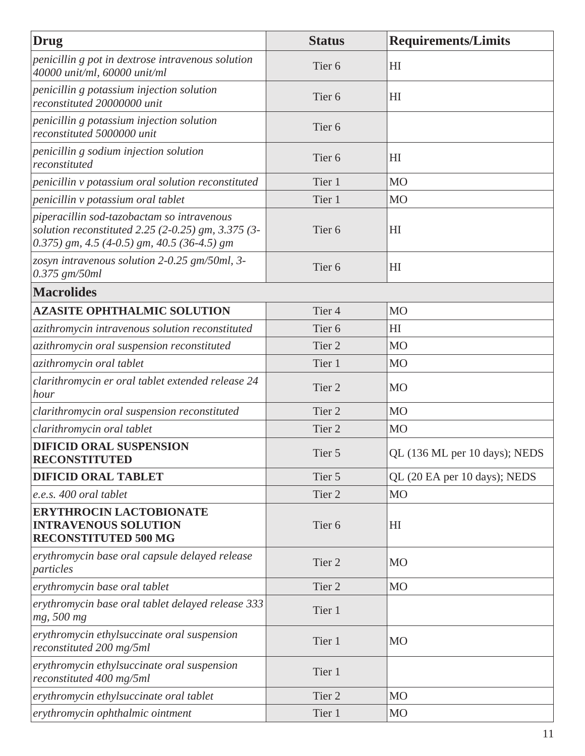| Drug | Status | Requirements/Limits |
|---|---|---|
| *penicillin g pot in dextrose intravenous solution 40000 unit/ml, 60000 unit/ml* | Tier 6 | HI |
| *penicillin g potassium injection solution reconstituted 20000000 unit* | Tier 6 | HI |
| *penicillin g potassium injection solution reconstituted 5000000 unit* | Tier 6 | |
| *penicillin g sodium injection solution reconstituted* | Tier 6 | HI |
| *penicillin v potassium oral solution reconstituted* | Tier 1 | MO |
| *penicillin v potassium oral tablet* | Tier 1 | MO |
| *piperacillin sod-tazobactam so intravenous solution reconstituted 2.25 (2-0.25) gm, 3.375 (3-0.375) gm, 4.5 (4-0.5) gm, 40.5 (36-4.5) gm* | Tier 6 | HI |
| *zosyn intravenous solution 2-0.25 gm/50ml, 3-0.375 gm/50ml* | Tier 6 | HI |
| **Macrolides** | | |
| **AZASITE OPHTHALMIC SOLUTION** | Tier 4 | MO |
| *azithromycin intravenous solution reconstituted* | Tier 6 | HI |
| *azithromycin oral suspension reconstituted* | Tier 2 | MO |
| *azithromycin oral tablet* | Tier 1 | MO |
| *clarithromycin er oral tablet extended release 24 hour* | Tier 2 | MO |
| *clarithromycin oral suspension reconstituted* | Tier 2 | MO |
| *clarithromycin oral tablet* | Tier 2 | MO |
| **DIFICID ORAL SUSPENSION RECONSTITUTED** | Tier 5 | QL (136 ML per 10 days); NEDS |
| **DIFICID ORAL TABLET** | Tier 5 | QL (20 EA per 10 days); NEDS |
| *e.e.s. 400 oral tablet* | Tier 2 | MO |
| **ERYTHROCIN LACTOBIONATE INTRAVENOUS SOLUTION RECONSTITUTED 500 MG** | Tier 6 | HI |
| *erythromycin base oral capsule delayed release particles* | Tier 2 | MO |
| *erythromycin base oral tablet* | Tier 2 | MO |
| *erythromycin base oral tablet delayed release 333 mg, 500 mg* | Tier 1 | |
| *erythromycin ethylsuccinate oral suspension reconstituted 200 mg/5ml* | Tier 1 | MO |
| *erythromycin ethylsuccinate oral suspension reconstituted 400 mg/5ml* | Tier 1 | |
| *erythromycin ethylsuccinate oral tablet* | Tier 2 | MO |
| *erythromycin ophthalmic ointment* | Tier 1 | MO |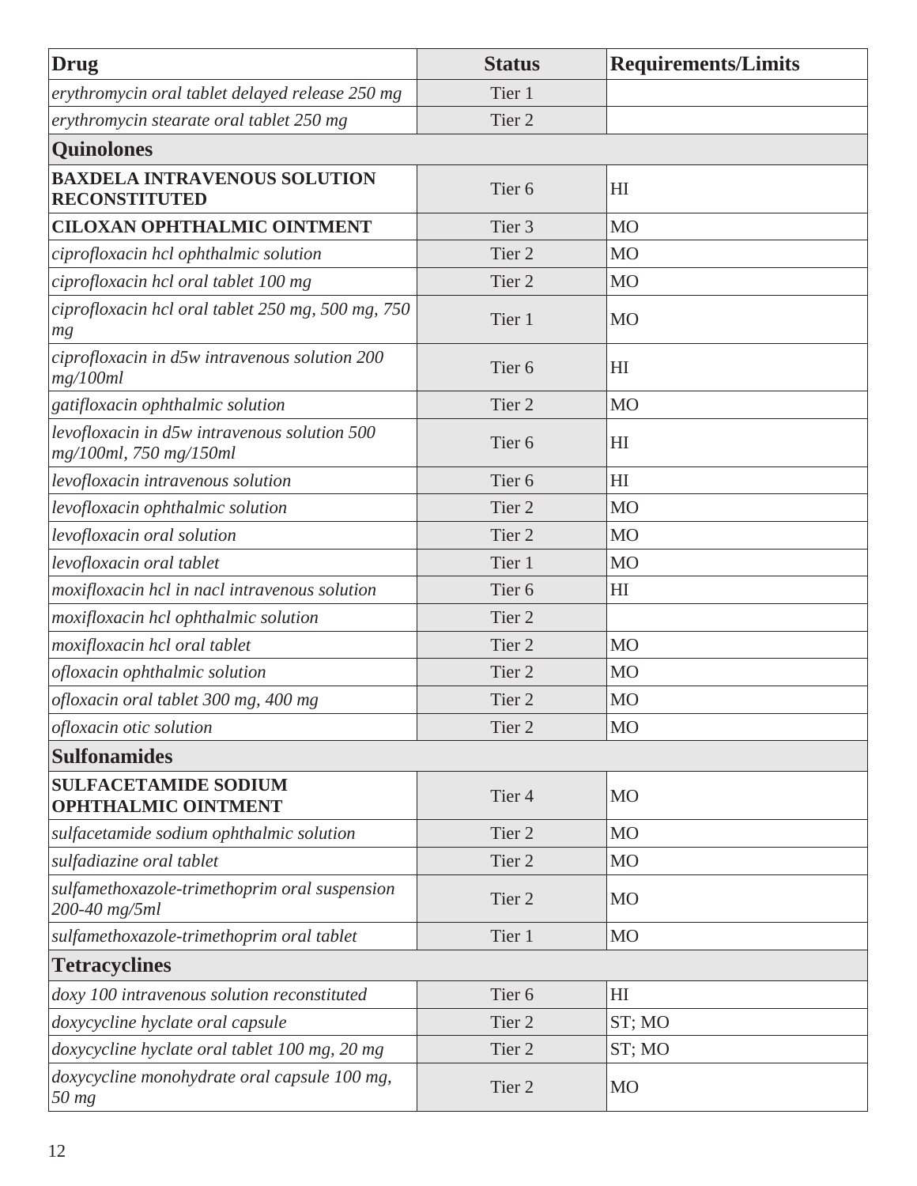| Drug | Status | Requirements/Limits |
|---|---|---|
| *erythromycin oral tablet delayed release 250 mg* | Tier 1 | |
| *erythromycin stearate oral tablet 250 mg* | Tier 2 | |
| **Quinolones** | | |
| **BAXDELA INTRAVENOUS SOLUTION RECONSTITUTED** | Tier 6 | HI |
| **CILOXAN OPHTHALMIC OINTMENT** | Tier 3 | MO |
| *ciprofloxacin hcl ophthalmic solution* | Tier 2 | MO |
| *ciprofloxacin hcl oral tablet 100 mg* | Tier 2 | MO |
| *ciprofloxacin hcl oral tablet 250 mg, 500 mg, 750 mg* | Tier 1 | MO |
| *ciprofloxacin in d5w intravenous solution 200 mg/100ml* | Tier 6 | HI |
| *gatifloxacin ophthalmic solution* | Tier 2 | MO |
| *levofloxacin in d5w intravenous solution 500 mg/100ml, 750 mg/150ml* | Tier 6 | HI |
| *levofloxacin intravenous solution* | Tier 6 | HI |
| *levofloxacin ophthalmic solution* | Tier 2 | MO |
| *levofloxacin oral solution* | Tier 2 | MO |
| *levofloxacin oral tablet* | Tier 1 | MO |
| *moxifloxacin hcl in nacl intravenous solution* | Tier 6 | HI |
| *moxifloxacin hcl ophthalmic solution* | Tier 2 | |
| *moxifloxacin hcl oral tablet* | Tier 2 | MO |
| *ofloxacin ophthalmic solution* | Tier 2 | MO |
| *ofloxacin oral tablet 300 mg, 400 mg* | Tier 2 | MO |
| *ofloxacin otic solution* | Tier 2 | MO |
| **Sulfonamides** | | |
| **SULFACETAMIDE SODIUM OPHTHALMIC OINTMENT** | Tier 4 | MO |
| *sulfacetamide sodium ophthalmic solution* | Tier 2 | MO |
| *sulfadiazine oral tablet* | Tier 2 | MO |
| *sulfamethoxazole-trimethoprim oral suspension 200-40 mg/5ml* | Tier 2 | MO |
| *sulfamethoxazole-trimethoprim oral tablet* | Tier 1 | MO |
| **Tetracyclines** | | |
| *doxy 100 intravenous solution reconstituted* | Tier 6 | HI |
| *doxycycline hyclate oral capsule* | Tier 2 | ST; MO |
| *doxycycline hyclate oral tablet 100 mg, 20 mg* | Tier 2 | ST; MO |
| *doxycycline monohydrate oral capsule 100 mg, 50 mg* | Tier 2 | MO |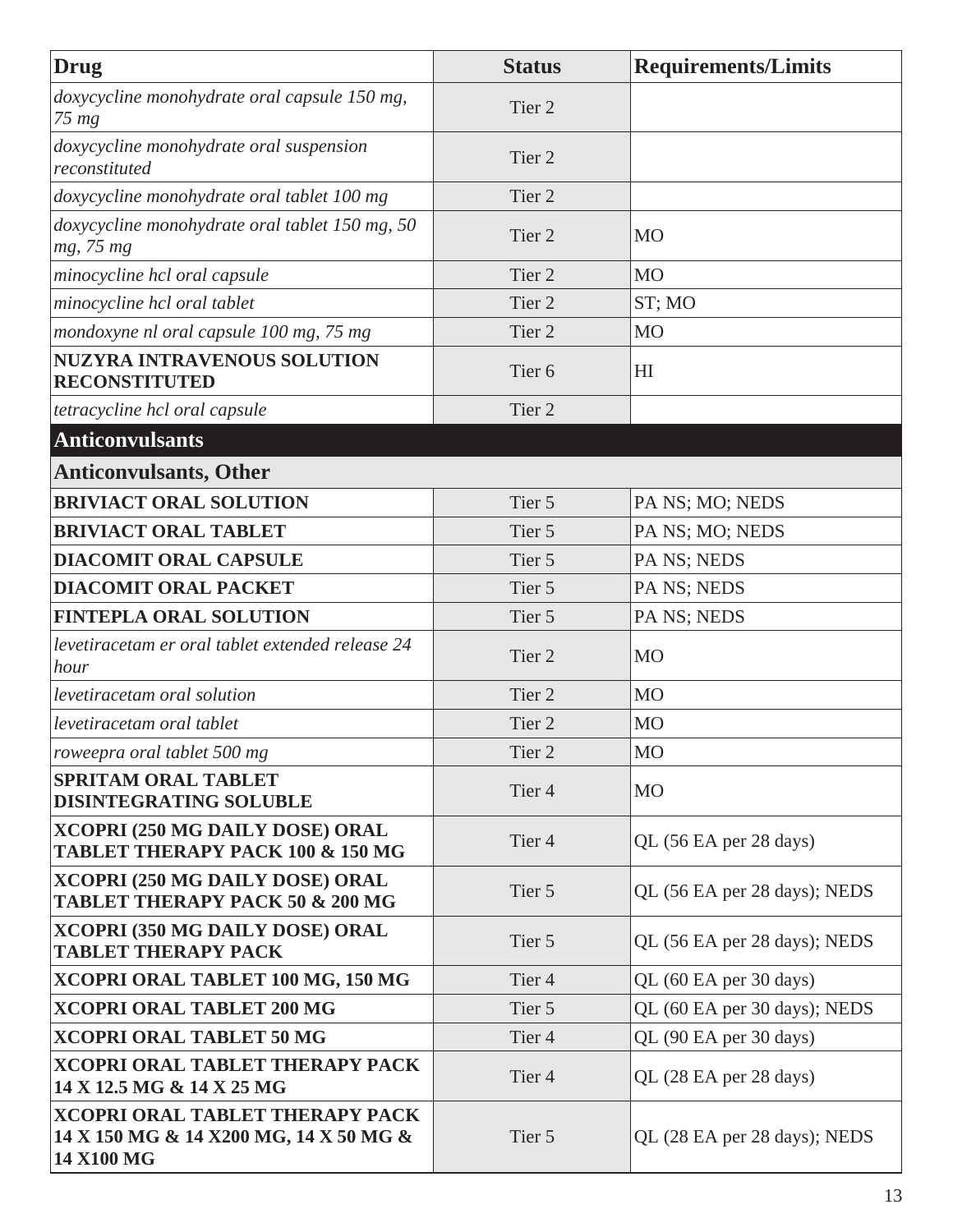| Drug | Status | Requirements/Limits |
| --- | --- | --- |
| *doxycycline monohydrate oral capsule 150 mg, 75 mg* | Tier 2 | |
| *doxycycline monohydrate oral suspension reconstituted* | Tier 2 | |
| *doxycycline monohydrate oral tablet 100 mg* | Tier 2 | |
| *doxycycline monohydrate oral tablet 150 mg, 50 mg, 75 mg* | Tier 2 | MO |
| *minocycline hcl oral capsule* | Tier 2 | MO |
| *minocycline hcl oral tablet* | Tier 2 | ST; MO |
| *mondoxyne nl oral capsule 100 mg, 75 mg* | Tier 2 | MO |
| **NUZYRA INTRAVENOUS SOLUTION RECONSTITUTED** | Tier 6 | HI |
| *tetracycline hcl oral capsule* | Tier 2 | |
| **Anticonvulsants** | | |
| **Anticonvulsants, Other** | | |
| **BRIVIACT ORAL SOLUTION** | Tier 5 | PA NS; MO; NEDS |
| **BRIVIACT ORAL TABLET** | Tier 5 | PA NS; MO; NEDS |
| **DIACOMIT ORAL CAPSULE** | Tier 5 | PA NS; NEDS |
| **DIACOMIT ORAL PACKET** | Tier 5 | PA NS; NEDS |
| **FINTEPLA ORAL SOLUTION** | Tier 5 | PA NS; NEDS |
| *levetiracetam er oral tablet extended release 24 hour* | Tier 2 | MO |
| *levetiracetam oral solution* | Tier 2 | MO |
| *levetiracetam oral tablet* | Tier 2 | MO |
| *roweepra oral tablet 500 mg* | Tier 2 | MO |
| **SPRITAM ORAL TABLET DISINTEGRATING SOLUBLE** | Tier 4 | MO |
| **XCOPRI (250 MG DAILY DOSE) ORAL TABLET THERAPY PACK 100 & 150 MG** | Tier 4 | QL (56 EA per 28 days) |
| **XCOPRI (250 MG DAILY DOSE) ORAL TABLET THERAPY PACK 50 & 200 MG** | Tier 5 | QL (56 EA per 28 days); NEDS |
| **XCOPRI (350 MG DAILY DOSE) ORAL TABLET THERAPY PACK** | Tier 5 | QL (56 EA per 28 days); NEDS |
| **XCOPRI ORAL TABLET 100 MG, 150 MG** | Tier 4 | QL (60 EA per 30 days) |
| **XCOPRI ORAL TABLET 200 MG** | Tier 5 | QL (60 EA per 30 days); NEDS |
| **XCOPRI ORAL TABLET 50 MG** | Tier 4 | QL (90 EA per 30 days) |
| **XCOPRI ORAL TABLET THERAPY PACK 14 X 12.5 MG & 14 X 25 MG** | Tier 4 | QL (28 EA per 28 days) |
| **XCOPRI ORAL TABLET THERAPY PACK 14 X 150 MG & 14 X200 MG, 14 X 50 MG & 14 X100 MG** | Tier 5 | QL (28 EA per 28 days); NEDS |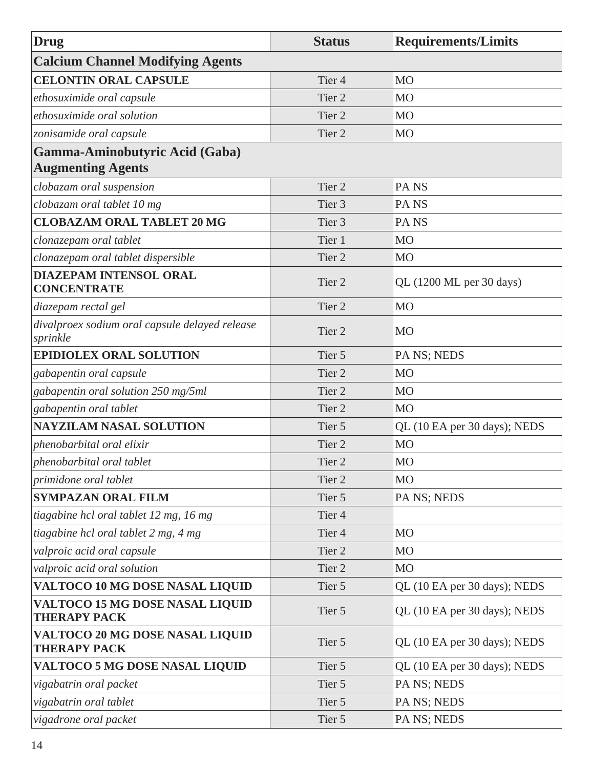| Drug | Status | Requirements/Limits |
|---|---|---|
| **Calcium Channel Modifying Agents** | | |
| **CELONTIN ORAL CAPSULE** | Tier 4 | MO |
| *ethosuximide oral capsule* | Tier 2 | MO |
| *ethosuximide oral solution* | Tier 2 | MO |
| *zonisamide oral capsule* | Tier 2 | MO |
| **Gamma-Aminobutyric Acid (Gaba) Augmenting Agents** | | |
| *clobazam oral suspension* | Tier 2 | PA NS |
| *clobazam oral tablet 10 mg* | Tier 3 | PA NS |
| **CLOBAZAM ORAL TABLET 20 MG** | Tier 3 | PA NS |
| *clonazepam oral tablet* | Tier 1 | MO |
| *clonazepam oral tablet dispersible* | Tier 2 | MO |
| **DIAZEPAM INTENSOL ORAL CONCENTRATE** | Tier 2 | QL (1200 ML per 30 days) |
| *diazepam rectal gel* | Tier 2 | MO |
| *divalproex sodium oral capsule delayed release sprinkle* | Tier 2 | MO |
| **EPIDIOLEX ORAL SOLUTION** | Tier 5 | PA NS; NEDS |
| *gabapentin oral capsule* | Tier 2 | MO |
| *gabapentin oral solution 250 mg/5ml* | Tier 2 | MO |
| *gabapentin oral tablet* | Tier 2 | MO |
| **NAYZILAM NASAL SOLUTION** | Tier 5 | QL (10 EA per 30 days); NEDS |
| *phenobarbital oral elixir* | Tier 2 | MO |
| *phenobarbital oral tablet* | Tier 2 | MO |
| *primidone oral tablet* | Tier 2 | MO |
| **SYMPAZAN ORAL FILM** | Tier 5 | PA NS; NEDS |
| *tiagabine hcl oral tablet 12 mg, 16 mg* | Tier 4 | |
| *tiagabine hcl oral tablet 2 mg, 4 mg* | Tier 4 | MO |
| *valproic acid oral capsule* | Tier 2 | MO |
| *valproic acid oral solution* | Tier 2 | MO |
| **VALTOCO 10 MG DOSE NASAL LIQUID** | Tier 5 | QL (10 EA per 30 days); NEDS |
| **VALTOCO 15 MG DOSE NASAL LIQUID THERAPY PACK** | Tier 5 | QL (10 EA per 30 days); NEDS |
| **VALTOCO 20 MG DOSE NASAL LIQUID THERAPY PACK** | Tier 5 | QL (10 EA per 30 days); NEDS |
| **VALTOCO 5 MG DOSE NASAL LIQUID** | Tier 5 | QL (10 EA per 30 days); NEDS |
| *vigabatrin oral packet* | Tier 5 | PA NS; NEDS |
| *vigabatrin oral tablet* | Tier 5 | PA NS; NEDS |
| *vigadrone oral packet* | Tier 5 | PA NS; NEDS |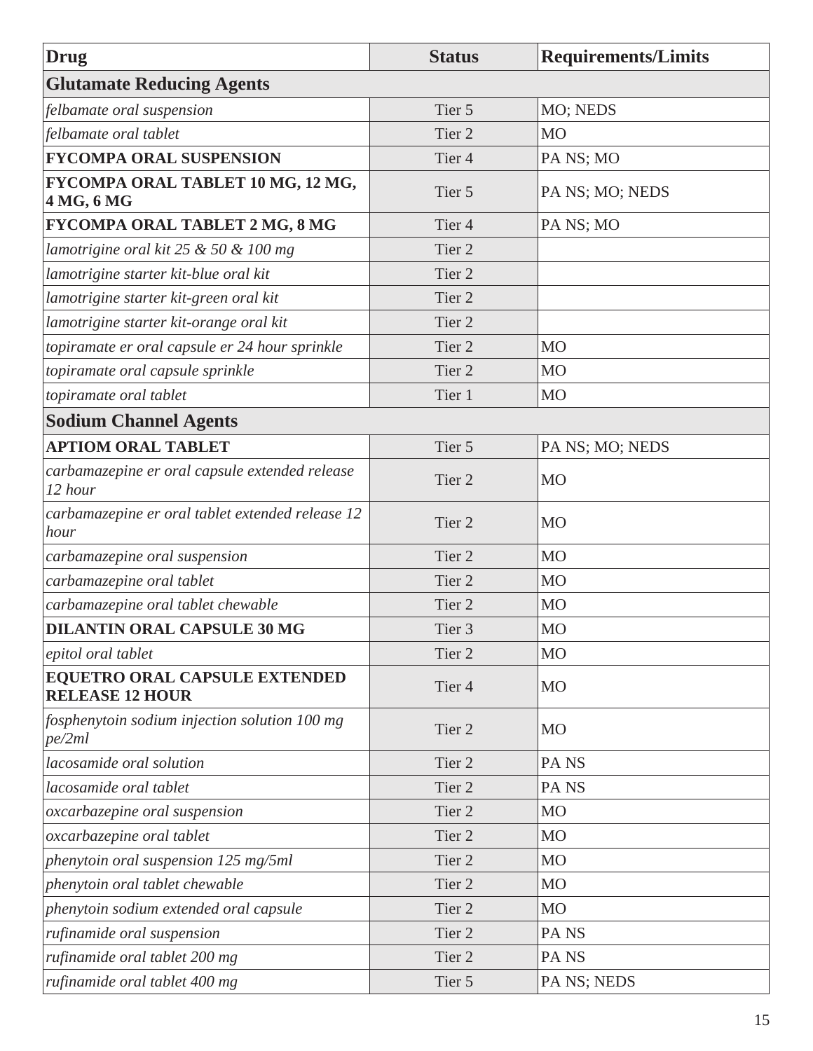| Drug | Status | Requirements/Limits |
|---|---|---|
| **Glutamate Reducing Agents** | | |
| *felbamate oral suspension* | Tier 5 | MO; NEDS |
| *felbamate oral tablet* | Tier 2 | MO |
| **FYCOMPA ORAL SUSPENSION** | Tier 4 | PA NS; MO |
| **FYCOMPA ORAL TABLET 10 MG, 12 MG, 4 MG, 6 MG** | Tier 5 | PA NS; MO; NEDS |
| **FYCOMPA ORAL TABLET 2 MG, 8 MG** | Tier 4 | PA NS; MO |
| *lamotrigine oral kit 25 & 50 & 100 mg* | Tier 2 | |
| *lamotrigine starter kit-blue oral kit* | Tier 2 | |
| *lamotrigine starter kit-green oral kit* | Tier 2 | |
| *lamotrigine starter kit-orange oral kit* | Tier 2 | |
| *topiramate er oral capsule er 24 hour sprinkle* | Tier 2 | MO |
| *topiramate oral capsule sprinkle* | Tier 2 | MO |
| *topiramate oral tablet* | Tier 1 | MO |
| **Sodium Channel Agents** | | |
| **APTIOM ORAL TABLET** | Tier 5 | PA NS; MO; NEDS |
| *carbamazepine er oral capsule extended release 12 hour* | Tier 2 | MO |
| *carbamazepine er oral tablet extended release 12 hour* | Tier 2 | MO |
| *carbamazepine oral suspension* | Tier 2 | MO |
| *carbamazepine oral tablet* | Tier 2 | MO |
| *carbamazepine oral tablet chewable* | Tier 2 | MO |
| **DILANTIN ORAL CAPSULE 30 MG** | Tier 3 | MO |
| *epitol oral tablet* | Tier 2 | MO |
| **EQUETRO ORAL CAPSULE EXTENDED RELEASE 12 HOUR** | Tier 4 | MO |
| *fosphenytoin sodium injection solution 100 mg pe/2ml* | Tier 2 | MO |
| *lacosamide oral solution* | Tier 2 | PA NS |
| *lacosamide oral tablet* | Tier 2 | PA NS |
| *oxcarbazepine oral suspension* | Tier 2 | MO |
| *oxcarbazepine oral tablet* | Tier 2 | MO |
| *phenytoin oral suspension 125 mg/5ml* | Tier 2 | MO |
| *phenytoin oral tablet chewable* | Tier 2 | MO |
| *phenytoin sodium extended oral capsule* | Tier 2 | MO |
| *rufinamide oral suspension* | Tier 2 | PA NS |
| *rufinamide oral tablet 200 mg* | Tier 2 | PA NS |
| *rufinamide oral tablet 400 mg* | Tier 5 | PA NS; NEDS |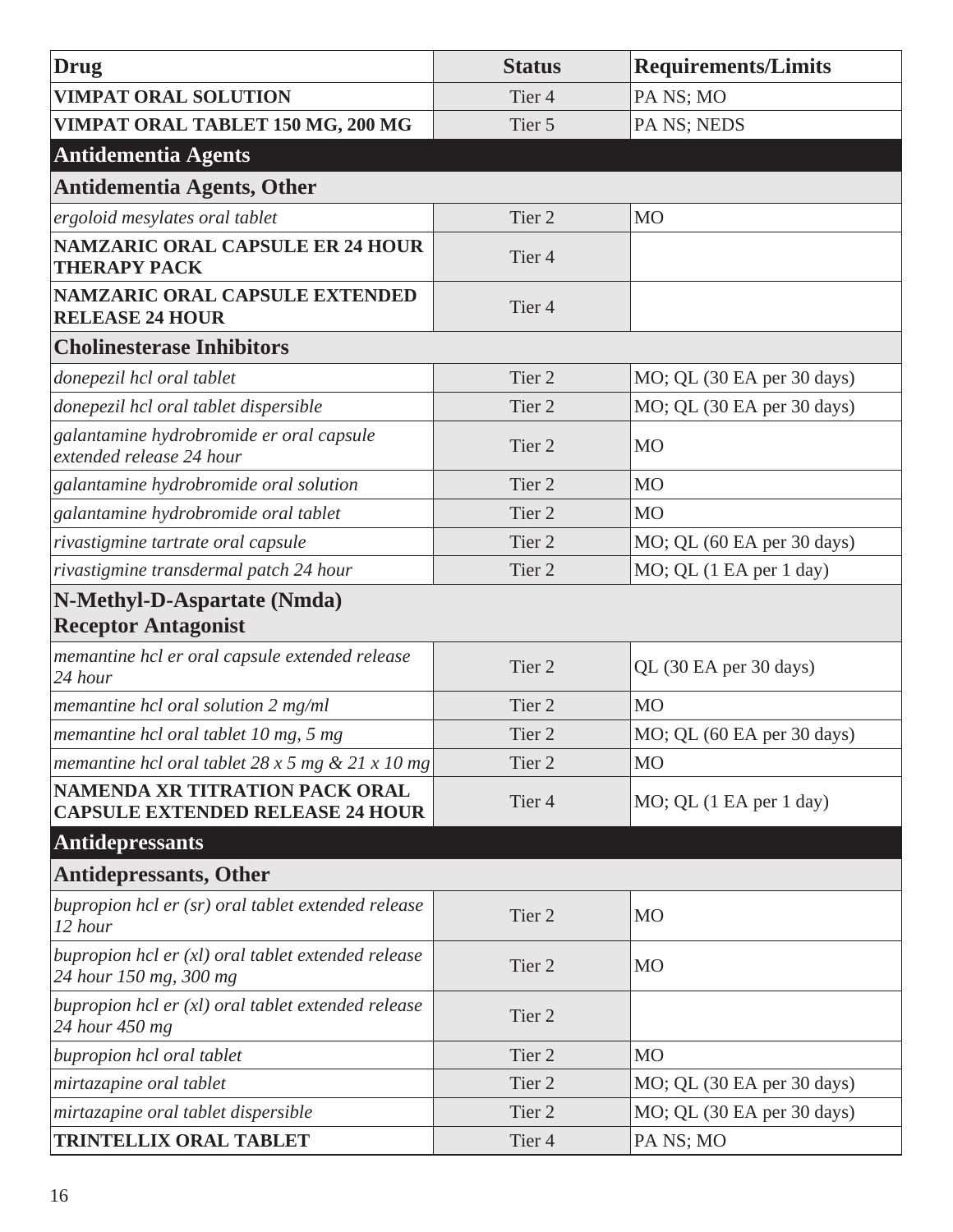| Drug | Status | Requirements/Limits |
|---|---|---|
| **VIMPAT ORAL SOLUTION** | Tier 4 | PA NS; MO |
| **VIMPAT ORAL TABLET 150 MG, 200 MG** | Tier 5 | PA NS; NEDS |
| **Antidementia Agents** | | |
| **Antidementia Agents, Other** | | |
| *ergoloid mesylates oral tablet* | Tier 2 | MO |
| **NAMZARIC ORAL CAPSULE ER 24 HOUR THERAPY PACK** | Tier 4 | |
| **NAMZARIC ORAL CAPSULE EXTENDED RELEASE 24 HOUR** | Tier 4 | |
| **Cholinesterase Inhibitors** | | |
| *donepezil hcl oral tablet* | Tier 2 | MO; QL (30 EA per 30 days) |
| *donepezil hcl oral tablet dispersible* | Tier 2 | MO; QL (30 EA per 30 days) |
| *galantamine hydrobromide er oral capsule extended release 24 hour* | Tier 2 | MO |
| *galantamine hydrobromide oral solution* | Tier 2 | MO |
| *galantamine hydrobromide oral tablet* | Tier 2 | MO |
| *rivastigmine tartrate oral capsule* | Tier 2 | MO; QL (60 EA per 30 days) |
| *rivastigmine transdermal patch 24 hour* | Tier 2 | MO; QL (1 EA per 1 day) |
| **N-Methyl-D-Aspartate (Nmda) Receptor Antagonist** | | |
| *memantine hcl er oral capsule extended release 24 hour* | Tier 2 | QL (30 EA per 30 days) |
| *memantine hcl oral solution 2 mg/ml* | Tier 2 | MO |
| *memantine hcl oral tablet 10 mg, 5 mg* | Tier 2 | MO; QL (60 EA per 30 days) |
| *memantine hcl oral tablet 28 x 5 mg & 21 x 10 mg* | Tier 2 | MO |
| **NAMENDA XR TITRATION PACK ORAL CAPSULE EXTENDED RELEASE 24 HOUR** | Tier 4 | MO; QL (1 EA per 1 day) |
| **Antidepressants** | | |
| **Antidepressants, Other** | | |
| *bupropion hcl er (sr) oral tablet extended release 12 hour* | Tier 2 | MO |
| *bupropion hcl er (xl) oral tablet extended release 24 hour 150 mg, 300 mg* | Tier 2 | MO |
| *bupropion hcl er (xl) oral tablet extended release 24 hour 450 mg* | Tier 2 | |
| *bupropion hcl oral tablet* | Tier 2 | MO |
| *mirtazapine oral tablet* | Tier 2 | MO; QL (30 EA per 30 days) |
| *mirtazapine oral tablet dispersible* | Tier 2 | MO; QL (30 EA per 30 days) |
| **TRINTELLIX ORAL TABLET** | Tier 4 | PA NS; MO |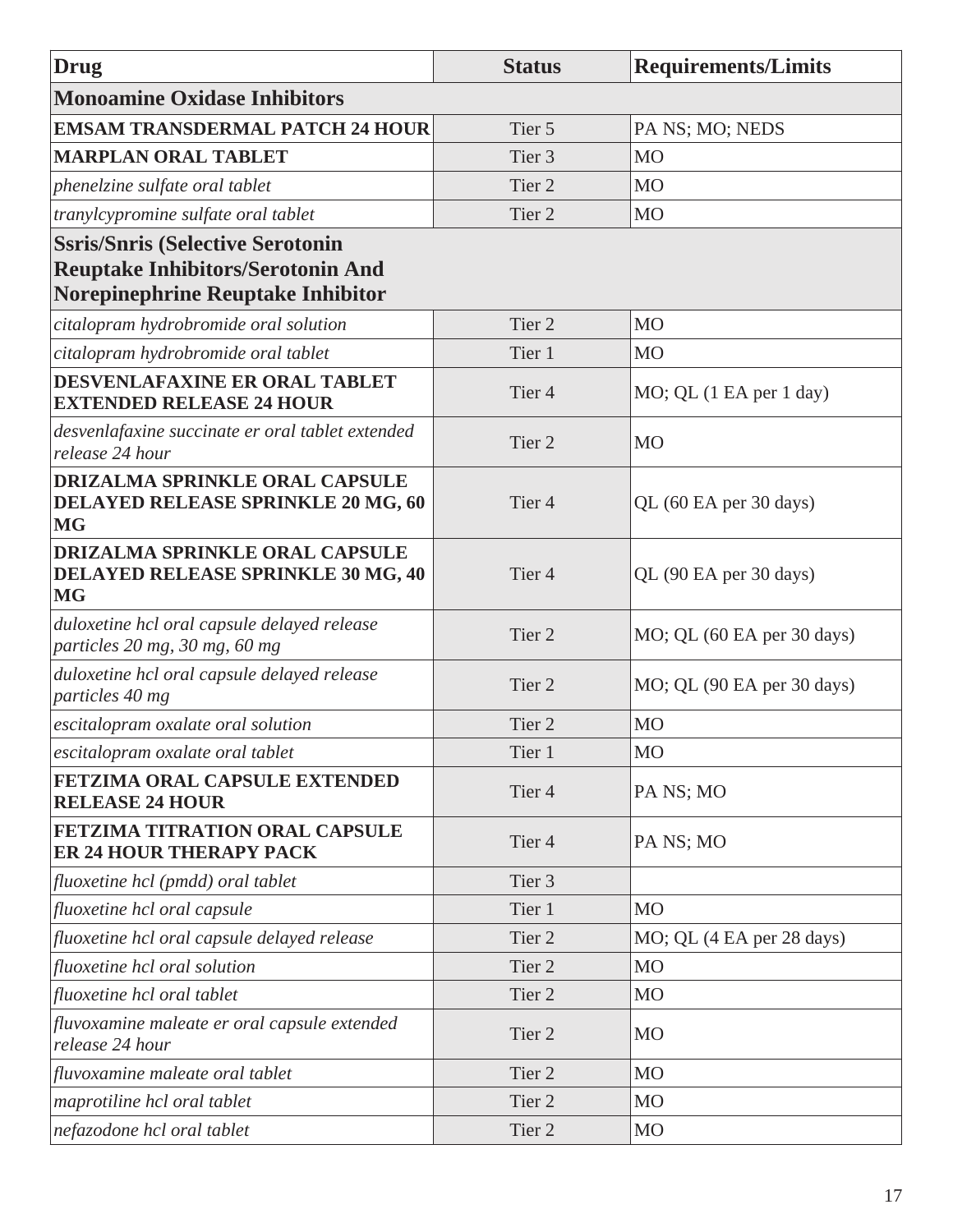| Drug | Status | Requirements/Limits |
|---|---|---|
| **Monoamine Oxidase Inhibitors** | | |
| **EMSAM TRANSDERMAL PATCH 24 HOUR** | Tier 5 | PA NS; MO; NEDS |
| **MARPLAN ORAL TABLET** | Tier 3 | MO |
| *phenelzine sulfate oral tablet* | Tier 2 | MO |
| *tranylcypromine sulfate oral tablet* | Tier 2 | MO |
| **Ssris/Snris (Selective Serotonin Reuptake Inhibitors/Serotonin And Norepinephrine Reuptake Inhibitor** | | |
| *citalopram hydrobromide oral solution* | Tier 2 | MO |
| *citalopram hydrobromide oral tablet* | Tier 1 | MO |
| **DESVENLAFAXINE ER ORAL TABLET EXTENDED RELEASE 24 HOUR** | Tier 4 | MO; QL (1 EA per 1 day) |
| *desvenlafaxine succinate er oral tablet extended release 24 hour* | Tier 2 | MO |
| **DRIZALMA SPRINKLE ORAL CAPSULE DELAYED RELEASE SPRINKLE 20 MG, 60 MG** | Tier 4 | QL (60 EA per 30 days) |
| **DRIZALMA SPRINKLE ORAL CAPSULE DELAYED RELEASE SPRINKLE 30 MG, 40 MG** | Tier 4 | QL (90 EA per 30 days) |
| *duloxetine hcl oral capsule delayed release particles 20 mg, 30 mg, 60 mg* | Tier 2 | MO; QL (60 EA per 30 days) |
| *duloxetine hcl oral capsule delayed release particles 40 mg* | Tier 2 | MO; QL (90 EA per 30 days) |
| *escitalopram oxalate oral solution* | Tier 2 | MO |
| *escitalopram oxalate oral tablet* | Tier 1 | MO |
| **FETZIMA ORAL CAPSULE EXTENDED RELEASE 24 HOUR** | Tier 4 | PA NS; MO |
| **FETZIMA TITRATION ORAL CAPSULE ER 24 HOUR THERAPY PACK** | Tier 4 | PA NS; MO |
| *fluoxetine hcl (pmdd) oral tablet* | Tier 3 | |
| *fluoxetine hcl oral capsule* | Tier 1 | MO |
| *fluoxetine hcl oral capsule delayed release* | Tier 2 | MO; QL (4 EA per 28 days) |
| *fluoxetine hcl oral solution* | Tier 2 | MO |
| *fluoxetine hcl oral tablet* | Tier 2 | MO |
| *fluvoxamine maleate er oral capsule extended release 24 hour* | Tier 2 | MO |
| *fluvoxamine maleate oral tablet* | Tier 2 | MO |
| *maprotiline hcl oral tablet* | Tier 2 | MO |
| *nefazodone hcl oral tablet* | Tier 2 | MO |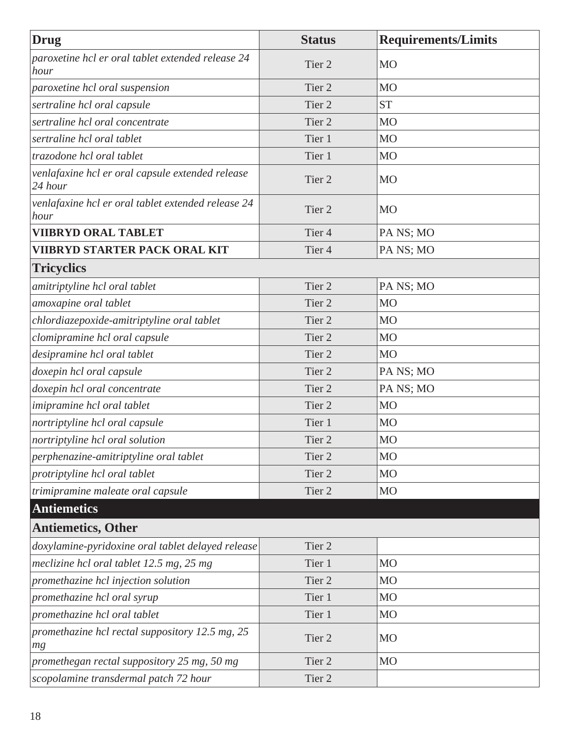| Drug | Status | Requirements/Limits |
|---|---|---|
| *paroxetine hcl er oral tablet extended release 24 hour* | Tier 2 | MO |
| *paroxetine hcl oral suspension* | Tier 2 | MO |
| *sertraline hcl oral capsule* | Tier 2 | ST |
| *sertraline hcl oral concentrate* | Tier 2 | MO |
| *sertraline hcl oral tablet* | Tier 1 | MO |
| *trazodone hcl oral tablet* | Tier 1 | MO |
| *venlafaxine hcl er oral capsule extended release 24 hour* | Tier 2 | MO |
| *venlafaxine hcl er oral tablet extended release 24 hour* | Tier 2 | MO |
| **VIIBRYD ORAL TABLET** | Tier 4 | PA NS; MO |
| **VIIBRYD STARTER PACK ORAL KIT** | Tier 4 | PA NS; MO |
| **Tricyclics** | | |
| *amitriptyline hcl oral tablet* | Tier 2 | PA NS; MO |
| *amoxapine oral tablet* | Tier 2 | MO |
| *chlordiazepoxide-amitriptyline oral tablet* | Tier 2 | MO |
| *clomipramine hcl oral capsule* | Tier 2 | MO |
| *desipramine hcl oral tablet* | Tier 2 | MO |
| *doxepin hcl oral capsule* | Tier 2 | PA NS; MO |
| *doxepin hcl oral concentrate* | Tier 2 | PA NS; MO |
| *imipramine hcl oral tablet* | Tier 2 | MO |
| *nortriptyline hcl oral capsule* | Tier 1 | MO |
| *nortriptyline hcl oral solution* | Tier 2 | MO |
| *perphenazine-amitriptyline oral tablet* | Tier 2 | MO |
| *protriptyline hcl oral tablet* | Tier 2 | MO |
| *trimipramine maleate oral capsule* | Tier 2 | MO |
| **Antiemetics** | | |
| **Antiemetics, Other** | | |
| *doxylamine-pyridoxine oral tablet delayed release* | Tier 2 | |
| *meclizine hcl oral tablet 12.5 mg, 25 mg* | Tier 1 | MO |
| *promethazine hcl injection solution* | Tier 2 | MO |
| *promethazine hcl oral syrup* | Tier 1 | MO |
| *promethazine hcl oral tablet* | Tier 1 | MO |
| *promethazine hcl rectal suppository 12.5 mg, 25 mg* | Tier 2 | MO |
| *promethegan rectal suppository 25 mg, 50 mg* | Tier 2 | MO |
| *scopolamine transdermal patch 72 hour* | Tier 2 | |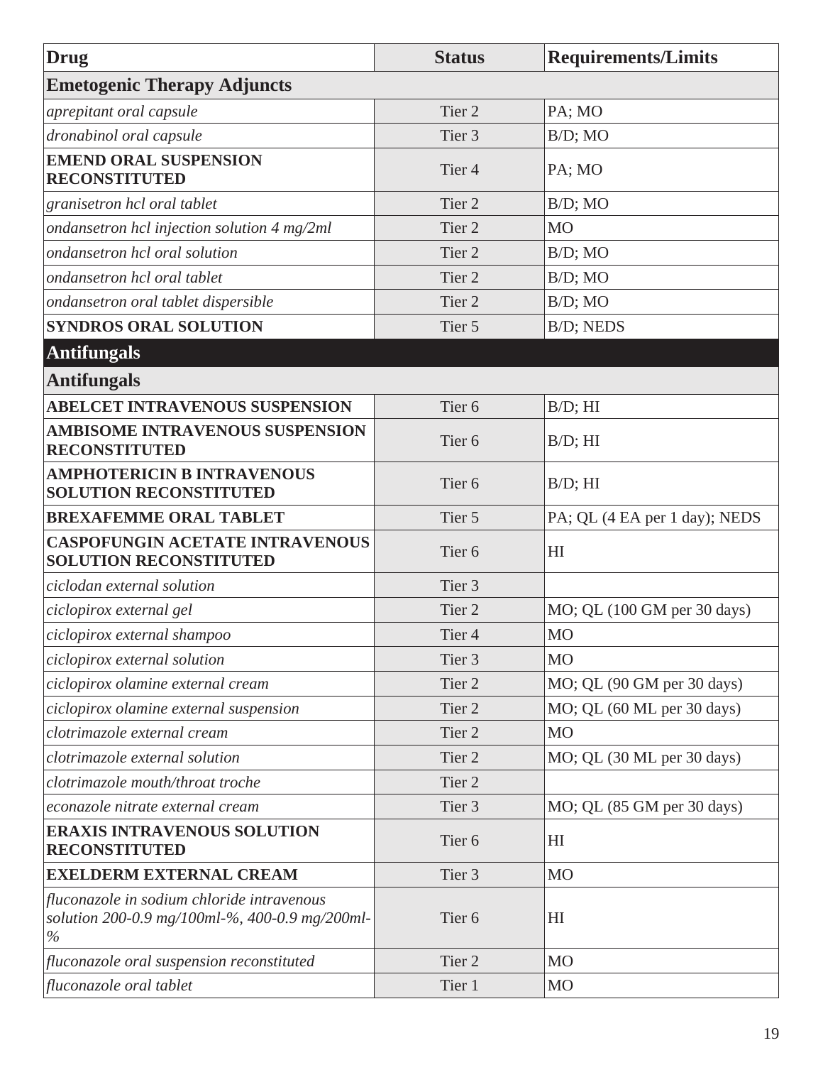| Drug | Status | Requirements/Limits |
|---|---|---|
| **Emetogenic Therapy Adjuncts** | | |
| *aprepitant oral capsule* | Tier 2 | PA; MO |
| *dronabinol oral capsule* | Tier 3 | B/D; MO |
| **EMEND ORAL SUSPENSION RECONSTITUTED** | Tier 4 | PA; MO |
| *granisetron hcl oral tablet* | Tier 2 | B/D; MO |
| *ondansetron hcl injection solution 4 mg/2ml* | Tier 2 | MO |
| *ondansetron hcl oral solution* | Tier 2 | B/D; MO |
| *ondansetron hcl oral tablet* | Tier 2 | B/D; MO |
| *ondansetron oral tablet dispersible* | Tier 2 | B/D; MO |
| **SYNDROS ORAL SOLUTION** | Tier 5 | B/D; NEDS |
| **Antifungals** | | |
| **Antifungals** | | |
| **ABELCET INTRAVENOUS SUSPENSION** | Tier 6 | B/D; HI |
| **AMBISOME INTRAVENOUS SUSPENSION RECONSTITUTED** | Tier 6 | B/D; HI |
| **AMPHOTERICIN B INTRAVENOUS SOLUTION RECONSTITUTED** | Tier 6 | B/D; HI |
| **BREXAFEMME ORAL TABLET** | Tier 5 | PA; QL (4 EA per 1 day); NEDS |
| **CASPOFUNGIN ACETATE INTRAVENOUS SOLUTION RECONSTITUTED** | Tier 6 | HI |
| *ciclodan external solution* | Tier 3 | |
| *ciclopirox external gel* | Tier 2 | MO; QL (100 GM per 30 days) |
| *ciclopirox external shampoo* | Tier 4 | MO |
| *ciclopirox external solution* | Tier 3 | MO |
| *ciclopirox olamine external cream* | Tier 2 | MO; QL (90 GM per 30 days) |
| *ciclopirox olamine external suspension* | Tier 2 | MO; QL (60 ML per 30 days) |
| *clotrimazole external cream* | Tier 2 | MO |
| *clotrimazole external solution* | Tier 2 | MO; QL (30 ML per 30 days) |
| *clotrimazole mouth/throat troche* | Tier 2 | |
| *econazole nitrate external cream* | Tier 3 | MO; QL (85 GM per 30 days) |
| **ERAXIS INTRAVENOUS SOLUTION RECONSTITUTED** | Tier 6 | HI |
| **EXELDERM EXTERNAL CREAM** | Tier 3 | MO |
| *fluconazole in sodium chloride intravenous solution 200-0.9 mg/100ml-%, 400-0.9 mg/200ml-%* | Tier 6 | HI |
| *fluconazole oral suspension reconstituted* | Tier 2 | MO |
| *fluconazole oral tablet* | Tier 1 | MO |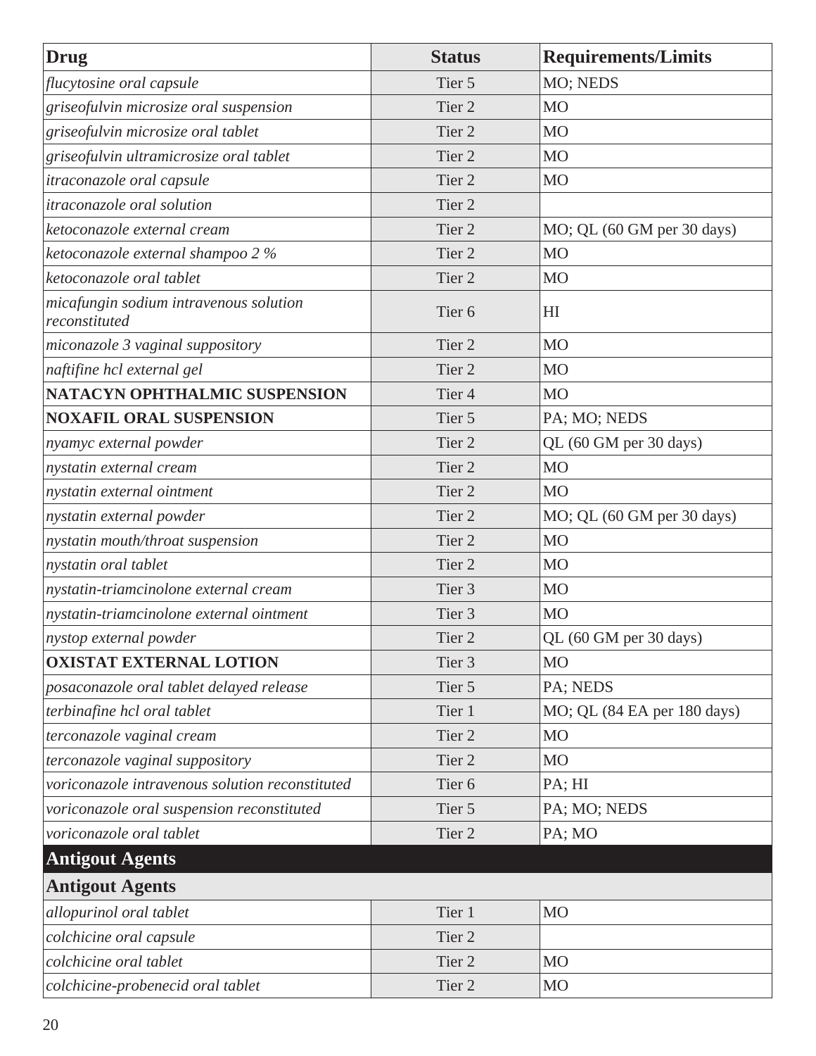| Drug | Status | Requirements/Limits |
|---|---|---|
| *flucytosine oral capsule* | Tier 5 | MO; NEDS |
| *griseofulvin microsize oral suspension* | Tier 2 | MO |
| *griseofulvin microsize oral tablet* | Tier 2 | MO |
| *griseofulvin ultramicrosize oral tablet* | Tier 2 | MO |
| *itraconazole oral capsule* | Tier 2 | MO |
| *itraconazole oral solution* | Tier 2 | |
| *ketoconazole external cream* | Tier 2 | MO; QL (60 GM per 30 days) |
| *ketoconazole external shampoo 2 %* | Tier 2 | MO |
| *ketoconazole oral tablet* | Tier 2 | MO |
| *micafungin sodium intravenous solution reconstituted* | Tier 6 | HI |
| *miconazole 3 vaginal suppository* | Tier 2 | MO |
| *naftifine hcl external gel* | Tier 2 | MO |
| **NATACYN OPHTHALMIC SUSPENSION** | Tier 4 | MO |
| **NOXAFIL ORAL SUSPENSION** | Tier 5 | PA; MO; NEDS |
| *nyamyc external powder* | Tier 2 | QL (60 GM per 30 days) |
| *nystatin external cream* | Tier 2 | MO |
| *nystatin external ointment* | Tier 2 | MO |
| *nystatin external powder* | Tier 2 | MO; QL (60 GM per 30 days) |
| *nystatin mouth/throat suspension* | Tier 2 | MO |
| *nystatin oral tablet* | Tier 2 | MO |
| *nystatin-triamcinolone external cream* | Tier 3 | MO |
| *nystatin-triamcinolone external ointment* | Tier 3 | MO |
| *nystop external powder* | Tier 2 | QL (60 GM per 30 days) |
| **OXISTAT EXTERNAL LOTION** | Tier 3 | MO |
| *posaconazole oral tablet delayed release* | Tier 5 | PA; NEDS |
| *terbinafine hcl oral tablet* | Tier 1 | MO; QL (84 EA per 180 days) |
| *terconazole vaginal cream* | Tier 2 | MO |
| *terconazole vaginal suppository* | Tier 2 | MO |
| *voriconazole intravenous solution reconstituted* | Tier 6 | PA; HI |
| *voriconazole oral suspension reconstituted* | Tier 5 | PA; MO; NEDS |
| *voriconazole oral tablet* | Tier 2 | PA; MO |
| **Antigout Agents** | | |
| **Antigout Agents** | | |
| *allopurinol oral tablet* | Tier 1 | MO |
| *colchicine oral capsule* | Tier 2 | |
| *colchicine oral tablet* | Tier 2 | MO |
| *colchicine-probenecid oral tablet* | Tier 2 | MO |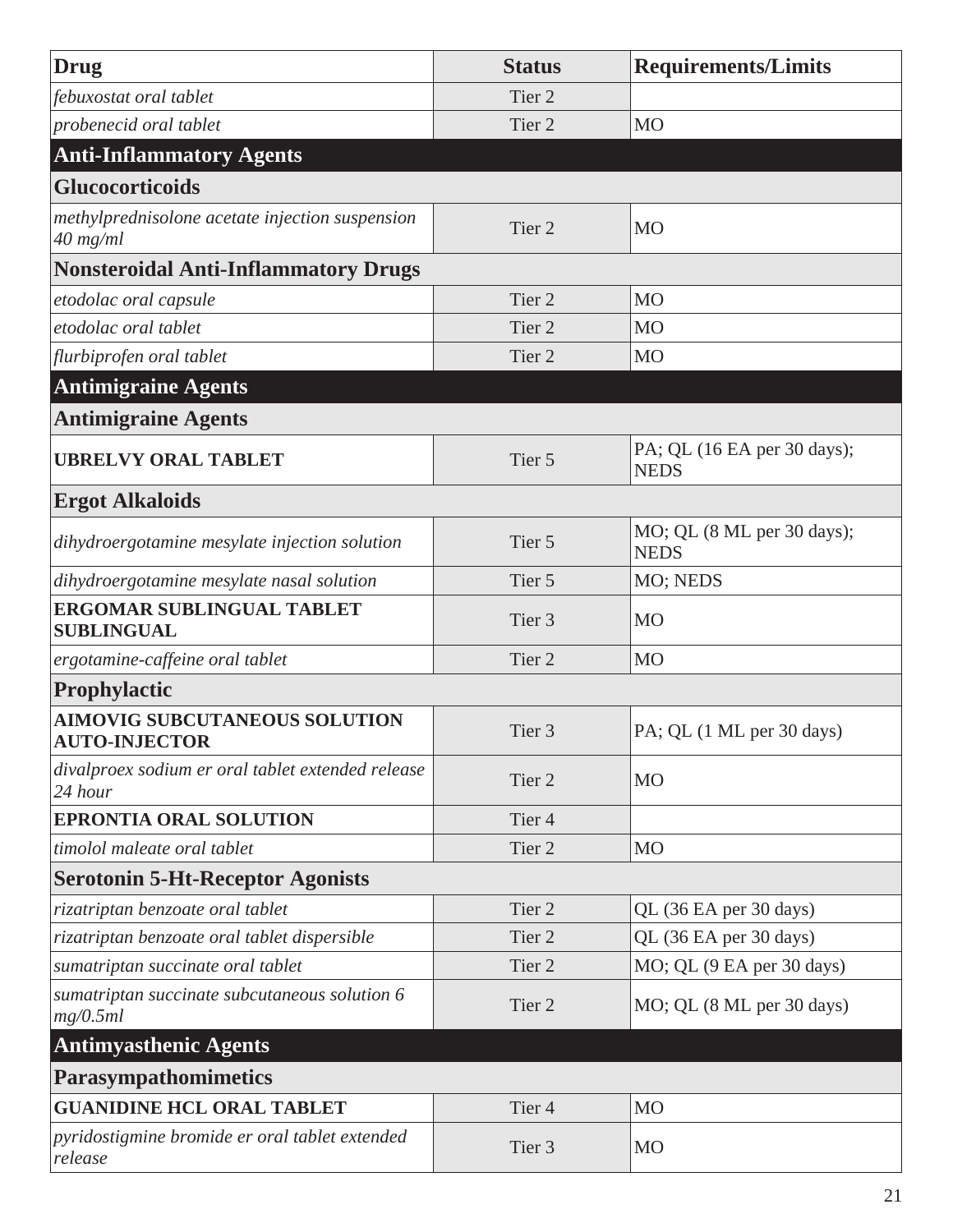| Drug | Status | Requirements/Limits |
|---|---|---|
| *febuxostat oral tablet* | Tier 2 | |
| *probenecid oral tablet* | Tier 2 | MO |
| **Anti-Inflammatory Agents** | | |
| **Glucocorticoids** | | |
| *methylprednisolone acetate injection suspension 40 mg/ml* | Tier 2 | MO |
| **Nonsteroidal Anti-Inflammatory Drugs** | | |
| *etodolac oral capsule* | Tier 2 | MO |
| *etodolac oral tablet* | Tier 2 | MO |
| *flurbiprofen oral tablet* | Tier 2 | MO |
| **Antimigraine Agents** | | |
| **Antimigraine Agents** | | |
| **UBRELVY ORAL TABLET** | Tier 5 | PA; QL (16 EA per 30 days); NEDS |
| **Ergot Alkaloids** | | |
| *dihydroergotamine mesylate injection solution* | Tier 5 | MO; QL (8 ML per 30 days); NEDS |
| *dihydroergotamine mesylate nasal solution* | Tier 5 | MO; NEDS |
| **ERGOMAR SUBLINGUAL TABLET SUBLINGUAL** | Tier 3 | MO |
| *ergotamine-caffeine oral tablet* | Tier 2 | MO |
| **Prophylactic** | | |
| **AIMOVIG SUBCUTANEOUS SOLUTION AUTO-INJECTOR** | Tier 3 | PA; QL (1 ML per 30 days) |
| *divalproex sodium er oral tablet extended release 24 hour* | Tier 2 | MO |
| **EPRONTIA ORAL SOLUTION** | Tier 4 | |
| *timolol maleate oral tablet* | Tier 2 | MO |
| **Serotonin 5-Ht-Receptor Agonists** | | |
| *rizatriptan benzoate oral tablet* | Tier 2 | QL (36 EA per 30 days) |
| *rizatriptan benzoate oral tablet dispersible* | Tier 2 | QL (36 EA per 30 days) |
| *sumatriptan succinate oral tablet* | Tier 2 | MO; QL (9 EA per 30 days) |
| *sumatriptan succinate subcutaneous solution 6 mg/0.5ml* | Tier 2 | MO; QL (8 ML per 30 days) |
| **Antimyasthenic Agents** | | |
| **Parasympathomimetics** | | |
| **GUANIDINE HCL ORAL TABLET** | Tier 4 | MO |
| *pyridostigmine bromide er oral tablet extended release* | Tier 3 | MO |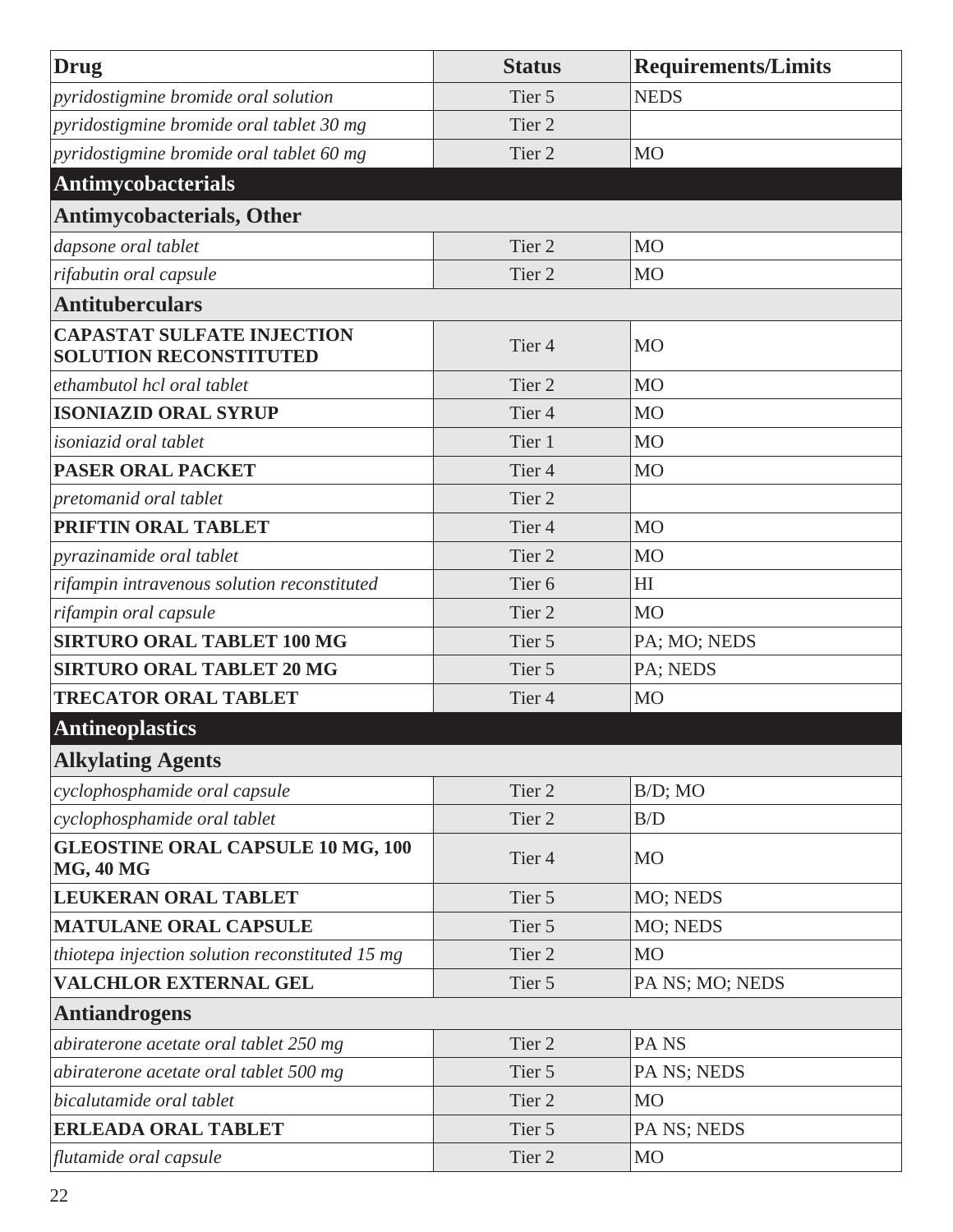| Drug | Status | Requirements/Limits |
|---|---|---|
| *pyridostigmine bromide oral solution* | Tier 5 | NEDS |
| *pyridostigmine bromide oral tablet 30 mg* | Tier 2 | |
| *pyridostigmine bromide oral tablet 60 mg* | Tier 2 | MO |
| **Antimycobacterials** | | |
| **Antimycobacterials, Other** | | |
| *dapsone oral tablet* | Tier 2 | MO |
| *rifabutin oral capsule* | Tier 2 | MO |
| **Antituberculars** | | |
| **CAPASTAT SULFATE INJECTION SOLUTION RECONSTITUTED** | Tier 4 | MO |
| *ethambutol hcl oral tablet* | Tier 2 | MO |
| **ISONIAZID ORAL SYRUP** | Tier 4 | MO |
| *isoniazid oral tablet* | Tier 1 | MO |
| **PASER ORAL PACKET** | Tier 4 | MO |
| *pretomanid oral tablet* | Tier 2 | |
| **PRIFTIN ORAL TABLET** | Tier 4 | MO |
| *pyrazinamide oral tablet* | Tier 2 | MO |
| *rifampin intravenous solution reconstituted* | Tier 6 | HI |
| *rifampin oral capsule* | Tier 2 | MO |
| **SIRTURO ORAL TABLET 100 MG** | Tier 5 | PA; MO; NEDS |
| **SIRTURO ORAL TABLET 20 MG** | Tier 5 | PA; NEDS |
| **TRECATOR ORAL TABLET** | Tier 4 | MO |
| **Antineoplastics** | | |
| **Alkylating Agents** | | |
| *cyclophosphamide oral capsule* | Tier 2 | B/D; MO |
| *cyclophosphamide oral tablet* | Tier 2 | B/D |
| **GLEOSTINE ORAL CAPSULE 10 MG, 100 MG, 40 MG** | Tier 4 | MO |
| **LEUKERAN ORAL TABLET** | Tier 5 | MO; NEDS |
| **MATULANE ORAL CAPSULE** | Tier 5 | MO; NEDS |
| *thiotepa injection solution reconstituted 15 mg* | Tier 2 | MO |
| **VALCHLOR EXTERNAL GEL** | Tier 5 | PA NS; MO; NEDS |
| **Antiandrogens** | | |
| *abiraterone acetate oral tablet 250 mg* | Tier 2 | PA NS |
| *abiraterone acetate oral tablet 500 mg* | Tier 5 | PA NS; NEDS |
| *bicalutamide oral tablet* | Tier 2 | MO |
| **ERLEADA ORAL TABLET** | Tier 5 | PA NS; NEDS |
| *flutamide oral capsule* | Tier 2 | MO |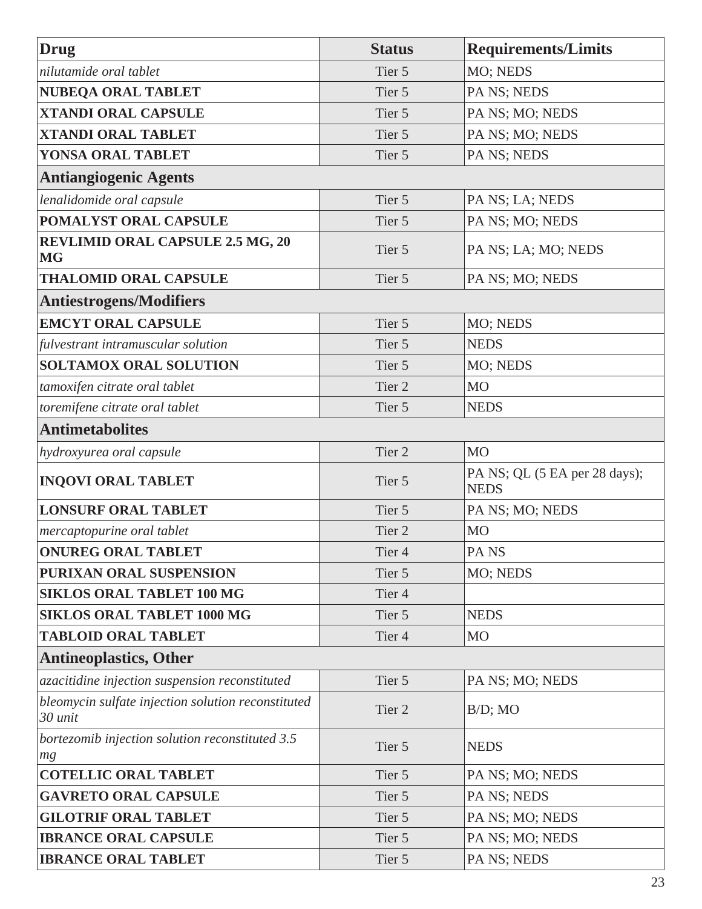| Drug | Status | Requirements/Limits |
|---|---|---|
| *nilutamide oral tablet* | Tier 5 | MO; NEDS |
| **NUBEQA ORAL TABLET** | Tier 5 | PA NS; NEDS |
| **XTANDI ORAL CAPSULE** | Tier 5 | PA NS; MO; NEDS |
| **XTANDI ORAL TABLET** | Tier 5 | PA NS; MO; NEDS |
| **YONSA ORAL TABLET** | Tier 5 | PA NS; NEDS |
| **Antiangiogenic Agents** | | |
| *lenalidomide oral capsule* | Tier 5 | PA NS; LA; NEDS |
| **POMALYST ORAL CAPSULE** | Tier 5 | PA NS; MO; NEDS |
| **REVLIMID ORAL CAPSULE 2.5 MG, 20 MG** | Tier 5 | PA NS; LA; MO; NEDS |
| **THALOMID ORAL CAPSULE** | Tier 5 | PA NS; MO; NEDS |
| **Antiestrogens/Modifiers** | | |
| **EMCYT ORAL CAPSULE** | Tier 5 | MO; NEDS |
| *fulvestrant intramuscular solution* | Tier 5 | NEDS |
| **SOLTAMOX ORAL SOLUTION** | Tier 5 | MO; NEDS |
| *tamoxifen citrate oral tablet* | Tier 2 | MO |
| *toremifene citrate oral tablet* | Tier 5 | NEDS |
| **Antimetabolites** | | |
| *hydroxyurea oral capsule* | Tier 2 | MO |
| **INQOVI ORAL TABLET** | Tier 5 | PA NS; QL (5 EA per 28 days); NEDS |
| **LONSURF ORAL TABLET** | Tier 5 | PA NS; MO; NEDS |
| *mercaptopurine oral tablet* | Tier 2 | MO |
| **ONUREG ORAL TABLET** | Tier 4 | PA NS |
| **PURIXAN ORAL SUSPENSION** | Tier 5 | MO; NEDS |
| **SIKLOS ORAL TABLET 100 MG** | Tier 4 | |
| **SIKLOS ORAL TABLET 1000 MG** | Tier 5 | NEDS |
| **TABLOID ORAL TABLET** | Tier 4 | MO |
| **Antineoplastics, Other** | | |
| *azacitidine injection suspension reconstituted* | Tier 5 | PA NS; MO; NEDS |
| *bleomycin sulfate injection solution reconstituted 30 unit* | Tier 2 | B/D; MO |
| *bortezomib injection solution reconstituted 3.5 mg* | Tier 5 | NEDS |
| **COTELLIC ORAL TABLET** | Tier 5 | PA NS; MO; NEDS |
| **GAVRETO ORAL CAPSULE** | Tier 5 | PA NS; NEDS |
| **GILOTRIF ORAL TABLET** | Tier 5 | PA NS; MO; NEDS |
| **IBRANCE ORAL CAPSULE** | Tier 5 | PA NS; MO; NEDS |
| **IBRANCE ORAL TABLET** | Tier 5 | PA NS; NEDS |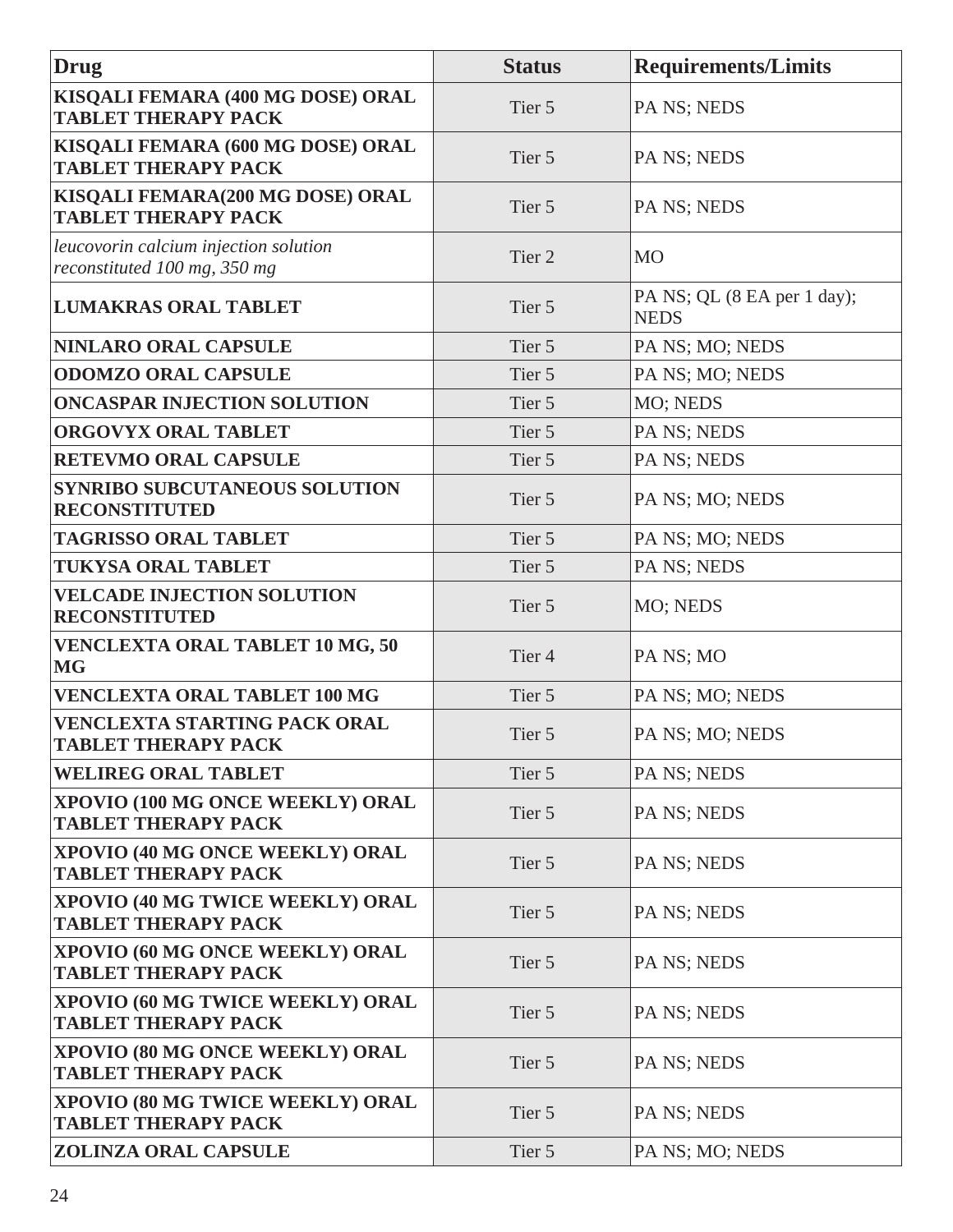| Drug | Status | Requirements/Limits |
| --- | --- | --- |
| **KISQALI FEMARA (400 MG DOSE) ORAL TABLET THERAPY PACK** | Tier 5 | PA NS; NEDS |
| **KISQALI FEMARA (600 MG DOSE) ORAL TABLET THERAPY PACK** | Tier 5 | PA NS; NEDS |
| **KISQALI FEMARA(200 MG DOSE) ORAL TABLET THERAPY PACK** | Tier 5 | PA NS; NEDS |
| *leucovorin calcium injection solution reconstituted 100 mg, 350 mg* | Tier 2 | MO |
| **LUMAKRAS ORAL TABLET** | Tier 5 | PA NS; QL (8 EA per 1 day); NEDS |
| **NINLARO ORAL CAPSULE** | Tier 5 | PA NS; MO; NEDS |
| **ODOMZO ORAL CAPSULE** | Tier 5 | PA NS; MO; NEDS |
| **ONCASPAR INJECTION SOLUTION** | Tier 5 | MO; NEDS |
| **ORGOVYX ORAL TABLET** | Tier 5 | PA NS; NEDS |
| **RETEVMO ORAL CAPSULE** | Tier 5 | PA NS; NEDS |
| **SYNRIBO SUBCUTANEOUS SOLUTION RECONSTITUTED** | Tier 5 | PA NS; MO; NEDS |
| **TAGRISSO ORAL TABLET** | Tier 5 | PA NS; MO; NEDS |
| **TUKYSA ORAL TABLET** | Tier 5 | PA NS; NEDS |
| **VELCADE INJECTION SOLUTION RECONSTITUTED** | Tier 5 | MO; NEDS |
| **VENCLEXTA ORAL TABLET 10 MG, 50 MG** | Tier 4 | PA NS; MO |
| **VENCLEXTA ORAL TABLET 100 MG** | Tier 5 | PA NS; MO; NEDS |
| **VENCLEXTA STARTING PACK ORAL TABLET THERAPY PACK** | Tier 5 | PA NS; MO; NEDS |
| **WELIREG ORAL TABLET** | Tier 5 | PA NS; NEDS |
| **XPOVIO (100 MG ONCE WEEKLY) ORAL TABLET THERAPY PACK** | Tier 5 | PA NS; NEDS |
| **XPOVIO (40 MG ONCE WEEKLY) ORAL TABLET THERAPY PACK** | Tier 5 | PA NS; NEDS |
| **XPOVIO (40 MG TWICE WEEKLY) ORAL TABLET THERAPY PACK** | Tier 5 | PA NS; NEDS |
| **XPOVIO (60 MG ONCE WEEKLY) ORAL TABLET THERAPY PACK** | Tier 5 | PA NS; NEDS |
| **XPOVIO (60 MG TWICE WEEKLY) ORAL TABLET THERAPY PACK** | Tier 5 | PA NS; NEDS |
| **XPOVIO (80 MG ONCE WEEKLY) ORAL TABLET THERAPY PACK** | Tier 5 | PA NS; NEDS |
| **XPOVIO (80 MG TWICE WEEKLY) ORAL TABLET THERAPY PACK** | Tier 5 | PA NS; NEDS |
| **ZOLINZA ORAL CAPSULE** | Tier 5 | PA NS; MO; NEDS |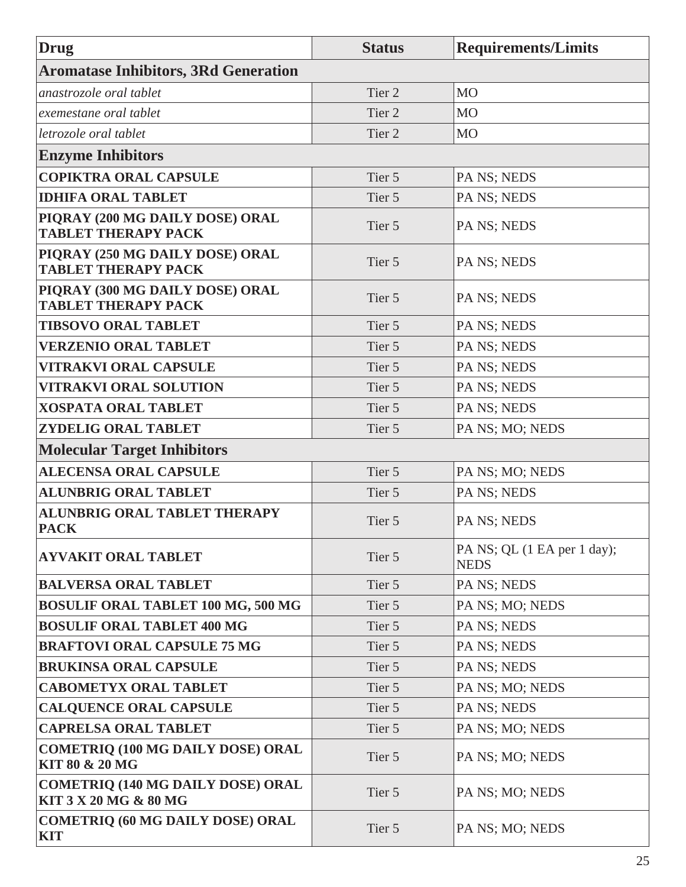| Drug | Status | Requirements/Limits |
|---|---|---|
| **Aromatase Inhibitors, 3Rd Generation** | | |
| *anastrozole oral tablet* | Tier 2 | MO |
| *exemestane oral tablet* | Tier 2 | MO |
| *letrozole oral tablet* | Tier 2 | MO |
| **Enzyme Inhibitors** | | |
| **COPIKTRA ORAL CAPSULE** | Tier 5 | PA NS; NEDS |
| **IDHIFA ORAL TABLET** | Tier 5 | PA NS; NEDS |
| **PIQRAY (200 MG DAILY DOSE) ORAL TABLET THERAPY PACK** | Tier 5 | PA NS; NEDS |
| **PIQRAY (250 MG DAILY DOSE) ORAL TABLET THERAPY PACK** | Tier 5 | PA NS; NEDS |
| **PIQRAY (300 MG DAILY DOSE) ORAL TABLET THERAPY PACK** | Tier 5 | PA NS; NEDS |
| **TIBSOVO ORAL TABLET** | Tier 5 | PA NS; NEDS |
| **VERZENIO ORAL TABLET** | Tier 5 | PA NS; NEDS |
| **VITRAKVI ORAL CAPSULE** | Tier 5 | PA NS; NEDS |
| **VITRAKVI ORAL SOLUTION** | Tier 5 | PA NS; NEDS |
| **XOSPATA ORAL TABLET** | Tier 5 | PA NS; NEDS |
| **ZYDELIG ORAL TABLET** | Tier 5 | PA NS; MO; NEDS |
| **Molecular Target Inhibitors** | | |
| **ALECENSA ORAL CAPSULE** | Tier 5 | PA NS; MO; NEDS |
| **ALUNBRIG ORAL TABLET** | Tier 5 | PA NS; NEDS |
| **ALUNBRIG ORAL TABLET THERAPY PACK** | Tier 5 | PA NS; NEDS |
| **AYVAKIT ORAL TABLET** | Tier 5 | PA NS; QL (1 EA per 1 day); NEDS |
| **BALVERSA ORAL TABLET** | Tier 5 | PA NS; NEDS |
| **BOSULIF ORAL TABLET 100 MG, 500 MG** | Tier 5 | PA NS; MO; NEDS |
| **BOSULIF ORAL TABLET 400 MG** | Tier 5 | PA NS; NEDS |
| **BRAFTOVI ORAL CAPSULE 75 MG** | Tier 5 | PA NS; NEDS |
| **BRUKINSA ORAL CAPSULE** | Tier 5 | PA NS; NEDS |
| **CABOMETYX ORAL TABLET** | Tier 5 | PA NS; MO; NEDS |
| **CALQUENCE ORAL CAPSULE** | Tier 5 | PA NS; NEDS |
| **CAPRELSA ORAL TABLET** | Tier 5 | PA NS; MO; NEDS |
| **COMETRIQ (100 MG DAILY DOSE) ORAL KIT 80 & 20 MG** | Tier 5 | PA NS; MO; NEDS |
| **COMETRIQ (140 MG DAILY DOSE) ORAL KIT 3 X 20 MG & 80 MG** | Tier 5 | PA NS; MO; NEDS |
| **COMETRIQ (60 MG DAILY DOSE) ORAL KIT** | Tier 5 | PA NS; MO; NEDS |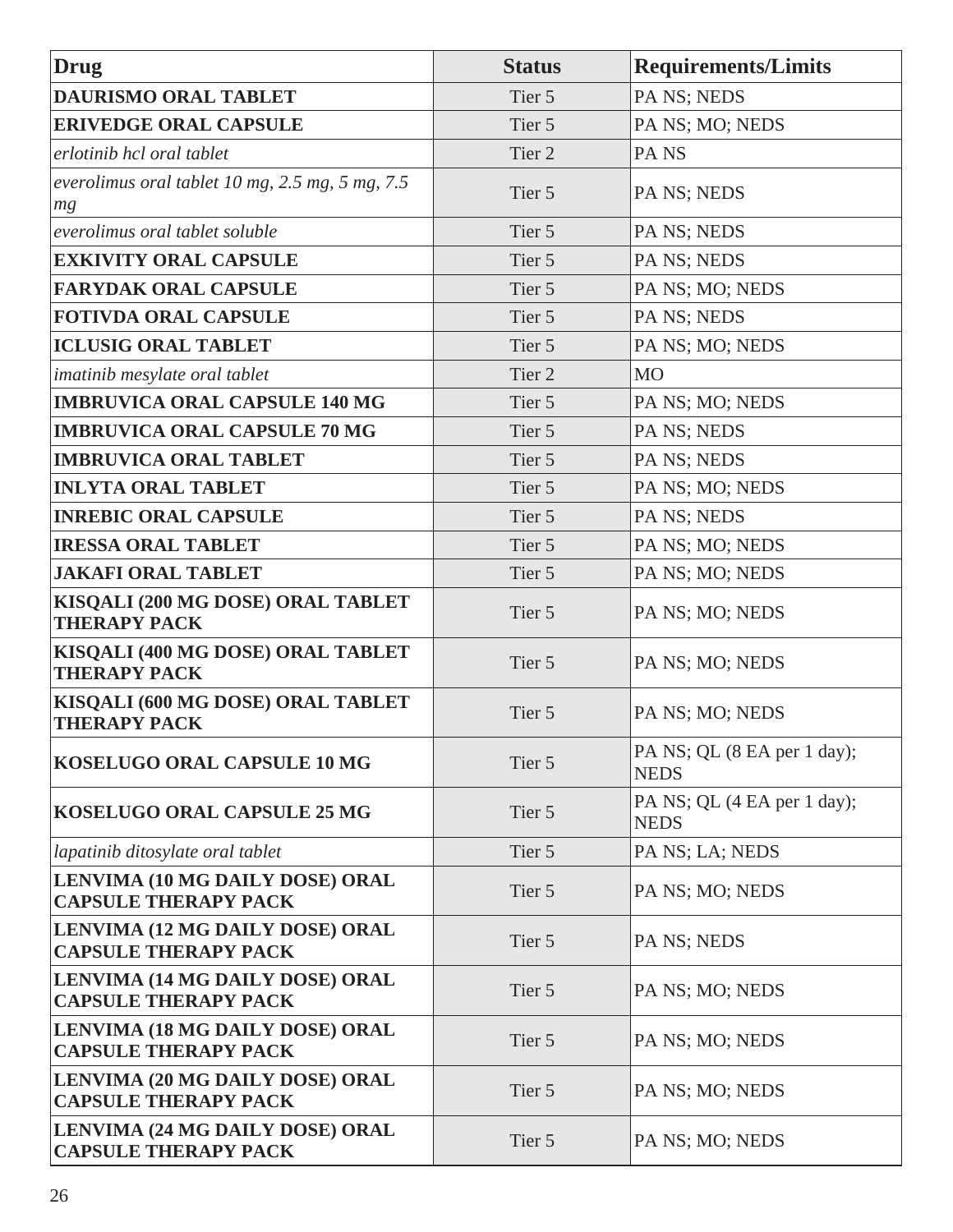| Drug | Status | Requirements/Limits |
|---|---|---|
| **DAURISMO ORAL TABLET** | Tier 5 | PA NS; NEDS |
| **ERIVEDGE ORAL CAPSULE** | Tier 5 | PA NS; MO; NEDS |
| *erlotinib hcl oral tablet* | Tier 2 | PA NS |
| *everolimus oral tablet 10 mg, 2.5 mg, 5 mg, 7.5 mg* | Tier 5 | PA NS; NEDS |
| *everolimus oral tablet soluble* | Tier 5 | PA NS; NEDS |
| **EXKIVITY ORAL CAPSULE** | Tier 5 | PA NS; NEDS |
| **FARYDAK ORAL CAPSULE** | Tier 5 | PA NS; MO; NEDS |
| **FOTIVDA ORAL CAPSULE** | Tier 5 | PA NS; NEDS |
| **ICLUSIG ORAL TABLET** | Tier 5 | PA NS; MO; NEDS |
| *imatinib mesylate oral tablet* | Tier 2 | MO |
| **IMBRUVICA ORAL CAPSULE 140 MG** | Tier 5 | PA NS; MO; NEDS |
| **IMBRUVICA ORAL CAPSULE 70 MG** | Tier 5 | PA NS; NEDS |
| **IMBRUVICA ORAL TABLET** | Tier 5 | PA NS; NEDS |
| **INLYTA ORAL TABLET** | Tier 5 | PA NS; MO; NEDS |
| **INREBIC ORAL CAPSULE** | Tier 5 | PA NS; NEDS |
| **IRESSA ORAL TABLET** | Tier 5 | PA NS; MO; NEDS |
| **JAKAFI ORAL TABLET** | Tier 5 | PA NS; MO; NEDS |
| **KISQALI (200 MG DOSE) ORAL TABLET THERAPY PACK** | Tier 5 | PA NS; MO; NEDS |
| **KISQALI (400 MG DOSE) ORAL TABLET THERAPY PACK** | Tier 5 | PA NS; MO; NEDS |
| **KISQALI (600 MG DOSE) ORAL TABLET THERAPY PACK** | Tier 5 | PA NS; MO; NEDS |
| **KOSELUGO ORAL CAPSULE 10 MG** | Tier 5 | PA NS; QL (8 EA per 1 day); NEDS |
| **KOSELUGO ORAL CAPSULE 25 MG** | Tier 5 | PA NS; QL (4 EA per 1 day); NEDS |
| *lapatinib ditosylate oral tablet* | Tier 5 | PA NS; LA; NEDS |
| **LENVIMA (10 MG DAILY DOSE) ORAL CAPSULE THERAPY PACK** | Tier 5 | PA NS; MO; NEDS |
| **LENVIMA (12 MG DAILY DOSE) ORAL CAPSULE THERAPY PACK** | Tier 5 | PA NS; NEDS |
| **LENVIMA (14 MG DAILY DOSE) ORAL CAPSULE THERAPY PACK** | Tier 5 | PA NS; MO; NEDS |
| **LENVIMA (18 MG DAILY DOSE) ORAL CAPSULE THERAPY PACK** | Tier 5 | PA NS; MO; NEDS |
| **LENVIMA (20 MG DAILY DOSE) ORAL CAPSULE THERAPY PACK** | Tier 5 | PA NS; MO; NEDS |
| **LENVIMA (24 MG DAILY DOSE) ORAL CAPSULE THERAPY PACK** | Tier 5 | PA NS; MO; NEDS |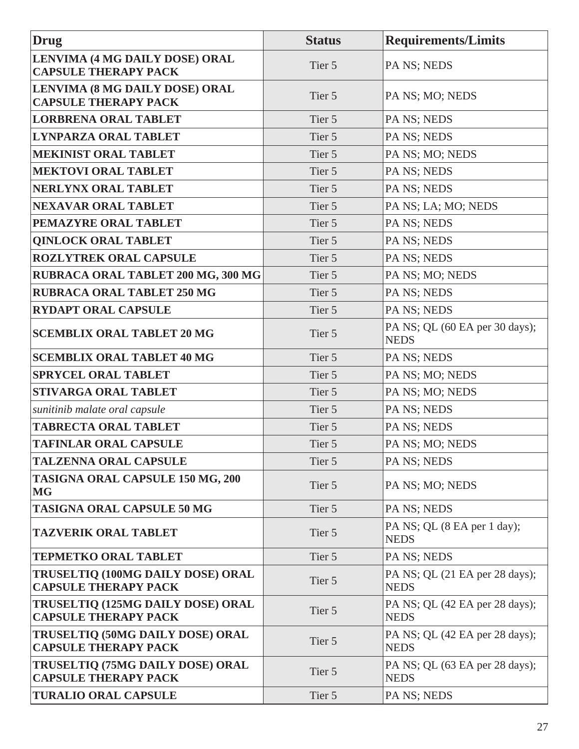| Drug | Status | Requirements/Limits |
|---|---|---|
| **LENVIMA (4 MG DAILY DOSE) ORAL CAPSULE THERAPY PACK** | Tier 5 | PA NS; NEDS |
| **LENVIMA (8 MG DAILY DOSE) ORAL CAPSULE THERAPY PACK** | Tier 5 | PA NS; MO; NEDS |
| **LORBRENA ORAL TABLET** | Tier 5 | PA NS; NEDS |
| **LYNPARZA ORAL TABLET** | Tier 5 | PA NS; NEDS |
| **MEKINIST ORAL TABLET** | Tier 5 | PA NS; MO; NEDS |
| **MEKTOVI ORAL TABLET** | Tier 5 | PA NS; NEDS |
| **NERLYNX ORAL TABLET** | Tier 5 | PA NS; NEDS |
| **NEXAVAR ORAL TABLET** | Tier 5 | PA NS; LA; MO; NEDS |
| **PEMAZYRE ORAL TABLET** | Tier 5 | PA NS; NEDS |
| **QINLOCK ORAL TABLET** | Tier 5 | PA NS; NEDS |
| **ROZLYTREK ORAL CAPSULE** | Tier 5 | PA NS; NEDS |
| **RUBRACA ORAL TABLET 200 MG, 300 MG** | Tier 5 | PA NS; MO; NEDS |
| **RUBRACA ORAL TABLET 250 MG** | Tier 5 | PA NS; NEDS |
| **RYDAPT ORAL CAPSULE** | Tier 5 | PA NS; NEDS |
| **SCEMBLIX ORAL TABLET 20 MG** | Tier 5 | PA NS; QL (60 EA per 30 days); NEDS |
| **SCEMBLIX ORAL TABLET 40 MG** | Tier 5 | PA NS; NEDS |
| **SPRYCEL ORAL TABLET** | Tier 5 | PA NS; MO; NEDS |
| **STIVARGA ORAL TABLET** | Tier 5 | PA NS; MO; NEDS |
| *sunitinib malate oral capsule* | Tier 5 | PA NS; NEDS |
| **TABRECTA ORAL TABLET** | Tier 5 | PA NS; NEDS |
| **TAFINLAR ORAL CAPSULE** | Tier 5 | PA NS; MO; NEDS |
| **TALZENNA ORAL CAPSULE** | Tier 5 | PA NS; NEDS |
| **TASIGNA ORAL CAPSULE 150 MG, 200 MG** | Tier 5 | PA NS; MO; NEDS |
| **TASIGNA ORAL CAPSULE 50 MG** | Tier 5 | PA NS; NEDS |
| **TAZVERIK ORAL TABLET** | Tier 5 | PA NS; QL (8 EA per 1 day); NEDS |
| **TEPMETKO ORAL TABLET** | Tier 5 | PA NS; NEDS |
| **TRUSELTIQ (100MG DAILY DOSE) ORAL CAPSULE THERAPY PACK** | Tier 5 | PA NS; QL (21 EA per 28 days); NEDS |
| **TRUSELTIQ (125MG DAILY DOSE) ORAL CAPSULE THERAPY PACK** | Tier 5 | PA NS; QL (42 EA per 28 days); NEDS |
| **TRUSELTIQ (50MG DAILY DOSE) ORAL CAPSULE THERAPY PACK** | Tier 5 | PA NS; QL (42 EA per 28 days); NEDS |
| **TRUSELTIQ (75MG DAILY DOSE) ORAL CAPSULE THERAPY PACK** | Tier 5 | PA NS; QL (63 EA per 28 days); NEDS |
| **TURALIO ORAL CAPSULE** | Tier 5 | PA NS; NEDS |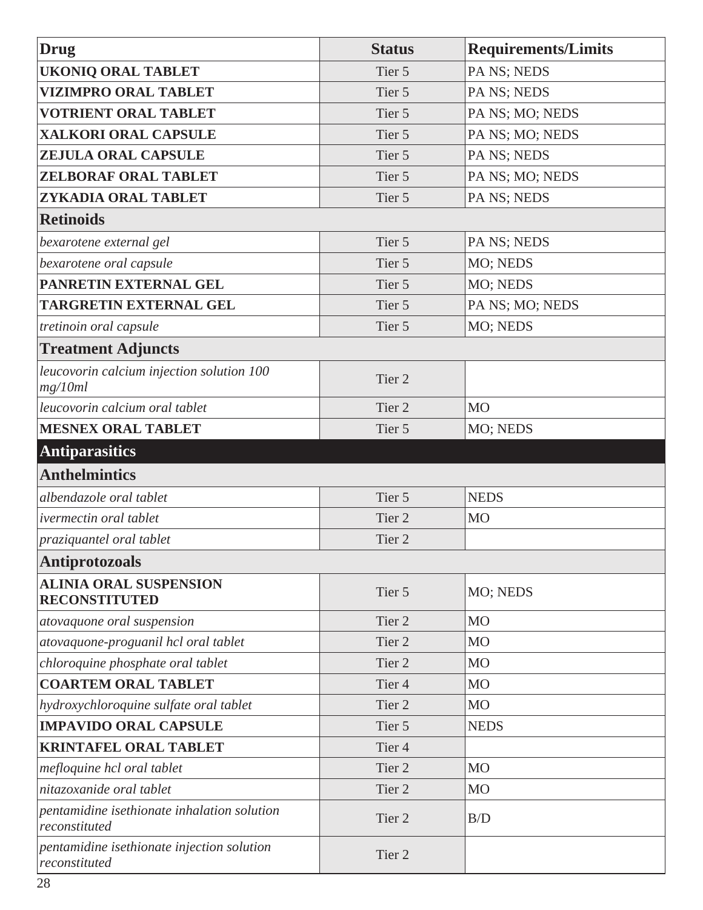| Drug | Status | Requirements/Limits |
|---|---|---|
| **UKONIQ ORAL TABLET** | Tier 5 | PA NS; NEDS |
| **VIZIMPRO ORAL TABLET** | Tier 5 | PA NS; NEDS |
| **VOTRIENT ORAL TABLET** | Tier 5 | PA NS; MO; NEDS |
| **XALKORI ORAL CAPSULE** | Tier 5 | PA NS; MO; NEDS |
| **ZEJULA ORAL CAPSULE** | Tier 5 | PA NS; NEDS |
| **ZELBORAF ORAL TABLET** | Tier 5 | PA NS; MO; NEDS |
| **ZYKADIA ORAL TABLET** | Tier 5 | PA NS; NEDS |
| **Retinoids** | | |
| *bexarotene external gel* | Tier 5 | PA NS; NEDS |
| *bexarotene oral capsule* | Tier 5 | MO; NEDS |
| **PANRETIN EXTERNAL GEL** | Tier 5 | MO; NEDS |
| **TARGRETIN EXTERNAL GEL** | Tier 5 | PA NS; MO; NEDS |
| *tretinoin oral capsule* | Tier 5 | MO; NEDS |
| **Treatment Adjuncts** | | |
| *leucovorin calcium injection solution 100 mg/10ml* | Tier 2 | |
| *leucovorin calcium oral tablet* | Tier 2 | MO |
| **MESNEX ORAL TABLET** | Tier 5 | MO; NEDS |
| **Antiparasitics** | | |
| **Anthelmintics** | | |
| *albendazole oral tablet* | Tier 5 | NEDS |
| *ivermectin oral tablet* | Tier 2 | MO |
| *praziquantel oral tablet* | Tier 2 | |
| **Antiprotozoals** | | |
| **ALINIA ORAL SUSPENSION RECONSTITUTED** | Tier 5 | MO; NEDS |
| *atovaquone oral suspension* | Tier 2 | MO |
| *atovaquone-proguanil hcl oral tablet* | Tier 2 | MO |
| *chloroquine phosphate oral tablet* | Tier 2 | MO |
| **COARTEM ORAL TABLET** | Tier 4 | MO |
| *hydroxychloroquine sulfate oral tablet* | Tier 2 | MO |
| **IMPAVIDO ORAL CAPSULE** | Tier 5 | NEDS |
| **KRINTAFEL ORAL TABLET** | Tier 4 | |
| *mefloquine hcl oral tablet* | Tier 2 | MO |
| *nitazoxanide oral tablet* | Tier 2 | MO |
| *pentamidine isethionate inhalation solution reconstituted* | Tier 2 | B/D |
| *pentamidine isethionate injection solution reconstituted* | Tier 2 | |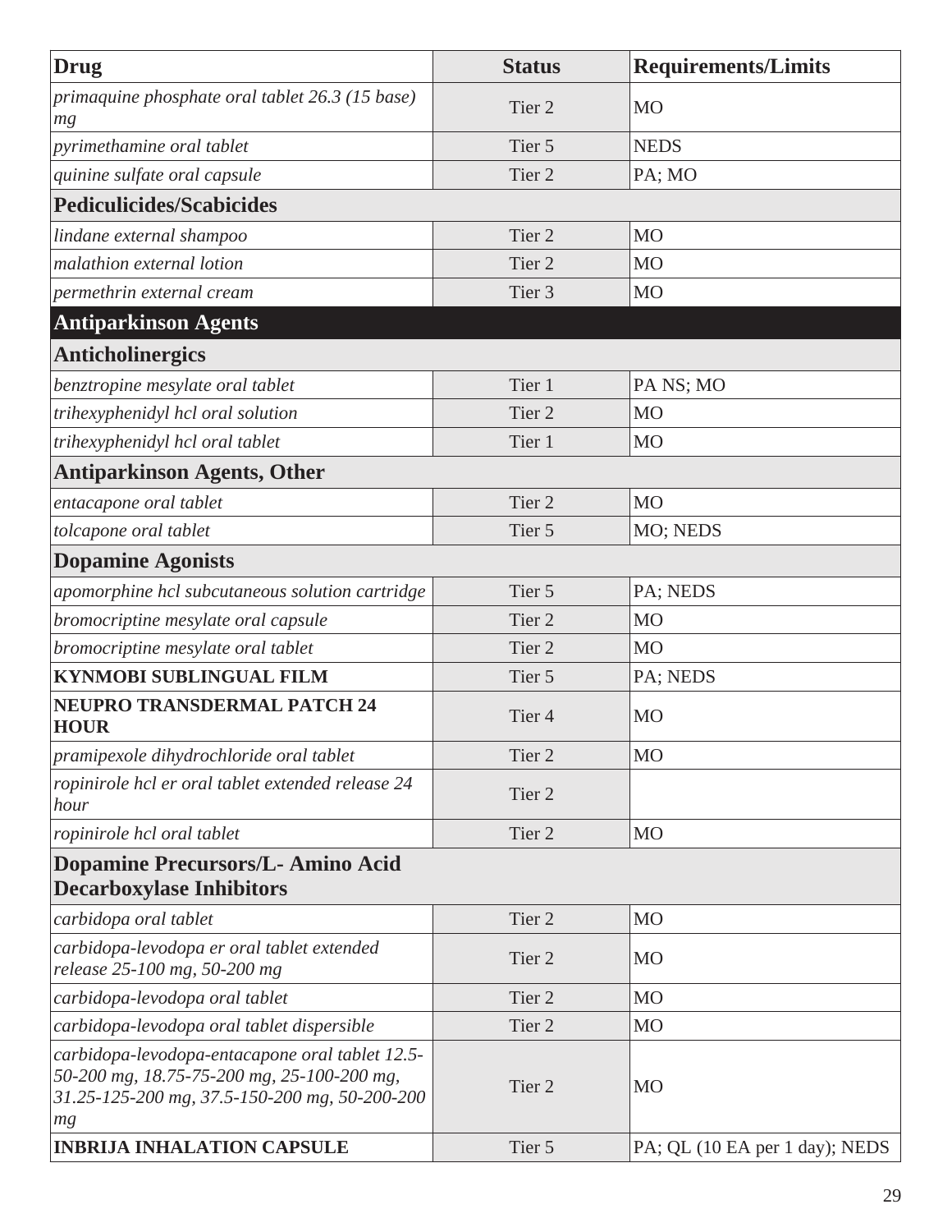| Drug | Status | Requirements/Limits |
|---|---|---|
| *primaquine phosphate oral tablet 26.3 (15 base) mg* | Tier 2 | MO |
| *pyrimethamine oral tablet* | Tier 5 | NEDS |
| *quinine sulfate oral capsule* | Tier 2 | PA; MO |
| **Pediculicides/Scabicides** | | |
| *lindane external shampoo* | Tier 2 | MO |
| *malathion external lotion* | Tier 2 | MO |
| *permethrin external cream* | Tier 3 | MO |
| **Antiparkinson Agents** | | |
| **Anticholinergics** | | |
| *benztropine mesylate oral tablet* | Tier 1 | PA NS; MO |
| *trihexyphenidyl hcl oral solution* | Tier 2 | MO |
| *trihexyphenidyl hcl oral tablet* | Tier 1 | MO |
| **Antiparkinson Agents, Other** | | |
| *entacapone oral tablet* | Tier 2 | MO |
| *tolcapone oral tablet* | Tier 5 | MO; NEDS |
| **Dopamine Agonists** | | |
| *apomorphine hcl subcutaneous solution cartridge* | Tier 5 | PA; NEDS |
| *bromocriptine mesylate oral capsule* | Tier 2 | MO |
| *bromocriptine mesylate oral tablet* | Tier 2 | MO |
| **KYNMOBI SUBLINGUAL FILM** | Tier 5 | PA; NEDS |
| **NEUPRO TRANSDERMAL PATCH 24 HOUR** | Tier 4 | MO |
| *pramipexole dihydrochloride oral tablet* | Tier 2 | MO |
| *ropinirole hcl er oral tablet extended release 24 hour* | Tier 2 | |
| *ropinirole hcl oral tablet* | Tier 2 | MO |
| **Dopamine Precursors/L- Amino Acid Decarboxylase Inhibitors** | | |
| *carbidopa oral tablet* | Tier 2 | MO |
| *carbidopa-levodopa er oral tablet extended release 25-100 mg, 50-200 mg* | Tier 2 | MO |
| *carbidopa-levodopa oral tablet* | Tier 2 | MO |
| *carbidopa-levodopa oral tablet dispersible* | Tier 2 | MO |
| *carbidopa-levodopa-entacapone oral tablet 12.5-50-200 mg, 18.75-75-200 mg, 25-100-200 mg, 31.25-125-200 mg, 37.5-150-200 mg, 50-200-200 mg* | Tier 2 | MO |
| **INBRIJA INHALATION CAPSULE** | Tier 5 | PA; QL (10 EA per 1 day); NEDS |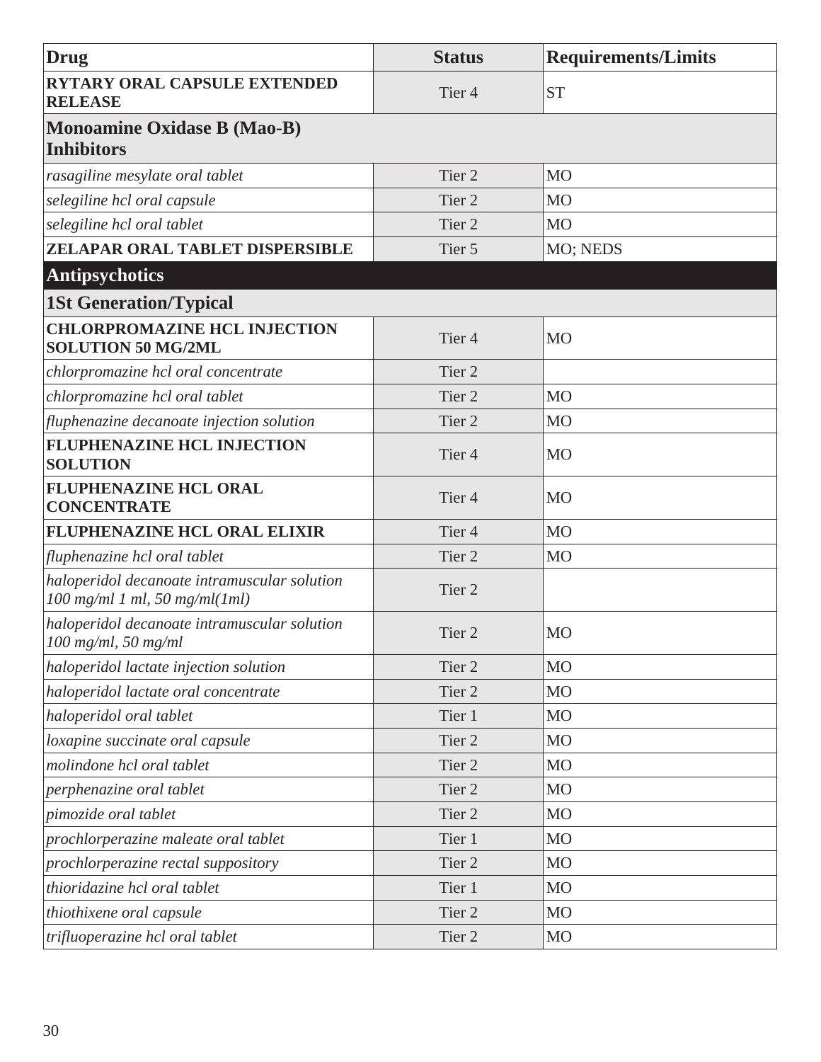| Drug | Status | Requirements/Limits |
|---|---|---|
| **RYTARY ORAL CAPSULE EXTENDED RELEASE** | Tier 4 | ST |
| **Monoamine Oxidase B (Mao-B) Inhibitors** | | |
| *rasagiline mesylate oral tablet* | Tier 2 | MO |
| *selegiline hcl oral capsule* | Tier 2 | MO |
| *selegiline hcl oral tablet* | Tier 2 | MO |
| **ZELAPAR ORAL TABLET DISPERSIBLE** | Tier 5 | MO; NEDS |
| **Antipsychotics** | | |
| **1St Generation/Typical** | | |
| **CHLORPROMAZINE HCL INJECTION SOLUTION 50 MG/2ML** | Tier 4 | MO |
| *chlorpromazine hcl oral concentrate* | Tier 2 | |
| *chlorpromazine hcl oral tablet* | Tier 2 | MO |
| *fluphenazine decanoate injection solution* | Tier 2 | MO |
| **FLUPHENAZINE HCL INJECTION SOLUTION** | Tier 4 | MO |
| **FLUPHENAZINE HCL ORAL CONCENTRATE** | Tier 4 | MO |
| **FLUPHENAZINE HCL ORAL ELIXIR** | Tier 4 | MO |
| *fluphenazine hcl oral tablet* | Tier 2 | MO |
| *haloperidol decanoate intramuscular solution 100 mg/ml 1 ml, 50 mg/ml(1ml)* | Tier 2 | |
| *haloperidol decanoate intramuscular solution 100 mg/ml, 50 mg/ml* | Tier 2 | MO |
| *haloperidol lactate injection solution* | Tier 2 | MO |
| *haloperidol lactate oral concentrate* | Tier 2 | MO |
| *haloperidol oral tablet* | Tier 1 | MO |
| *loxapine succinate oral capsule* | Tier 2 | MO |
| *molindone hcl oral tablet* | Tier 2 | MO |
| *perphenazine oral tablet* | Tier 2 | MO |
| *pimozide oral tablet* | Tier 2 | MO |
| *prochlorperazine maleate oral tablet* | Tier 1 | MO |
| *prochlorperazine rectal suppository* | Tier 2 | MO |
| *thioridazine hcl oral tablet* | Tier 1 | MO |
| *thiothixene oral capsule* | Tier 2 | MO |
| *trifluoperazine hcl oral tablet* | Tier 2 | MO |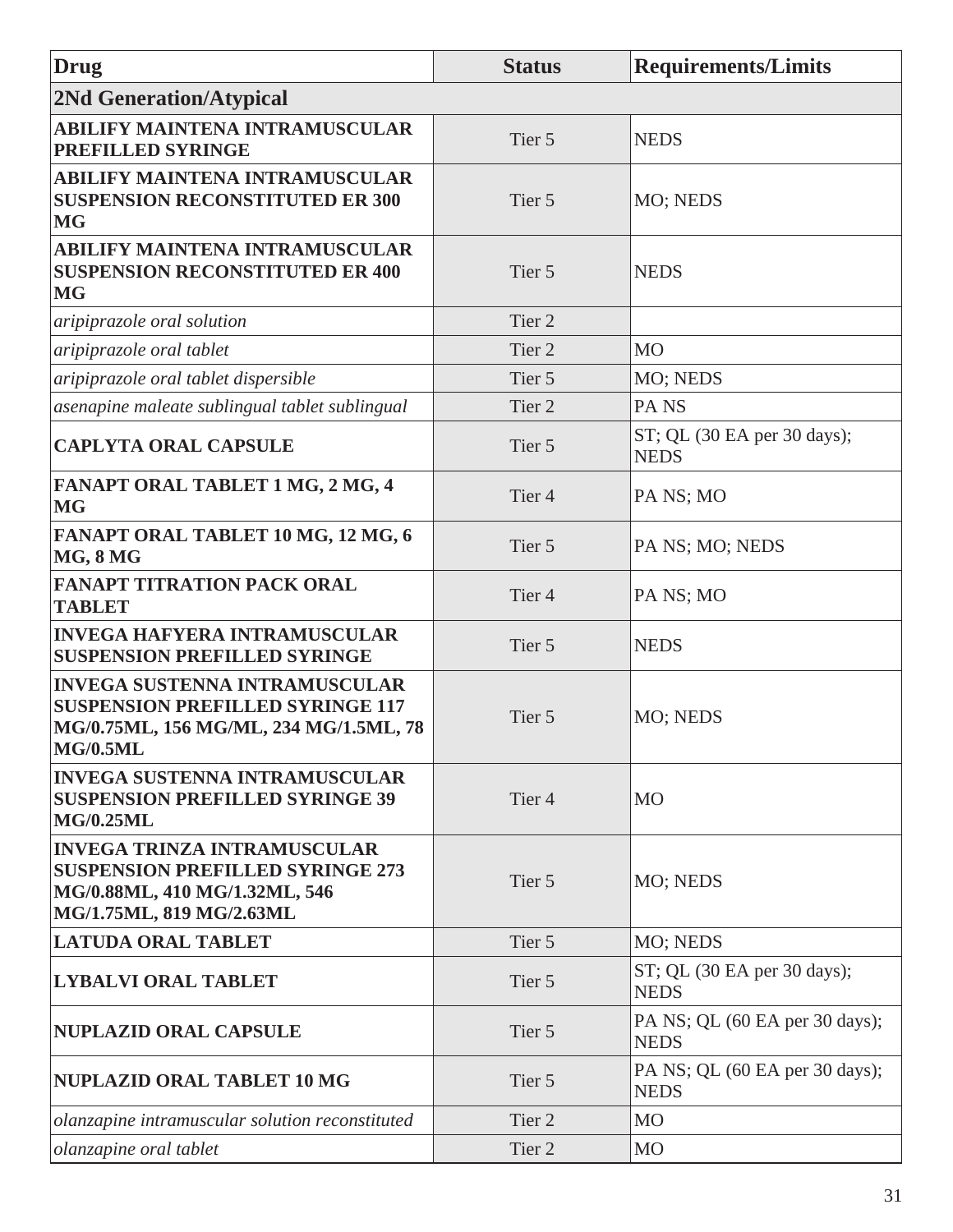| Drug | Status | Requirements/Limits |
|---|---|---|
| **2Nd Generation/Atypical** | | |
| **ABILIFY MAINTENA INTRAMUSCULAR PREFILLED SYRINGE** | Tier 5 | NEDS |
| **ABILIFY MAINTENA INTRAMUSCULAR SUSPENSION RECONSTITUTED ER 300 MG** | Tier 5 | MO; NEDS |
| **ABILIFY MAINTENA INTRAMUSCULAR SUSPENSION RECONSTITUTED ER 400 MG** | Tier 5 | NEDS |
| *aripiprazole oral solution* | Tier 2 | |
| *aripiprazole oral tablet* | Tier 2 | MO |
| *aripiprazole oral tablet dispersible* | Tier 5 | MO; NEDS |
| *asenapine maleate sublingual tablet sublingual* | Tier 2 | PA NS |
| **CAPLYTA ORAL CAPSULE** | Tier 5 | ST; QL (30 EA per 30 days); NEDS |
| **FANAPT ORAL TABLET 1 MG, 2 MG, 4 MG** | Tier 4 | PA NS; MO |
| **FANAPT ORAL TABLET 10 MG, 12 MG, 6 MG, 8 MG** | Tier 5 | PA NS; MO; NEDS |
| **FANAPT TITRATION PACK ORAL TABLET** | Tier 4 | PA NS; MO |
| **INVEGA HAFYERA INTRAMUSCULAR SUSPENSION PREFILLED SYRINGE** | Tier 5 | NEDS |
| **INVEGA SUSTENNA INTRAMUSCULAR SUSPENSION PREFILLED SYRINGE 117 MG/0.75ML, 156 MG/ML, 234 MG/1.5ML, 78 MG/0.5ML** | Tier 5 | MO; NEDS |
| **INVEGA SUSTENNA INTRAMUSCULAR SUSPENSION PREFILLED SYRINGE 39 MG/0.25ML** | Tier 4 | MO |
| **INVEGA TRINZA INTRAMUSCULAR SUSPENSION PREFILLED SYRINGE 273 MG/0.88ML, 410 MG/1.32ML, 546 MG/1.75ML, 819 MG/2.63ML** | Tier 5 | MO; NEDS |
| **LATUDA ORAL TABLET** | Tier 5 | MO; NEDS |
| **LYBALVI ORAL TABLET** | Tier 5 | ST; QL (30 EA per 30 days); NEDS |
| **NUPLAZID ORAL CAPSULE** | Tier 5 | PA NS; QL (60 EA per 30 days); NEDS |
| **NUPLAZID ORAL TABLET 10 MG** | Tier 5 | PA NS; QL (60 EA per 30 days); NEDS |
| *olanzapine intramuscular solution reconstituted* | Tier 2 | MO |
| *olanzapine oral tablet* | Tier 2 | MO |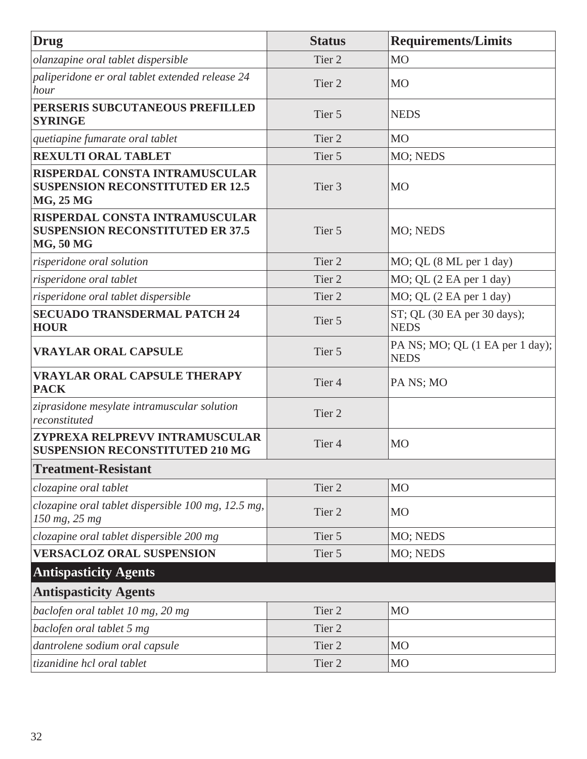| Drug | Status | Requirements/Limits |
|---|---|---|
| *olanzapine oral tablet dispersible* | Tier 2 | MO |
| *paliperidone er oral tablet extended release 24 hour* | Tier 2 | MO |
| **PERSERIS SUBCUTANEOUS PREFILLED SYRINGE** | Tier 5 | NEDS |
| *quetiapine fumarate oral tablet* | Tier 2 | MO |
| **REXULTI ORAL TABLET** | Tier 5 | MO; NEDS |
| **RISPERDAL CONSTA INTRAMUSCULAR SUSPENSION RECONSTITUTED ER 12.5 MG, 25 MG** | Tier 3 | MO |
| **RISPERDAL CONSTA INTRAMUSCULAR SUSPENSION RECONSTITUTED ER 37.5 MG, 50 MG** | Tier 5 | MO; NEDS |
| *risperidone oral solution* | Tier 2 | MO; QL (8 ML per 1 day) |
| *risperidone oral tablet* | Tier 2 | MO; QL (2 EA per 1 day) |
| *risperidone oral tablet dispersible* | Tier 2 | MO; QL (2 EA per 1 day) |
| **SECUADO TRANSDERMAL PATCH 24 HOUR** | Tier 5 | ST; QL (30 EA per 30 days); NEDS |
| **VRAYLAR ORAL CAPSULE** | Tier 5 | PA NS; MO; QL (1 EA per 1 day); NEDS |
| **VRAYLAR ORAL CAPSULE THERAPY PACK** | Tier 4 | PA NS; MO |
| *ziprasidone mesylate intramuscular solution reconstituted* | Tier 2 | |
| **ZYPREXA RELPREVV INTRAMUSCULAR SUSPENSION RECONSTITUTED 210 MG** | Tier 4 | MO |
| **Treatment-Resistant** | | |
| *clozapine oral tablet* | Tier 2 | MO |
| *clozapine oral tablet dispersible 100 mg, 12.5 mg, 150 mg, 25 mg* | Tier 2 | MO |
| *clozapine oral tablet dispersible 200 mg* | Tier 5 | MO; NEDS |
| **VERSACLOZ ORAL SUSPENSION** | Tier 5 | MO; NEDS |
| **Antispasticity Agents** | | |
| **Antispasticity Agents** | | |
| *baclofen oral tablet 10 mg, 20 mg* | Tier 2 | MO |
| *baclofen oral tablet 5 mg* | Tier 2 | |
| *dantrolene sodium oral capsule* | Tier 2 | MO |
| *tizanidine hcl oral tablet* | Tier 2 | MO |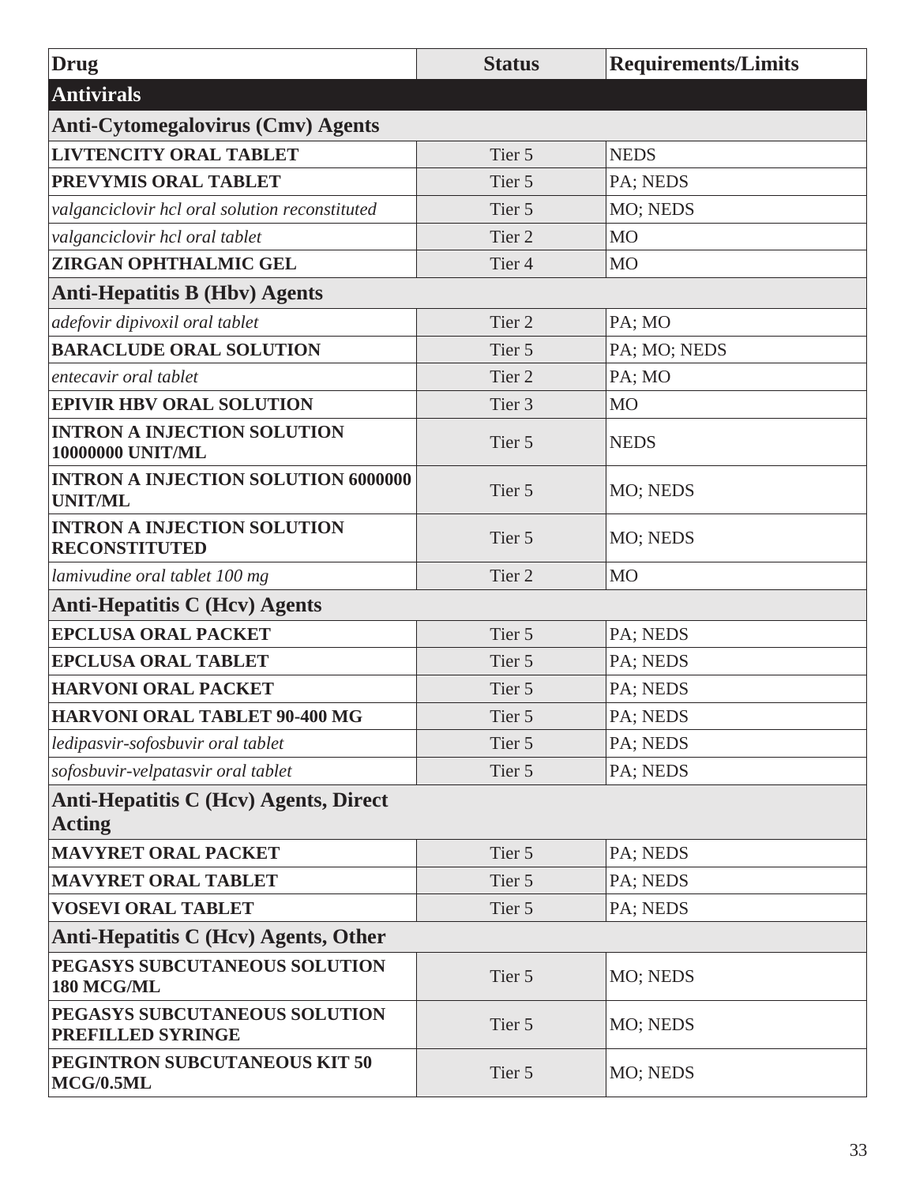| Drug | Status | Requirements/Limits |
|---|---|---|
| **Antivirals** | | |
| **Anti-Cytomegalovirus (Cmv) Agents** | | |
| **LIVTENCITY ORAL TABLET** | Tier 5 | NEDS |
| **PREVYMIS ORAL TABLET** | Tier 5 | PA; NEDS |
| *valganciclovir hcl oral solution reconstituted* | Tier 5 | MO; NEDS |
| *valganciclovir hcl oral tablet* | Tier 2 | MO |
| **ZIRGAN OPHTHALMIC GEL** | Tier 4 | MO |
| **Anti-Hepatitis B (Hbv) Agents** | | |
| *adefovir dipivoxil oral tablet* | Tier 2 | PA; MO |
| **BARACLUDE ORAL SOLUTION** | Tier 5 | PA; MO; NEDS |
| *entecavir oral tablet* | Tier 2 | PA; MO |
| **EPIVIR HBV ORAL SOLUTION** | Tier 3 | MO |
| **INTRON A INJECTION SOLUTION 10000000 UNIT/ML** | Tier 5 | NEDS |
| **INTRON A INJECTION SOLUTION 6000000 UNIT/ML** | Tier 5 | MO; NEDS |
| **INTRON A INJECTION SOLUTION RECONSTITUTED** | Tier 5 | MO; NEDS |
| *lamivudine oral tablet 100 mg* | Tier 2 | MO |
| **Anti-Hepatitis C (Hcv) Agents** | | |
| **EPCLUSA ORAL PACKET** | Tier 5 | PA; NEDS |
| **EPCLUSA ORAL TABLET** | Tier 5 | PA; NEDS |
| **HARVONI ORAL PACKET** | Tier 5 | PA; NEDS |
| **HARVONI ORAL TABLET 90-400 MG** | Tier 5 | PA; NEDS |
| *ledipasvir-sofosbuvir oral tablet* | Tier 5 | PA; NEDS |
| *sofosbuvir-velpatasvir oral tablet* | Tier 5 | PA; NEDS |
| **Anti-Hepatitis C (Hcv) Agents, Direct Acting** | | |
| **MAVYRET ORAL PACKET** | Tier 5 | PA; NEDS |
| **MAVYRET ORAL TABLET** | Tier 5 | PA; NEDS |
| **VOSEVI ORAL TABLET** | Tier 5 | PA; NEDS |
| **Anti-Hepatitis C (Hcv) Agents, Other** | | |
| **PEGASYS SUBCUTANEOUS SOLUTION 180 MCG/ML** | Tier 5 | MO; NEDS |
| **PEGASYS SUBCUTANEOUS SOLUTION PREFILLED SYRINGE** | Tier 5 | MO; NEDS |
| **PEGINTRON SUBCUTANEOUS KIT 50 MCG/0.5ML** | Tier 5 | MO; NEDS |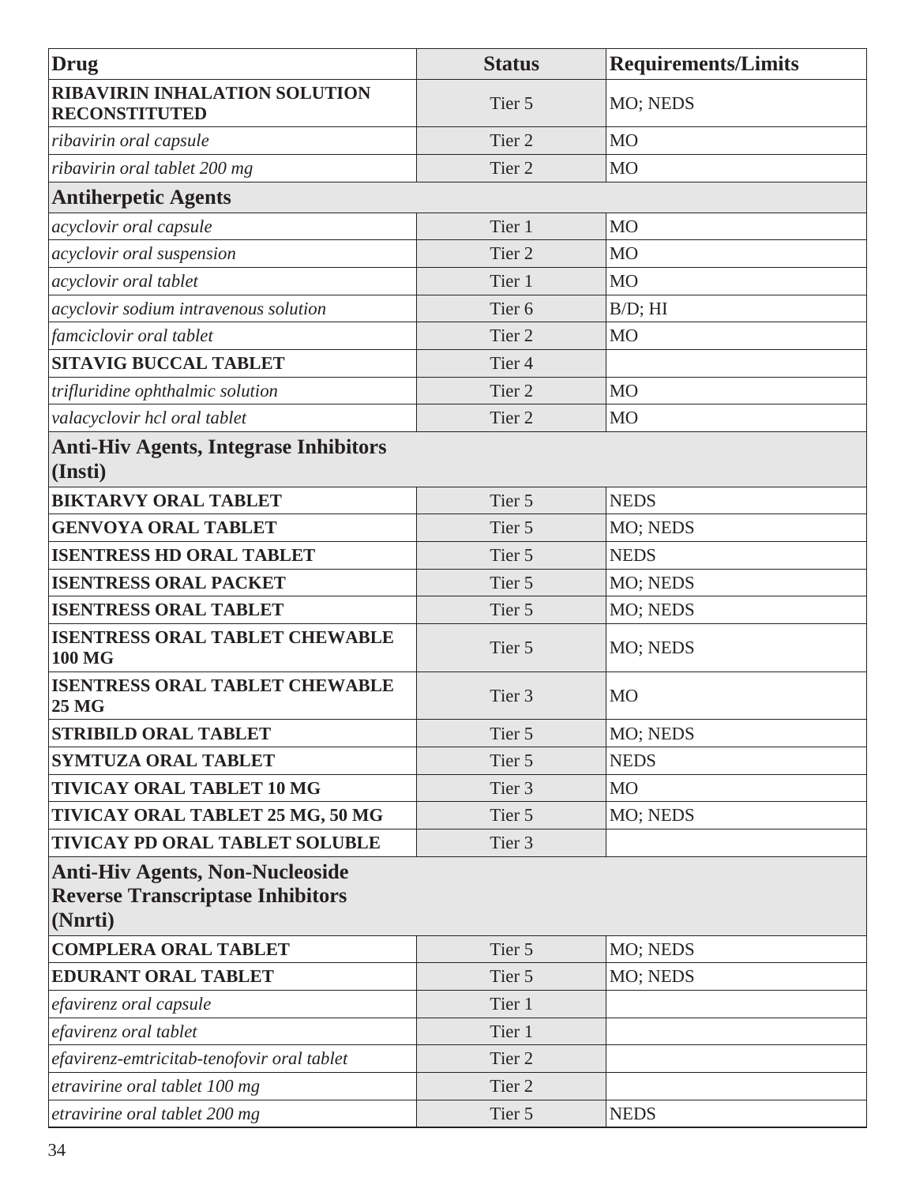| Drug | Status | Requirements/Limits |
| --- | --- | --- |
| **RIBAVIRIN INHALATION SOLUTION RECONSTITUTED** | Tier 5 | MO; NEDS |
| *ribavirin oral capsule* | Tier 2 | MO |
| *ribavirin oral tablet 200 mg* | Tier 2 | MO |
| **Antiherpetic Agents** | | |
| *acyclovir oral capsule* | Tier 1 | MO |
| *acyclovir oral suspension* | Tier 2 | MO |
| *acyclovir oral tablet* | Tier 1 | MO |
| *acyclovir sodium intravenous solution* | Tier 6 | B/D; HI |
| *famciclovir oral tablet* | Tier 2 | MO |
| **SITAVIG BUCCAL TABLET** | Tier 4 | |
| *trifluridine ophthalmic solution* | Tier 2 | MO |
| *valacyclovir hcl oral tablet* | Tier 2 | MO |
| **Anti-Hiv Agents, Integrase Inhibitors (Insti)** | | |
| **BIKTARVY ORAL TABLET** | Tier 5 | NEDS |
| **GENVOYA ORAL TABLET** | Tier 5 | MO; NEDS |
| **ISENTRESS HD ORAL TABLET** | Tier 5 | NEDS |
| **ISENTRESS ORAL PACKET** | Tier 5 | MO; NEDS |
| **ISENTRESS ORAL TABLET** | Tier 5 | MO; NEDS |
| **ISENTRESS ORAL TABLET CHEWABLE 100 MG** | Tier 5 | MO; NEDS |
| **ISENTRESS ORAL TABLET CHEWABLE 25 MG** | Tier 3 | MO |
| **STRIBILD ORAL TABLET** | Tier 5 | MO; NEDS |
| **SYMTUZA ORAL TABLET** | Tier 5 | NEDS |
| **TIVICAY ORAL TABLET 10 MG** | Tier 3 | MO |
| **TIVICAY ORAL TABLET 25 MG, 50 MG** | Tier 5 | MO; NEDS |
| **TIVICAY PD ORAL TABLET SOLUBLE** | Tier 3 | |
| **Anti-Hiv Agents, Non-Nucleoside Reverse Transcriptase Inhibitors (Nnrti)** | | |
| **COMPLERA ORAL TABLET** | Tier 5 | MO; NEDS |
| **EDURANT ORAL TABLET** | Tier 5 | MO; NEDS |
| *efavirenz oral capsule* | Tier 1 | |
| *efavirenz oral tablet* | Tier 1 | |
| *efavirenz-emtricitab-tenofovir oral tablet* | Tier 2 | |
| *etravirine oral tablet 100 mg* | Tier 2 | |
| *etravirine oral tablet 200 mg* | Tier 5 | NEDS |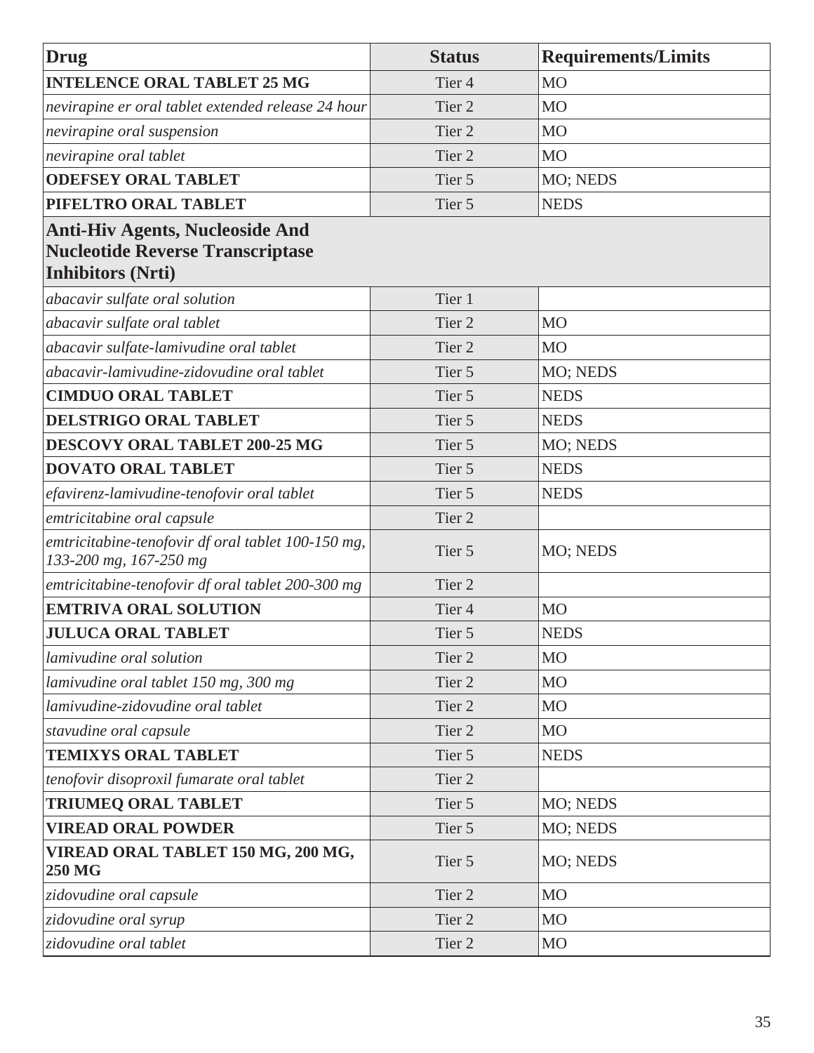| Drug | Status | Requirements/Limits |
|---|---|---|
| **INTELENCE ORAL TABLET 25 MG** | Tier 4 | MO |
| *nevirapine er oral tablet extended release 24 hour* | Tier 2 | MO |
| *nevirapine oral suspension* | Tier 2 | MO |
| *nevirapine oral tablet* | Tier 2 | MO |
| **ODEFSEY ORAL TABLET** | Tier 5 | MO; NEDS |
| **PIFELTRO ORAL TABLET** | Tier 5 | NEDS |
| **Anti-Hiv Agents, Nucleoside And Nucleotide Reverse Transcriptase Inhibitors (Nrti)** | | |
| *abacavir sulfate oral solution* | Tier 1 | |
| *abacavir sulfate oral tablet* | Tier 2 | MO |
| *abacavir sulfate-lamivudine oral tablet* | Tier 2 | MO |
| *abacavir-lamivudine-zidovudine oral tablet* | Tier 5 | MO; NEDS |
| **CIMDUO ORAL TABLET** | Tier 5 | NEDS |
| **DELSTRIGO ORAL TABLET** | Tier 5 | NEDS |
| **DESCOVY ORAL TABLET 200-25 MG** | Tier 5 | MO; NEDS |
| **DOVATO ORAL TABLET** | Tier 5 | NEDS |
| *efavirenz-lamivudine-tenofovir oral tablet* | Tier 5 | NEDS |
| *emtricitabine oral capsule* | Tier 2 | |
| *emtricitabine-tenofovir df oral tablet 100-150 mg, 133-200 mg, 167-250 mg* | Tier 5 | MO; NEDS |
| *emtricitabine-tenofovir df oral tablet 200-300 mg* | Tier 2 | |
| **EMTRIVA ORAL SOLUTION** | Tier 4 | MO |
| **JULUCA ORAL TABLET** | Tier 5 | NEDS |
| *lamivudine oral solution* | Tier 2 | MO |
| *lamivudine oral tablet 150 mg, 300 mg* | Tier 2 | MO |
| *lamivudine-zidovudine oral tablet* | Tier 2 | MO |
| *stavudine oral capsule* | Tier 2 | MO |
| **TEMIXYS ORAL TABLET** | Tier 5 | NEDS |
| *tenofovir disoproxil fumarate oral tablet* | Tier 2 | |
| **TRIUMEQ ORAL TABLET** | Tier 5 | MO; NEDS |
| **VIREAD ORAL POWDER** | Tier 5 | MO; NEDS |
| **VIREAD ORAL TABLET 150 MG, 200 MG, 250 MG** | Tier 5 | MO; NEDS |
| *zidovudine oral capsule* | Tier 2 | MO |
| *zidovudine oral syrup* | Tier 2 | MO |
| *zidovudine oral tablet* | Tier 2 | MO |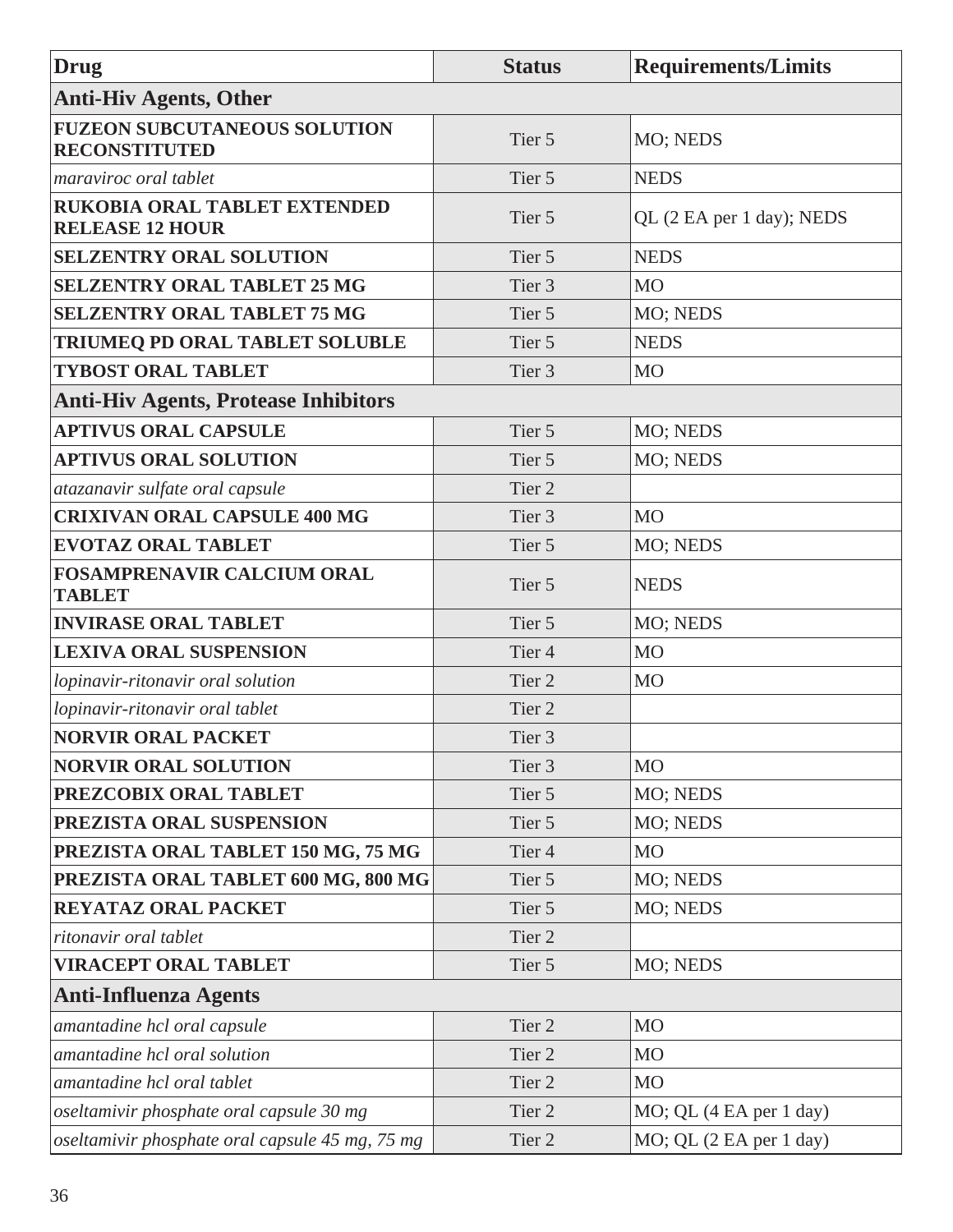| Drug | Status | Requirements/Limits |
|---|---|---|
| **Anti-Hiv Agents, Other** | | |
| **FUZEON SUBCUTANEOUS SOLUTION RECONSTITUTED** | Tier 5 | MO; NEDS |
| *maraviroc oral tablet* | Tier 5 | NEDS |
| **RUKOBIA ORAL TABLET EXTENDED RELEASE 12 HOUR** | Tier 5 | QL (2 EA per 1 day); NEDS |
| **SELZENTRY ORAL SOLUTION** | Tier 5 | NEDS |
| **SELZENTRY ORAL TABLET 25 MG** | Tier 3 | MO |
| **SELZENTRY ORAL TABLET 75 MG** | Tier 5 | MO; NEDS |
| **TRIUMEQ PD ORAL TABLET SOLUBLE** | Tier 5 | NEDS |
| **TYBOST ORAL TABLET** | Tier 3 | MO |
| **Anti-Hiv Agents, Protease Inhibitors** | | |
| **APTIVUS ORAL CAPSULE** | Tier 5 | MO; NEDS |
| **APTIVUS ORAL SOLUTION** | Tier 5 | MO; NEDS |
| *atazanavir sulfate oral capsule* | Tier 2 | |
| **CRIXIVAN ORAL CAPSULE 400 MG** | Tier 3 | MO |
| **EVOTAZ ORAL TABLET** | Tier 5 | MO; NEDS |
| **FOSAMPRENAVIR CALCIUM ORAL TABLET** | Tier 5 | NEDS |
| **INVIRASE ORAL TABLET** | Tier 5 | MO; NEDS |
| **LEXIVA ORAL SUSPENSION** | Tier 4 | MO |
| *lopinavir-ritonavir oral solution* | Tier 2 | MO |
| *lopinavir-ritonavir oral tablet* | Tier 2 | |
| **NORVIR ORAL PACKET** | Tier 3 | |
| **NORVIR ORAL SOLUTION** | Tier 3 | MO |
| **PREZCOBIX ORAL TABLET** | Tier 5 | MO; NEDS |
| **PREZISTA ORAL SUSPENSION** | Tier 5 | MO; NEDS |
| **PREZISTA ORAL TABLET 150 MG, 75 MG** | Tier 4 | MO |
| **PREZISTA ORAL TABLET 600 MG, 800 MG** | Tier 5 | MO; NEDS |
| **REYATAZ ORAL PACKET** | Tier 5 | MO; NEDS |
| *ritonavir oral tablet* | Tier 2 | |
| **VIRACEPT ORAL TABLET** | Tier 5 | MO; NEDS |
| **Anti-Influenza Agents** | | |
| *amantadine hcl oral capsule* | Tier 2 | MO |
| *amantadine hcl oral solution* | Tier 2 | MO |
| *amantadine hcl oral tablet* | Tier 2 | MO |
| *oseltamivir phosphate oral capsule 30 mg* | Tier 2 | MO; QL (4 EA per 1 day) |
| *oseltamivir phosphate oral capsule 45 mg, 75 mg* | Tier 2 | MO; QL (2 EA per 1 day) |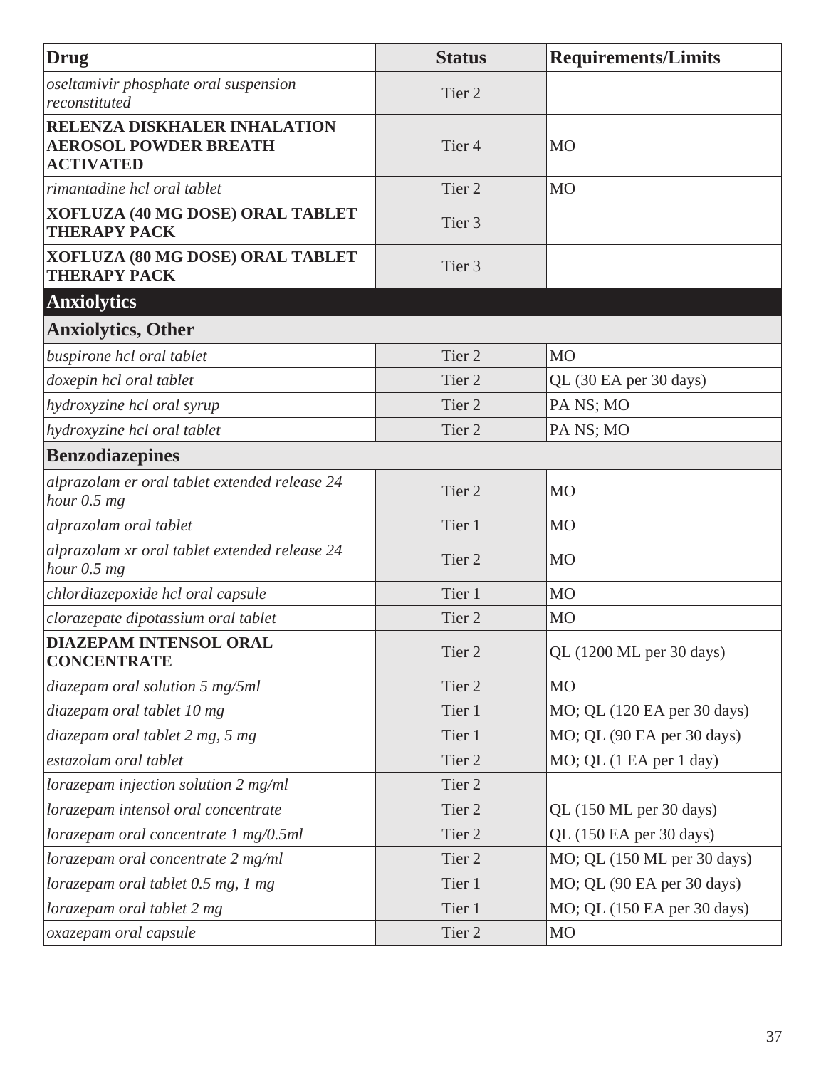| Drug | Status | Requirements/Limits |
|---|---|---|
| *oseltamivir phosphate oral suspension reconstituted* | Tier 2 | |
| **RELENZA DISKHALER INHALATION AEROSOL POWDER BREATH ACTIVATED** | Tier 4 | MO |
| *rimantadine hcl oral tablet* | Tier 2 | MO |
| **XOFLUZA (40 MG DOSE) ORAL TABLET THERAPY PACK** | Tier 3 | |
| **XOFLUZA (80 MG DOSE) ORAL TABLET THERAPY PACK** | Tier 3 | |
| **Anxiolytics** | | |
| **Anxiolytics, Other** | | |
| *buspirone hcl oral tablet* | Tier 2 | MO |
| *doxepin hcl oral tablet* | Tier 2 | QL (30 EA per 30 days) |
| *hydroxyzine hcl oral syrup* | Tier 2 | PA NS; MO |
| *hydroxyzine hcl oral tablet* | Tier 2 | PA NS; MO |
| **Benzodiazepines** | | |
| *alprazolam er oral tablet extended release 24 hour 0.5 mg* | Tier 2 | MO |
| *alprazolam oral tablet* | Tier 1 | MO |
| *alprazolam xr oral tablet extended release 24 hour 0.5 mg* | Tier 2 | MO |
| *chlordiazepoxide hcl oral capsule* | Tier 1 | MO |
| *clorazepate dipotassium oral tablet* | Tier 2 | MO |
| **DIAZEPAM INTENSOL ORAL CONCENTRATE** | Tier 2 | QL (1200 ML per 30 days) |
| *diazepam oral solution 5 mg/5ml* | Tier 2 | MO |
| *diazepam oral tablet 10 mg* | Tier 1 | MO; QL (120 EA per 30 days) |
| *diazepam oral tablet 2 mg, 5 mg* | Tier 1 | MO; QL (90 EA per 30 days) |
| *estazolam oral tablet* | Tier 2 | MO; QL (1 EA per 1 day) |
| *lorazepam injection solution 2 mg/ml* | Tier 2 | |
| *lorazepam intensol oral concentrate* | Tier 2 | QL (150 ML per 30 days) |
| *lorazepam oral concentrate 1 mg/0.5ml* | Tier 2 | QL (150 EA per 30 days) |
| *lorazepam oral concentrate 2 mg/ml* | Tier 2 | MO; QL (150 ML per 30 days) |
| *lorazepam oral tablet 0.5 mg, 1 mg* | Tier 1 | MO; QL (90 EA per 30 days) |
| *lorazepam oral tablet 2 mg* | Tier 1 | MO; QL (150 EA per 30 days) |
| *oxazepam oral capsule* | Tier 2 | MO |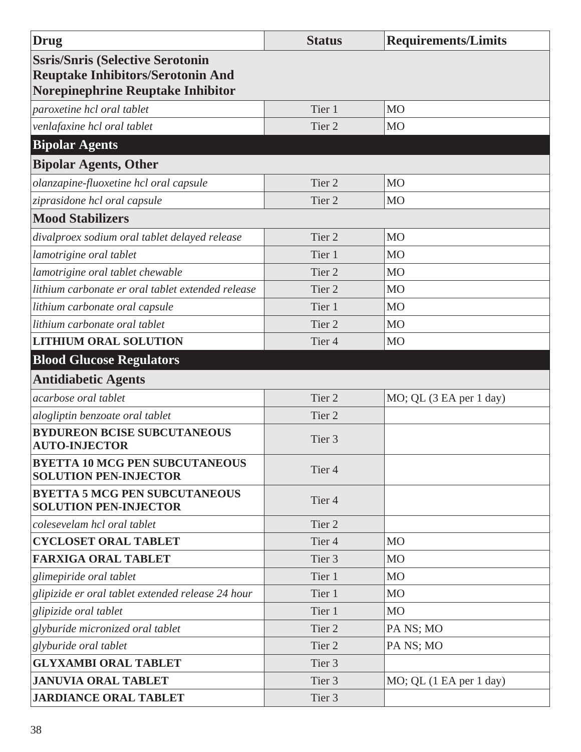| Drug | Status | Requirements/Limits |
|---|---|---|
| **Ssris/Snris (Selective Serotonin Reuptake Inhibitors/Serotonin And Norepinephrine Reuptake Inhibitor** | | |
| *paroxetine hcl oral tablet* | Tier 1 | MO |
| *venlafaxine hcl oral tablet* | Tier 2 | MO |
| **Bipolar Agents** | | |
| **Bipolar Agents, Other** | | |
| *olanzapine-fluoxetine hcl oral capsule* | Tier 2 | MO |
| *ziprasidone hcl oral capsule* | Tier 2 | MO |
| **Mood Stabilizers** | | |
| *divalproex sodium oral tablet delayed release* | Tier 2 | MO |
| *lamotrigine oral tablet* | Tier 1 | MO |
| *lamotrigine oral tablet chewable* | Tier 2 | MO |
| *lithium carbonate er oral tablet extended release* | Tier 2 | MO |
| *lithium carbonate oral capsule* | Tier 1 | MO |
| *lithium carbonate oral tablet* | Tier 2 | MO |
| **LITHIUM ORAL SOLUTION** | Tier 4 | MO |
| **Blood Glucose Regulators** | | |
| **Antidiabetic Agents** | | |
| *acarbose oral tablet* | Tier 2 | MO; QL (3 EA per 1 day) |
| *alogliptin benzoate oral tablet* | Tier 2 | |
| **BYDUREON BCISE SUBCUTANEOUS AUTO-INJECTOR** | Tier 3 | |
| **BYETTA 10 MCG PEN SUBCUTANEOUS SOLUTION PEN-INJECTOR** | Tier 4 | |
| **BYETTA 5 MCG PEN SUBCUTANEOUS SOLUTION PEN-INJECTOR** | Tier 4 | |
| *colesevelam hcl oral tablet* | Tier 2 | |
| **CYCLOSET ORAL TABLET** | Tier 4 | MO |
| **FARXIGA ORAL TABLET** | Tier 3 | MO |
| *glimepiride oral tablet* | Tier 1 | MO |
| *glipizide er oral tablet extended release 24 hour* | Tier 1 | MO |
| *glipizide oral tablet* | Tier 1 | MO |
| *glyburide micronized oral tablet* | Tier 2 | PA NS; MO |
| *glyburide oral tablet* | Tier 2 | PA NS; MO |
| **GLYXAMBI ORAL TABLET** | Tier 3 | |
| **JANUVIA ORAL TABLET** | Tier 3 | MO; QL (1 EA per 1 day) |
| **JARDIANCE ORAL TABLET** | Tier 3 | |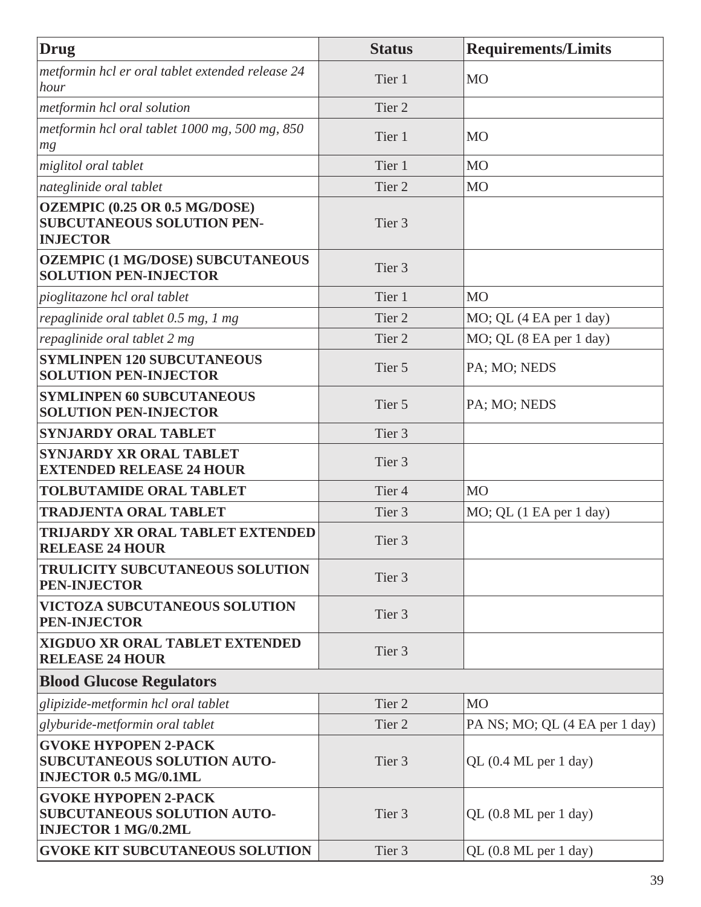| Drug | Status | Requirements/Limits |
|---|---|---|
| *metformin hcl er oral tablet extended release 24 hour* | Tier 1 | MO |
| *metformin hcl oral solution* | Tier 2 | |
| *metformin hcl oral tablet 1000 mg, 500 mg, 850 mg* | Tier 1 | MO |
| *miglitol oral tablet* | Tier 1 | MO |
| *nateglinide oral tablet* | Tier 2 | MO |
| **OZEMPIC (0.25 OR 0.5 MG/DOSE) SUBCUTANEOUS SOLUTION PEN-INJECTOR** | Tier 3 | |
| **OZEMPIC (1 MG/DOSE) SUBCUTANEOUS SOLUTION PEN-INJECTOR** | Tier 3 | |
| *pioglitazone hcl oral tablet* | Tier 1 | MO |
| *repaglinide oral tablet 0.5 mg, 1 mg* | Tier 2 | MO; QL (4 EA per 1 day) |
| *repaglinide oral tablet 2 mg* | Tier 2 | MO; QL (8 EA per 1 day) |
| **SYMLINPEN 120 SUBCUTANEOUS SOLUTION PEN-INJECTOR** | Tier 5 | PA; MO; NEDS |
| **SYMLINPEN 60 SUBCUTANEOUS SOLUTION PEN-INJECTOR** | Tier 5 | PA; MO; NEDS |
| **SYNJARDY ORAL TABLET** | Tier 3 | |
| **SYNJARDY XR ORAL TABLET EXTENDED RELEASE 24 HOUR** | Tier 3 | |
| **TOLBUTAMIDE ORAL TABLET** | Tier 4 | MO |
| **TRADJENTA ORAL TABLET** | Tier 3 | MO; QL (1 EA per 1 day) |
| **TRIJARDY XR ORAL TABLET EXTENDED RELEASE 24 HOUR** | Tier 3 | |
| **TRULICITY SUBCUTANEOUS SOLUTION PEN-INJECTOR** | Tier 3 | |
| **VICTOZA SUBCUTANEOUS SOLUTION PEN-INJECTOR** | Tier 3 | |
| **XIGDUO XR ORAL TABLET EXTENDED RELEASE 24 HOUR** | Tier 3 | |
| **Blood Glucose Regulators** | | |
| *glipizide-metformin hcl oral tablet* | Tier 2 | MO |
| *glyburide-metformin oral tablet* | Tier 2 | PA NS; MO; QL (4 EA per 1 day) |
| **GVOKE HYPOPEN 2-PACK SUBCUTANEOUS SOLUTION AUTO-INJECTOR 0.5 MG/0.1ML** | Tier 3 | QL (0.4 ML per 1 day) |
| **GVOKE HYPOPEN 2-PACK SUBCUTANEOUS SOLUTION AUTO-INJECTOR 1 MG/0.2ML** | Tier 3 | QL (0.8 ML per 1 day) |
| **GVOKE KIT SUBCUTANEOUS SOLUTION** | Tier 3 | QL (0.8 ML per 1 day) |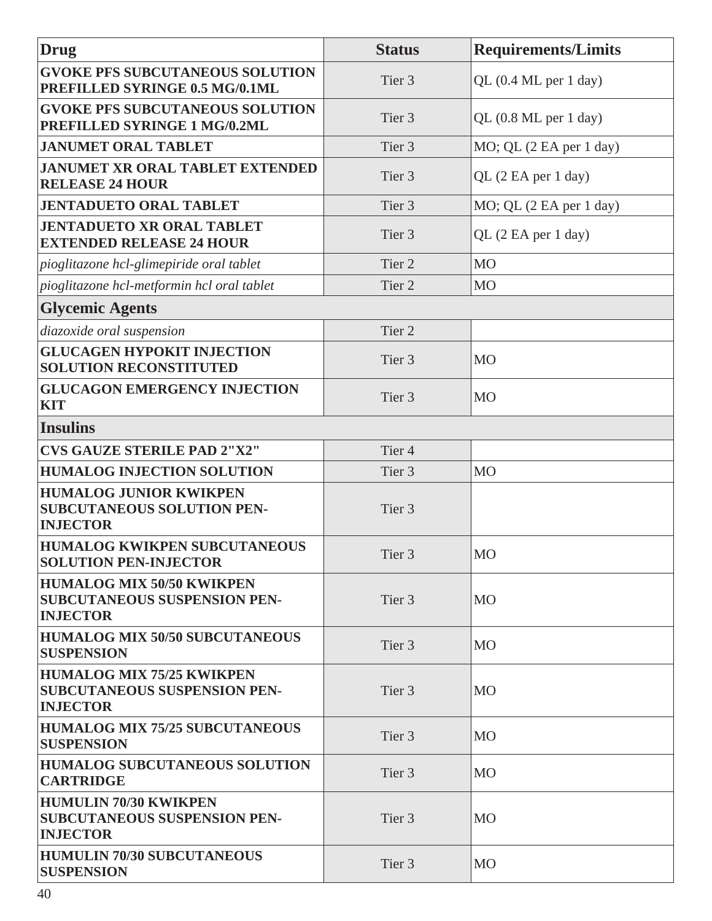| Drug | Status | Requirements/Limits |
|---|---|---|
| **GVOKE PFS SUBCUTANEOUS SOLUTION PREFILLED SYRINGE 0.5 MG/0.1ML** | Tier 3 | QL (0.4 ML per 1 day) |
| **GVOKE PFS SUBCUTANEOUS SOLUTION PREFILLED SYRINGE 1 MG/0.2ML** | Tier 3 | QL (0.8 ML per 1 day) |
| **JANUMET ORAL TABLET** | Tier 3 | MO; QL (2 EA per 1 day) |
| **JANUMET XR ORAL TABLET EXTENDED RELEASE 24 HOUR** | Tier 3 | QL (2 EA per 1 day) |
| **JENTADUETO ORAL TABLET** | Tier 3 | MO; QL (2 EA per 1 day) |
| **JENTADUETO XR ORAL TABLET EXTENDED RELEASE 24 HOUR** | Tier 3 | QL (2 EA per 1 day) |
| *pioglitazone hcl-glimepiride oral tablet* | Tier 2 | MO |
| *pioglitazone hcl-metformin hcl oral tablet* | Tier 2 | MO |
| **Glycemic Agents** | | |
| *diazoxide oral suspension* | Tier 2 | |
| **GLUCAGEN HYPOKIT INJECTION SOLUTION RECONSTITUTED** | Tier 3 | MO |
| **GLUCAGON EMERGENCY INJECTION KIT** | Tier 3 | MO |
| **Insulins** | | |
| **CVS GAUZE STERILE PAD 2"X2"** | Tier 4 | |
| **HUMALOG INJECTION SOLUTION** | Tier 3 | MO |
| **HUMALOG JUNIOR KWIKPEN SUBCUTANEOUS SOLUTION PEN-INJECTOR** | Tier 3 | |
| **HUMALOG KWIKPEN SUBCUTANEOUS SOLUTION PEN-INJECTOR** | Tier 3 | MO |
| **HUMALOG MIX 50/50 KWIKPEN SUBCUTANEOUS SUSPENSION PEN-INJECTOR** | Tier 3 | MO |
| **HUMALOG MIX 50/50 SUBCUTANEOUS SUSPENSION** | Tier 3 | MO |
| **HUMALOG MIX 75/25 KWIKPEN SUBCUTANEOUS SUSPENSION PEN-INJECTOR** | Tier 3 | MO |
| **HUMALOG MIX 75/25 SUBCUTANEOUS SUSPENSION** | Tier 3 | MO |
| **HUMALOG SUBCUTANEOUS SOLUTION CARTRIDGE** | Tier 3 | MO |
| **HUMULIN 70/30 KWIKPEN SUBCUTANEOUS SUSPENSION PEN-INJECTOR** | Tier 3 | MO |
| **HUMULIN 70/30 SUBCUTANEOUS SUSPENSION** | Tier 3 | MO |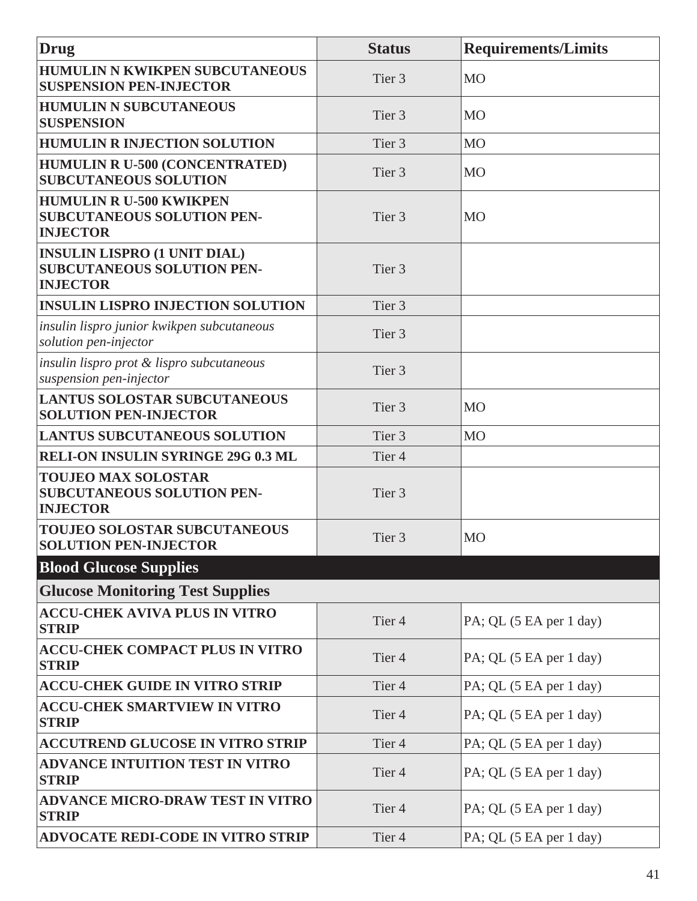| Drug | Status | Requirements/Limits |
|---|---|---|
| **HUMULIN N KWIKPEN SUBCUTANEOUS SUSPENSION PEN-INJECTOR** | Tier 3 | MO |
| **HUMULIN N SUBCUTANEOUS SUSPENSION** | Tier 3 | MO |
| **HUMULIN R INJECTION SOLUTION** | Tier 3 | MO |
| **HUMULIN R U-500 (CONCENTRATED) SUBCUTANEOUS SOLUTION** | Tier 3 | MO |
| **HUMULIN R U-500 KWIKPEN SUBCUTANEOUS SOLUTION PEN-INJECTOR** | Tier 3 | MO |
| **INSULIN LISPRO (1 UNIT DIAL) SUBCUTANEOUS SOLUTION PEN-INJECTOR** | Tier 3 | |
| **INSULIN LISPRO INJECTION SOLUTION** | Tier 3 | |
| *insulin lispro junior kwikpen subcutaneous solution pen-injector* | Tier 3 | |
| *insulin lispro prot & lispro subcutaneous suspension pen-injector* | Tier 3 | |
| **LANTUS SOLOSTAR SUBCUTANEOUS SOLUTION PEN-INJECTOR** | Tier 3 | MO |
| **LANTUS SUBCUTANEOUS SOLUTION** | Tier 3 | MO |
| **RELI-ON INSULIN SYRINGE 29G 0.3 ML** | Tier 4 | |
| **TOUJEO MAX SOLOSTAR SUBCUTANEOUS SOLUTION PEN-INJECTOR** | Tier 3 | |
| **TOUJEO SOLOSTAR SUBCUTANEOUS SOLUTION PEN-INJECTOR** | Tier 3 | MO |
| **Blood Glucose Supplies** | | |
| **Glucose Monitoring Test Supplies** | | |
| **ACCU-CHEK AVIVA PLUS IN VITRO STRIP** | Tier 4 | PA; QL (5 EA per 1 day) |
| **ACCU-CHEK COMPACT PLUS IN VITRO STRIP** | Tier 4 | PA; QL (5 EA per 1 day) |
| **ACCU-CHEK GUIDE IN VITRO STRIP** | Tier 4 | PA; QL (5 EA per 1 day) |
| **ACCU-CHEK SMARTVIEW IN VITRO STRIP** | Tier 4 | PA; QL (5 EA per 1 day) |
| **ACCUTREND GLUCOSE IN VITRO STRIP** | Tier 4 | PA; QL (5 EA per 1 day) |
| **ADVANCE INTUITION TEST IN VITRO STRIP** | Tier 4 | PA; QL (5 EA per 1 day) |
| **ADVANCE MICRO-DRAW TEST IN VITRO STRIP** | Tier 4 | PA; QL (5 EA per 1 day) |
| **ADVOCATE REDI-CODE IN VITRO STRIP** | Tier 4 | PA; QL (5 EA per 1 day) |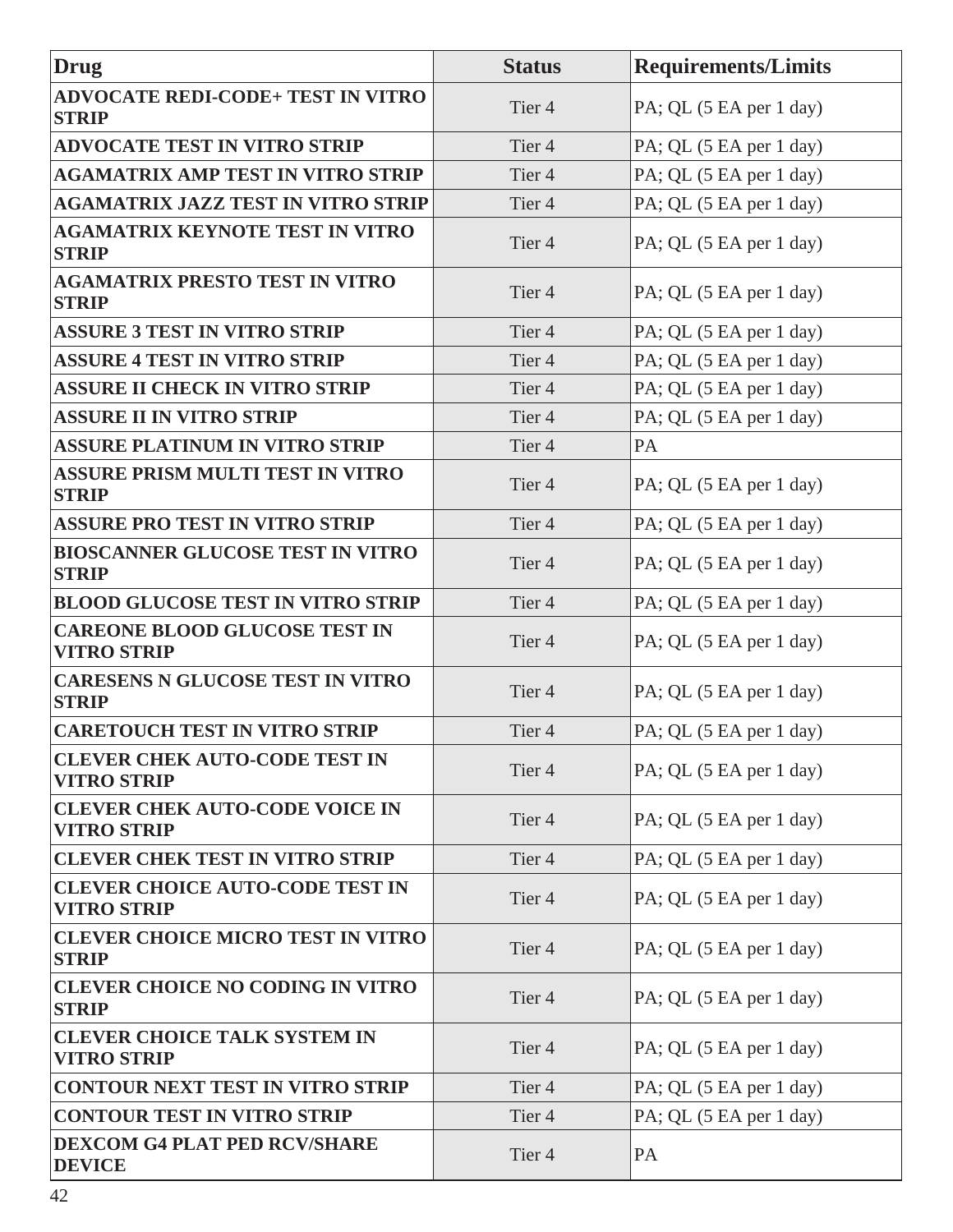| Drug | Status | Requirements/Limits |
| --- | --- | --- |
| **ADVOCATE REDI-CODE+ TEST IN VITRO STRIP** | Tier 4 | PA; QL (5 EA per 1 day) |
| **ADVOCATE TEST IN VITRO STRIP** | Tier 4 | PA; QL (5 EA per 1 day) |
| **AGAMATRIX AMP TEST IN VITRO STRIP** | Tier 4 | PA; QL (5 EA per 1 day) |
| **AGAMATRIX JAZZ TEST IN VITRO STRIP** | Tier 4 | PA; QL (5 EA per 1 day) |
| **AGAMATRIX KEYNOTE TEST IN VITRO STRIP** | Tier 4 | PA; QL (5 EA per 1 day) |
| **AGAMATRIX PRESTO TEST IN VITRO STRIP** | Tier 4 | PA; QL (5 EA per 1 day) |
| **ASSURE 3 TEST IN VITRO STRIP** | Tier 4 | PA; QL (5 EA per 1 day) |
| **ASSURE 4 TEST IN VITRO STRIP** | Tier 4 | PA; QL (5 EA per 1 day) |
| **ASSURE II CHECK IN VITRO STRIP** | Tier 4 | PA; QL (5 EA per 1 day) |
| **ASSURE II IN VITRO STRIP** | Tier 4 | PA; QL (5 EA per 1 day) |
| **ASSURE PLATINUM IN VITRO STRIP** | Tier 4 | PA |
| **ASSURE PRISM MULTI TEST IN VITRO STRIP** | Tier 4 | PA; QL (5 EA per 1 day) |
| **ASSURE PRO TEST IN VITRO STRIP** | Tier 4 | PA; QL (5 EA per 1 day) |
| **BIOSCANNER GLUCOSE TEST IN VITRO STRIP** | Tier 4 | PA; QL (5 EA per 1 day) |
| **BLOOD GLUCOSE TEST IN VITRO STRIP** | Tier 4 | PA; QL (5 EA per 1 day) |
| **CAREONE BLOOD GLUCOSE TEST IN VITRO STRIP** | Tier 4 | PA; QL (5 EA per 1 day) |
| **CARESENS N GLUCOSE TEST IN VITRO STRIP** | Tier 4 | PA; QL (5 EA per 1 day) |
| **CARETOUCH TEST IN VITRO STRIP** | Tier 4 | PA; QL (5 EA per 1 day) |
| **CLEVER CHEK AUTO-CODE TEST IN VITRO STRIP** | Tier 4 | PA; QL (5 EA per 1 day) |
| **CLEVER CHEK AUTO-CODE VOICE IN VITRO STRIP** | Tier 4 | PA; QL (5 EA per 1 day) |
| **CLEVER CHEK TEST IN VITRO STRIP** | Tier 4 | PA; QL (5 EA per 1 day) |
| **CLEVER CHOICE AUTO-CODE TEST IN VITRO STRIP** | Tier 4 | PA; QL (5 EA per 1 day) |
| **CLEVER CHOICE MICRO TEST IN VITRO STRIP** | Tier 4 | PA; QL (5 EA per 1 day) |
| **CLEVER CHOICE NO CODING IN VITRO STRIP** | Tier 4 | PA; QL (5 EA per 1 day) |
| **CLEVER CHOICE TALK SYSTEM IN VITRO STRIP** | Tier 4 | PA; QL (5 EA per 1 day) |
| **CONTOUR NEXT TEST IN VITRO STRIP** | Tier 4 | PA; QL (5 EA per 1 day) |
| **CONTOUR TEST IN VITRO STRIP** | Tier 4 | PA; QL (5 EA per 1 day) |
| **DEXCOM G4 PLAT PED RCV/SHARE DEVICE** | Tier 4 | PA |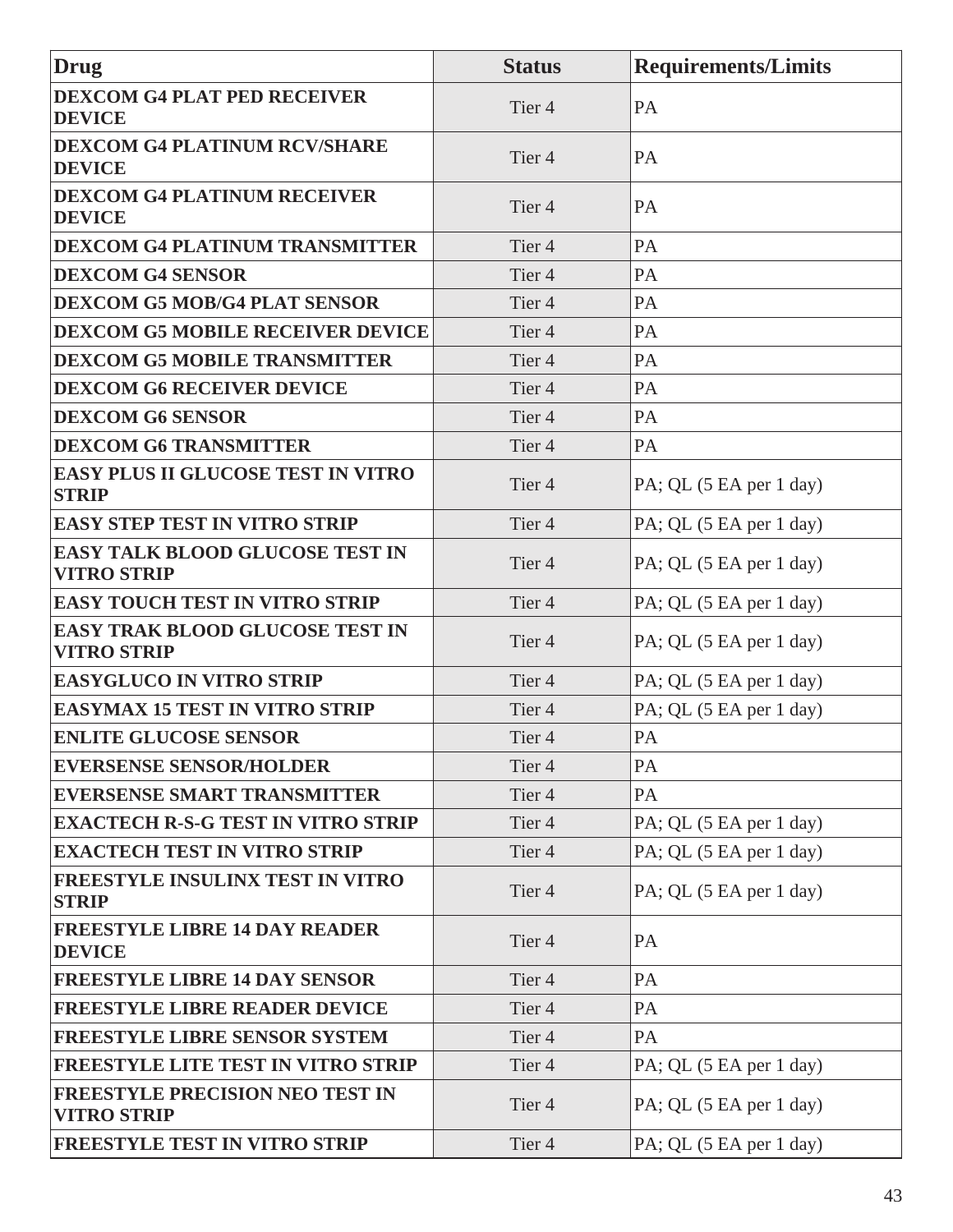| Drug | Status | Requirements/Limits |
| --- | --- | --- |
| **DEXCOM G4 PLAT PED RECEIVER DEVICE** | Tier 4 | PA |
| **DEXCOM G4 PLATINUM RCV/SHARE DEVICE** | Tier 4 | PA |
| **DEXCOM G4 PLATINUM RECEIVER DEVICE** | Tier 4 | PA |
| **DEXCOM G4 PLATINUM TRANSMITTER** | Tier 4 | PA |
| **DEXCOM G4 SENSOR** | Tier 4 | PA |
| **DEXCOM G5 MOB/G4 PLAT SENSOR** | Tier 4 | PA |
| **DEXCOM G5 MOBILE RECEIVER DEVICE** | Tier 4 | PA |
| **DEXCOM G5 MOBILE TRANSMITTER** | Tier 4 | PA |
| **DEXCOM G6 RECEIVER DEVICE** | Tier 4 | PA |
| **DEXCOM G6 SENSOR** | Tier 4 | PA |
| **DEXCOM G6 TRANSMITTER** | Tier 4 | PA |
| **EASY PLUS II GLUCOSE TEST IN VITRO STRIP** | Tier 4 | PA; QL (5 EA per 1 day) |
| **EASY STEP TEST IN VITRO STRIP** | Tier 4 | PA; QL (5 EA per 1 day) |
| **EASY TALK BLOOD GLUCOSE TEST IN VITRO STRIP** | Tier 4 | PA; QL (5 EA per 1 day) |
| **EASY TOUCH TEST IN VITRO STRIP** | Tier 4 | PA; QL (5 EA per 1 day) |
| **EASY TRAK BLOOD GLUCOSE TEST IN VITRO STRIP** | Tier 4 | PA; QL (5 EA per 1 day) |
| **EASYGLUCO IN VITRO STRIP** | Tier 4 | PA; QL (5 EA per 1 day) |
| **EASYMAX 15 TEST IN VITRO STRIP** | Tier 4 | PA; QL (5 EA per 1 day) |
| **ENLITE GLUCOSE SENSOR** | Tier 4 | PA |
| **EVERSENSE SENSOR/HOLDER** | Tier 4 | PA |
| **EVERSENSE SMART TRANSMITTER** | Tier 4 | PA |
| **EXACTECH R-S-G TEST IN VITRO STRIP** | Tier 4 | PA; QL (5 EA per 1 day) |
| **EXACTECH TEST IN VITRO STRIP** | Tier 4 | PA; QL (5 EA per 1 day) |
| **FREESTYLE INSULINX TEST IN VITRO STRIP** | Tier 4 | PA; QL (5 EA per 1 day) |
| **FREESTYLE LIBRE 14 DAY READER DEVICE** | Tier 4 | PA |
| **FREESTYLE LIBRE 14 DAY SENSOR** | Tier 4 | PA |
| **FREESTYLE LIBRE READER DEVICE** | Tier 4 | PA |
| **FREESTYLE LIBRE SENSOR SYSTEM** | Tier 4 | PA |
| **FREESTYLE LITE TEST IN VITRO STRIP** | Tier 4 | PA; QL (5 EA per 1 day) |
| **FREESTYLE PRECISION NEO TEST IN VITRO STRIP** | Tier 4 | PA; QL (5 EA per 1 day) |
| **FREESTYLE TEST IN VITRO STRIP** | Tier 4 | PA; QL (5 EA per 1 day) |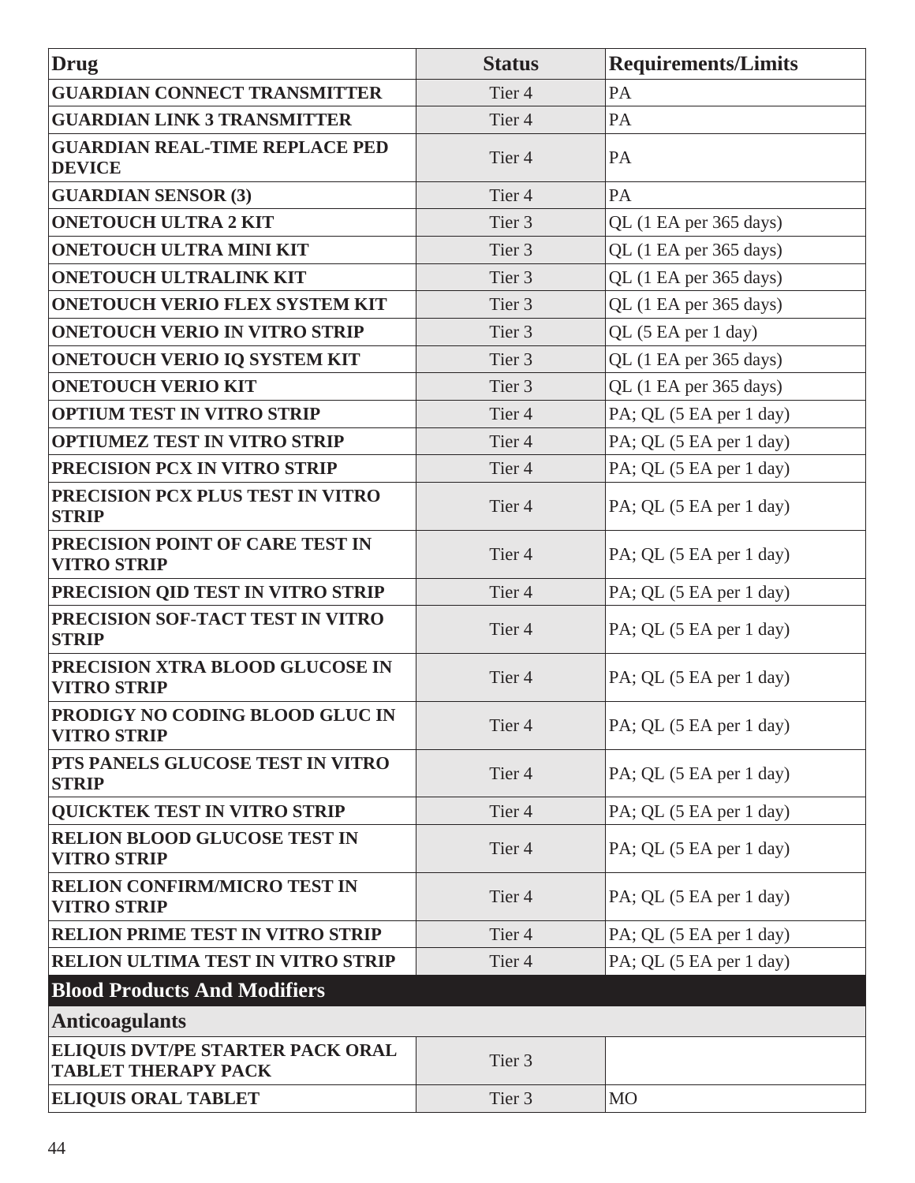| Drug | Status | Requirements/Limits |
| --- | --- | --- |
| **GUARDIAN CONNECT TRANSMITTER** | Tier 4 | PA |
| **GUARDIAN LINK 3 TRANSMITTER** | Tier 4 | PA |
| **GUARDIAN REAL-TIME REPLACE PED DEVICE** | Tier 4 | PA |
| **GUARDIAN SENSOR (3)** | Tier 4 | PA |
| **ONETOUCH ULTRA 2 KIT** | Tier 3 | QL (1 EA per 365 days) |
| **ONETOUCH ULTRA MINI KIT** | Tier 3 | QL (1 EA per 365 days) |
| **ONETOUCH ULTRALINK KIT** | Tier 3 | QL (1 EA per 365 days) |
| **ONETOUCH VERIO FLEX SYSTEM KIT** | Tier 3 | QL (1 EA per 365 days) |
| **ONETOUCH VERIO IN VITRO STRIP** | Tier 3 | QL (5 EA per 1 day) |
| **ONETOUCH VERIO IQ SYSTEM KIT** | Tier 3 | QL (1 EA per 365 days) |
| **ONETOUCH VERIO KIT** | Tier 3 | QL (1 EA per 365 days) |
| **OPTIUM TEST IN VITRO STRIP** | Tier 4 | PA; QL (5 EA per 1 day) |
| **OPTIUMEZ TEST IN VITRO STRIP** | Tier 4 | PA; QL (5 EA per 1 day) |
| **PRECISION PCX IN VITRO STRIP** | Tier 4 | PA; QL (5 EA per 1 day) |
| **PRECISION PCX PLUS TEST IN VITRO STRIP** | Tier 4 | PA; QL (5 EA per 1 day) |
| **PRECISION POINT OF CARE TEST IN VITRO STRIP** | Tier 4 | PA; QL (5 EA per 1 day) |
| **PRECISION QID TEST IN VITRO STRIP** | Tier 4 | PA; QL (5 EA per 1 day) |
| **PRECISION SOF-TACT TEST IN VITRO STRIP** | Tier 4 | PA; QL (5 EA per 1 day) |
| **PRECISION XTRA BLOOD GLUCOSE IN VITRO STRIP** | Tier 4 | PA; QL (5 EA per 1 day) |
| **PRODIGY NO CODING BLOOD GLUC IN VITRO STRIP** | Tier 4 | PA; QL (5 EA per 1 day) |
| **PTS PANELS GLUCOSE TEST IN VITRO STRIP** | Tier 4 | PA; QL (5 EA per 1 day) |
| **QUICKTEK TEST IN VITRO STRIP** | Tier 4 | PA; QL (5 EA per 1 day) |
| **RELION BLOOD GLUCOSE TEST IN VITRO STRIP** | Tier 4 | PA; QL (5 EA per 1 day) |
| **RELION CONFIRM/MICRO TEST IN VITRO STRIP** | Tier 4 | PA; QL (5 EA per 1 day) |
| **RELION PRIME TEST IN VITRO STRIP** | Tier 4 | PA; QL (5 EA per 1 day) |
| **RELION ULTIMA TEST IN VITRO STRIP** | Tier 4 | PA; QL (5 EA per 1 day) |
| **Blood Products And Modifiers** | | |
| **Anticoagulants** | | |
| **ELIQUIS DVT/PE STARTER PACK ORAL TABLET THERAPY PACK** | Tier 3 | |
| **ELIQUIS ORAL TABLET** | Tier 3 | MO |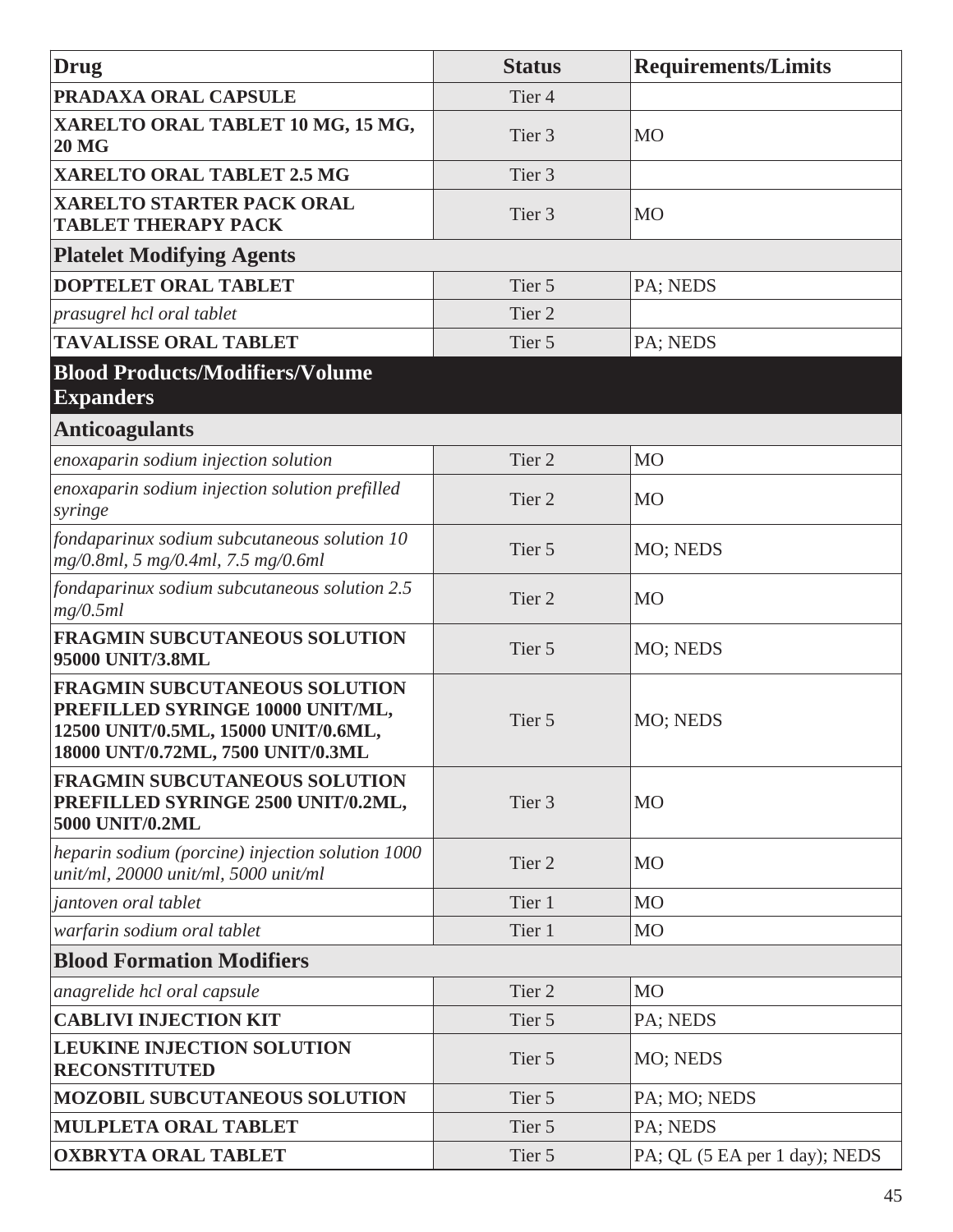| Drug | Status | Requirements/Limits |
|---|---|---|
| **PRADAXA ORAL CAPSULE** | Tier 4 | |
| **XARELTO ORAL TABLET 10 MG, 15 MG, 20 MG** | Tier 3 | MO |
| **XARELTO ORAL TABLET 2.5 MG** | Tier 3 | |
| **XARELTO STARTER PACK ORAL TABLET THERAPY PACK** | Tier 3 | MO |
| **Platelet Modifying Agents** | | |
| **DOPTELET ORAL TABLET** | Tier 5 | PA; NEDS |
| *prasugrel hcl oral tablet* | Tier 2 | |
| **TAVALISSE ORAL TABLET** | Tier 5 | PA; NEDS |
| **Blood Products/Modifiers/Volume Expanders** | | |
| **Anticoagulants** | | |
| *enoxaparin sodium injection solution* | Tier 2 | MO |
| *enoxaparin sodium injection solution prefilled syringe* | Tier 2 | MO |
| *fondaparinux sodium subcutaneous solution 10 mg/0.8ml, 5 mg/0.4ml, 7.5 mg/0.6ml* | Tier 5 | MO; NEDS |
| *fondaparinux sodium subcutaneous solution 2.5 mg/0.5ml* | Tier 2 | MO |
| **FRAGMIN SUBCUTANEOUS SOLUTION 95000 UNIT/3.8ML** | Tier 5 | MO; NEDS |
| **FRAGMIN SUBCUTANEOUS SOLUTION PREFILLED SYRINGE 10000 UNIT/ML, 12500 UNIT/0.5ML, 15000 UNIT/0.6ML, 18000 UNT/0.72ML, 7500 UNIT/0.3ML** | Tier 5 | MO; NEDS |
| **FRAGMIN SUBCUTANEOUS SOLUTION PREFILLED SYRINGE 2500 UNIT/0.2ML, 5000 UNIT/0.2ML** | Tier 3 | MO |
| *heparin sodium (porcine) injection solution 1000 unit/ml, 20000 unit/ml, 5000 unit/ml* | Tier 2 | MO |
| *jantoven oral tablet* | Tier 1 | MO |
| *warfarin sodium oral tablet* | Tier 1 | MO |
| **Blood Formation Modifiers** | | |
| *anagrelide hcl oral capsule* | Tier 2 | MO |
| **CABLIVI INJECTION KIT** | Tier 5 | PA; NEDS |
| **LEUKINE INJECTION SOLUTION RECONSTITUTED** | Tier 5 | MO; NEDS |
| **MOZOBIL SUBCUTANEOUS SOLUTION** | Tier 5 | PA; MO; NEDS |
| **MULPLETA ORAL TABLET** | Tier 5 | PA; NEDS |
| **OXBRYTA ORAL TABLET** | Tier 5 | PA; QL (5 EA per 1 day); NEDS |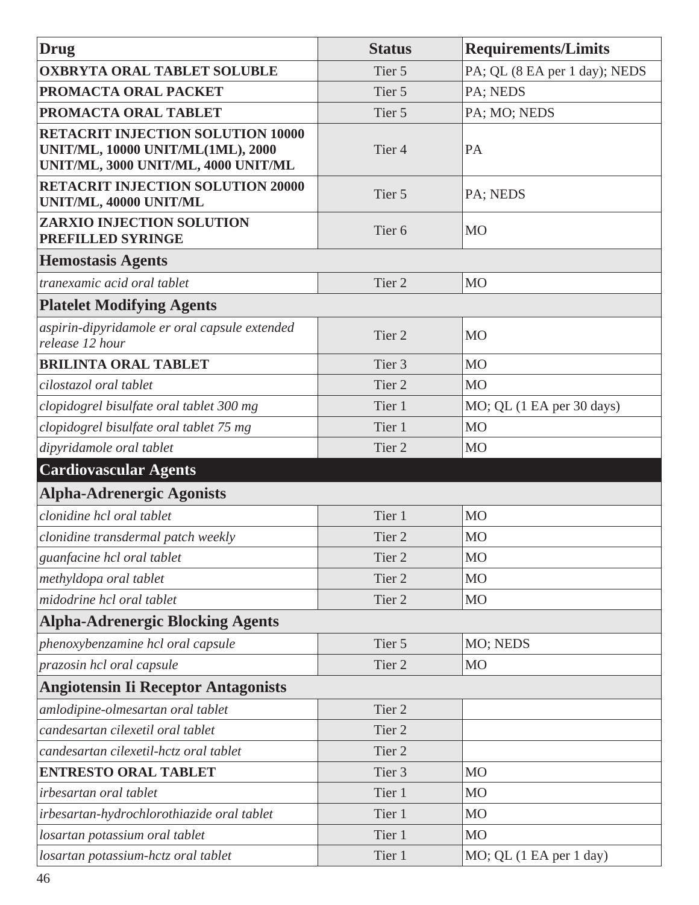| Drug | Status | Requirements/Limits |
|---|---|---|
| **OXBRYTA ORAL TABLET SOLUBLE** | Tier 5 | PA; QL (8 EA per 1 day); NEDS |
| **PROMACTA ORAL PACKET** | Tier 5 | PA; NEDS |
| **PROMACTA ORAL TABLET** | Tier 5 | PA; MO; NEDS |
| **RETACRIT INJECTION SOLUTION 10000 UNIT/ML, 10000 UNIT/ML(1ML), 2000 UNIT/ML, 3000 UNIT/ML, 4000 UNIT/ML** | Tier 4 | PA |
| **RETACRIT INJECTION SOLUTION 20000 UNIT/ML, 40000 UNIT/ML** | Tier 5 | PA; NEDS |
| **ZARXIO INJECTION SOLUTION PREFILLED SYRINGE** | Tier 6 | MO |
| **Hemostasis Agents** | | |
| *tranexamic acid oral tablet* | Tier 2 | MO |
| **Platelet Modifying Agents** | | |
| *aspirin-dipyridamole er oral capsule extended release 12 hour* | Tier 2 | MO |
| **BRILINTA ORAL TABLET** | Tier 3 | MO |
| *cilostazol oral tablet* | Tier 2 | MO |
| *clopidogrel bisulfate oral tablet 300 mg* | Tier 1 | MO; QL (1 EA per 30 days) |
| *clopidogrel bisulfate oral tablet 75 mg* | Tier 1 | MO |
| *dipyridamole oral tablet* | Tier 2 | MO |
| **Cardiovascular Agents** | | |
| **Alpha-Adrenergic Agonists** | | |
| *clonidine hcl oral tablet* | Tier 1 | MO |
| *clonidine transdermal patch weekly* | Tier 2 | MO |
| *guanfacine hcl oral tablet* | Tier 2 | MO |
| *methyldopa oral tablet* | Tier 2 | MO |
| *midodrine hcl oral tablet* | Tier 2 | MO |
| **Alpha-Adrenergic Blocking Agents** | | |
| *phenoxybenzamine hcl oral capsule* | Tier 5 | MO; NEDS |
| *prazosin hcl oral capsule* | Tier 2 | MO |
| **Angiotensin Ii Receptor Antagonists** | | |
| *amlodipine-olmesartan oral tablet* | Tier 2 | |
| *candesartan cilexetil oral tablet* | Tier 2 | |
| *candesartan cilexetil-hctz oral tablet* | Tier 2 | |
| **ENTRESTO ORAL TABLET** | Tier 3 | MO |
| *irbesartan oral tablet* | Tier 1 | MO |
| *irbesartan-hydrochlorothiazide oral tablet* | Tier 1 | MO |
| *losartan potassium oral tablet* | Tier 1 | MO |
| *losartan potassium-hctz oral tablet* | Tier 1 | MO; QL (1 EA per 1 day) |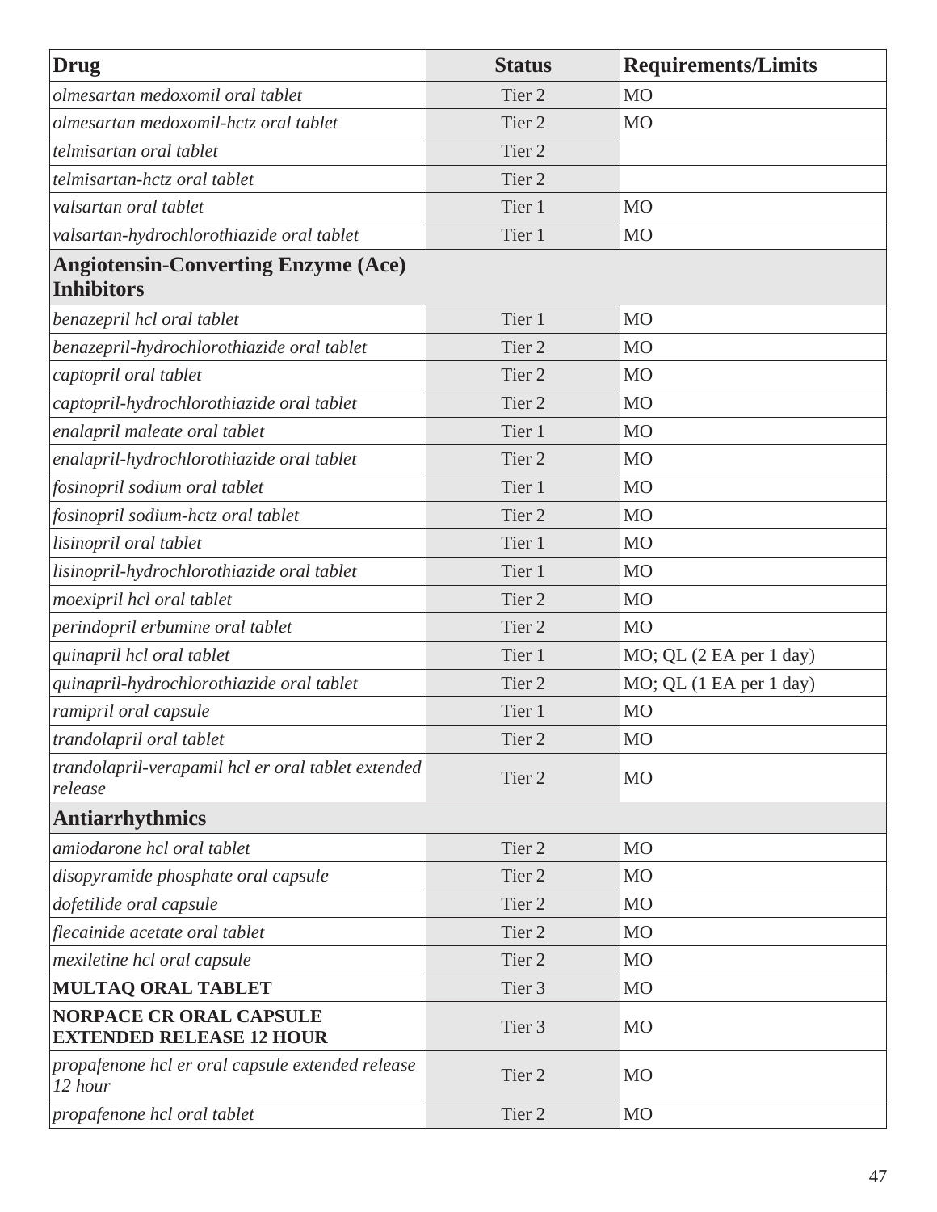| Drug | Status | Requirements/Limits |
|---|---|---|
| *olmesartan medoxomil oral tablet* | Tier 2 | MO |
| *olmesartan medoxomil-hctz oral tablet* | Tier 2 | MO |
| *telmisartan oral tablet* | Tier 2 | |
| *telmisartan-hctz oral tablet* | Tier 2 | |
| *valsartan oral tablet* | Tier 1 | MO |
| *valsartan-hydrochlorothiazide oral tablet* | Tier 1 | MO |
| **Angiotensin-Converting Enzyme (Ace) Inhibitors** | | |
| *benazepril hcl oral tablet* | Tier 1 | MO |
| *benazepril-hydrochlorothiazide oral tablet* | Tier 2 | MO |
| *captopril oral tablet* | Tier 2 | MO |
| *captopril-hydrochlorothiazide oral tablet* | Tier 2 | MO |
| *enalapril maleate oral tablet* | Tier 1 | MO |
| *enalapril-hydrochlorothiazide oral tablet* | Tier 2 | MO |
| *fosinopril sodium oral tablet* | Tier 1 | MO |
| *fosinopril sodium-hctz oral tablet* | Tier 2 | MO |
| *lisinopril oral tablet* | Tier 1 | MO |
| *lisinopril-hydrochlorothiazide oral tablet* | Tier 1 | MO |
| *moexipril hcl oral tablet* | Tier 2 | MO |
| *perindopril erbumine oral tablet* | Tier 2 | MO |
| *quinapril hcl oral tablet* | Tier 1 | MO; QL (2 EA per 1 day) |
| *quinapril-hydrochlorothiazide oral tablet* | Tier 2 | MO; QL (1 EA per 1 day) |
| *ramipril oral capsule* | Tier 1 | MO |
| *trandolapril oral tablet* | Tier 2 | MO |
| *trandolapril-verapamil hcl er oral tablet extended release* | Tier 2 | MO |
| **Antiarrhythmics** | | |
| *amiodarone hcl oral tablet* | Tier 2 | MO |
| *disopyramide phosphate oral capsule* | Tier 2 | MO |
| *dofetilide oral capsule* | Tier 2 | MO |
| *flecainide acetate oral tablet* | Tier 2 | MO |
| *mexiletine hcl oral capsule* | Tier 2 | MO |
| **MULTAQ ORAL TABLET** | Tier 3 | MO |
| **NORPACE CR ORAL CAPSULE EXTENDED RELEASE 12 HOUR** | Tier 3 | MO |
| *propafenone hcl er oral capsule extended release 12 hour* | Tier 2 | MO |
| *propafenone hcl oral tablet* | Tier 2 | MO |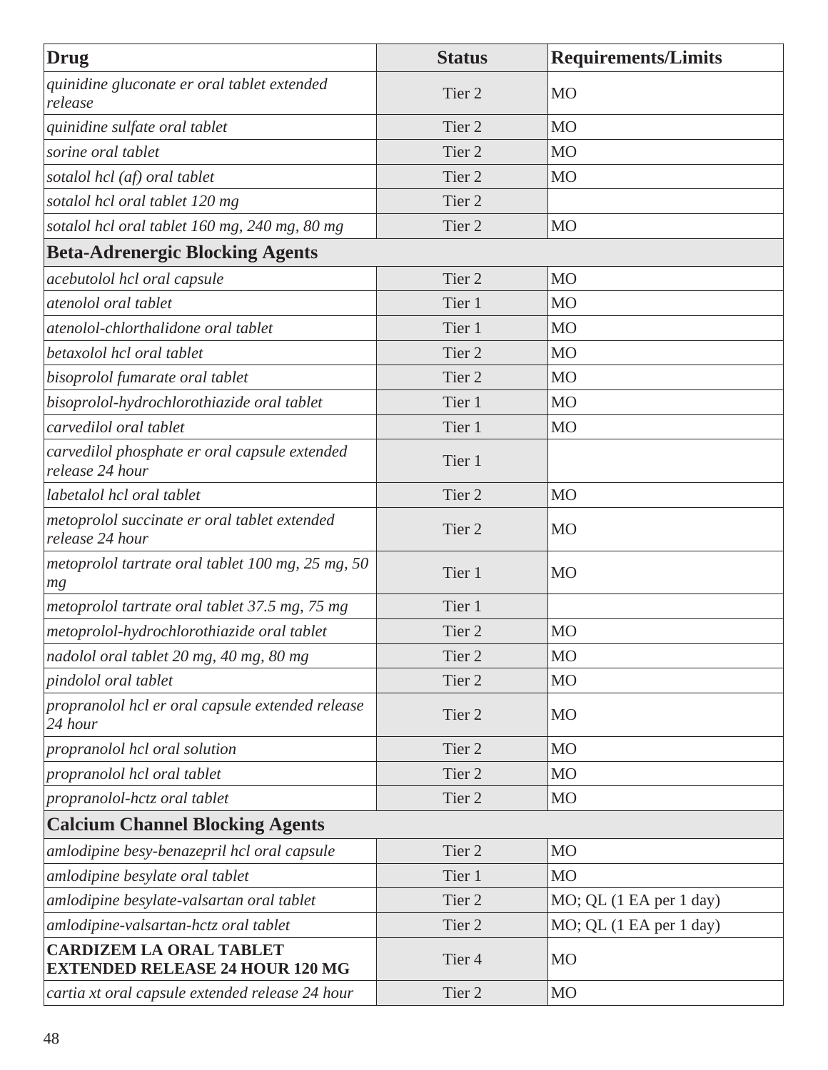| Drug | Status | Requirements/Limits |
| --- | --- | --- |
| *quinidine gluconate er oral tablet extended release* | Tier 2 | MO |
| *quinidine sulfate oral tablet* | Tier 2 | MO |
| *sorine oral tablet* | Tier 2 | MO |
| *sotalol hcl (af) oral tablet* | Tier 2 | MO |
| *sotalol hcl oral tablet 120 mg* | Tier 2 | |
| *sotalol hcl oral tablet 160 mg, 240 mg, 80 mg* | Tier 2 | MO |
| **Beta-Adrenergic Blocking Agents** | | |
| *acebutolol hcl oral capsule* | Tier 2 | MO |
| *atenolol oral tablet* | Tier 1 | MO |
| *atenolol-chlorthalidone oral tablet* | Tier 1 | MO |
| *betaxolol hcl oral tablet* | Tier 2 | MO |
| *bisoprolol fumarate oral tablet* | Tier 2 | MO |
| *bisoprolol-hydrochlorothiazide oral tablet* | Tier 1 | MO |
| *carvedilol oral tablet* | Tier 1 | MO |
| *carvedilol phosphate er oral capsule extended release 24 hour* | Tier 1 | |
| *labetalol hcl oral tablet* | Tier 2 | MO |
| *metoprolol succinate er oral tablet extended release 24 hour* | Tier 2 | MO |
| *metoprolol tartrate oral tablet 100 mg, 25 mg, 50 mg* | Tier 1 | MO |
| *metoprolol tartrate oral tablet 37.5 mg, 75 mg* | Tier 1 | |
| *metoprolol-hydrochlorothiazide oral tablet* | Tier 2 | MO |
| *nadolol oral tablet 20 mg, 40 mg, 80 mg* | Tier 2 | MO |
| *pindolol oral tablet* | Tier 2 | MO |
| *propranolol hcl er oral capsule extended release 24 hour* | Tier 2 | MO |
| *propranolol hcl oral solution* | Tier 2 | MO |
| *propranolol hcl oral tablet* | Tier 2 | MO |
| *propranolol-hctz oral tablet* | Tier 2 | MO |
| **Calcium Channel Blocking Agents** | | |
| *amlodipine besy-benazepril hcl oral capsule* | Tier 2 | MO |
| *amlodipine besylate oral tablet* | Tier 1 | MO |
| *amlodipine besylate-valsartan oral tablet* | Tier 2 | MO; QL (1 EA per 1 day) |
| *amlodipine-valsartan-hctz oral tablet* | Tier 2 | MO; QL (1 EA per 1 day) |
| **CARDIZEM LA ORAL TABLET EXTENDED RELEASE 24 HOUR 120 MG** | Tier 4 | MO |
| *cartia xt oral capsule extended release 24 hour* | Tier 2 | MO |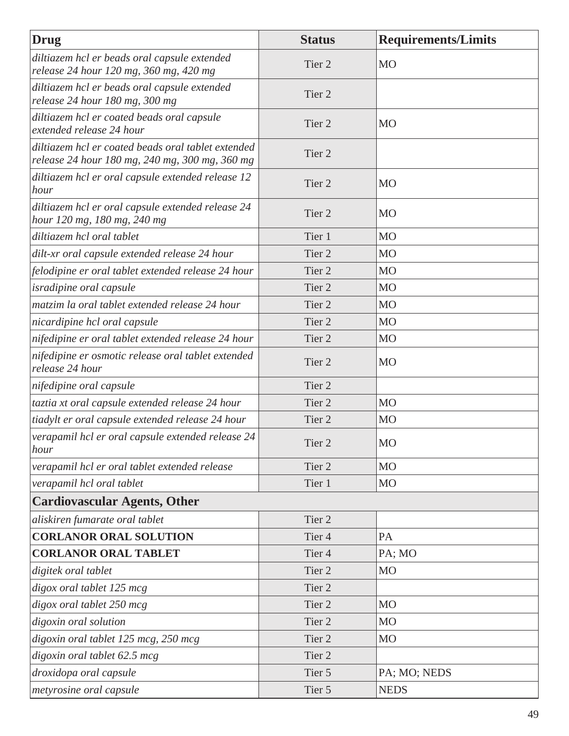| Drug | Status | Requirements/Limits |
| --- | --- | --- |
| *diltiazem hcl er beads oral capsule extended release 24 hour 120 mg, 360 mg, 420 mg* | Tier 2 | MO |
| *diltiazem hcl er beads oral capsule extended release 24 hour 180 mg, 300 mg* | Tier 2 | |
| *diltiazem hcl er coated beads oral capsule extended release 24 hour* | Tier 2 | MO |
| *diltiazem hcl er coated beads oral tablet extended release 24 hour 180 mg, 240 mg, 300 mg, 360 mg* | Tier 2 | |
| *diltiazem hcl er oral capsule extended release 12 hour* | Tier 2 | MO |
| *diltiazem hcl er oral capsule extended release 24 hour 120 mg, 180 mg, 240 mg* | Tier 2 | MO |
| *diltiazem hcl oral tablet* | Tier 1 | MO |
| *dilt-xr oral capsule extended release 24 hour* | Tier 2 | MO |
| *felodipine er oral tablet extended release 24 hour* | Tier 2 | MO |
| *isradipine oral capsule* | Tier 2 | MO |
| *matzim la oral tablet extended release 24 hour* | Tier 2 | MO |
| *nicardipine hcl oral capsule* | Tier 2 | MO |
| *nifedipine er oral tablet extended release 24 hour* | Tier 2 | MO |
| *nifedipine er osmotic release oral tablet extended release 24 hour* | Tier 2 | MO |
| *nifedipine oral capsule* | Tier 2 | |
| *taztia xt oral capsule extended release 24 hour* | Tier 2 | MO |
| *tiadylt er oral capsule extended release 24 hour* | Tier 2 | MO |
| *verapamil hcl er oral capsule extended release 24 hour* | Tier 2 | MO |
| *verapamil hcl er oral tablet extended release* | Tier 2 | MO |
| *verapamil hcl oral tablet* | Tier 1 | MO |
| **Cardiovascular Agents, Other** | | |
| *aliskiren fumarate oral tablet* | Tier 2 | |
| **CORLANOR ORAL SOLUTION** | Tier 4 | PA |
| **CORLANOR ORAL TABLET** | Tier 4 | PA; MO |
| *digitek oral tablet* | Tier 2 | MO |
| *digox oral tablet 125 mcg* | Tier 2 | |
| *digox oral tablet 250 mcg* | Tier 2 | MO |
| *digoxin oral solution* | Tier 2 | MO |
| *digoxin oral tablet 125 mcg, 250 mcg* | Tier 2 | MO |
| *digoxin oral tablet 62.5 mcg* | Tier 2 | |
| *droxidopa oral capsule* | Tier 5 | PA; MO; NEDS |
| *metyrosine oral capsule* | Tier 5 | NEDS |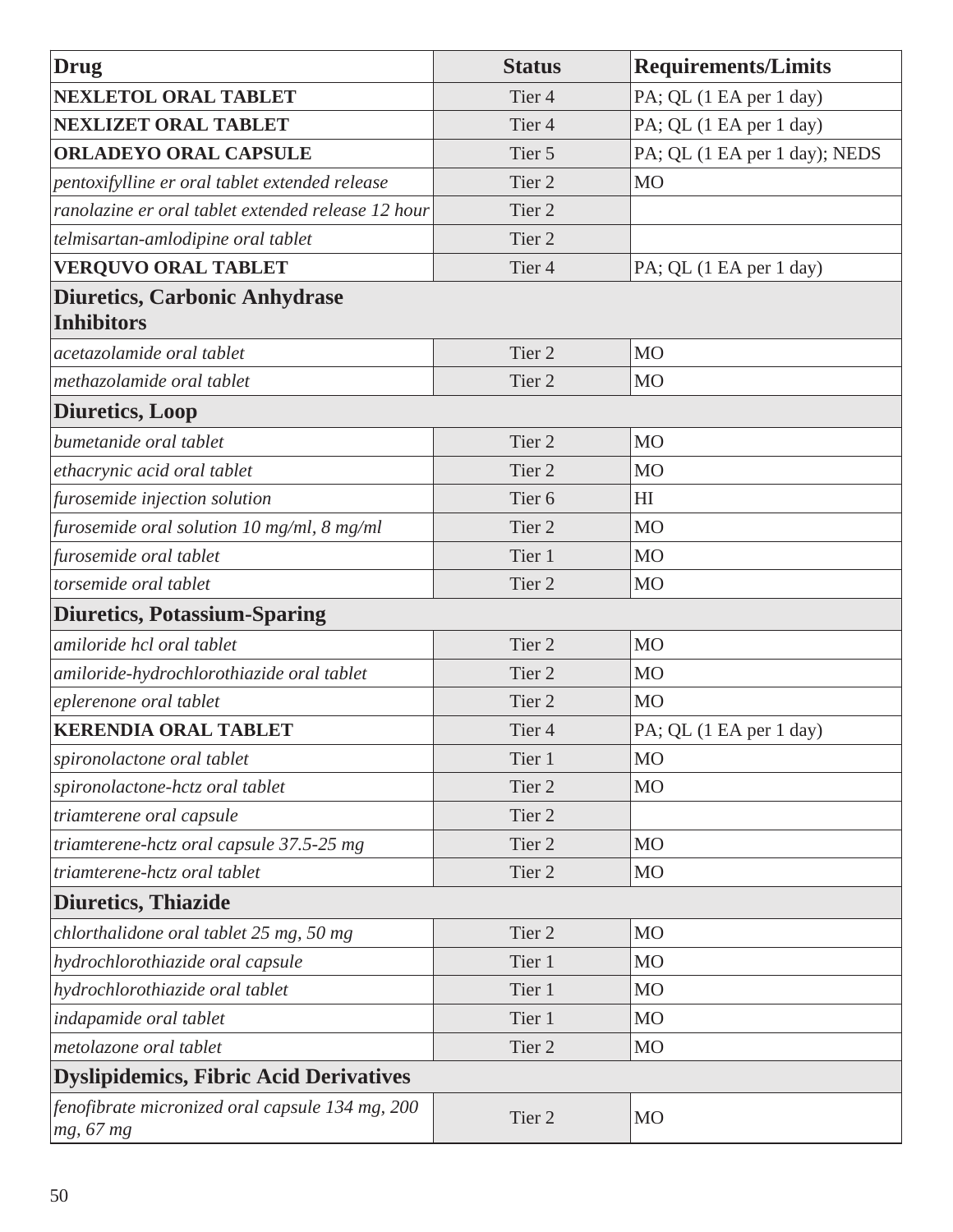| Drug | Status | Requirements/Limits |
| --- | --- | --- |
| **NEXLETOL ORAL TABLET** | Tier 4 | PA; QL (1 EA per 1 day) |
| **NEXLIZET ORAL TABLET** | Tier 4 | PA; QL (1 EA per 1 day) |
| **ORLADEYO ORAL CAPSULE** | Tier 5 | PA; QL (1 EA per 1 day); NEDS |
| *pentoxifylline er oral tablet extended release* | Tier 2 | MO |
| *ranolazine er oral tablet extended release 12 hour* | Tier 2 | |
| *telmisartan-amlodipine oral tablet* | Tier 2 | |
| **VERQUVO ORAL TABLET** | Tier 4 | PA; QL (1 EA per 1 day) |
| **Diuretics, Carbonic Anhydrase Inhibitors** | | |
| *acetazolamide oral tablet* | Tier 2 | MO |
| *methazolamide oral tablet* | Tier 2 | MO |
| **Diuretics, Loop** | | |
| *bumetanide oral tablet* | Tier 2 | MO |
| *ethacrynic acid oral tablet* | Tier 2 | MO |
| *furosemide injection solution* | Tier 6 | HI |
| *furosemide oral solution 10 mg/ml, 8 mg/ml* | Tier 2 | MO |
| *furosemide oral tablet* | Tier 1 | MO |
| *torsemide oral tablet* | Tier 2 | MO |
| **Diuretics, Potassium-Sparing** | | |
| *amiloride hcl oral tablet* | Tier 2 | MO |
| *amiloride-hydrochlorothiazide oral tablet* | Tier 2 | MO |
| *eplerenone oral tablet* | Tier 2 | MO |
| **KERENDIA ORAL TABLET** | Tier 4 | PA; QL (1 EA per 1 day) |
| *spironolactone oral tablet* | Tier 1 | MO |
| *spironolactone-hctz oral tablet* | Tier 2 | MO |
| *triamterene oral capsule* | Tier 2 | |
| *triamterene-hctz oral capsule 37.5-25 mg* | Tier 2 | MO |
| *triamterene-hctz oral tablet* | Tier 2 | MO |
| **Diuretics, Thiazide** | | |
| *chlorthalidone oral tablet 25 mg, 50 mg* | Tier 2 | MO |
| *hydrochlorothiazide oral capsule* | Tier 1 | MO |
| *hydrochlorothiazide oral tablet* | Tier 1 | MO |
| *indapamide oral tablet* | Tier 1 | MO |
| *metolazone oral tablet* | Tier 2 | MO |
| **Dyslipidemics, Fibric Acid Derivatives** | | |
| *fenofibrate micronized oral capsule 134 mg, 200 mg, 67 mg* | Tier 2 | MO |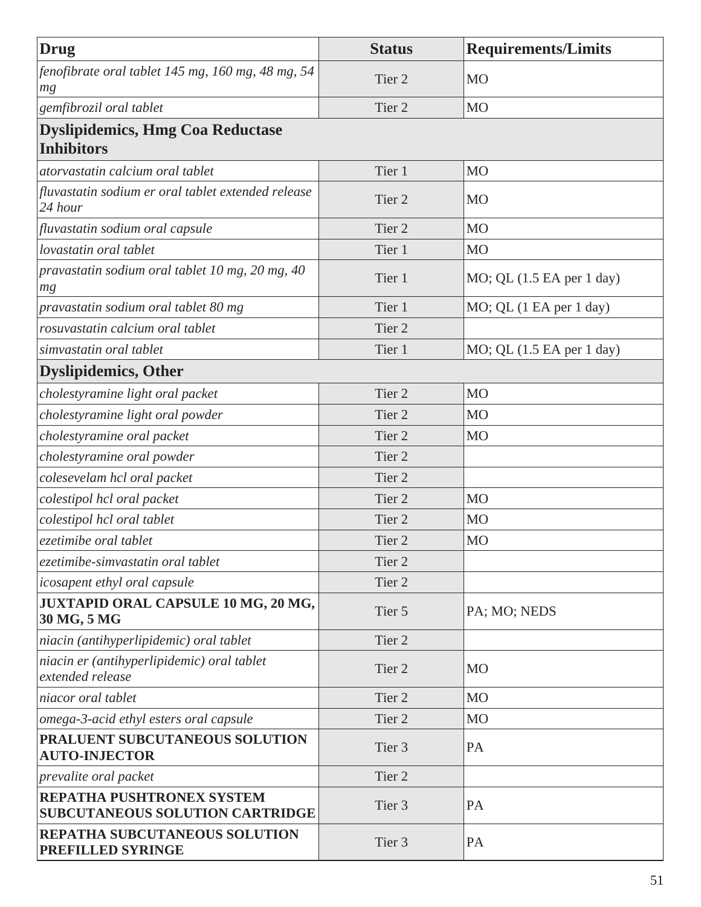| Drug | Status | Requirements/Limits |
|---|---|---|
| *fenofibrate oral tablet 145 mg, 160 mg, 48 mg, 54 mg* | Tier 2 | MO |
| *gemfibrozil oral tablet* | Tier 2 | MO |
| **Dyslipidemics, Hmg Coa Reductase Inhibitors** | | |
| *atorvastatin calcium oral tablet* | Tier 1 | MO |
| *fluvastatin sodium er oral tablet extended release 24 hour* | Tier 2 | MO |
| *fluvastatin sodium oral capsule* | Tier 2 | MO |
| *lovastatin oral tablet* | Tier 1 | MO |
| *pravastatin sodium oral tablet 10 mg, 20 mg, 40 mg* | Tier 1 | MO; QL (1.5 EA per 1 day) |
| *pravastatin sodium oral tablet 80 mg* | Tier 1 | MO; QL (1 EA per 1 day) |
| *rosuvastatin calcium oral tablet* | Tier 2 | |
| *simvastatin oral tablet* | Tier 1 | MO; QL (1.5 EA per 1 day) |
| **Dyslipidemics, Other** | | |
| *cholestyramine light oral packet* | Tier 2 | MO |
| *cholestyramine light oral powder* | Tier 2 | MO |
| *cholestyramine oral packet* | Tier 2 | MO |
| *cholestyramine oral powder* | Tier 2 | |
| *colesevelam hcl oral packet* | Tier 2 | |
| *colestipol hcl oral packet* | Tier 2 | MO |
| *colestipol hcl oral tablet* | Tier 2 | MO |
| *ezetimibe oral tablet* | Tier 2 | MO |
| *ezetimibe-simvastatin oral tablet* | Tier 2 | |
| *icosapent ethyl oral capsule* | Tier 2 | |
| **JUXTAPID ORAL CAPSULE 10 MG, 20 MG, 30 MG, 5 MG** | Tier 5 | PA; MO; NEDS |
| *niacin (antihyperlipidemic) oral tablet* | Tier 2 | |
| *niacin er (antihyperlipidemic) oral tablet extended release* | Tier 2 | MO |
| *niacor oral tablet* | Tier 2 | MO |
| *omega-3-acid ethyl esters oral capsule* | Tier 2 | MO |
| **PRALUENT SUBCUTANEOUS SOLUTION AUTO-INJECTOR** | Tier 3 | PA |
| *prevalite oral packet* | Tier 2 | |
| **REPATHA PUSHTRONEX SYSTEM SUBCUTANEOUS SOLUTION CARTRIDGE** | Tier 3 | PA |
| **REPATHA SUBCUTANEOUS SOLUTION PREFILLED SYRINGE** | Tier 3 | PA |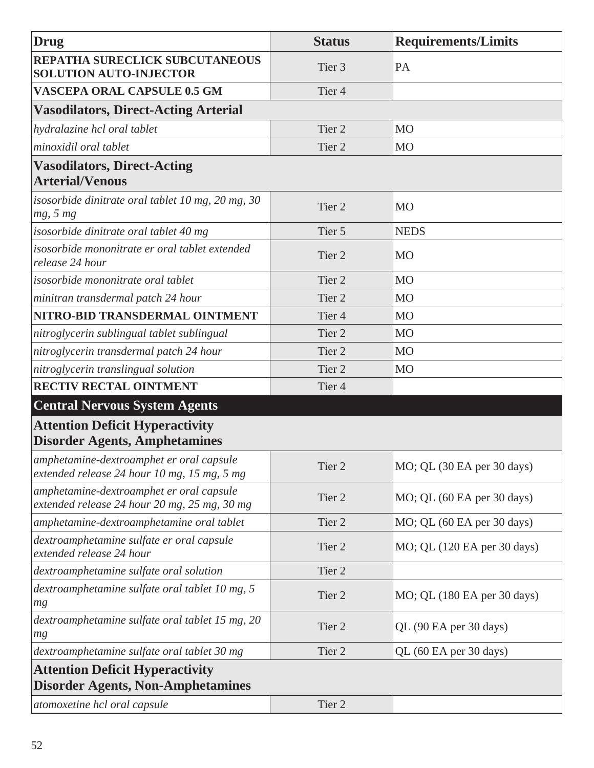| Drug | Status | Requirements/Limits |
|---|---|---|
| **REPATHA SURECLICK SUBCUTANEOUS SOLUTION AUTO-INJECTOR** | Tier 3 | PA |
| **VASCEPA ORAL CAPSULE 0.5 GM** | Tier 4 | |
| **Vasodilators, Direct-Acting Arterial** | | |
| *hydralazine hcl oral tablet* | Tier 2 | MO |
| *minoxidil oral tablet* | Tier 2 | MO |
| **Vasodilators, Direct-Acting Arterial/Venous** | | |
| *isosorbide dinitrate oral tablet 10 mg, 20 mg, 30 mg, 5 mg* | Tier 2 | MO |
| *isosorbide dinitrate oral tablet 40 mg* | Tier 5 | NEDS |
| *isosorbide mononitrate er oral tablet extended release 24 hour* | Tier 2 | MO |
| *isosorbide mononitrate oral tablet* | Tier 2 | MO |
| *minitran transdermal patch 24 hour* | Tier 2 | MO |
| **NITRO-BID TRANSDERMAL OINTMENT** | Tier 4 | MO |
| *nitroglycerin sublingual tablet sublingual* | Tier 2 | MO |
| *nitroglycerin transdermal patch 24 hour* | Tier 2 | MO |
| *nitroglycerin translingual solution* | Tier 2 | MO |
| **RECTIV RECTAL OINTMENT** | Tier 4 | |
| **Central Nervous System Agents** | | |
| **Attention Deficit Hyperactivity Disorder Agents, Amphetamines** | | |
| *amphetamine-dextroamphet er oral capsule extended release 24 hour 10 mg, 15 mg, 5 mg* | Tier 2 | MO; QL (30 EA per 30 days) |
| *amphetamine-dextroamphet er oral capsule extended release 24 hour 20 mg, 25 mg, 30 mg* | Tier 2 | MO; QL (60 EA per 30 days) |
| *amphetamine-dextroamphetamine oral tablet* | Tier 2 | MO; QL (60 EA per 30 days) |
| *dextroamphetamine sulfate er oral capsule extended release 24 hour* | Tier 2 | MO; QL (120 EA per 30 days) |
| *dextroamphetamine sulfate oral solution* | Tier 2 | |
| *dextroamphetamine sulfate oral tablet 10 mg, 5 mg* | Tier 2 | MO; QL (180 EA per 30 days) |
| *dextroamphetamine sulfate oral tablet 15 mg, 20 mg* | Tier 2 | QL (90 EA per 30 days) |
| *dextroamphetamine sulfate oral tablet 30 mg* | Tier 2 | QL (60 EA per 30 days) |
| **Attention Deficit Hyperactivity Disorder Agents, Non-Amphetamines** | | |
| *atomoxetine hcl oral capsule* | Tier 2 | |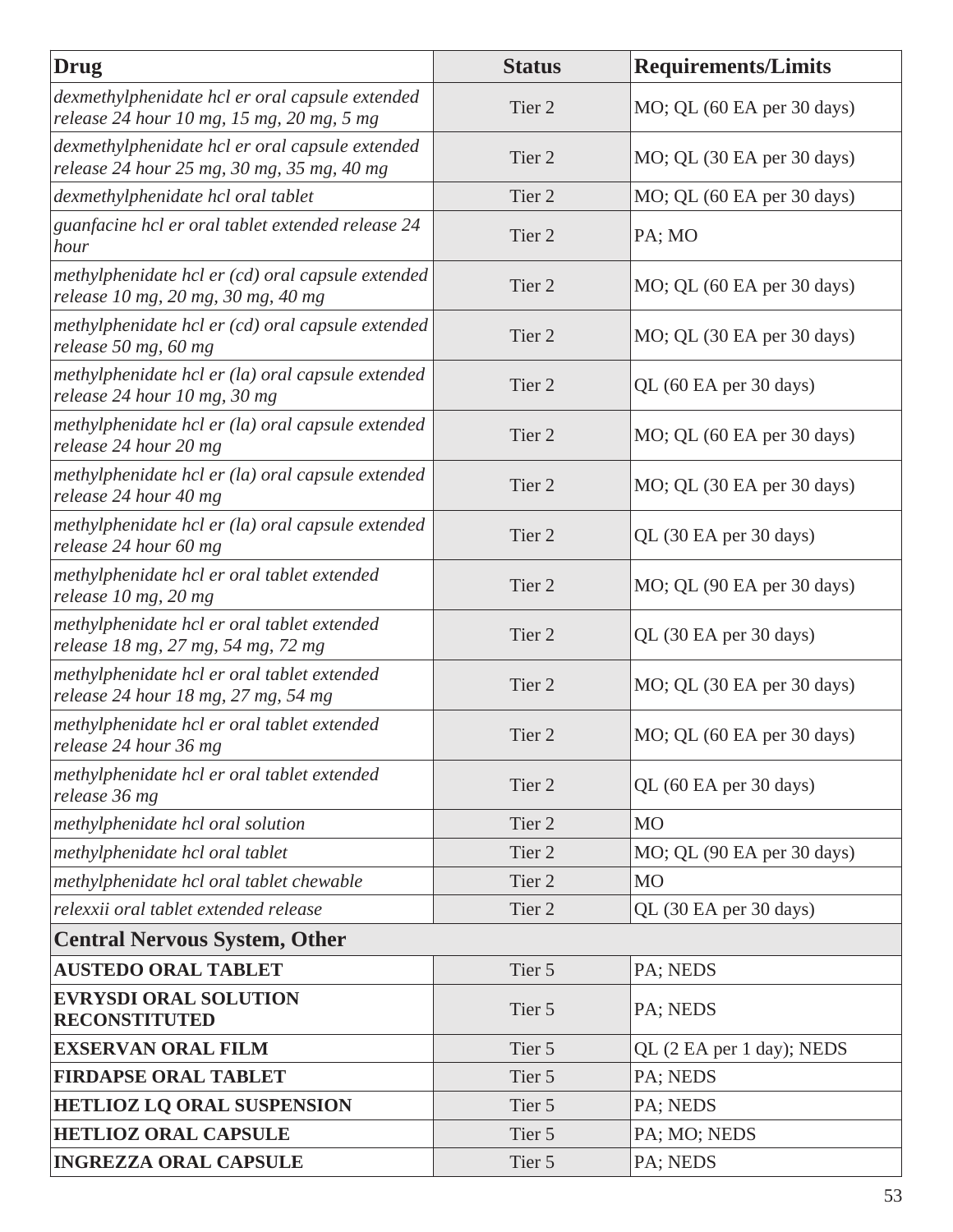| Drug | Status | Requirements/Limits |
|---|---|---|
| *dexmethylphenidate hcl er oral capsule extended release 24 hour 10 mg, 15 mg, 20 mg, 5 mg* | Tier 2 | MO; QL (60 EA per 30 days) |
| *dexmethylphenidate hcl er oral capsule extended release 24 hour 25 mg, 30 mg, 35 mg, 40 mg* | Tier 2 | MO; QL (30 EA per 30 days) |
| *dexmethylphenidate hcl oral tablet* | Tier 2 | MO; QL (60 EA per 30 days) |
| *guanfacine hcl er oral tablet extended release 24 hour* | Tier 2 | PA; MO |
| *methylphenidate hcl er (cd) oral capsule extended release 10 mg, 20 mg, 30 mg, 40 mg* | Tier 2 | MO; QL (60 EA per 30 days) |
| *methylphenidate hcl er (cd) oral capsule extended release 50 mg, 60 mg* | Tier 2 | MO; QL (30 EA per 30 days) |
| *methylphenidate hcl er (la) oral capsule extended release 24 hour 10 mg, 30 mg* | Tier 2 | QL (60 EA per 30 days) |
| *methylphenidate hcl er (la) oral capsule extended release 24 hour 20 mg* | Tier 2 | MO; QL (60 EA per 30 days) |
| *methylphenidate hcl er (la) oral capsule extended release 24 hour 40 mg* | Tier 2 | MO; QL (30 EA per 30 days) |
| *methylphenidate hcl er (la) oral capsule extended release 24 hour 60 mg* | Tier 2 | QL (30 EA per 30 days) |
| *methylphenidate hcl er oral tablet extended release 10 mg, 20 mg* | Tier 2 | MO; QL (90 EA per 30 days) |
| *methylphenidate hcl er oral tablet extended release 18 mg, 27 mg, 54 mg, 72 mg* | Tier 2 | QL (30 EA per 30 days) |
| *methylphenidate hcl er oral tablet extended release 24 hour 18 mg, 27 mg, 54 mg* | Tier 2 | MO; QL (30 EA per 30 days) |
| *methylphenidate hcl er oral tablet extended release 24 hour 36 mg* | Tier 2 | MO; QL (60 EA per 30 days) |
| *methylphenidate hcl er oral tablet extended release 36 mg* | Tier 2 | QL (60 EA per 30 days) |
| *methylphenidate hcl oral solution* | Tier 2 | MO |
| *methylphenidate hcl oral tablet* | Tier 2 | MO; QL (90 EA per 30 days) |
| *methylphenidate hcl oral tablet chewable* | Tier 2 | MO |
| *relexxii oral tablet extended release* | Tier 2 | QL (30 EA per 30 days) |
| **Central Nervous System, Other** | | |
| **AUSTEDO ORAL TABLET** | Tier 5 | PA; NEDS |
| **EVRYSDI ORAL SOLUTION RECONSTITUTED** | Tier 5 | PA; NEDS |
| **EXSERVAN ORAL FILM** | Tier 5 | QL (2 EA per 1 day); NEDS |
| **FIRDAPSE ORAL TABLET** | Tier 5 | PA; NEDS |
| **HETLIOZ LQ ORAL SUSPENSION** | Tier 5 | PA; NEDS |
| **HETLIOZ ORAL CAPSULE** | Tier 5 | PA; MO; NEDS |
| **INGREZZA ORAL CAPSULE** | Tier 5 | PA; NEDS |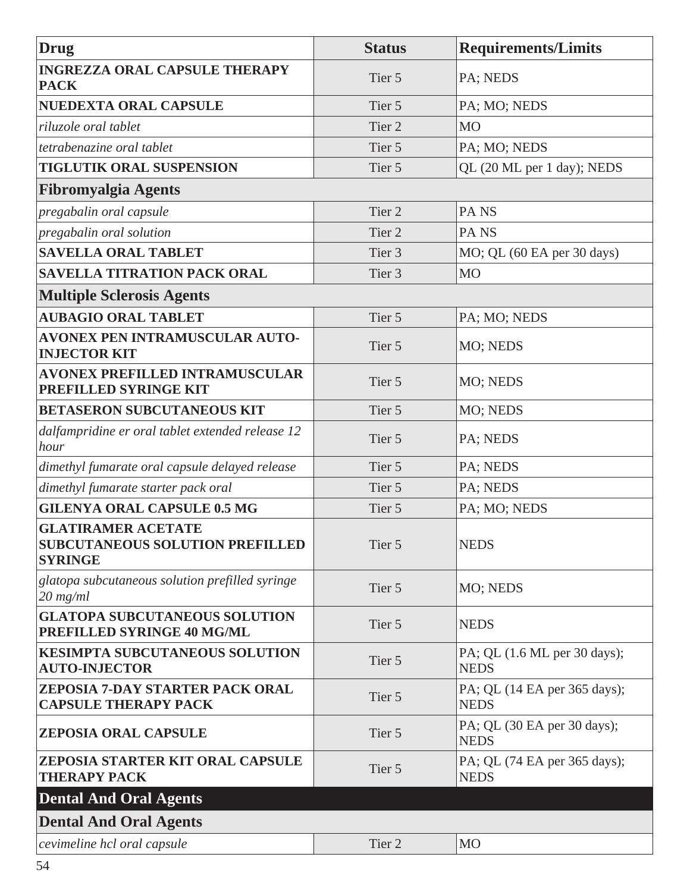| Drug | Status | Requirements/Limits |
|---|---|---|
| **INGREZZA ORAL CAPSULE THERAPY PACK** | Tier 5 | PA; NEDS |
| **NUEDEXTA ORAL CAPSULE** | Tier 5 | PA; MO; NEDS |
| *riluzole oral tablet* | Tier 2 | MO |
| *tetrabenazine oral tablet* | Tier 5 | PA; MO; NEDS |
| **TIGLUTIK ORAL SUSPENSION** | Tier 5 | QL (20 ML per 1 day); NEDS |
| **Fibromyalgia Agents** | | |
| *pregabalin oral capsule* | Tier 2 | PA NS |
| *pregabalin oral solution* | Tier 2 | PA NS |
| **SAVELLA ORAL TABLET** | Tier 3 | MO; QL (60 EA per 30 days) |
| **SAVELLA TITRATION PACK ORAL** | Tier 3 | MO |
| **Multiple Sclerosis Agents** | | |
| **AUBAGIO ORAL TABLET** | Tier 5 | PA; MO; NEDS |
| **AVONEX PEN INTRAMUSCULAR AUTO-INJECTOR KIT** | Tier 5 | MO; NEDS |
| **AVONEX PREFILLED INTRAMUSCULAR PREFILLED SYRINGE KIT** | Tier 5 | MO; NEDS |
| **BETASERON SUBCUTANEOUS KIT** | Tier 5 | MO; NEDS |
| *dalfampridine er oral tablet extended release 12 hour* | Tier 5 | PA; NEDS |
| *dimethyl fumarate oral capsule delayed release* | Tier 5 | PA; NEDS |
| *dimethyl fumarate starter pack oral* | Tier 5 | PA; NEDS |
| **GILENYA ORAL CAPSULE 0.5 MG** | Tier 5 | PA; MO; NEDS |
| **GLATIRAMER ACETATE SUBCUTANEOUS SOLUTION PREFILLED SYRINGE** | Tier 5 | NEDS |
| *glatopa subcutaneous solution prefilled syringe 20 mg/ml* | Tier 5 | MO; NEDS |
| **GLATOPA SUBCUTANEOUS SOLUTION PREFILLED SYRINGE 40 MG/ML** | Tier 5 | NEDS |
| **KESIMPTA SUBCUTANEOUS SOLUTION AUTO-INJECTOR** | Tier 5 | PA; QL (1.6 ML per 30 days); NEDS |
| **ZEPOSIA 7-DAY STARTER PACK ORAL CAPSULE THERAPY PACK** | Tier 5 | PA; QL (14 EA per 365 days); NEDS |
| **ZEPOSIA ORAL CAPSULE** | Tier 5 | PA; QL (30 EA per 30 days); NEDS |
| **ZEPOSIA STARTER KIT ORAL CAPSULE THERAPY PACK** | Tier 5 | PA; QL (74 EA per 365 days); NEDS |
| **Dental And Oral Agents** | | |
| **Dental And Oral Agents** | | |
| *cevimeline hcl oral capsule* | Tier 2 | MO |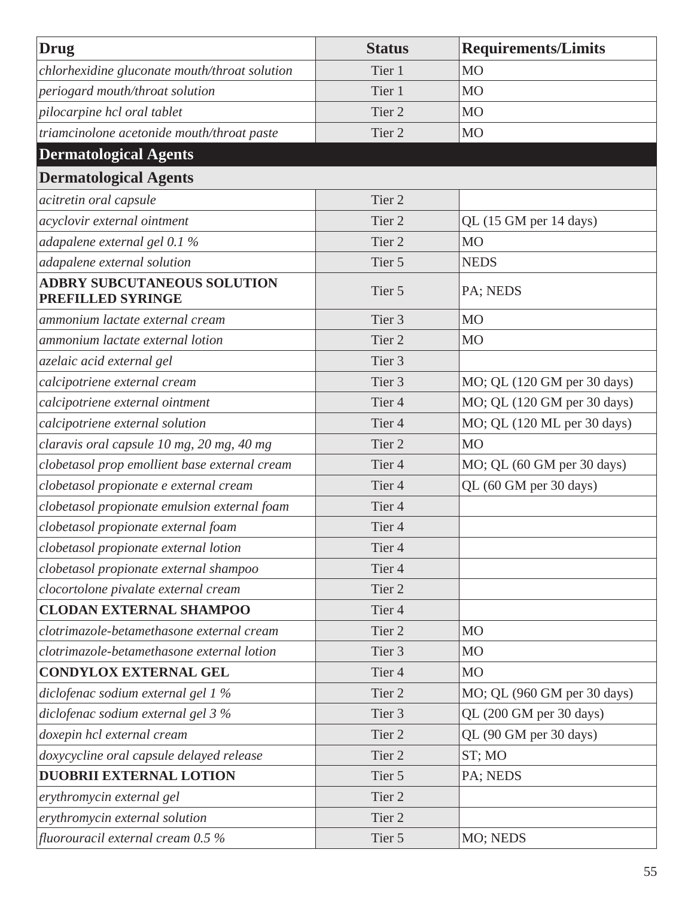| Drug | Status | Requirements/Limits |
|---|---|---|
| *chlorhexidine gluconate mouth/throat solution* | Tier 1 | MO |
| *periogard mouth/throat solution* | Tier 1 | MO |
| *pilocarpine hcl oral tablet* | Tier 2 | MO |
| *triamcinolone acetonide mouth/throat paste* | Tier 2 | MO |
| **Dermatological Agents** | | |
| **Dermatological Agents** | | |
| *acitretin oral capsule* | Tier 2 | |
| *acyclovir external ointment* | Tier 2 | QL (15 GM per 14 days) |
| *adapalene external gel 0.1 %* | Tier 2 | MO |
| *adapalene external solution* | Tier 5 | NEDS |
| **ADBRY SUBCUTANEOUS SOLUTION PREFILLED SYRINGE** | Tier 5 | PA; NEDS |
| *ammonium lactate external cream* | Tier 3 | MO |
| *ammonium lactate external lotion* | Tier 2 | MO |
| *azelaic acid external gel* | Tier 3 | |
| *calcipotriene external cream* | Tier 3 | MO; QL (120 GM per 30 days) |
| *calcipotriene external ointment* | Tier 4 | MO; QL (120 GM per 30 days) |
| *calcipotriene external solution* | Tier 4 | MO; QL (120 ML per 30 days) |
| *claravis oral capsule 10 mg, 20 mg, 40 mg* | Tier 2 | MO |
| *clobetasol prop emollient base external cream* | Tier 4 | MO; QL (60 GM per 30 days) |
| *clobetasol propionate e external cream* | Tier 4 | QL (60 GM per 30 days) |
| *clobetasol propionate emulsion external foam* | Tier 4 | |
| *clobetasol propionate external foam* | Tier 4 | |
| *clobetasol propionate external lotion* | Tier 4 | |
| *clobetasol propionate external shampoo* | Tier 4 | |
| *clocortolone pivalate external cream* | Tier 2 | |
| **CLODAN EXTERNAL SHAMPOO** | Tier 4 | |
| *clotrimazole-betamethasone external cream* | Tier 2 | MO |
| *clotrimazole-betamethasone external lotion* | Tier 3 | MO |
| **CONDYLOX EXTERNAL GEL** | Tier 4 | MO |
| *diclofenac sodium external gel 1 %* | Tier 2 | MO; QL (960 GM per 30 days) |
| *diclofenac sodium external gel 3 %* | Tier 3 | QL (200 GM per 30 days) |
| *doxepin hcl external cream* | Tier 2 | QL (90 GM per 30 days) |
| *doxycycline oral capsule delayed release* | Tier 2 | ST; MO |
| **DUOBRII EXTERNAL LOTION** | Tier 5 | PA; NEDS |
| *erythromycin external gel* | Tier 2 | |
| *erythromycin external solution* | Tier 2 | |
| *fluorouracil external cream 0.5 %* | Tier 5 | MO; NEDS |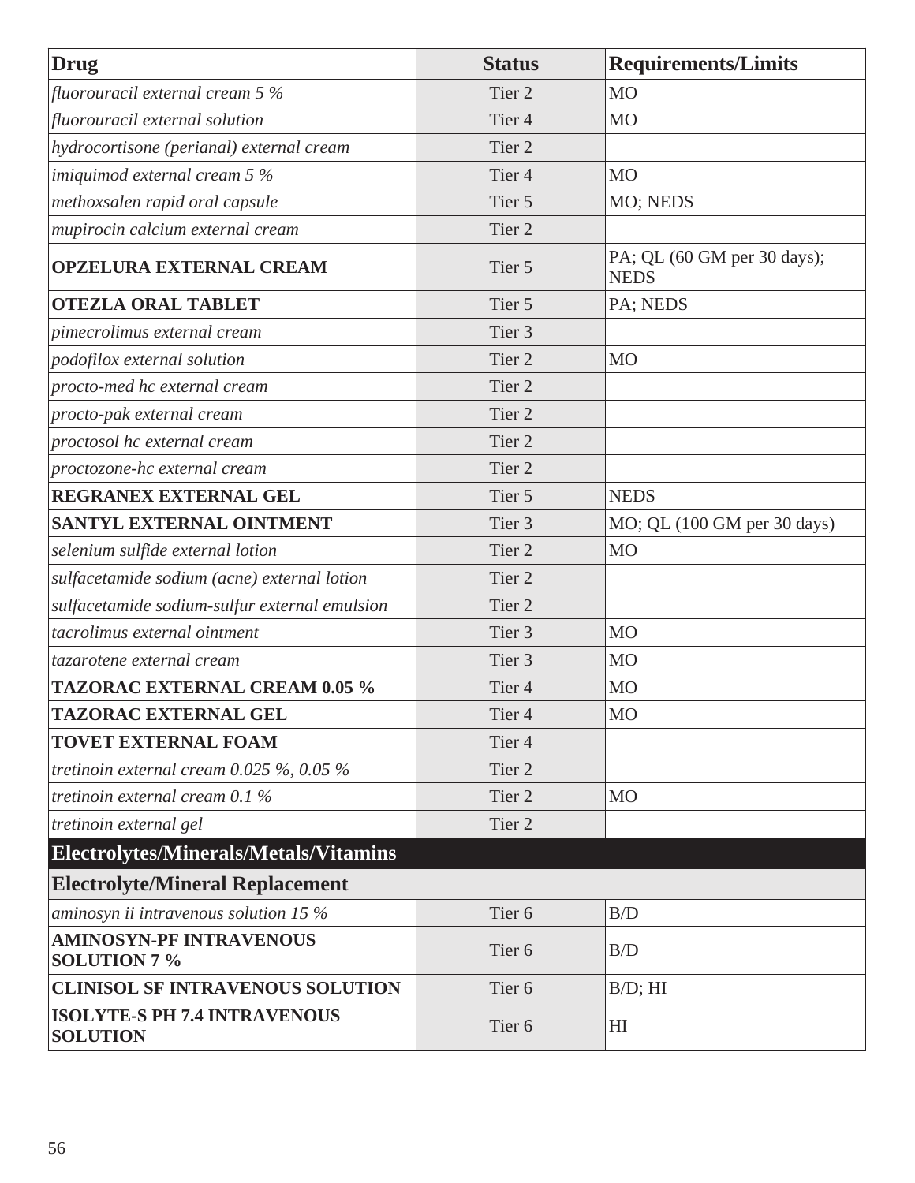| Drug | Status | Requirements/Limits |
|---|---|---|
| *fluorouracil external cream 5 %* | Tier 2 | MO |
| *fluorouracil external solution* | Tier 4 | MO |
| *hydrocortisone (perianal) external cream* | Tier 2 | |
| *imiquimod external cream 5 %* | Tier 4 | MO |
| *methoxsalen rapid oral capsule* | Tier 5 | MO; NEDS |
| *mupirocin calcium external cream* | Tier 2 | |
| **OPZELURA EXTERNAL CREAM** | Tier 5 | PA; QL (60 GM per 30 days); NEDS |
| **OTEZLA ORAL TABLET** | Tier 5 | PA; NEDS |
| *pimecrolimus external cream* | Tier 3 | |
| *podofilox external solution* | Tier 2 | MO |
| *procto-med hc external cream* | Tier 2 | |
| *procto-pak external cream* | Tier 2 | |
| *proctosol hc external cream* | Tier 2 | |
| *proctozone-hc external cream* | Tier 2 | |
| **REGRANEX EXTERNAL GEL** | Tier 5 | NEDS |
| **SANTYL EXTERNAL OINTMENT** | Tier 3 | MO; QL (100 GM per 30 days) |
| *selenium sulfide external lotion* | Tier 2 | MO |
| *sulfacetamide sodium (acne) external lotion* | Tier 2 | |
| *sulfacetamide sodium-sulfur external emulsion* | Tier 2 | |
| *tacrolimus external ointment* | Tier 3 | MO |
| *tazarotene external cream* | Tier 3 | MO |
| **TAZORAC EXTERNAL CREAM 0.05 %** | Tier 4 | MO |
| **TAZORAC EXTERNAL GEL** | Tier 4 | MO |
| **TOVET EXTERNAL FOAM** | Tier 4 | |
| *tretinoin external cream 0.025 %, 0.05 %* | Tier 2 | |
| *tretinoin external cream 0.1 %* | Tier 2 | MO |
| *tretinoin external gel* | Tier 2 | |
| **Electrolytes/Minerals/Metals/Vitamins** | | |
| **Electrolyte/Mineral Replacement** | | |
| *aminosyn ii intravenous solution 15 %* | Tier 6 | B/D |
| **AMINOSYN-PF INTRAVENOUS SOLUTION 7 %** | Tier 6 | B/D |
| **CLINISOL SF INTRAVENOUS SOLUTION** | Tier 6 | B/D; HI |
| **ISOLYTE-S PH 7.4 INTRAVENOUS SOLUTION** | Tier 6 | HI |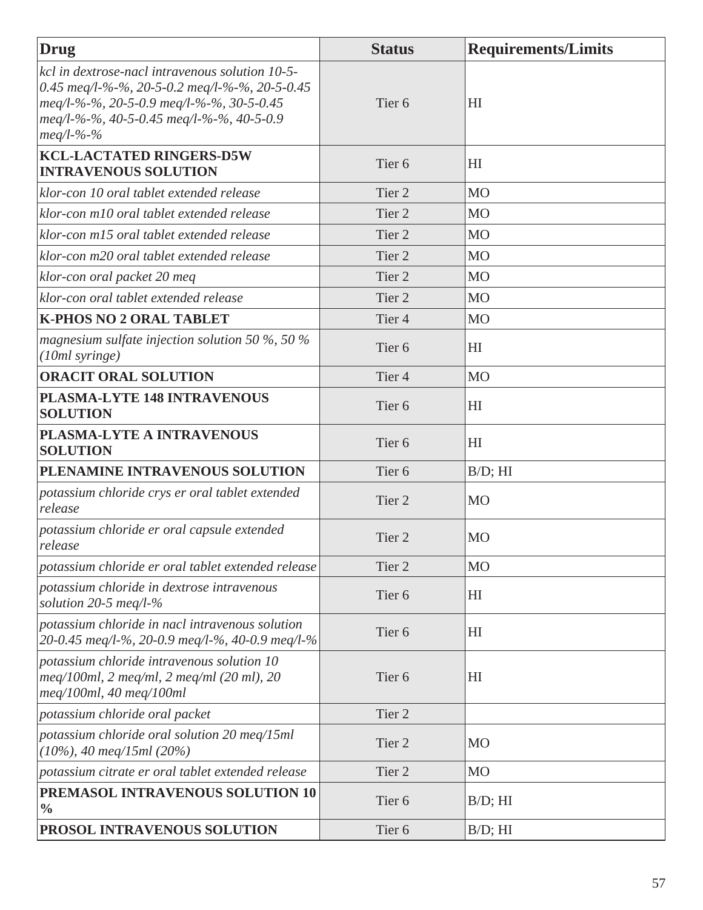| Drug | Status | Requirements/Limits |
|---|---|---|
| *kcl in dextrose-nacl intravenous solution 10-5-0.45 meq/l-%-%, 20-5-0.2 meq/l-%-%, 20-5-0.45 meq/l-%-%, 20-5-0.9 meq/l-%-%, 30-5-0.45 meq/l-%-%, 40-5-0.45 meq/l-%-%, 40-5-0.9 meq/l-%-%* | Tier 6 | HI |
| **KCL-LACTATED RINGERS-D5W INTRAVENOUS SOLUTION** | Tier 6 | HI |
| *klor-con 10 oral tablet extended release* | Tier 2 | MO |
| *klor-con m10 oral tablet extended release* | Tier 2 | MO |
| *klor-con m15 oral tablet extended release* | Tier 2 | MO |
| *klor-con m20 oral tablet extended release* | Tier 2 | MO |
| *klor-con oral packet 20 meq* | Tier 2 | MO |
| *klor-con oral tablet extended release* | Tier 2 | MO |
| **K-PHOS NO 2 ORAL TABLET** | Tier 4 | MO |
| *magnesium sulfate injection solution 50 %, 50 % (10ml syringe)* | Tier 6 | HI |
| **ORACIT ORAL SOLUTION** | Tier 4 | MO |
| **PLASMA-LYTE 148 INTRAVENOUS SOLUTION** | Tier 6 | HI |
| **PLASMA-LYTE A INTRAVENOUS SOLUTION** | Tier 6 | HI |
| **PLENAMINE INTRAVENOUS SOLUTION** | Tier 6 | B/D; HI |
| *potassium chloride crys er oral tablet extended release* | Tier 2 | MO |
| *potassium chloride er oral capsule extended release* | Tier 2 | MO |
| *potassium chloride er oral tablet extended release* | Tier 2 | MO |
| *potassium chloride in dextrose intravenous solution 20-5 meq/l-%* | Tier 6 | HI |
| *potassium chloride in nacl intravenous solution 20-0.45 meq/l-%, 20-0.9 meq/l-%, 40-0.9 meq/l-%* | Tier 6 | HI |
| *potassium chloride intravenous solution 10 meq/100ml, 2 meq/ml, 2 meq/ml (20 ml), 20 meq/100ml, 40 meq/100ml* | Tier 6 | HI |
| *potassium chloride oral packet* | Tier 2 | |
| *potassium chloride oral solution 20 meq/15ml (10%), 40 meq/15ml (20%)* | Tier 2 | MO |
| *potassium citrate er oral tablet extended release* | Tier 2 | MO |
| **PREMASOL INTRAVENOUS SOLUTION 10 %** | Tier 6 | B/D; HI |
| **PROSOL INTRAVENOUS SOLUTION** | Tier 6 | B/D; HI |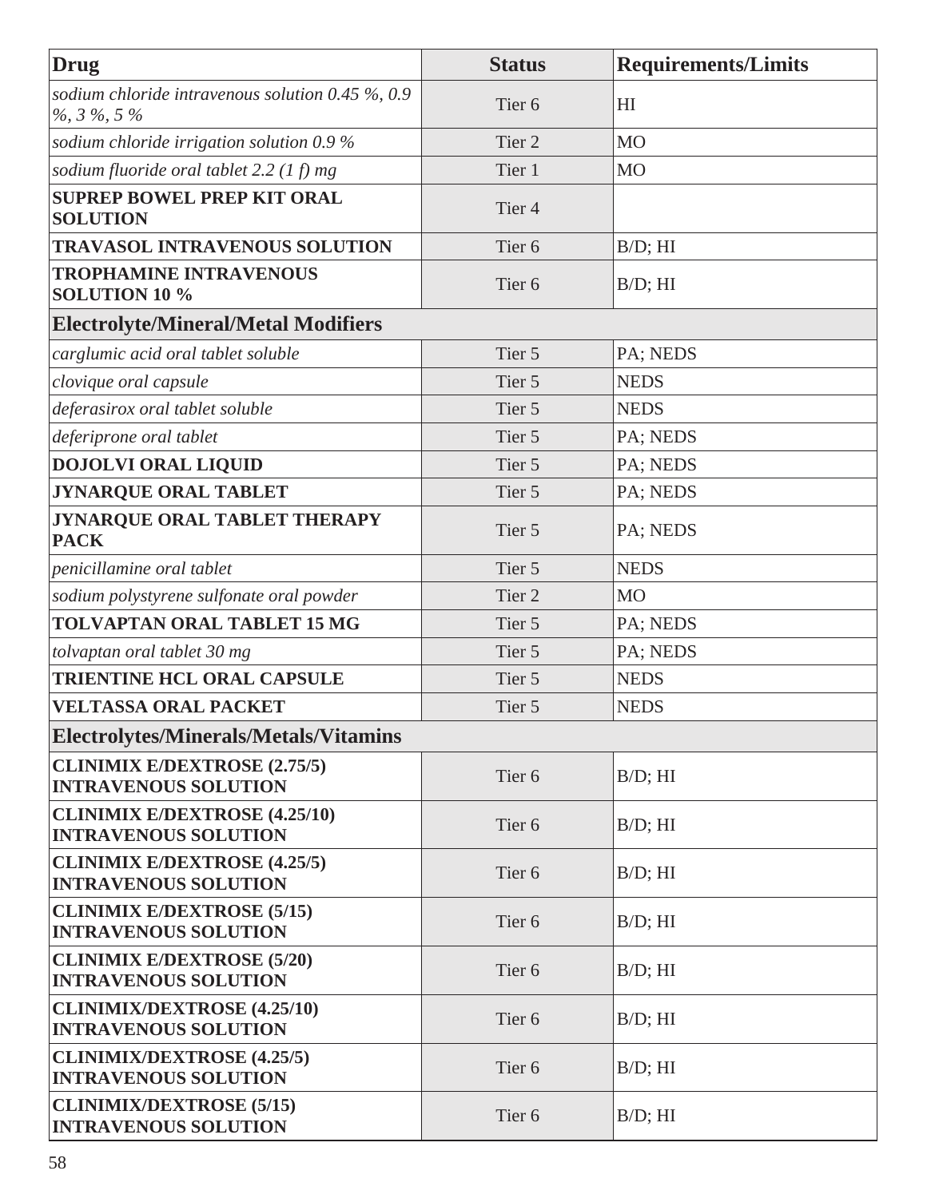| Drug | Status | Requirements/Limits |
|---|---|---|
| *sodium chloride intravenous solution 0.45 %, 0.9 %, 3 %, 5 %* | Tier 6 | HI |
| *sodium chloride irrigation solution 0.9 %* | Tier 2 | MO |
| *sodium fluoride oral tablet 2.2 (1 f) mg* | Tier 1 | MO |
| **SUPREP BOWEL PREP KIT ORAL SOLUTION** | Tier 4 | |
| **TRAVASOL INTRAVENOUS SOLUTION** | Tier 6 | B/D; HI |
| **TROPHAMINE INTRAVENOUS SOLUTION 10 %** | Tier 6 | B/D; HI |
| **Electrolyte/Mineral/Metal Modifiers** | | |
| *carglumic acid oral tablet soluble* | Tier 5 | PA; NEDS |
| *clovique oral capsule* | Tier 5 | NEDS |
| *deferasirox oral tablet soluble* | Tier 5 | NEDS |
| *deferiprone oral tablet* | Tier 5 | PA; NEDS |
| **DOJOLVI ORAL LIQUID** | Tier 5 | PA; NEDS |
| **JYNARQUE ORAL TABLET** | Tier 5 | PA; NEDS |
| **JYNARQUE ORAL TABLET THERAPY PACK** | Tier 5 | PA; NEDS |
| *penicillamine oral tablet* | Tier 5 | NEDS |
| *sodium polystyrene sulfonate oral powder* | Tier 2 | MO |
| **TOLVAPTAN ORAL TABLET 15 MG** | Tier 5 | PA; NEDS |
| *tolvaptan oral tablet 30 mg* | Tier 5 | PA; NEDS |
| **TRIENTINE HCL ORAL CAPSULE** | Tier 5 | NEDS |
| **VELTASSA ORAL PACKET** | Tier 5 | NEDS |
| **Electrolytes/Minerals/Metals/Vitamins** | | |
| **CLINIMIX E/DEXTROSE (2.75/5) INTRAVENOUS SOLUTION** | Tier 6 | B/D; HI |
| **CLINIMIX E/DEXTROSE (4.25/10) INTRAVENOUS SOLUTION** | Tier 6 | B/D; HI |
| **CLINIMIX E/DEXTROSE (4.25/5) INTRAVENOUS SOLUTION** | Tier 6 | B/D; HI |
| **CLINIMIX E/DEXTROSE (5/15) INTRAVENOUS SOLUTION** | Tier 6 | B/D; HI |
| **CLINIMIX E/DEXTROSE (5/20) INTRAVENOUS SOLUTION** | Tier 6 | B/D; HI |
| **CLINIMIX/DEXTROSE (4.25/10) INTRAVENOUS SOLUTION** | Tier 6 | B/D; HI |
| **CLINIMIX/DEXTROSE (4.25/5) INTRAVENOUS SOLUTION** | Tier 6 | B/D; HI |
| **CLINIMIX/DEXTROSE (5/15) INTRAVENOUS SOLUTION** | Tier 6 | B/D; HI |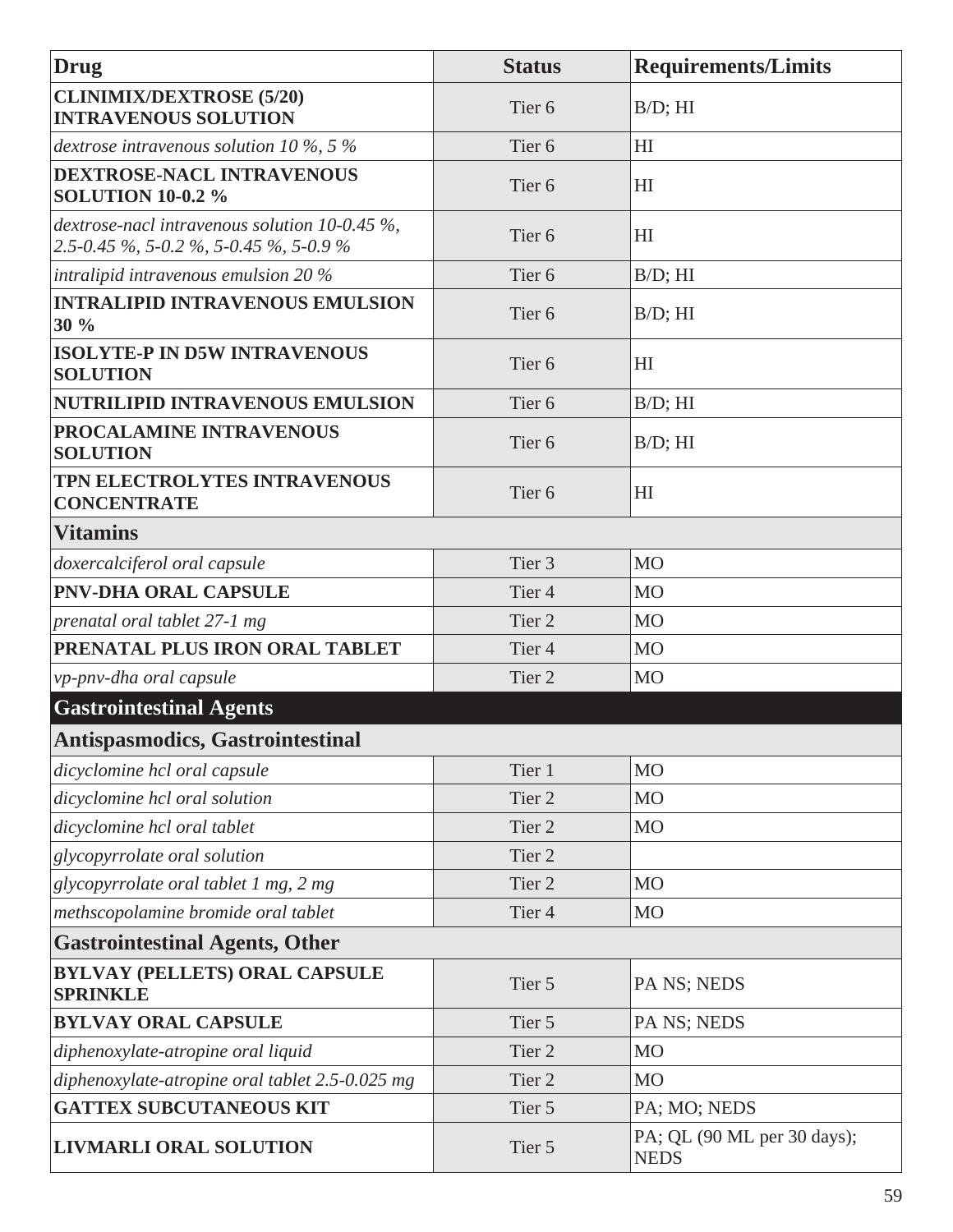| Drug | Status | Requirements/Limits |
|---|---|---|
| **CLINIMIX/DEXTROSE (5/20) INTRAVENOUS SOLUTION** | Tier 6 | B/D; HI |
| *dextrose intravenous solution 10 %, 5 %* | Tier 6 | HI |
| **DEXTROSE-NACL INTRAVENOUS SOLUTION 10-0.2 %** | Tier 6 | HI |
| *dextrose-nacl intravenous solution 10-0.45 %, 2.5-0.45 %, 5-0.2 %, 5-0.45 %, 5-0.9 %* | Tier 6 | HI |
| *intralipid intravenous emulsion 20 %* | Tier 6 | B/D; HI |
| **INTRALIPID INTRAVENOUS EMULSION 30 %** | Tier 6 | B/D; HI |
| **ISOLYTE-P IN D5W INTRAVENOUS SOLUTION** | Tier 6 | HI |
| **NUTRILIPID INTRAVENOUS EMULSION** | Tier 6 | B/D; HI |
| **PROCALAMINE INTRAVENOUS SOLUTION** | Tier 6 | B/D; HI |
| **TPN ELECTROLYTES INTRAVENOUS CONCENTRATE** | Tier 6 | HI |
| **Vitamins** | | |
| *doxercalciferol oral capsule* | Tier 3 | MO |
| **PNV-DHA ORAL CAPSULE** | Tier 4 | MO |
| *prenatal oral tablet 27-1 mg* | Tier 2 | MO |
| **PRENATAL PLUS IRON ORAL TABLET** | Tier 4 | MO |
| *vp-pnv-dha oral capsule* | Tier 2 | MO |
| **Gastrointestinal Agents** | | |
| **Antispasmodics, Gastrointestinal** | | |
| *dicyclomine hcl oral capsule* | Tier 1 | MO |
| *dicyclomine hcl oral solution* | Tier 2 | MO |
| *dicyclomine hcl oral tablet* | Tier 2 | MO |
| *glycopyrrolate oral solution* | Tier 2 | |
| *glycopyrrolate oral tablet 1 mg, 2 mg* | Tier 2 | MO |
| *methscopolamine bromide oral tablet* | Tier 4 | MO |
| **Gastrointestinal Agents, Other** | | |
| **BYLVAY (PELLETS) ORAL CAPSULE SPRINKLE** | Tier 5 | PA NS; NEDS |
| **BYLVAY ORAL CAPSULE** | Tier 5 | PA NS; NEDS |
| *diphenoxylate-atropine oral liquid* | Tier 2 | MO |
| *diphenoxylate-atropine oral tablet 2.5-0.025 mg* | Tier 2 | MO |
| **GATTEX SUBCUTANEOUS KIT** | Tier 5 | PA; MO; NEDS |
| **LIVMARLI ORAL SOLUTION** | Tier 5 | PA; QL (90 ML per 30 days); NEDS |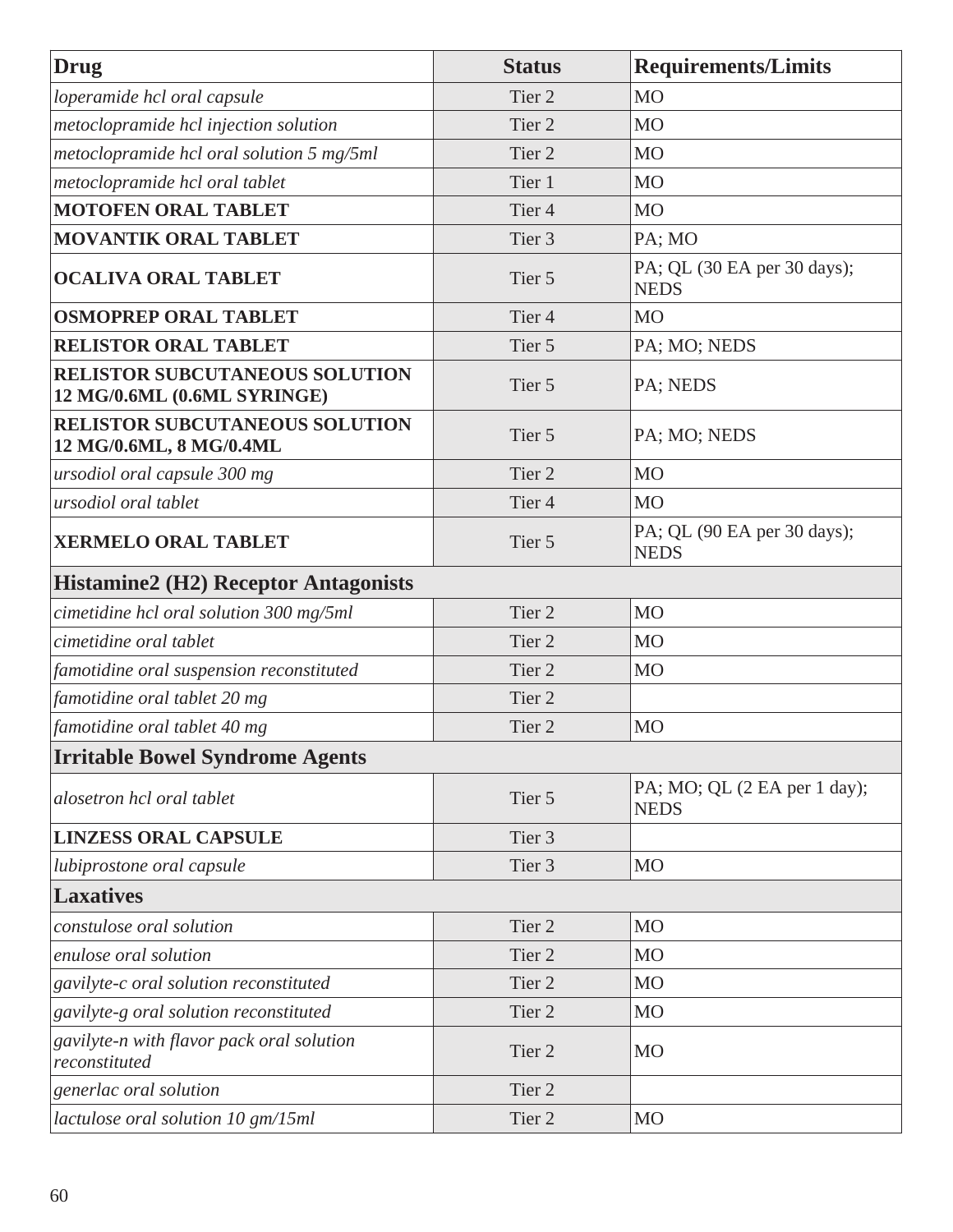| Drug | Status | Requirements/Limits |
|---|---|---|
| *loperamide hcl oral capsule* | Tier 2 | MO |
| *metoclopramide hcl injection solution* | Tier 2 | MO |
| *metoclopramide hcl oral solution 5 mg/5ml* | Tier 2 | MO |
| *metoclopramide hcl oral tablet* | Tier 1 | MO |
| **MOTOFEN ORAL TABLET** | Tier 4 | MO |
| **MOVANTIK ORAL TABLET** | Tier 3 | PA; MO |
| **OCALIVA ORAL TABLET** | Tier 5 | PA; QL (30 EA per 30 days); NEDS |
| **OSMOPREP ORAL TABLET** | Tier 4 | MO |
| **RELISTOR ORAL TABLET** | Tier 5 | PA; MO; NEDS |
| **RELISTOR SUBCUTANEOUS SOLUTION 12 MG/0.6ML (0.6ML SYRINGE)** | Tier 5 | PA; NEDS |
| **RELISTOR SUBCUTANEOUS SOLUTION 12 MG/0.6ML, 8 MG/0.4ML** | Tier 5 | PA; MO; NEDS |
| *ursodiol oral capsule 300 mg* | Tier 2 | MO |
| *ursodiol oral tablet* | Tier 4 | MO |
| **XERMELO ORAL TABLET** | Tier 5 | PA; QL (90 EA per 30 days); NEDS |
| **Histamine2 (H2) Receptor Antagonists** | | |
| *cimetidine hcl oral solution 300 mg/5ml* | Tier 2 | MO |
| *cimetidine oral tablet* | Tier 2 | MO |
| *famotidine oral suspension reconstituted* | Tier 2 | MO |
| *famotidine oral tablet 20 mg* | Tier 2 | |
| *famotidine oral tablet 40 mg* | Tier 2 | MO |
| **Irritable Bowel Syndrome Agents** | | |
| *alosetron hcl oral tablet* | Tier 5 | PA; MO; QL (2 EA per 1 day); NEDS |
| **LINZESS ORAL CAPSULE** | Tier 3 | |
| *lubiprostone oral capsule* | Tier 3 | MO |
| **Laxatives** | | |
| *constulose oral solution* | Tier 2 | MO |
| *enulose oral solution* | Tier 2 | MO |
| *gavilyte-c oral solution reconstituted* | Tier 2 | MO |
| *gavilyte-g oral solution reconstituted* | Tier 2 | MO |
| *gavilyte-n with flavor pack oral solution reconstituted* | Tier 2 | MO |
| *generlac oral solution* | Tier 2 | |
| *lactulose oral solution 10 gm/15ml* | Tier 2 | MO |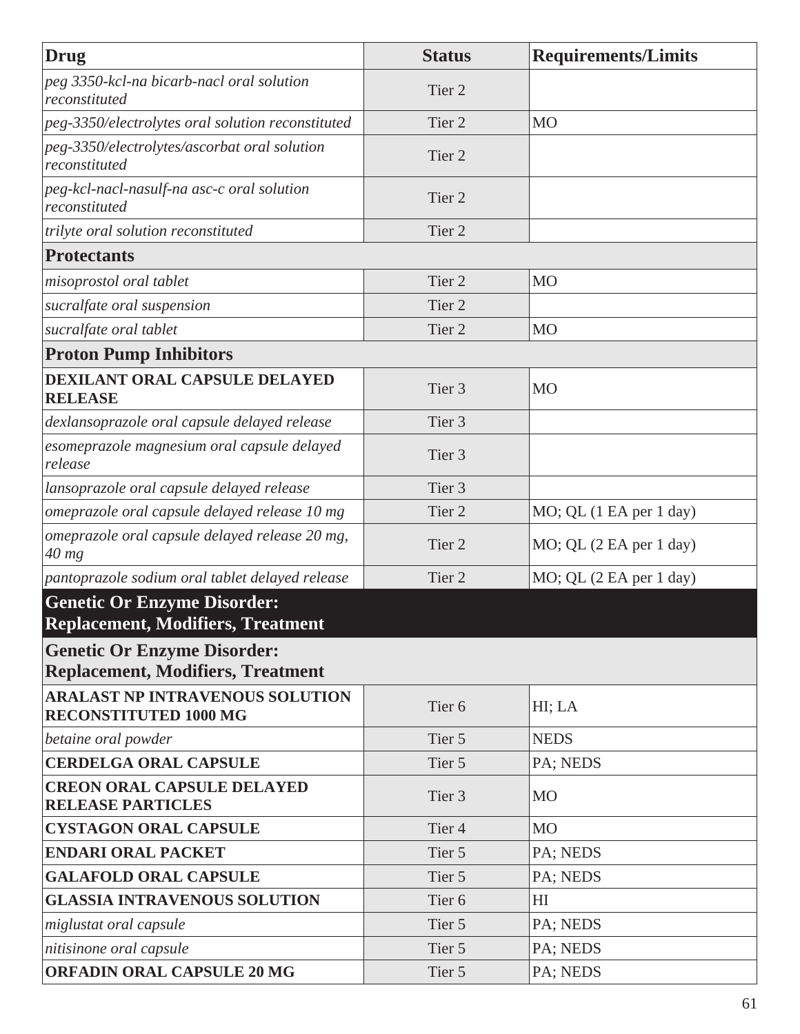| Drug | Status | Requirements/Limits |
|---|---|---|
| *peg 3350-kcl-na bicarb-nacl oral solution reconstituted* | Tier 2 | |
| *peg-3350/electrolytes oral solution reconstituted* | Tier 2 | MO |
| *peg-3350/electrolytes/ascorbat oral solution reconstituted* | Tier 2 | |
| *peg-kcl-nacl-nasulf-na asc-c oral solution reconstituted* | Tier 2 | |
| *trilyte oral solution reconstituted* | Tier 2 | |
| **Protectants** | | |
| *misoprostol oral tablet* | Tier 2 | MO |
| *sucralfate oral suspension* | Tier 2 | |
| *sucralfate oral tablet* | Tier 2 | MO |
| **Proton Pump Inhibitors** | | |
| **DEXILANT ORAL CAPSULE DELAYED RELEASE** | Tier 3 | MO |
| *dexlansoprazole oral capsule delayed release* | Tier 3 | |
| *esomeprazole magnesium oral capsule delayed release* | Tier 3 | |
| *lansoprazole oral capsule delayed release* | Tier 3 | |
| *omeprazole oral capsule delayed release 10 mg* | Tier 2 | MO; QL (1 EA per 1 day) |
| *omeprazole oral capsule delayed release 20 mg, 40 mg* | Tier 2 | MO; QL (2 EA per 1 day) |
| *pantoprazole sodium oral tablet delayed release* | Tier 2 | MO; QL (2 EA per 1 day) |
| **Genetic Or Enzyme Disorder: Replacement, Modifiers, Treatment** | | |
| **Genetic Or Enzyme Disorder: Replacement, Modifiers, Treatment** | | |
| **ARALAST NP INTRAVENOUS SOLUTION RECONSTITUTED 1000 MG** | Tier 6 | HI; LA |
| *betaine oral powder* | Tier 5 | NEDS |
| **CERDELGA ORAL CAPSULE** | Tier 5 | PA; NEDS |
| **CREON ORAL CAPSULE DELAYED RELEASE PARTICLES** | Tier 3 | MO |
| **CYSTAGON ORAL CAPSULE** | Tier 4 | MO |
| **ENDARI ORAL PACKET** | Tier 5 | PA; NEDS |
| **GALAFOLD ORAL CAPSULE** | Tier 5 | PA; NEDS |
| **GLASSIA INTRAVENOUS SOLUTION** | Tier 6 | HI |
| *miglustat oral capsule* | Tier 5 | PA; NEDS |
| *nitisinone oral capsule* | Tier 5 | PA; NEDS |
| **ORFADIN ORAL CAPSULE 20 MG** | Tier 5 | PA; NEDS |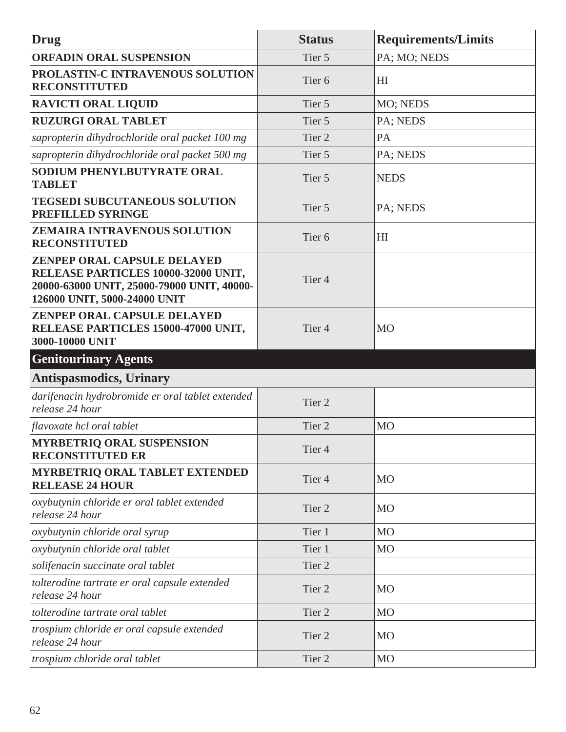| Drug | Status | Requirements/Limits |
|---|---|---|
| **ORFADIN ORAL SUSPENSION** | Tier 5 | PA; MO; NEDS |
| **PROLASTIN-C INTRAVENOUS SOLUTION RECONSTITUTED** | Tier 6 | HI |
| **RAVICTI ORAL LIQUID** | Tier 5 | MO; NEDS |
| **RUZURGI ORAL TABLET** | Tier 5 | PA; NEDS |
| *sapropterin dihydrochloride oral packet 100 mg* | Tier 2 | PA |
| *sapropterin dihydrochloride oral packet 500 mg* | Tier 5 | PA; NEDS |
| **SODIUM PHENYLBUTYRATE ORAL TABLET** | Tier 5 | NEDS |
| **TEGSEDI SUBCUTANEOUS SOLUTION PREFILLED SYRINGE** | Tier 5 | PA; NEDS |
| **ZEMAIRA INTRAVENOUS SOLUTION RECONSTITUTED** | Tier 6 | HI |
| **ZENPEP ORAL CAPSULE DELAYED RELEASE PARTICLES 10000-32000 UNIT, 20000-63000 UNIT, 25000-79000 UNIT, 40000-126000 UNIT, 5000-24000 UNIT** | Tier 4 | |
| **ZENPEP ORAL CAPSULE DELAYED RELEASE PARTICLES 15000-47000 UNIT, 3000-10000 UNIT** | Tier 4 | MO |
| **Genitourinary Agents** | | |
| **Antispasmodics, Urinary** | | |
| *darifenacin hydrobromide er oral tablet extended release 24 hour* | Tier 2 | |
| *flavoxate hcl oral tablet* | Tier 2 | MO |
| **MYRBETRIQ ORAL SUSPENSION RECONSTITUTED ER** | Tier 4 | |
| **MYRBETRIQ ORAL TABLET EXTENDED RELEASE 24 HOUR** | Tier 4 | MO |
| *oxybutynin chloride er oral tablet extended release 24 hour* | Tier 2 | MO |
| *oxybutynin chloride oral syrup* | Tier 1 | MO |
| *oxybutynin chloride oral tablet* | Tier 1 | MO |
| *solifenacin succinate oral tablet* | Tier 2 | |
| *tolterodine tartrate er oral capsule extended release 24 hour* | Tier 2 | MO |
| *tolterodine tartrate oral tablet* | Tier 2 | MO |
| *trospium chloride er oral capsule extended release 24 hour* | Tier 2 | MO |
| *trospium chloride oral tablet* | Tier 2 | MO |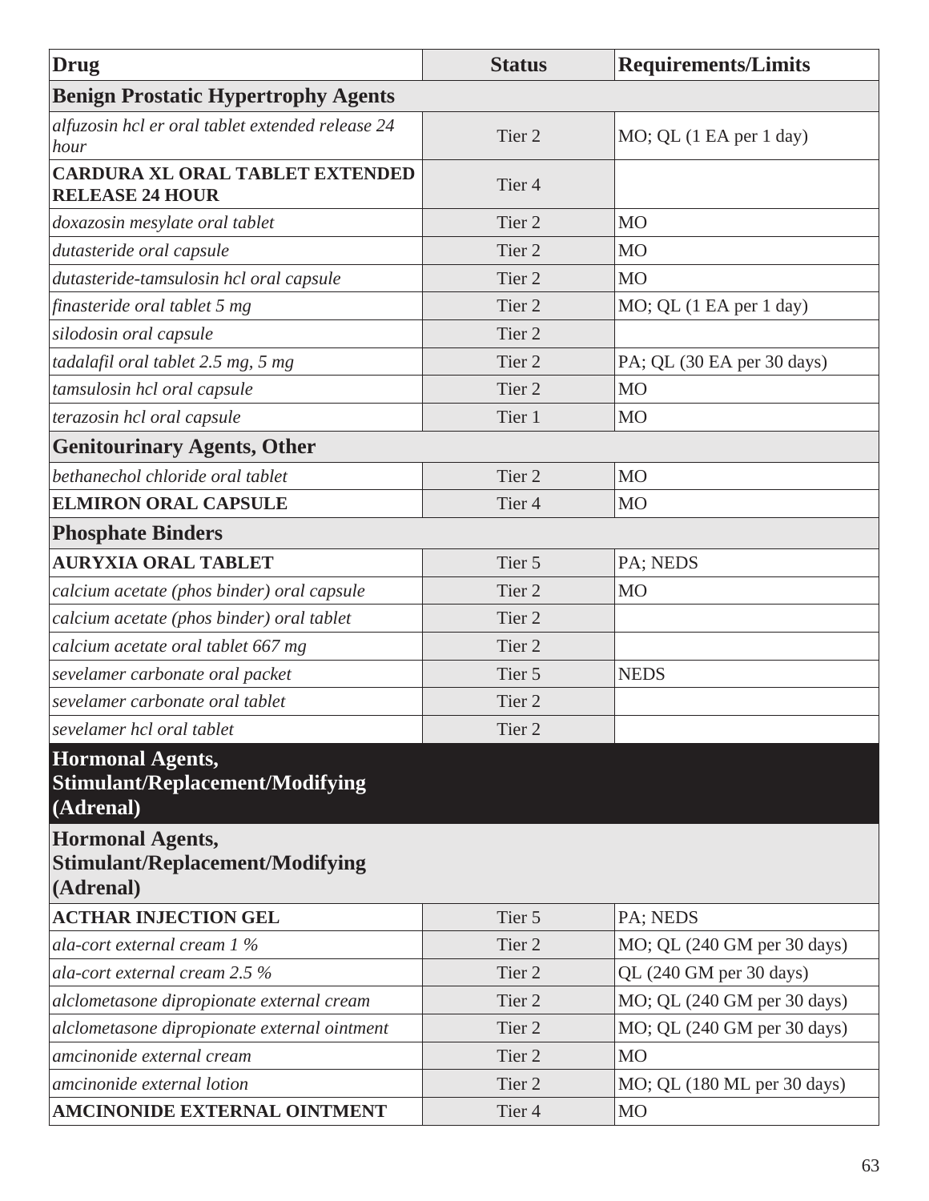| Drug | Status | Requirements/Limits |
|---|---|---|
| **Benign Prostatic Hypertrophy Agents** | | |
| *alfuzosin hcl er oral tablet extended release 24 hour* | Tier 2 | MO; QL (1 EA per 1 day) |
| **CARDURA XL ORAL TABLET EXTENDED RELEASE 24 HOUR** | Tier 4 | |
| *doxazosin mesylate oral tablet* | Tier 2 | MO |
| *dutasteride oral capsule* | Tier 2 | MO |
| *dutasteride-tamsulosin hcl oral capsule* | Tier 2 | MO |
| *finasteride oral tablet 5 mg* | Tier 2 | MO; QL (1 EA per 1 day) |
| *silodosin oral capsule* | Tier 2 | |
| *tadalafil oral tablet 2.5 mg, 5 mg* | Tier 2 | PA; QL (30 EA per 30 days) |
| *tamsulosin hcl oral capsule* | Tier 2 | MO |
| *terazosin hcl oral capsule* | Tier 1 | MO |
| **Genitourinary Agents, Other** | | |
| *bethanechol chloride oral tablet* | Tier 2 | MO |
| **ELMIRON ORAL CAPSULE** | Tier 4 | MO |
| **Phosphate Binders** | | |
| **AURYXIA ORAL TABLET** | Tier 5 | PA; NEDS |
| *calcium acetate (phos binder) oral capsule* | Tier 2 | MO |
| *calcium acetate (phos binder) oral tablet* | Tier 2 | |
| *calcium acetate oral tablet 667 mg* | Tier 2 | |
| *sevelamer carbonate oral packet* | Tier 5 | NEDS |
| *sevelamer carbonate oral tablet* | Tier 2 | |
| *sevelamer hcl oral tablet* | Tier 2 | |
| **Hormonal Agents, Stimulant/Replacement/Modifying (Adrenal)** | | |
| **Hormonal Agents, Stimulant/Replacement/Modifying (Adrenal)** | | |
| **ACTHAR INJECTION GEL** | Tier 5 | PA; NEDS |
| *ala-cort external cream 1 %* | Tier 2 | MO; QL (240 GM per 30 days) |
| *ala-cort external cream 2.5 %* | Tier 2 | QL (240 GM per 30 days) |
| *alclometasone dipropionate external cream* | Tier 2 | MO; QL (240 GM per 30 days) |
| *alclometasone dipropionate external ointment* | Tier 2 | MO; QL (240 GM per 30 days) |
| *amcinonide external cream* | Tier 2 | MO |
| *amcinonide external lotion* | Tier 2 | MO; QL (180 ML per 30 days) |
| **AMCINONIDE EXTERNAL OINTMENT** | Tier 4 | MO |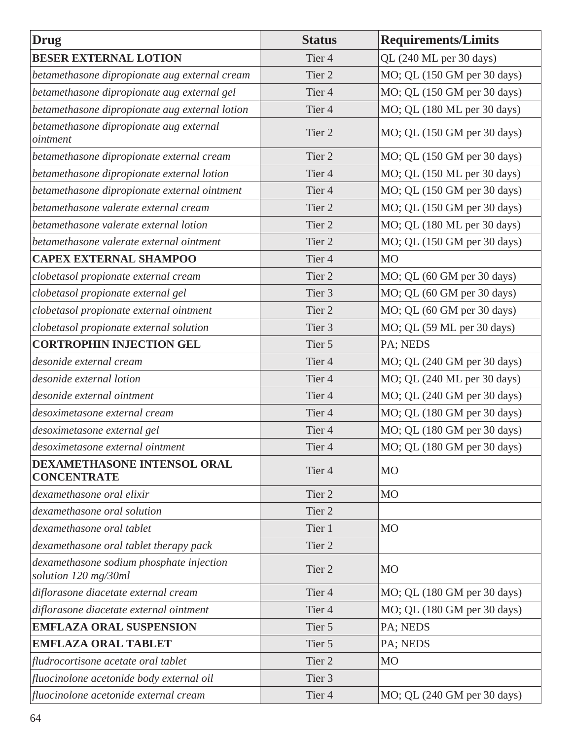| Drug | Status | Requirements/Limits |
|---|---|---|
| **BESER EXTERNAL LOTION** | Tier 4 | QL (240 ML per 30 days) |
| *betamethasone dipropionate aug external cream* | Tier 2 | MO; QL (150 GM per 30 days) |
| *betamethasone dipropionate aug external gel* | Tier 4 | MO; QL (150 GM per 30 days) |
| *betamethasone dipropionate aug external lotion* | Tier 4 | MO; QL (180 ML per 30 days) |
| *betamethasone dipropionate aug external ointment* | Tier 2 | MO; QL (150 GM per 30 days) |
| *betamethasone dipropionate external cream* | Tier 2 | MO; QL (150 GM per 30 days) |
| *betamethasone dipropionate external lotion* | Tier 4 | MO; QL (150 ML per 30 days) |
| *betamethasone dipropionate external ointment* | Tier 4 | MO; QL (150 GM per 30 days) |
| *betamethasone valerate external cream* | Tier 2 | MO; QL (150 GM per 30 days) |
| *betamethasone valerate external lotion* | Tier 2 | MO; QL (180 ML per 30 days) |
| *betamethasone valerate external ointment* | Tier 2 | MO; QL (150 GM per 30 days) |
| **CAPEX EXTERNAL SHAMPOO** | Tier 4 | MO |
| *clobetasol propionate external cream* | Tier 2 | MO; QL (60 GM per 30 days) |
| *clobetasol propionate external gel* | Tier 3 | MO; QL (60 GM per 30 days) |
| *clobetasol propionate external ointment* | Tier 2 | MO; QL (60 GM per 30 days) |
| *clobetasol propionate external solution* | Tier 3 | MO; QL (59 ML per 30 days) |
| **CORTROPHIN INJECTION GEL** | Tier 5 | PA; NEDS |
| *desonide external cream* | Tier 4 | MO; QL (240 GM per 30 days) |
| *desonide external lotion* | Tier 4 | MO; QL (240 ML per 30 days) |
| *desonide external ointment* | Tier 4 | MO; QL (240 GM per 30 days) |
| *desoximetasone external cream* | Tier 4 | MO; QL (180 GM per 30 days) |
| *desoximetasone external gel* | Tier 4 | MO; QL (180 GM per 30 days) |
| *desoximetasone external ointment* | Tier 4 | MO; QL (180 GM per 30 days) |
| **DEXAMETHASONE INTENSOL ORAL CONCENTRATE** | Tier 4 | MO |
| *dexamethasone oral elixir* | Tier 2 | MO |
| *dexamethasone oral solution* | Tier 2 | |
| *dexamethasone oral tablet* | Tier 1 | MO |
| *dexamethasone oral tablet therapy pack* | Tier 2 | |
| *dexamethasone sodium phosphate injection solution 120 mg/30ml* | Tier 2 | MO |
| *diflorasone diacetate external cream* | Tier 4 | MO; QL (180 GM per 30 days) |
| *diflorasone diacetate external ointment* | Tier 4 | MO; QL (180 GM per 30 days) |
| **EMFLAZA ORAL SUSPENSION** | Tier 5 | PA; NEDS |
| **EMFLAZA ORAL TABLET** | Tier 5 | PA; NEDS |
| *fludrocortisone acetate oral tablet* | Tier 2 | MO |
| *fluocinolone acetonide body external oil* | Tier 3 | |
| *fluocinolone acetonide external cream* | Tier 4 | MO; QL (240 GM per 30 days) |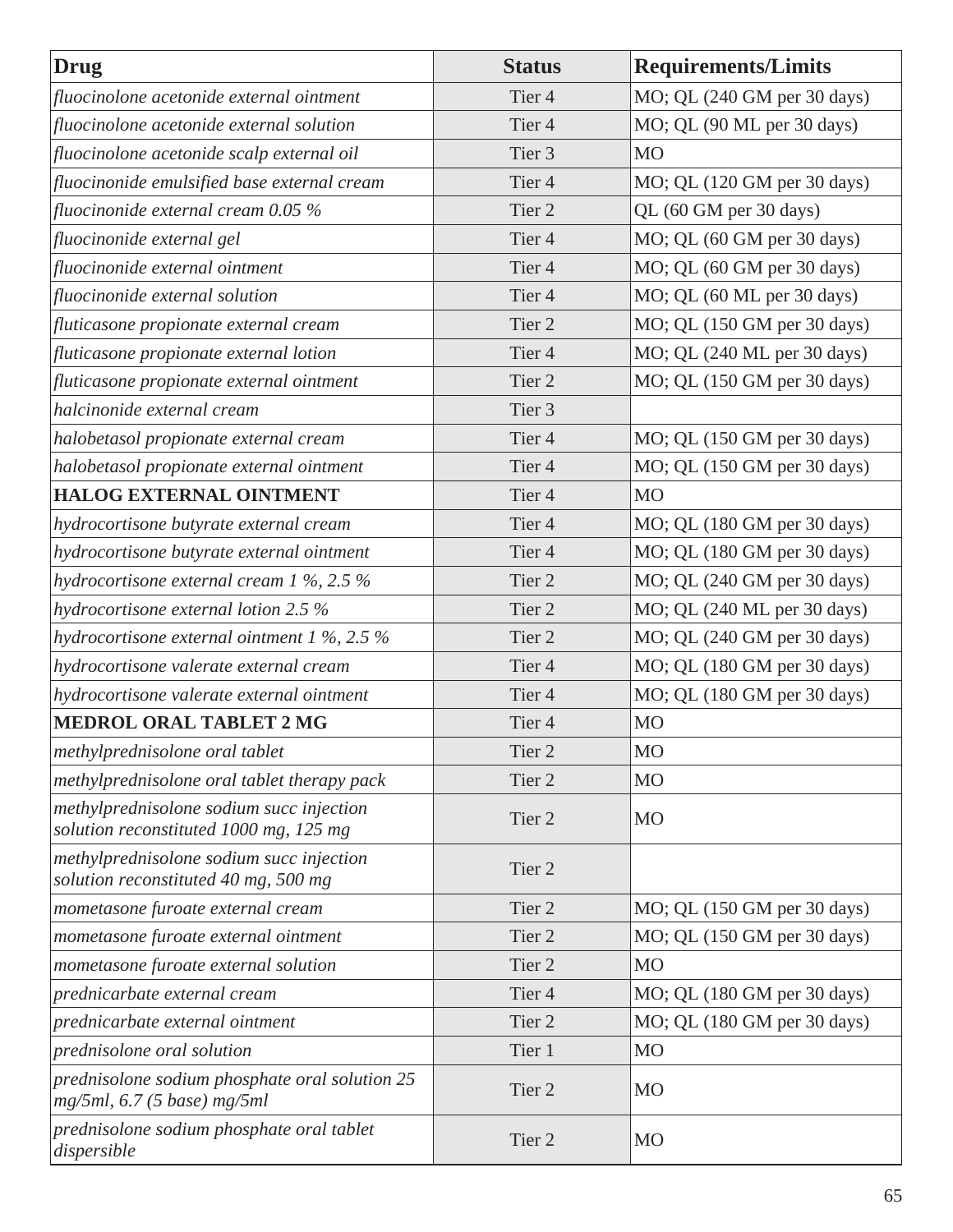| Drug | Status | Requirements/Limits |
|---|---|---|
| *fluocinolone acetonide external ointment* | Tier 4 | MO; QL (240 GM per 30 days) |
| *fluocinolone acetonide external solution* | Tier 4 | MO; QL (90 ML per 30 days) |
| *fluocinolone acetonide scalp external oil* | Tier 3 | MO |
| *fluocinonide emulsified base external cream* | Tier 4 | MO; QL (120 GM per 30 days) |
| *fluocinonide external cream 0.05 %* | Tier 2 | QL (60 GM per 30 days) |
| *fluocinonide external gel* | Tier 4 | MO; QL (60 GM per 30 days) |
| *fluocinonide external ointment* | Tier 4 | MO; QL (60 GM per 30 days) |
| *fluocinonide external solution* | Tier 4 | MO; QL (60 ML per 30 days) |
| *fluticasone propionate external cream* | Tier 2 | MO; QL (150 GM per 30 days) |
| *fluticasone propionate external lotion* | Tier 4 | MO; QL (240 ML per 30 days) |
| *fluticasone propionate external ointment* | Tier 2 | MO; QL (150 GM per 30 days) |
| *halcinonide external cream* | Tier 3 | |
| *halobetasol propionate external cream* | Tier 4 | MO; QL (150 GM per 30 days) |
| *halobetasol propionate external ointment* | Tier 4 | MO; QL (150 GM per 30 days) |
| **HALOG EXTERNAL OINTMENT** | Tier 4 | MO |
| *hydrocortisone butyrate external cream* | Tier 4 | MO; QL (180 GM per 30 days) |
| *hydrocortisone butyrate external ointment* | Tier 4 | MO; QL (180 GM per 30 days) |
| *hydrocortisone external cream 1 %, 2.5 %* | Tier 2 | MO; QL (240 GM per 30 days) |
| *hydrocortisone external lotion 2.5 %* | Tier 2 | MO; QL (240 ML per 30 days) |
| *hydrocortisone external ointment 1 %, 2.5 %* | Tier 2 | MO; QL (240 GM per 30 days) |
| *hydrocortisone valerate external cream* | Tier 4 | MO; QL (180 GM per 30 days) |
| *hydrocortisone valerate external ointment* | Tier 4 | MO; QL (180 GM per 30 days) |
| **MEDROL ORAL TABLET 2 MG** | Tier 4 | MO |
| *methylprednisolone oral tablet* | Tier 2 | MO |
| *methylprednisolone oral tablet therapy pack* | Tier 2 | MO |
| *methylprednisolone sodium succ injection solution reconstituted 1000 mg, 125 mg* | Tier 2 | MO |
| *methylprednisolone sodium succ injection solution reconstituted 40 mg, 500 mg* | Tier 2 | |
| *mometasone furoate external cream* | Tier 2 | MO; QL (150 GM per 30 days) |
| *mometasone furoate external ointment* | Tier 2 | MO; QL (150 GM per 30 days) |
| *mometasone furoate external solution* | Tier 2 | MO |
| *prednicarbate external cream* | Tier 4 | MO; QL (180 GM per 30 days) |
| *prednicarbate external ointment* | Tier 2 | MO; QL (180 GM per 30 days) |
| *prednisolone oral solution* | Tier 1 | MO |
| *prednisolone sodium phosphate oral solution 25 mg/5ml, 6.7 (5 base) mg/5ml* | Tier 2 | MO |
| *prednisolone sodium phosphate oral tablet dispersible* | Tier 2 | MO |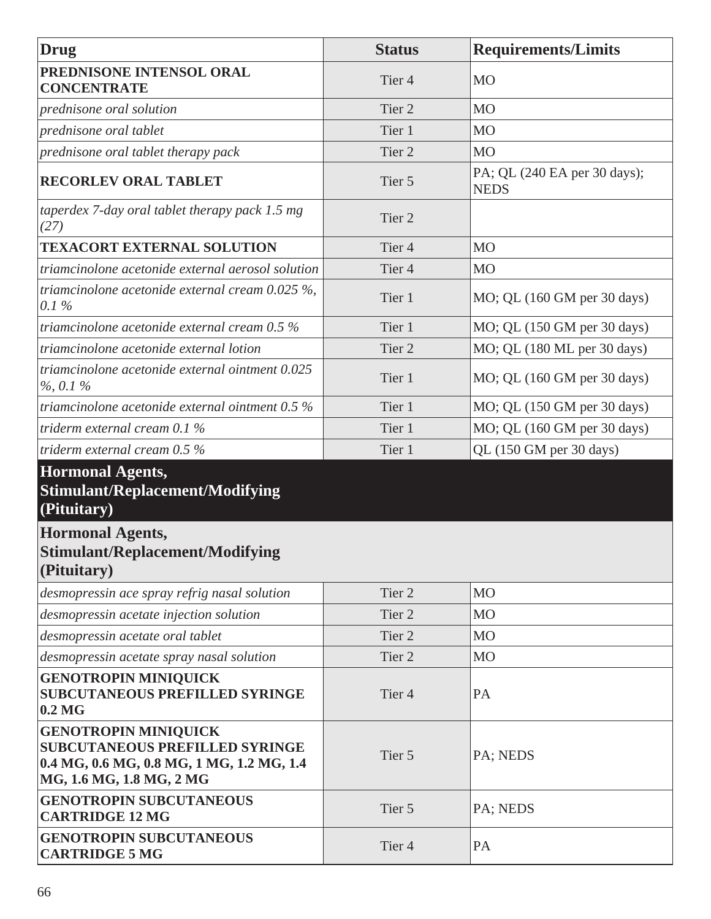| Drug | Status | Requirements/Limits |
|---|---|---|
| **PREDNISONE INTENSOL ORAL CONCENTRATE** | Tier 4 | MO |
| *prednisone oral solution* | Tier 2 | MO |
| *prednisone oral tablet* | Tier 1 | MO |
| *prednisone oral tablet therapy pack* | Tier 2 | MO |
| **RECORLEV ORAL TABLET** | Tier 5 | PA; QL (240 EA per 30 days); NEDS |
| *taperdex 7-day oral tablet therapy pack 1.5 mg (27)* | Tier 2 | |
| **TEXACORT EXTERNAL SOLUTION** | Tier 4 | MO |
| *triamcinolone acetonide external aerosol solution* | Tier 4 | MO |
| *triamcinolone acetonide external cream 0.025 %, 0.1 %* | Tier 1 | MO; QL (160 GM per 30 days) |
| *triamcinolone acetonide external cream 0.5 %* | Tier 1 | MO; QL (150 GM per 30 days) |
| *triamcinolone acetonide external lotion* | Tier 2 | MO; QL (180 ML per 30 days) |
| *triamcinolone acetonide external ointment 0.025 %, 0.1 %* | Tier 1 | MO; QL (160 GM per 30 days) |
| *triamcinolone acetonide external ointment 0.5 %* | Tier 1 | MO; QL (150 GM per 30 days) |
| *triderm external cream 0.1 %* | Tier 1 | MO; QL (160 GM per 30 days) |
| *triderm external cream 0.5 %* | Tier 1 | QL (150 GM per 30 days) |
| **Hormonal Agents, Stimulant/Replacement/Modifying (Pituitary)** | | |
| **Hormonal Agents, Stimulant/Replacement/Modifying (Pituitary)** | | |
| *desmopressin ace spray refrig nasal solution* | Tier 2 | MO |
| *desmopressin acetate injection solution* | Tier 2 | MO |
| *desmopressin acetate oral tablet* | Tier 2 | MO |
| *desmopressin acetate spray nasal solution* | Tier 2 | MO |
| **GENOTROPIN MINIQUICK SUBCUTANEOUS PREFILLED SYRINGE 0.2 MG** | Tier 4 | PA |
| **GENOTROPIN MINIQUICK SUBCUTANEOUS PREFILLED SYRINGE 0.4 MG, 0.6 MG, 0.8 MG, 1 MG, 1.2 MG, 1.4 MG, 1.6 MG, 1.8 MG, 2 MG** | Tier 5 | PA; NEDS |
| **GENOTROPIN SUBCUTANEOUS CARTRIDGE 12 MG** | Tier 5 | PA; NEDS |
| **GENOTROPIN SUBCUTANEOUS CARTRIDGE 5 MG** | Tier 4 | PA |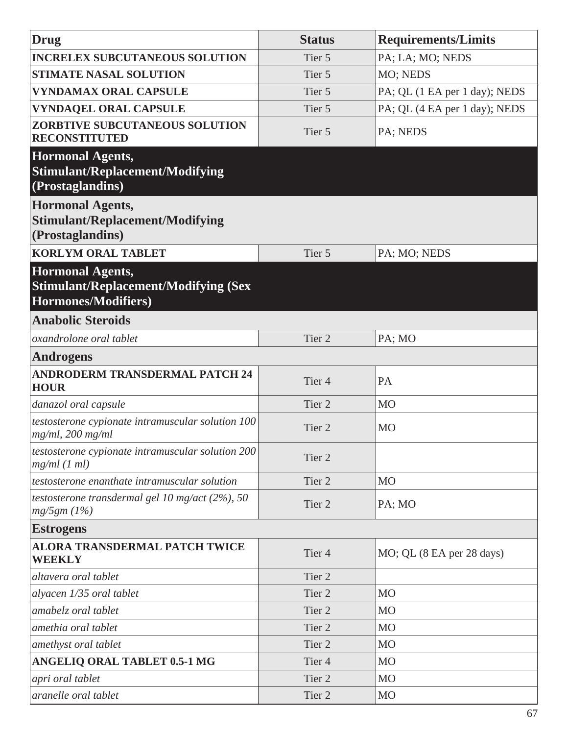| Drug | Status | Requirements/Limits |
| --- | --- | --- |
| **INCRELEX SUBCUTANEOUS SOLUTION** | Tier 5 | PA; LA; MO; NEDS |
| **STIMATE NASAL SOLUTION** | Tier 5 | MO; NEDS |
| **VYNDAMAX ORAL CAPSULE** | Tier 5 | PA; QL (1 EA per 1 day); NEDS |
| **VYNDAQEL ORAL CAPSULE** | Tier 5 | PA; QL (4 EA per 1 day); NEDS |
| **ZORBTIVE SUBCUTANEOUS SOLUTION RECONSTITUTED** | Tier 5 | PA; NEDS |
| **Hormonal Agents, Stimulant/Replacement/Modifying (Prostaglandins)** | | |
| **Hormonal Agents, Stimulant/Replacement/Modifying (Prostaglandins)** | | |
| **KORLYM ORAL TABLET** | Tier 5 | PA; MO; NEDS |
| **Hormonal Agents, Stimulant/Replacement/Modifying (Sex Hormones/Modifiers)** | | |
| **Anabolic Steroids** | | |
| *oxandrolone oral tablet* | Tier 2 | PA; MO |
| **Androgens** | | |
| **ANDRODERM TRANSDERMAL PATCH 24 HOUR** | Tier 4 | PA |
| *danazol oral capsule* | Tier 2 | MO |
| *testosterone cypionate intramuscular solution 100 mg/ml, 200 mg/ml* | Tier 2 | MO |
| *testosterone cypionate intramuscular solution 200 mg/ml (1 ml)* | Tier 2 | |
| *testosterone enanthate intramuscular solution* | Tier 2 | MO |
| *testosterone transdermal gel 10 mg/act (2%), 50 mg/5gm (1%)* | Tier 2 | PA; MO |
| **Estrogens** | | |
| **ALORA TRANSDERMAL PATCH TWICE WEEKLY** | Tier 4 | MO; QL (8 EA per 28 days) |
| *altavera oral tablet* | Tier 2 | |
| *alyacen 1/35 oral tablet* | Tier 2 | MO |
| *amabelz oral tablet* | Tier 2 | MO |
| *amethia oral tablet* | Tier 2 | MO |
| *amethyst oral tablet* | Tier 2 | MO |
| **ANGELIQ ORAL TABLET 0.5-1 MG** | Tier 4 | MO |
| *apri oral tablet* | Tier 2 | MO |
| *aranelle oral tablet* | Tier 2 | MO |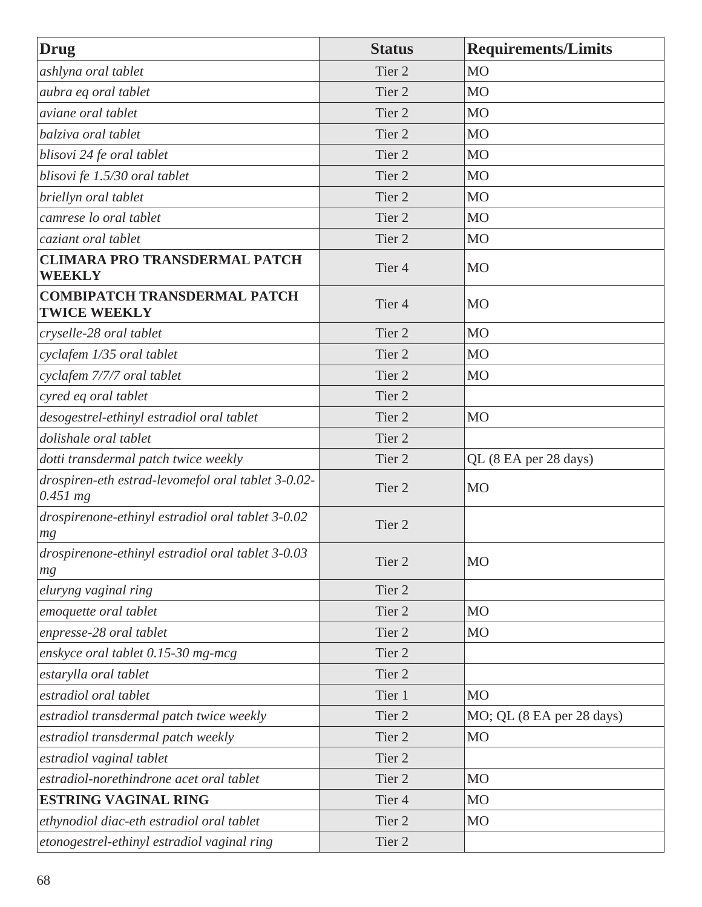| Drug | Status | Requirements/Limits |
|---|---|---|
| *ashlyna oral tablet* | Tier 2 | MO |
| *aubra eq oral tablet* | Tier 2 | MO |
| *aviane oral tablet* | Tier 2 | MO |
| *balziva oral tablet* | Tier 2 | MO |
| *blisovi 24 fe oral tablet* | Tier 2 | MO |
| *blisovi fe 1.5/30 oral tablet* | Tier 2 | MO |
| *briellyn oral tablet* | Tier 2 | MO |
| *camrese lo oral tablet* | Tier 2 | MO |
| *caziant oral tablet* | Tier 2 | MO |
| **CLIMARA PRO TRANSDERMAL PATCH WEEKLY** | Tier 4 | MO |
| **COMBIPATCH TRANSDERMAL PATCH TWICE WEEKLY** | Tier 4 | MO |
| *cryselle-28 oral tablet* | Tier 2 | MO |
| *cyclafem 1/35 oral tablet* | Tier 2 | MO |
| *cyclafem 7/7/7 oral tablet* | Tier 2 | MO |
| *cyred eq oral tablet* | Tier 2 | |
| *desogestrel-ethinyl estradiol oral tablet* | Tier 2 | MO |
| *dolishale oral tablet* | Tier 2 | |
| *dotti transdermal patch twice weekly* | Tier 2 | QL (8 EA per 28 days) |
| *drospiren-eth estrad-levomefol oral tablet 3-0.02-0.451 mg* | Tier 2 | MO |
| *drospirenone-ethinyl estradiol oral tablet 3-0.02 mg* | Tier 2 | |
| *drospirenone-ethinyl estradiol oral tablet 3-0.03 mg* | Tier 2 | MO |
| *eluryng vaginal ring* | Tier 2 | |
| *emoquette oral tablet* | Tier 2 | MO |
| *enpresse-28 oral tablet* | Tier 2 | MO |
| *enskyce oral tablet 0.15-30 mg-mcg* | Tier 2 | |
| *estarylla oral tablet* | Tier 2 | |
| *estradiol oral tablet* | Tier 1 | MO |
| *estradiol transdermal patch twice weekly* | Tier 2 | MO; QL (8 EA per 28 days) |
| *estradiol transdermal patch weekly* | Tier 2 | MO |
| *estradiol vaginal tablet* | Tier 2 | |
| *estradiol-norethindrone acet oral tablet* | Tier 2 | MO |
| **ESTRING VAGINAL RING** | Tier 4 | MO |
| *ethynodiol diac-eth estradiol oral tablet* | Tier 2 | MO |
| *etonogestrel-ethinyl estradiol vaginal ring* | Tier 2 | |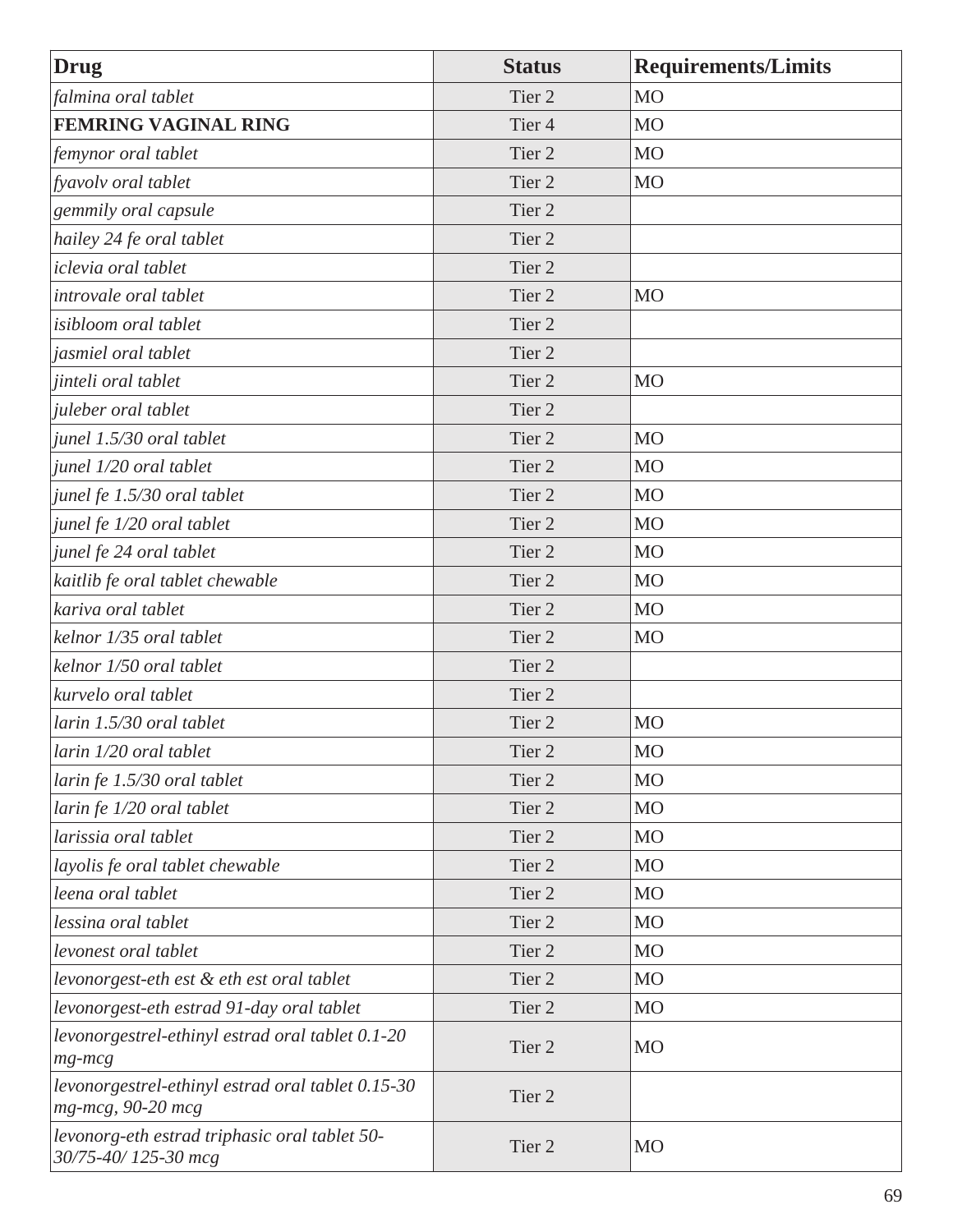| Drug | Status | Requirements/Limits |
|---|---|---|
| *falmina oral tablet* | Tier 2 | MO |
| **FEMRING VAGINAL RING** | Tier 4 | MO |
| *femynor oral tablet* | Tier 2 | MO |
| *fyavolv oral tablet* | Tier 2 | MO |
| *gemmily oral capsule* | Tier 2 | |
| *hailey 24 fe oral tablet* | Tier 2 | |
| *iclevia oral tablet* | Tier 2 | |
| *introvale oral tablet* | Tier 2 | MO |
| *isibloom oral tablet* | Tier 2 | |
| *jasmiel oral tablet* | Tier 2 | |
| *jinteli oral tablet* | Tier 2 | MO |
| *juleber oral tablet* | Tier 2 | |
| *junel 1.5/30 oral tablet* | Tier 2 | MO |
| *junel 1/20 oral tablet* | Tier 2 | MO |
| *junel fe 1.5/30 oral tablet* | Tier 2 | MO |
| *junel fe 1/20 oral tablet* | Tier 2 | MO |
| *junel fe 24 oral tablet* | Tier 2 | MO |
| *kaitlib fe oral tablet chewable* | Tier 2 | MO |
| *kariva oral tablet* | Tier 2 | MO |
| *kelnor 1/35 oral tablet* | Tier 2 | MO |
| *kelnor 1/50 oral tablet* | Tier 2 | |
| *kurvelo oral tablet* | Tier 2 | |
| *larin 1.5/30 oral tablet* | Tier 2 | MO |
| *larin 1/20 oral tablet* | Tier 2 | MO |
| *larin fe 1.5/30 oral tablet* | Tier 2 | MO |
| *larin fe 1/20 oral tablet* | Tier 2 | MO |
| *larissia oral tablet* | Tier 2 | MO |
| *layolis fe oral tablet chewable* | Tier 2 | MO |
| *leena oral tablet* | Tier 2 | MO |
| *lessina oral tablet* | Tier 2 | MO |
| *levonest oral tablet* | Tier 2 | MO |
| *levonorgest-eth est & eth est oral tablet* | Tier 2 | MO |
| *levonorgest-eth estrad 91-day oral tablet* | Tier 2 | MO |
| *levonorgestrel-ethinyl estrad oral tablet 0.1-20 mg-mcg* | Tier 2 | MO |
| *levonorgestrel-ethinyl estrad oral tablet 0.15-30 mg-mcg, 90-20 mcg* | Tier 2 | |
| *levonorg-eth estrad triphasic oral tablet 50-30/75-40/ 125-30 mcg* | Tier 2 | MO |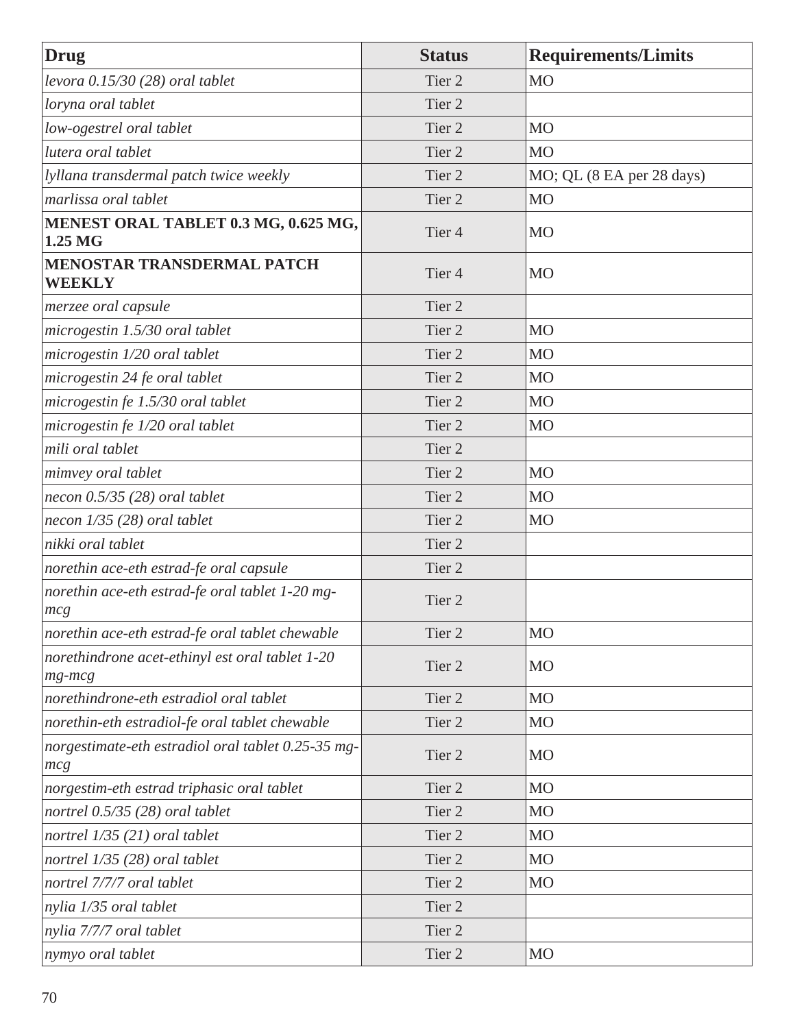| Drug | Status | Requirements/Limits |
|---|---|---|
| *levora 0.15/30 (28) oral tablet* | Tier 2 | MO |
| *loryna oral tablet* | Tier 2 | |
| *low-ogestrel oral tablet* | Tier 2 | MO |
| *lutera oral tablet* | Tier 2 | MO |
| *lyllana transdermal patch twice weekly* | Tier 2 | MO; QL (8 EA per 28 days) |
| *marlissa oral tablet* | Tier 2 | MO |
| **MENEST ORAL TABLET 0.3 MG, 0.625 MG, 1.25 MG** | Tier 4 | MO |
| **MENOSTAR TRANSDERMAL PATCH WEEKLY** | Tier 4 | MO |
| *merzee oral capsule* | Tier 2 | |
| *microgestin 1.5/30 oral tablet* | Tier 2 | MO |
| *microgestin 1/20 oral tablet* | Tier 2 | MO |
| *microgestin 24 fe oral tablet* | Tier 2 | MO |
| *microgestin fe 1.5/30 oral tablet* | Tier 2 | MO |
| *microgestin fe 1/20 oral tablet* | Tier 2 | MO |
| *mili oral tablet* | Tier 2 | |
| *mimvey oral tablet* | Tier 2 | MO |
| *necon 0.5/35 (28) oral tablet* | Tier 2 | MO |
| *necon 1/35 (28) oral tablet* | Tier 2 | MO |
| *nikki oral tablet* | Tier 2 | |
| *norethin ace-eth estrad-fe oral capsule* | Tier 2 | |
| *norethin ace-eth estrad-fe oral tablet 1-20 mg-mcg* | Tier 2 | |
| *norethin ace-eth estrad-fe oral tablet chewable* | Tier 2 | MO |
| *norethindrone acet-ethinyl est oral tablet 1-20 mg-mcg* | Tier 2 | MO |
| *norethindrone-eth estradiol oral tablet* | Tier 2 | MO |
| *norethin-eth estradiol-fe oral tablet chewable* | Tier 2 | MO |
| *norgestimate-eth estradiol oral tablet 0.25-35 mg-mcg* | Tier 2 | MO |
| *norgestim-eth estrad triphasic oral tablet* | Tier 2 | MO |
| *nortrel 0.5/35 (28) oral tablet* | Tier 2 | MO |
| *nortrel 1/35 (21) oral tablet* | Tier 2 | MO |
| *nortrel 1/35 (28) oral tablet* | Tier 2 | MO |
| *nortrel 7/7/7 oral tablet* | Tier 2 | MO |
| *nylia 1/35 oral tablet* | Tier 2 | |
| *nylia 7/7/7 oral tablet* | Tier 2 | |
| *nymyo oral tablet* | Tier 2 | MO |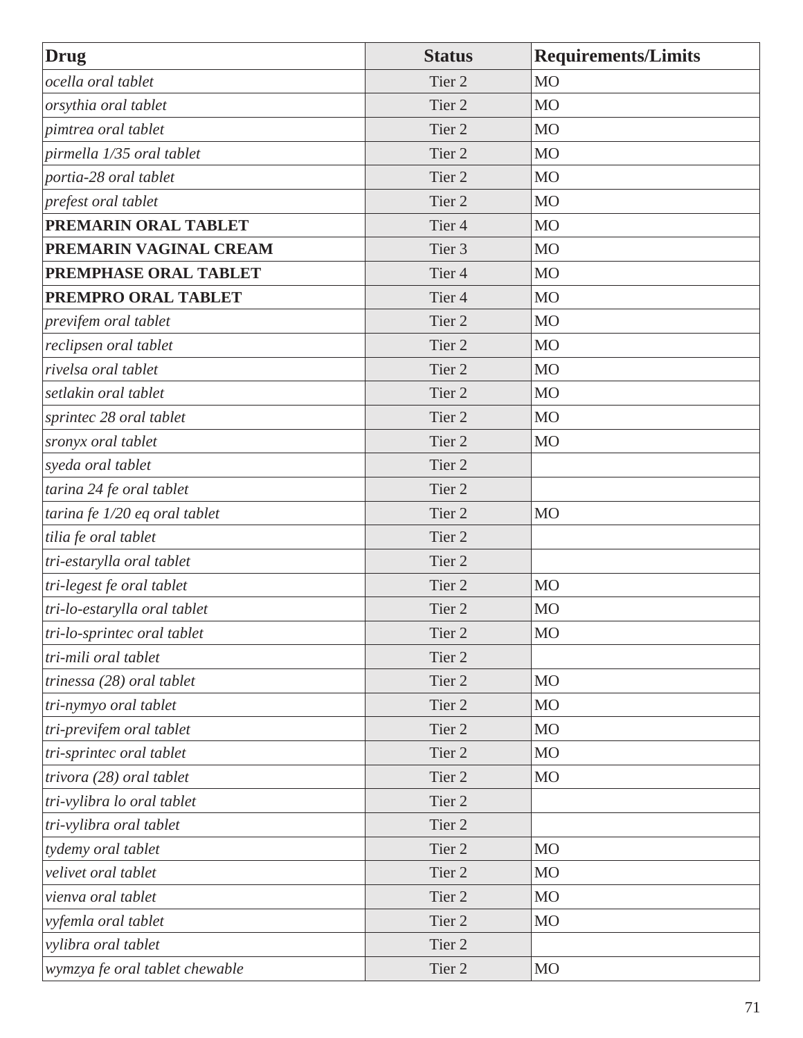| Drug | Status | Requirements/Limits |
|---|---|---|
| *ocella oral tablet* | Tier 2 | MO |
| *orsythia oral tablet* | Tier 2 | MO |
| *pimtrea oral tablet* | Tier 2 | MO |
| *pirmella 1/35 oral tablet* | Tier 2 | MO |
| *portia-28 oral tablet* | Tier 2 | MO |
| *prefest oral tablet* | Tier 2 | MO |
| **PREMARIN ORAL TABLET** | Tier 4 | MO |
| **PREMARIN VAGINAL CREAM** | Tier 3 | MO |
| **PREMPHASE ORAL TABLET** | Tier 4 | MO |
| **PREMPRO ORAL TABLET** | Tier 4 | MO |
| *previfem oral tablet* | Tier 2 | MO |
| *reclipsen oral tablet* | Tier 2 | MO |
| *rivelsa oral tablet* | Tier 2 | MO |
| *setlakin oral tablet* | Tier 2 | MO |
| *sprintec 28 oral tablet* | Tier 2 | MO |
| *sronyx oral tablet* | Tier 2 | MO |
| *syeda oral tablet* | Tier 2 | |
| *tarina 24 fe oral tablet* | Tier 2 | |
| *tarina fe 1/20 eq oral tablet* | Tier 2 | MO |
| *tilia fe oral tablet* | Tier 2 | |
| *tri-estarylla oral tablet* | Tier 2 | |
| *tri-legest fe oral tablet* | Tier 2 | MO |
| *tri-lo-estarylla oral tablet* | Tier 2 | MO |
| *tri-lo-sprintec oral tablet* | Tier 2 | MO |
| *tri-mili oral tablet* | Tier 2 | |
| *trinessa (28) oral tablet* | Tier 2 | MO |
| *tri-nymyo oral tablet* | Tier 2 | MO |
| *tri-previfem oral tablet* | Tier 2 | MO |
| *tri-sprintec oral tablet* | Tier 2 | MO |
| *trivora (28) oral tablet* | Tier 2 | MO |
| *tri-vylibra lo oral tablet* | Tier 2 | |
| *tri-vylibra oral tablet* | Tier 2 | |
| *tydemy oral tablet* | Tier 2 | MO |
| *velivet oral tablet* | Tier 2 | MO |
| *vienva oral tablet* | Tier 2 | MO |
| *vyfemla oral tablet* | Tier 2 | MO |
| *vylibra oral tablet* | Tier 2 | |
| *wymzya fe oral tablet chewable* | Tier 2 | MO |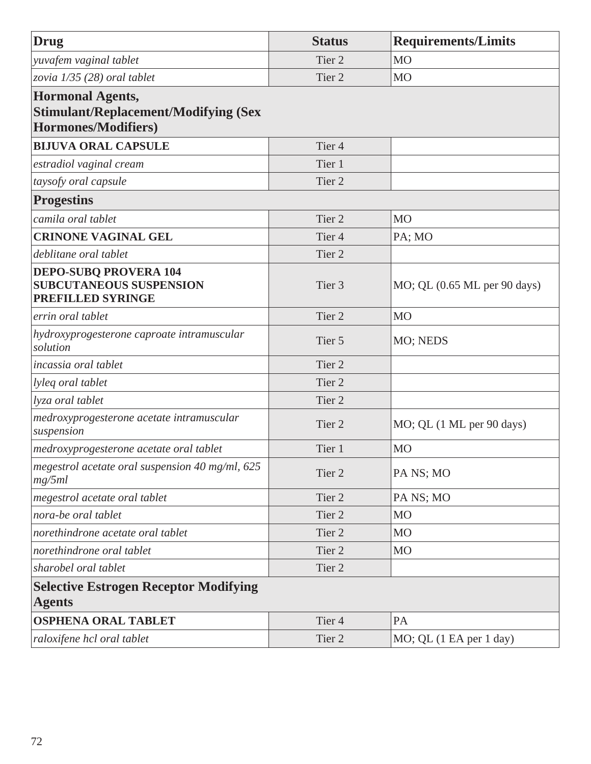| Drug | Status | Requirements/Limits |
|---|---|---|
| *yuvafem vaginal tablet* | Tier 2 | MO |
| *zovia 1/35 (28) oral tablet* | Tier 2 | MO |
| **Hormonal Agents, Stimulant/Replacement/Modifying (Sex Hormones/Modifiers)** | | |
| **BIJUVA ORAL CAPSULE** | Tier 4 | |
| *estradiol vaginal cream* | Tier 1 | |
| *taysofy oral capsule* | Tier 2 | |
| **Progestins** | | |
| *camila oral tablet* | Tier 2 | MO |
| **CRINONE VAGINAL GEL** | Tier 4 | PA; MO |
| *deblitane oral tablet* | Tier 2 | |
| **DEPO-SUBQ PROVERA 104 SUBCUTANEOUS SUSPENSION PREFILLED SYRINGE** | Tier 3 | MO; QL (0.65 ML per 90 days) |
| *errin oral tablet* | Tier 2 | MO |
| *hydroxyprogesterone caproate intramuscular solution* | Tier 5 | MO; NEDS |
| *incassia oral tablet* | Tier 2 | |
| *lyleq oral tablet* | Tier 2 | |
| *lyza oral tablet* | Tier 2 | |
| *medroxyprogesterone acetate intramuscular suspension* | Tier 2 | MO; QL (1 ML per 90 days) |
| *medroxyprogesterone acetate oral tablet* | Tier 1 | MO |
| *megestrol acetate oral suspension 40 mg/ml, 625 mg/5ml* | Tier 2 | PA NS; MO |
| *megestrol acetate oral tablet* | Tier 2 | PA NS; MO |
| *nora-be oral tablet* | Tier 2 | MO |
| *norethindrone acetate oral tablet* | Tier 2 | MO |
| *norethindrone oral tablet* | Tier 2 | MO |
| *sharobel oral tablet* | Tier 2 | |
| **Selective Estrogen Receptor Modifying Agents** | | |
| **OSPHENA ORAL TABLET** | Tier 4 | PA |
| *raloxifene hcl oral tablet* | Tier 2 | MO; QL (1 EA per 1 day) |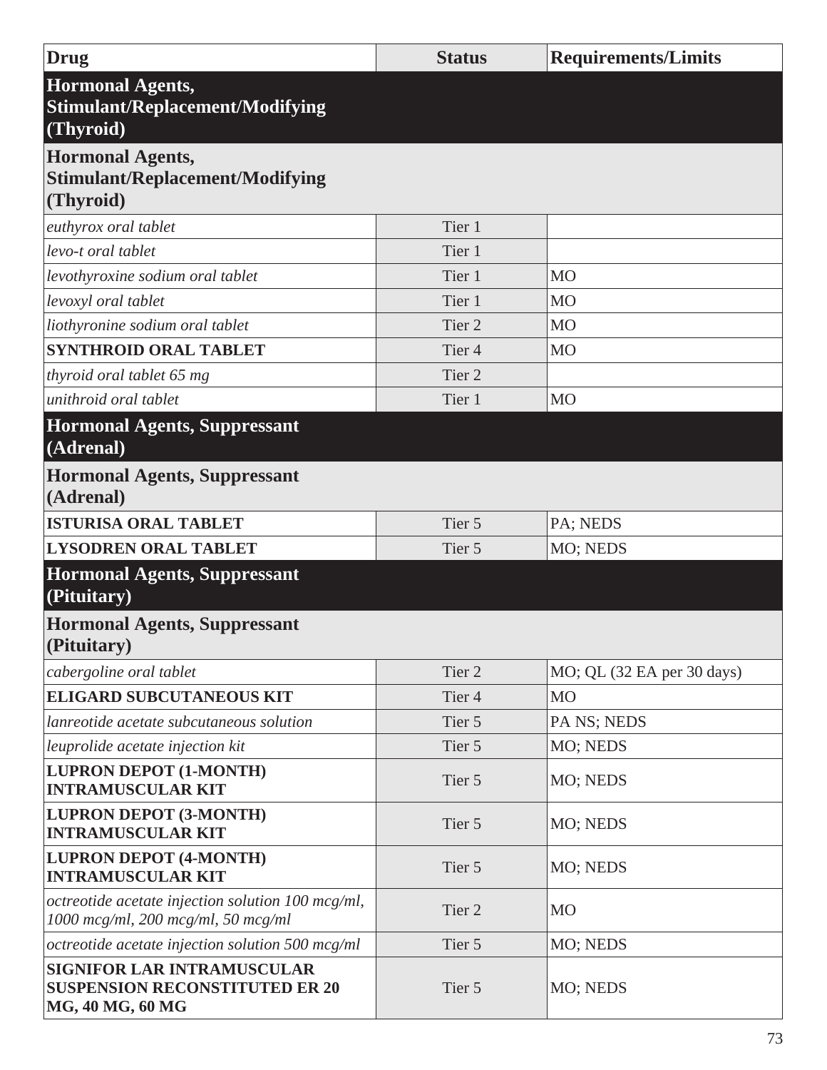| Drug | Status | Requirements/Limits |
|---|---|---|
| **Hormonal Agents, Stimulant/Replacement/Modifying (Thyroid)** | | |
| **Hormonal Agents, Stimulant/Replacement/Modifying (Thyroid)** | | |
| *euthyrox oral tablet* | Tier 1 | |
| *levo-t oral tablet* | Tier 1 | |
| *levothyroxine sodium oral tablet* | Tier 1 | MO |
| *levoxyl oral tablet* | Tier 1 | MO |
| *liothyronine sodium oral tablet* | Tier 2 | MO |
| **SYNTHROID ORAL TABLET** | Tier 4 | MO |
| *thyroid oral tablet 65 mg* | Tier 2 | |
| *unithroid oral tablet* | Tier 1 | MO |
| **Hormonal Agents, Suppressant (Adrenal)** | | |
| **Hormonal Agents, Suppressant (Adrenal)** | | |
| **ISTURISA ORAL TABLET** | Tier 5 | PA; NEDS |
| **LYSODREN ORAL TABLET** | Tier 5 | MO; NEDS |
| **Hormonal Agents, Suppressant (Pituitary)** | | |
| **Hormonal Agents, Suppressant (Pituitary)** | | |
| *cabergoline oral tablet* | Tier 2 | MO; QL (32 EA per 30 days) |
| **ELIGARD SUBCUTANEOUS KIT** | Tier 4 | MO |
| *lanreotide acetate subcutaneous solution* | Tier 5 | PA NS; NEDS |
| *leuprolide acetate injection kit* | Tier 5 | MO; NEDS |
| **LUPRON DEPOT (1-MONTH) INTRAMUSCULAR KIT** | Tier 5 | MO; NEDS |
| **LUPRON DEPOT (3-MONTH) INTRAMUSCULAR KIT** | Tier 5 | MO; NEDS |
| **LUPRON DEPOT (4-MONTH) INTRAMUSCULAR KIT** | Tier 5 | MO; NEDS |
| *octreotide acetate injection solution 100 mcg/ml, 1000 mcg/ml, 200 mcg/ml, 50 mcg/ml* | Tier 2 | MO |
| *octreotide acetate injection solution 500 mcg/ml* | Tier 5 | MO; NEDS |
| **SIGNIFOR LAR INTRAMUSCULAR SUSPENSION RECONSTITUTED ER 20 MG, 40 MG, 60 MG** | Tier 5 | MO; NEDS |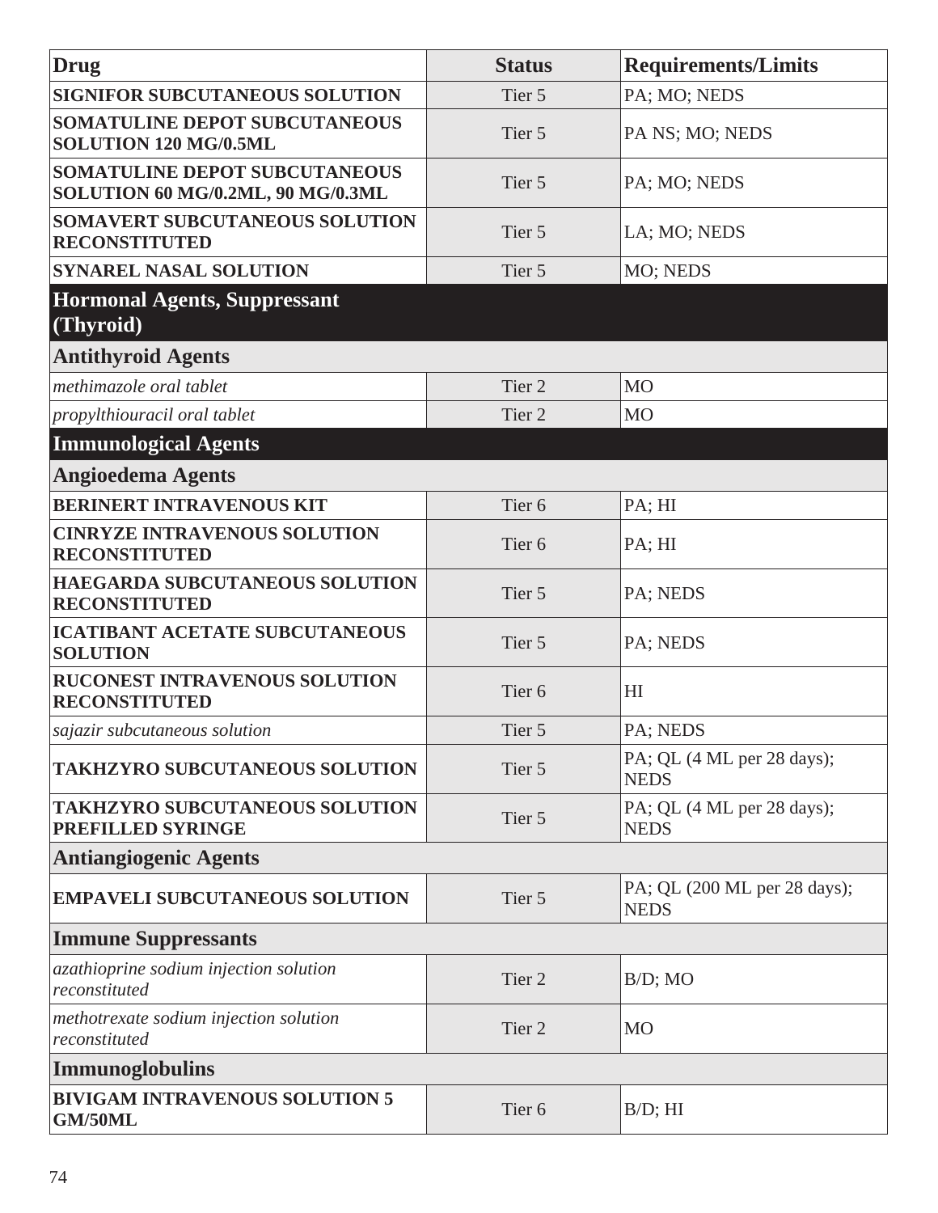| Drug | Status | Requirements/Limits |
|---|---|---|
| **SIGNIFOR SUBCUTANEOUS SOLUTION** | Tier 5 | PA; MO; NEDS |
| **SOMATULINE DEPOT SUBCUTANEOUS SOLUTION 120 MG/0.5ML** | Tier 5 | PA NS; MO; NEDS |
| **SOMATULINE DEPOT SUBCUTANEOUS SOLUTION 60 MG/0.2ML, 90 MG/0.3ML** | Tier 5 | PA; MO; NEDS |
| **SOMAVERT SUBCUTANEOUS SOLUTION RECONSTITUTED** | Tier 5 | LA; MO; NEDS |
| **SYNAREL NASAL SOLUTION** | Tier 5 | MO; NEDS |
| **Hormonal Agents, Suppressant (Thyroid)** | | |
| **Antithyroid Agents** | | |
| *methimazole oral tablet* | Tier 2 | MO |
| *propylthiouracil oral tablet* | Tier 2 | MO |
| **Immunological Agents** | | |
| **Angioedema Agents** | | |
| **BERINERT INTRAVENOUS KIT** | Tier 6 | PA; HI |
| **CINRYZE INTRAVENOUS SOLUTION RECONSTITUTED** | Tier 6 | PA; HI |
| **HAEGARDA SUBCUTANEOUS SOLUTION RECONSTITUTED** | Tier 5 | PA; NEDS |
| **ICATIBANT ACETATE SUBCUTANEOUS SOLUTION** | Tier 5 | PA; NEDS |
| **RUCONEST INTRAVENOUS SOLUTION RECONSTITUTED** | Tier 6 | HI |
| *sajazir subcutaneous solution* | Tier 5 | PA; NEDS |
| **TAKHZYRO SUBCUTANEOUS SOLUTION** | Tier 5 | PA; QL (4 ML per 28 days); NEDS |
| **TAKHZYRO SUBCUTANEOUS SOLUTION PREFILLED SYRINGE** | Tier 5 | PA; QL (4 ML per 28 days); NEDS |
| **Antiangiogenic Agents** | | |
| **EMPAVELI SUBCUTANEOUS SOLUTION** | Tier 5 | PA; QL (200 ML per 28 days); NEDS |
| **Immune Suppressants** | | |
| *azathioprine sodium injection solution reconstituted* | Tier 2 | B/D; MO |
| *methotrexate sodium injection solution reconstituted* | Tier 2 | MO |
| **Immunoglobulins** | | |
| **BIVIGAM INTRAVENOUS SOLUTION 5 GM/50ML** | Tier 6 | B/D; HI |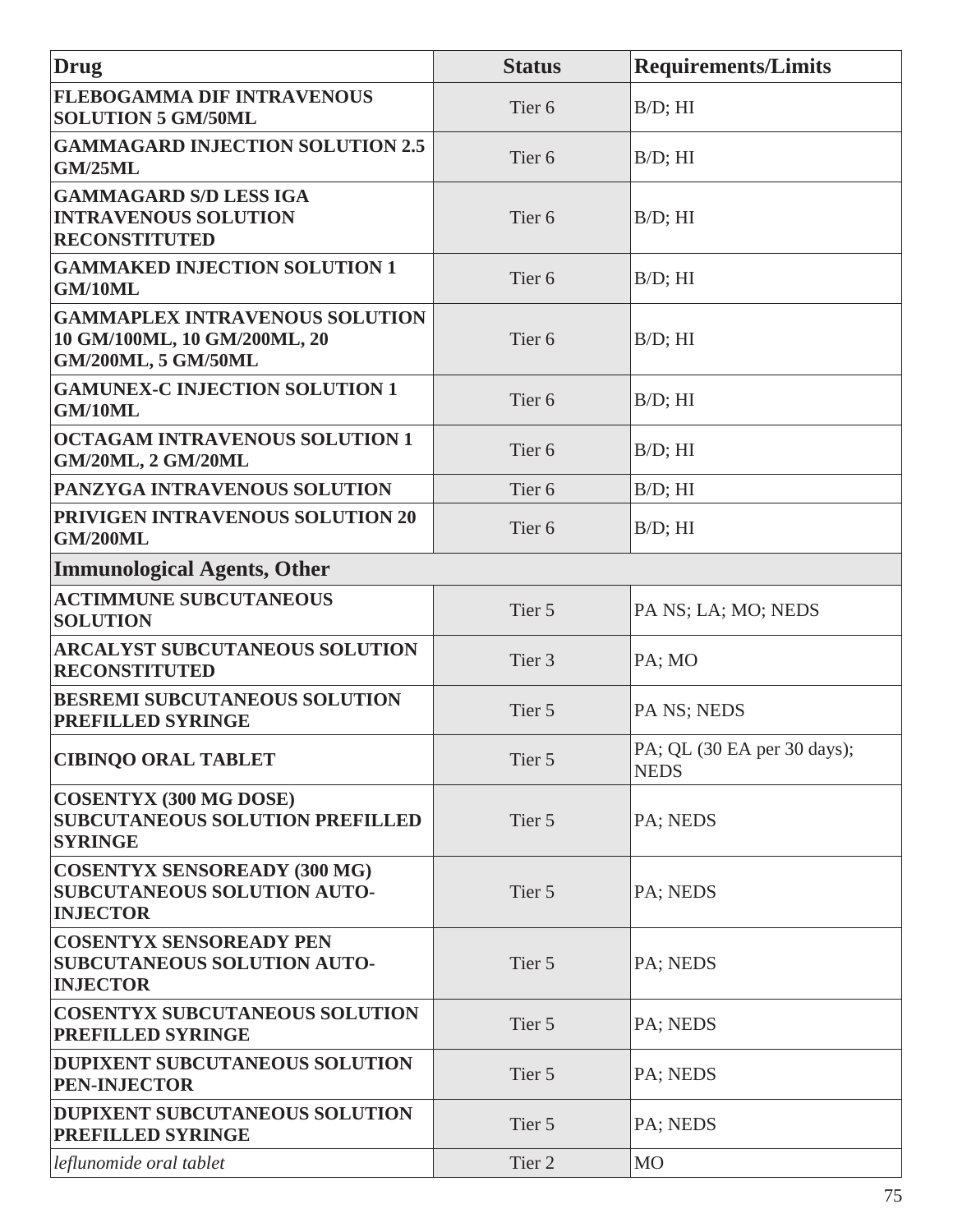| Drug | Status | Requirements/Limits |
|---|---|---|
| **FLEBOGAMMA DIF INTRAVENOUS SOLUTION 5 GM/50ML** | Tier 6 | B/D; HI |
| **GAMMAGARD INJECTION SOLUTION 2.5 GM/25ML** | Tier 6 | B/D; HI |
| **GAMMAGARD S/D LESS IGA INTRAVENOUS SOLUTION RECONSTITUTED** | Tier 6 | B/D; HI |
| **GAMMAKED INJECTION SOLUTION 1 GM/10ML** | Tier 6 | B/D; HI |
| **GAMMAPLEX INTRAVENOUS SOLUTION 10 GM/100ML, 10 GM/200ML, 20 GM/200ML, 5 GM/50ML** | Tier 6 | B/D; HI |
| **GAMUNEX-C INJECTION SOLUTION 1 GM/10ML** | Tier 6 | B/D; HI |
| **OCTAGAM INTRAVENOUS SOLUTION 1 GM/20ML, 2 GM/20ML** | Tier 6 | B/D; HI |
| **PANZYGA INTRAVENOUS SOLUTION** | Tier 6 | B/D; HI |
| **PRIVIGEN INTRAVENOUS SOLUTION 20 GM/200ML** | Tier 6 | B/D; HI |
| **Immunological Agents, Other** | | |
| **ACTIMMUNE SUBCUTANEOUS SOLUTION** | Tier 5 | PA NS; LA; MO; NEDS |
| **ARCALYST SUBCUTANEOUS SOLUTION RECONSTITUTED** | Tier 3 | PA; MO |
| **BESREMI SUBCUTANEOUS SOLUTION PREFILLED SYRINGE** | Tier 5 | PA NS; NEDS |
| **CIBINQO ORAL TABLET** | Tier 5 | PA; QL (30 EA per 30 days); NEDS |
| **COSENTYX (300 MG DOSE) SUBCUTANEOUS SOLUTION PREFILLED SYRINGE** | Tier 5 | PA; NEDS |
| **COSENTYX SENSOREADY (300 MG) SUBCUTANEOUS SOLUTION AUTO-INJECTOR** | Tier 5 | PA; NEDS |
| **COSENTYX SENSOREADY PEN SUBCUTANEOUS SOLUTION AUTO-INJECTOR** | Tier 5 | PA; NEDS |
| **COSENTYX SUBCUTANEOUS SOLUTION PREFILLED SYRINGE** | Tier 5 | PA; NEDS |
| **DUPIXENT SUBCUTANEOUS SOLUTION PEN-INJECTOR** | Tier 5 | PA; NEDS |
| **DUPIXENT SUBCUTANEOUS SOLUTION PREFILLED SYRINGE** | Tier 5 | PA; NEDS |
| *leflunomide oral tablet* | Tier 2 | MO |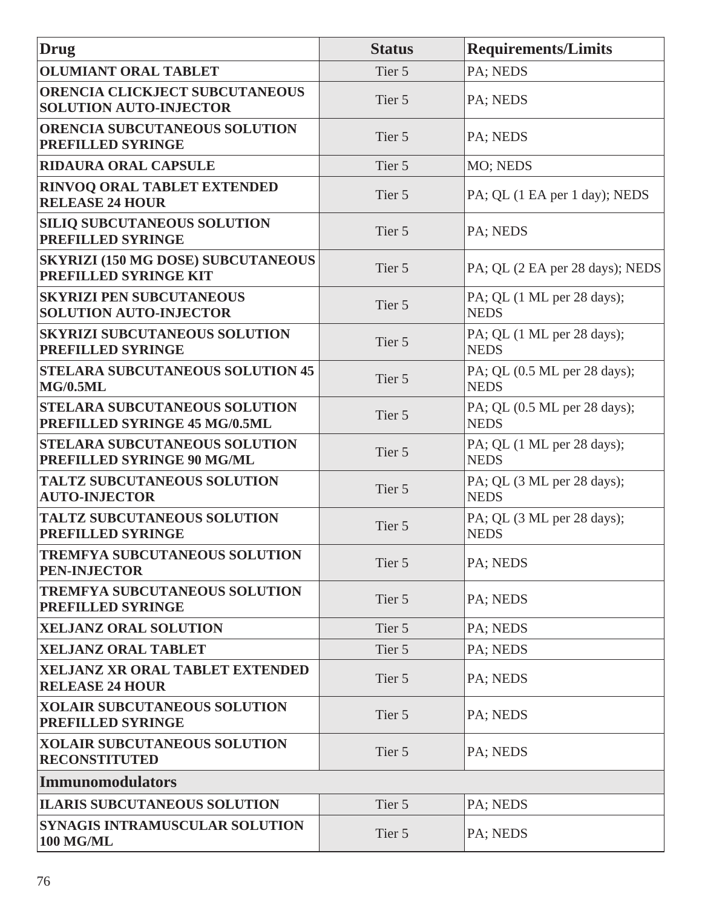| Drug | Status | Requirements/Limits |
|---|---|---|
| **OLUMIANT ORAL TABLET** | Tier 5 | PA; NEDS |
| **ORENCIA CLICKJECT SUBCUTANEOUS SOLUTION AUTO-INJECTOR** | Tier 5 | PA; NEDS |
| **ORENCIA SUBCUTANEOUS SOLUTION PREFILLED SYRINGE** | Tier 5 | PA; NEDS |
| **RIDAURA ORAL CAPSULE** | Tier 5 | MO; NEDS |
| **RINVOQ ORAL TABLET EXTENDED RELEASE 24 HOUR** | Tier 5 | PA; QL (1 EA per 1 day); NEDS |
| **SILIQ SUBCUTANEOUS SOLUTION PREFILLED SYRINGE** | Tier 5 | PA; NEDS |
| **SKYRIZI (150 MG DOSE) SUBCUTANEOUS PREFILLED SYRINGE KIT** | Tier 5 | PA; QL (2 EA per 28 days); NEDS |
| **SKYRIZI PEN SUBCUTANEOUS SOLUTION AUTO-INJECTOR** | Tier 5 | PA; QL (1 ML per 28 days); NEDS |
| **SKYRIZI SUBCUTANEOUS SOLUTION PREFILLED SYRINGE** | Tier 5 | PA; QL (1 ML per 28 days); NEDS |
| **STELARA SUBCUTANEOUS SOLUTION 45 MG/0.5ML** | Tier 5 | PA; QL (0.5 ML per 28 days); NEDS |
| **STELARA SUBCUTANEOUS SOLUTION PREFILLED SYRINGE 45 MG/0.5ML** | Tier 5 | PA; QL (0.5 ML per 28 days); NEDS |
| **STELARA SUBCUTANEOUS SOLUTION PREFILLED SYRINGE 90 MG/ML** | Tier 5 | PA; QL (1 ML per 28 days); NEDS |
| **TALTZ SUBCUTANEOUS SOLUTION AUTO-INJECTOR** | Tier 5 | PA; QL (3 ML per 28 days); NEDS |
| **TALTZ SUBCUTANEOUS SOLUTION PREFILLED SYRINGE** | Tier 5 | PA; QL (3 ML per 28 days); NEDS |
| **TREMFYA SUBCUTANEOUS SOLUTION PEN-INJECTOR** | Tier 5 | PA; NEDS |
| **TREMFYA SUBCUTANEOUS SOLUTION PREFILLED SYRINGE** | Tier 5 | PA; NEDS |
| **XELJANZ ORAL SOLUTION** | Tier 5 | PA; NEDS |
| **XELJANZ ORAL TABLET** | Tier 5 | PA; NEDS |
| **XELJANZ XR ORAL TABLET EXTENDED RELEASE 24 HOUR** | Tier 5 | PA; NEDS |
| **XOLAIR SUBCUTANEOUS SOLUTION PREFILLED SYRINGE** | Tier 5 | PA; NEDS |
| **XOLAIR SUBCUTANEOUS SOLUTION RECONSTITUTED** | Tier 5 | PA; NEDS |
| **Immunomodulators** | | |
| **ILARIS SUBCUTANEOUS SOLUTION** | Tier 5 | PA; NEDS |
| **SYNAGIS INTRAMUSCULAR SOLUTION 100 MG/ML** | Tier 5 | PA; NEDS |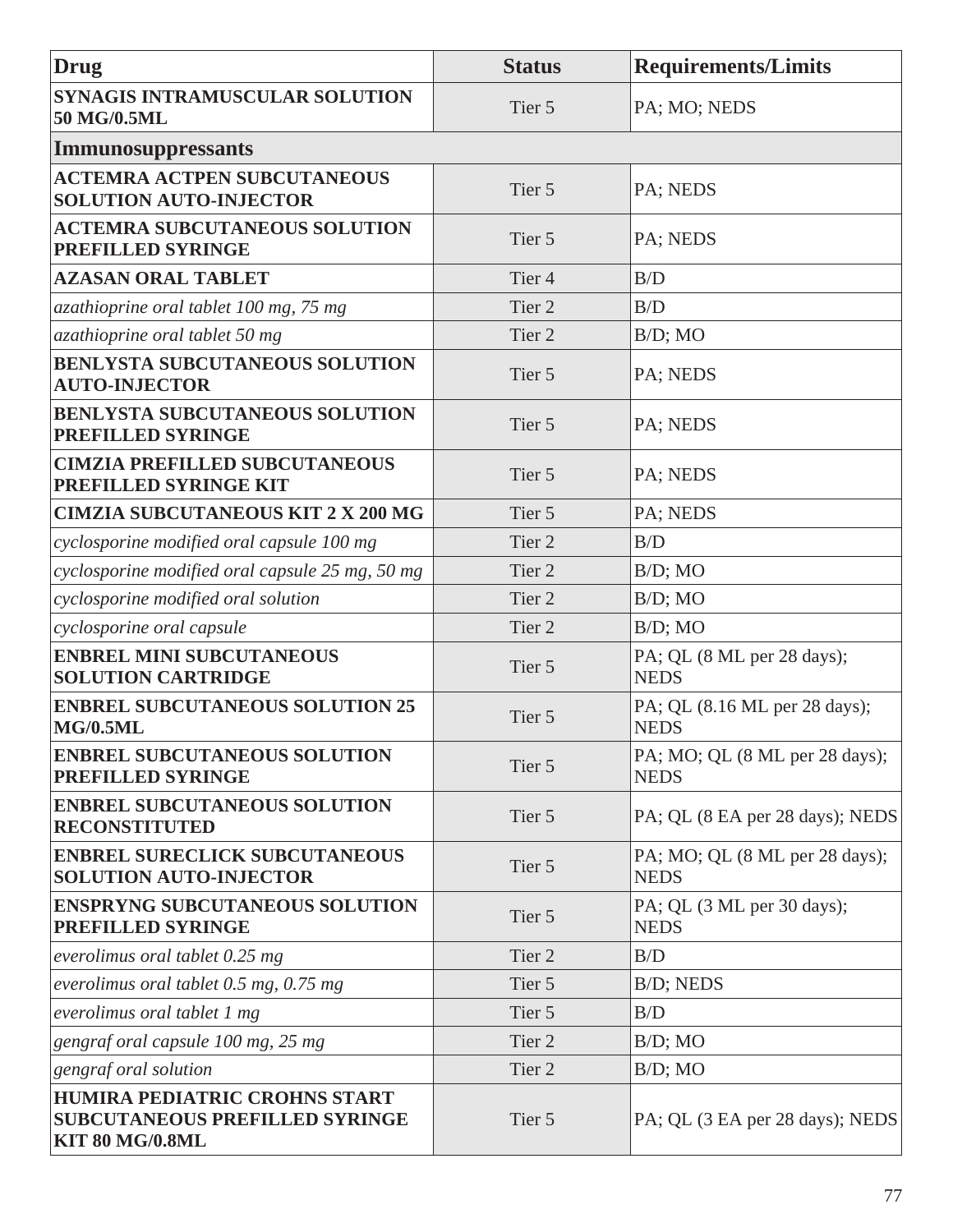| Drug | Status | Requirements/Limits |
|---|---|---|
| **SYNAGIS INTRAMUSCULAR SOLUTION 50 MG/0.5ML** | Tier 5 | PA; MO; NEDS |
| **Immunosuppressants** | | |
| **ACTEMRA ACTPEN SUBCUTANEOUS SOLUTION AUTO-INJECTOR** | Tier 5 | PA; NEDS |
| **ACTEMRA SUBCUTANEOUS SOLUTION PREFILLED SYRINGE** | Tier 5 | PA; NEDS |
| **AZASAN ORAL TABLET** | Tier 4 | B/D |
| *azathioprine oral tablet 100 mg, 75 mg* | Tier 2 | B/D |
| *azathioprine oral tablet 50 mg* | Tier 2 | B/D; MO |
| **BENLYSTA SUBCUTANEOUS SOLUTION AUTO-INJECTOR** | Tier 5 | PA; NEDS |
| **BENLYSTA SUBCUTANEOUS SOLUTION PREFILLED SYRINGE** | Tier 5 | PA; NEDS |
| **CIMZIA PREFILLED SUBCUTANEOUS PREFILLED SYRINGE KIT** | Tier 5 | PA; NEDS |
| **CIMZIA SUBCUTANEOUS KIT 2 X 200 MG** | Tier 5 | PA; NEDS |
| *cyclosporine modified oral capsule 100 mg* | Tier 2 | B/D |
| *cyclosporine modified oral capsule 25 mg, 50 mg* | Tier 2 | B/D; MO |
| *cyclosporine modified oral solution* | Tier 2 | B/D; MO |
| *cyclosporine oral capsule* | Tier 2 | B/D; MO |
| **ENBREL MINI SUBCUTANEOUS SOLUTION CARTRIDGE** | Tier 5 | PA; QL (8 ML per 28 days); NEDS |
| **ENBREL SUBCUTANEOUS SOLUTION 25 MG/0.5ML** | Tier 5 | PA; QL (8.16 ML per 28 days); NEDS |
| **ENBREL SUBCUTANEOUS SOLUTION PREFILLED SYRINGE** | Tier 5 | PA; MO; QL (8 ML per 28 days); NEDS |
| **ENBREL SUBCUTANEOUS SOLUTION RECONSTITUTED** | Tier 5 | PA; QL (8 EA per 28 days); NEDS |
| **ENBREL SURECLICK SUBCUTANEOUS SOLUTION AUTO-INJECTOR** | Tier 5 | PA; MO; QL (8 ML per 28 days); NEDS |
| **ENSPRYNG SUBCUTANEOUS SOLUTION PREFILLED SYRINGE** | Tier 5 | PA; QL (3 ML per 30 days); NEDS |
| *everolimus oral tablet 0.25 mg* | Tier 2 | B/D |
| *everolimus oral tablet 0.5 mg, 0.75 mg* | Tier 5 | B/D; NEDS |
| *everolimus oral tablet 1 mg* | Tier 5 | B/D |
| *gengraf oral capsule 100 mg, 25 mg* | Tier 2 | B/D; MO |
| *gengraf oral solution* | Tier 2 | B/D; MO |
| **HUMIRA PEDIATRIC CROHNS START SUBCUTANEOUS PREFILLED SYRINGE KIT 80 MG/0.8ML** | Tier 5 | PA; QL (3 EA per 28 days); NEDS |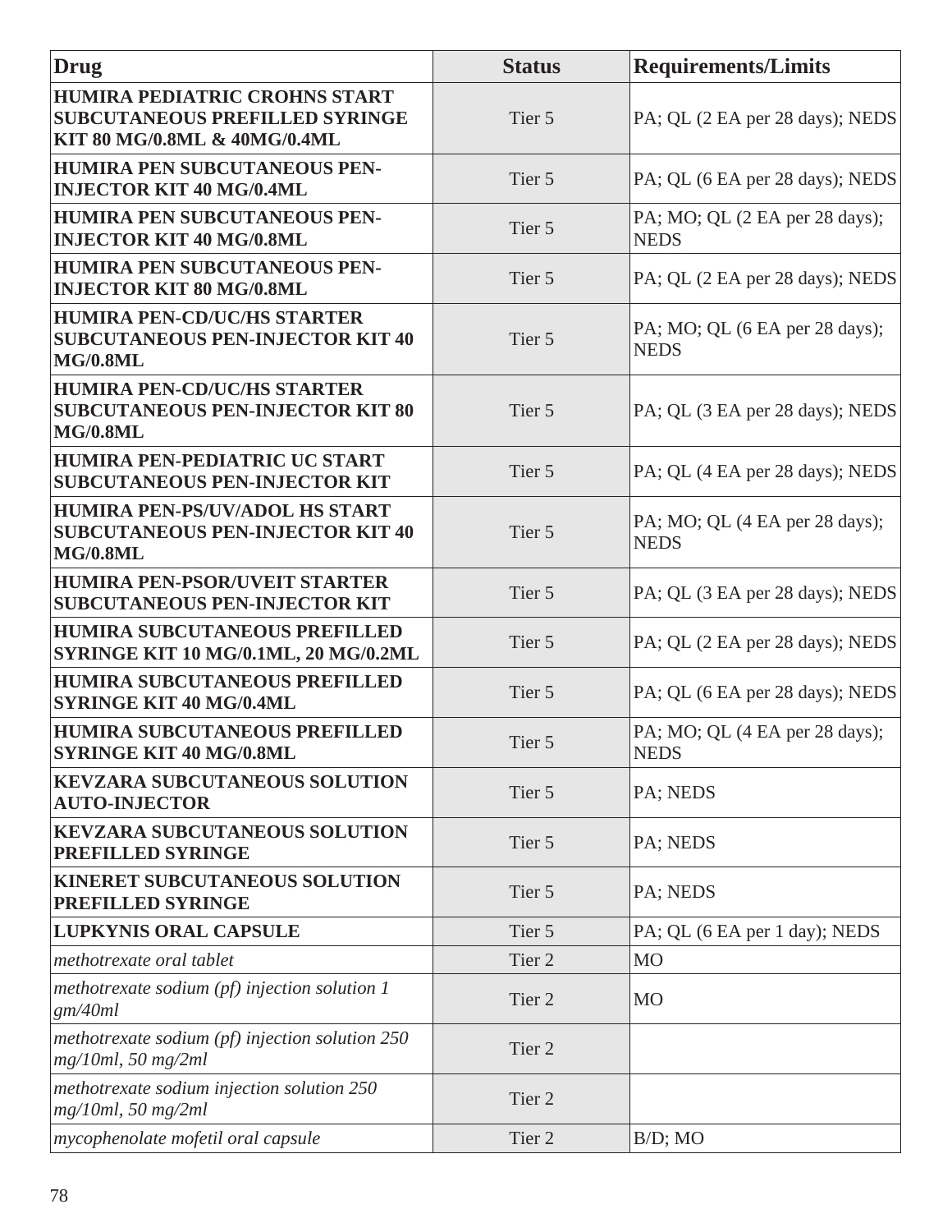| Drug | Status | Requirements/Limits |
| --- | --- | --- |
| **HUMIRA PEDIATRIC CROHNS START SUBCUTANEOUS PREFILLED SYRINGE KIT 80 MG/0.8ML & 40MG/0.4ML** | Tier 5 | PA; QL (2 EA per 28 days); NEDS |
| **HUMIRA PEN SUBCUTANEOUS PEN-INJECTOR KIT 40 MG/0.4ML** | Tier 5 | PA; QL (6 EA per 28 days); NEDS |
| **HUMIRA PEN SUBCUTANEOUS PEN-INJECTOR KIT 40 MG/0.8ML** | Tier 5 | PA; MO; QL (2 EA per 28 days); NEDS |
| **HUMIRA PEN SUBCUTANEOUS PEN-INJECTOR KIT 80 MG/0.8ML** | Tier 5 | PA; QL (2 EA per 28 days); NEDS |
| **HUMIRA PEN-CD/UC/HS STARTER SUBCUTANEOUS PEN-INJECTOR KIT 40 MG/0.8ML** | Tier 5 | PA; MO; QL (6 EA per 28 days); NEDS |
| **HUMIRA PEN-CD/UC/HS STARTER SUBCUTANEOUS PEN-INJECTOR KIT 80 MG/0.8ML** | Tier 5 | PA; QL (3 EA per 28 days); NEDS |
| **HUMIRA PEN-PEDIATRIC UC START SUBCUTANEOUS PEN-INJECTOR KIT** | Tier 5 | PA; QL (4 EA per 28 days); NEDS |
| **HUMIRA PEN-PS/UV/ADOL HS START SUBCUTANEOUS PEN-INJECTOR KIT 40 MG/0.8ML** | Tier 5 | PA; MO; QL (4 EA per 28 days); NEDS |
| **HUMIRA PEN-PSOR/UVEIT STARTER SUBCUTANEOUS PEN-INJECTOR KIT** | Tier 5 | PA; QL (3 EA per 28 days); NEDS |
| **HUMIRA SUBCUTANEOUS PREFILLED SYRINGE KIT 10 MG/0.1ML, 20 MG/0.2ML** | Tier 5 | PA; QL (2 EA per 28 days); NEDS |
| **HUMIRA SUBCUTANEOUS PREFILLED SYRINGE KIT 40 MG/0.4ML** | Tier 5 | PA; QL (6 EA per 28 days); NEDS |
| **HUMIRA SUBCUTANEOUS PREFILLED SYRINGE KIT 40 MG/0.8ML** | Tier 5 | PA; MO; QL (4 EA per 28 days); NEDS |
| **KEVZARA SUBCUTANEOUS SOLUTION AUTO-INJECTOR** | Tier 5 | PA; NEDS |
| **KEVZARA SUBCUTANEOUS SOLUTION PREFILLED SYRINGE** | Tier 5 | PA; NEDS |
| **KINERET SUBCUTANEOUS SOLUTION PREFILLED SYRINGE** | Tier 5 | PA; NEDS |
| **LUPKYNIS ORAL CAPSULE** | Tier 5 | PA; QL (6 EA per 1 day); NEDS |
| *methotrexate oral tablet* | Tier 2 | MO |
| *methotrexate sodium (pf) injection solution 1 gm/40ml* | Tier 2 | MO |
| *methotrexate sodium (pf) injection solution 250 mg/10ml, 50 mg/2ml* | Tier 2 | |
| *methotrexate sodium injection solution 250 mg/10ml, 50 mg/2ml* | Tier 2 | |
| *mycophenolate mofetil oral capsule* | Tier 2 | B/D; MO |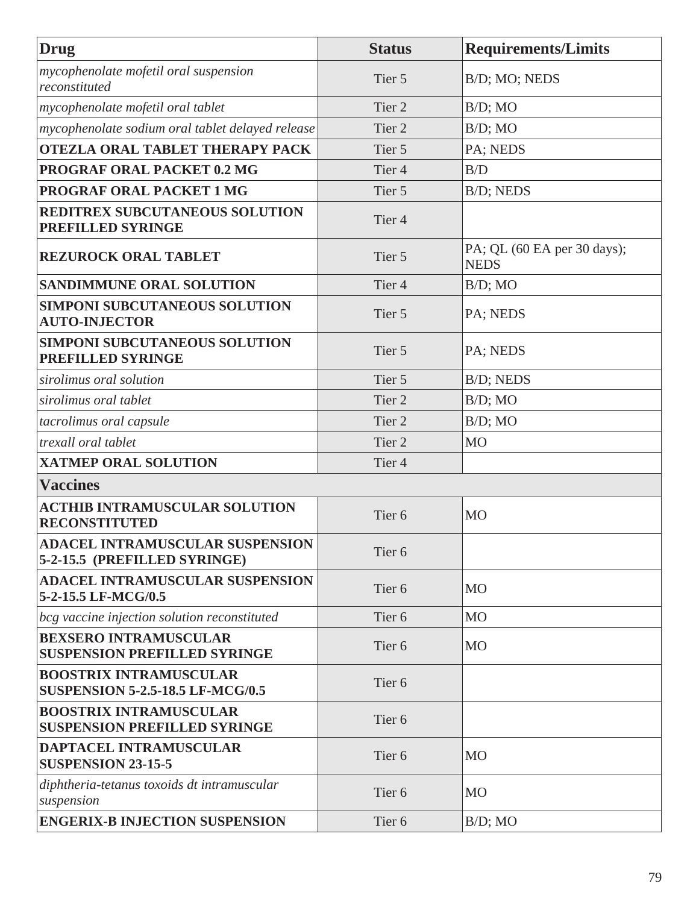| Drug | Status | Requirements/Limits |
|---|---|---|
| *mycophenolate mofetil oral suspension reconstituted* | Tier 5 | B/D; MO; NEDS |
| *mycophenolate mofetil oral tablet* | Tier 2 | B/D; MO |
| *mycophenolate sodium oral tablet delayed release* | Tier 2 | B/D; MO |
| **OTEZLA ORAL TABLET THERAPY PACK** | Tier 5 | PA; NEDS |
| **PROGRAF ORAL PACKET 0.2 MG** | Tier 4 | B/D |
| **PROGRAF ORAL PACKET 1 MG** | Tier 5 | B/D; NEDS |
| **REDITREX SUBCUTANEOUS SOLUTION PREFILLED SYRINGE** | Tier 4 | |
| **REZUROCK ORAL TABLET** | Tier 5 | PA; QL (60 EA per 30 days); NEDS |
| **SANDIMMUNE ORAL SOLUTION** | Tier 4 | B/D; MO |
| **SIMPONI SUBCUTANEOUS SOLUTION AUTO-INJECTOR** | Tier 5 | PA; NEDS |
| **SIMPONI SUBCUTANEOUS SOLUTION PREFILLED SYRINGE** | Tier 5 | PA; NEDS |
| *sirolimus oral solution* | Tier 5 | B/D; NEDS |
| *sirolimus oral tablet* | Tier 2 | B/D; MO |
| *tacrolimus oral capsule* | Tier 2 | B/D; MO |
| *trexall oral tablet* | Tier 2 | MO |
| **XATMEP ORAL SOLUTION** | Tier 4 | |
| **Vaccines** | | |
| **ACTHIB INTRAMUSCULAR SOLUTION RECONSTITUTED** | Tier 6 | MO |
| **ADACEL INTRAMUSCULAR SUSPENSION 5-2-15.5 (PREFILLED SYRINGE)** | Tier 6 | |
| **ADACEL INTRAMUSCULAR SUSPENSION 5-2-15.5 LF-MCG/0.5** | Tier 6 | MO |
| *bcg vaccine injection solution reconstituted* | Tier 6 | MO |
| **BEXSERO INTRAMUSCULAR SUSPENSION PREFILLED SYRINGE** | Tier 6 | MO |
| **BOOSTRIX INTRAMUSCULAR SUSPENSION 5-2.5-18.5 LF-MCG/0.5** | Tier 6 | |
| **BOOSTRIX INTRAMUSCULAR SUSPENSION PREFILLED SYRINGE** | Tier 6 | |
| **DAPTACEL INTRAMUSCULAR SUSPENSION 23-15-5** | Tier 6 | MO |
| *diphtheria-tetanus toxoids dt intramuscular suspension* | Tier 6 | MO |
| **ENGERIX-B INJECTION SUSPENSION** | Tier 6 | B/D; MO |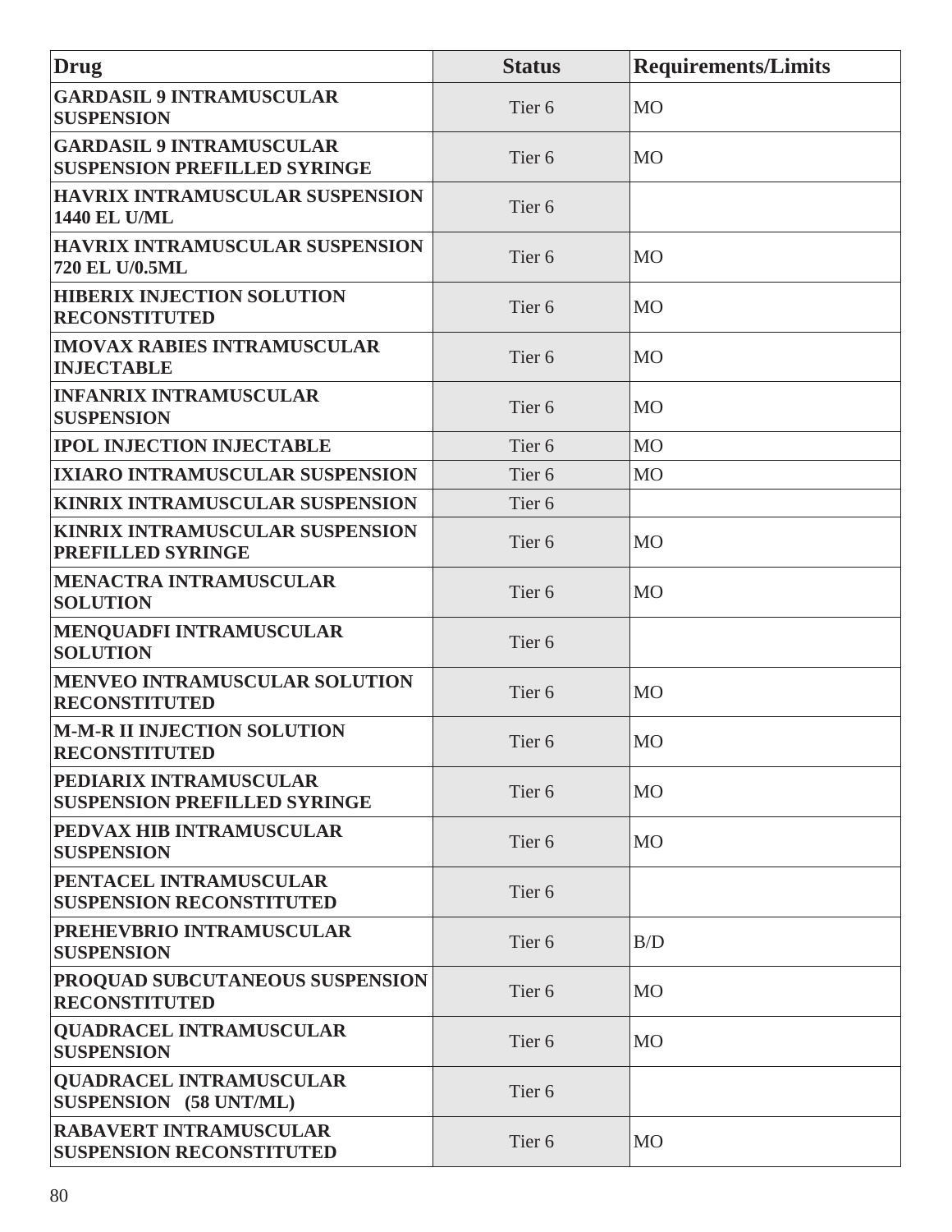| Drug | Status | Requirements/Limits |
|---|---|---|
| **GARDASIL 9 INTRAMUSCULAR SUSPENSION** | Tier 6 | MO |
| **GARDASIL 9 INTRAMUSCULAR SUSPENSION PREFILLED SYRINGE** | Tier 6 | MO |
| **HAVRIX INTRAMUSCULAR SUSPENSION 1440 EL U/ML** | Tier 6 | |
| **HAVRIX INTRAMUSCULAR SUSPENSION 720 EL U/0.5ML** | Tier 6 | MO |
| **HIBERIX INJECTION SOLUTION RECONSTITUTED** | Tier 6 | MO |
| **IMOVAX RABIES INTRAMUSCULAR INJECTABLE** | Tier 6 | MO |
| **INFANRIX INTRAMUSCULAR SUSPENSION** | Tier 6 | MO |
| **IPOL INJECTION INJECTABLE** | Tier 6 | MO |
| **IXIARO INTRAMUSCULAR SUSPENSION** | Tier 6 | MO |
| **KINRIX INTRAMUSCULAR SUSPENSION** | Tier 6 | |
| **KINRIX INTRAMUSCULAR SUSPENSION PREFILLED SYRINGE** | Tier 6 | MO |
| **MENACTRA INTRAMUSCULAR SOLUTION** | Tier 6 | MO |
| **MENQUADFI INTRAMUSCULAR SOLUTION** | Tier 6 | |
| **MENVEO INTRAMUSCULAR SOLUTION RECONSTITUTED** | Tier 6 | MO |
| **M-M-R II INJECTION SOLUTION RECONSTITUTED** | Tier 6 | MO |
| **PEDIARIX INTRAMUSCULAR SUSPENSION PREFILLED SYRINGE** | Tier 6 | MO |
| **PEDVAX HIB INTRAMUSCULAR SUSPENSION** | Tier 6 | MO |
| **PENTACEL INTRAMUSCULAR SUSPENSION RECONSTITUTED** | Tier 6 | |
| **PREHEVBRIO INTRAMUSCULAR SUSPENSION** | Tier 6 | B/D |
| **PROQUAD SUBCUTANEOUS SUSPENSION RECONSTITUTED** | Tier 6 | MO |
| **QUADRACEL INTRAMUSCULAR SUSPENSION** | Tier 6 | MO |
| **QUADRACEL INTRAMUSCULAR SUSPENSION (58 UNT/ML)** | Tier 6 | |
| **RABAVERT INTRAMUSCULAR SUSPENSION RECONSTITUTED** | Tier 6 | MO |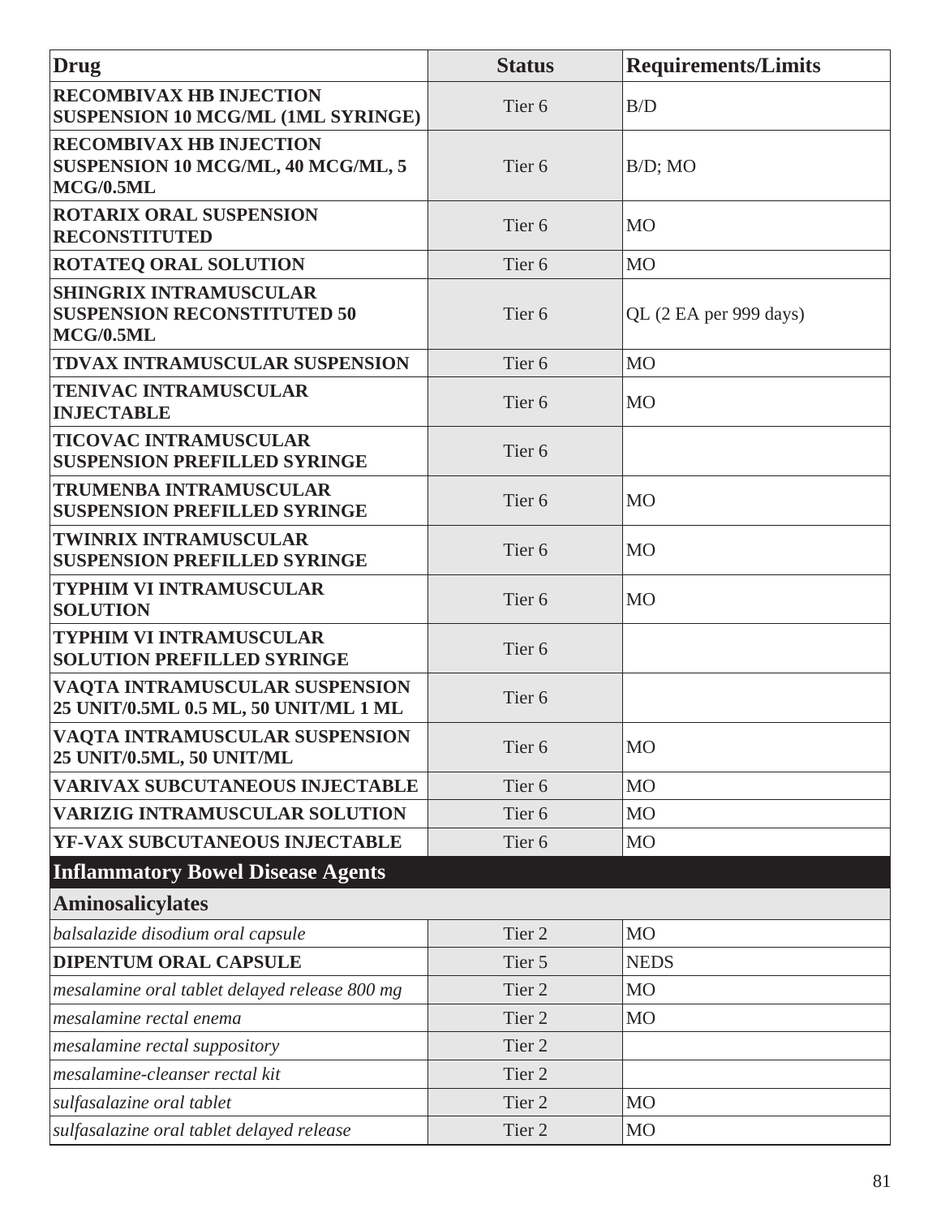| Drug | Status | Requirements/Limits |
|---|---|---|
| **RECOMBIVAX HB INJECTION SUSPENSION 10 MCG/ML (1ML SYRINGE)** | Tier 6 | B/D |
| **RECOMBIVAX HB INJECTION SUSPENSION 10 MCG/ML, 40 MCG/ML, 5 MCG/0.5ML** | Tier 6 | B/D; MO |
| **ROTARIX ORAL SUSPENSION RECONSTITUTED** | Tier 6 | MO |
| **ROTATEQ ORAL SOLUTION** | Tier 6 | MO |
| **SHINGRIX INTRAMUSCULAR SUSPENSION RECONSTITUTED 50 MCG/0.5ML** | Tier 6 | QL (2 EA per 999 days) |
| **TDVAX INTRAMUSCULAR SUSPENSION** | Tier 6 | MO |
| **TENIVAC INTRAMUSCULAR INJECTABLE** | Tier 6 | MO |
| **TICOVAC INTRAMUSCULAR SUSPENSION PREFILLED SYRINGE** | Tier 6 | |
| **TRUMENBA INTRAMUSCULAR SUSPENSION PREFILLED SYRINGE** | Tier 6 | MO |
| **TWINRIX INTRAMUSCULAR SUSPENSION PREFILLED SYRINGE** | Tier 6 | MO |
| **TYPHIM VI INTRAMUSCULAR SOLUTION** | Tier 6 | MO |
| **TYPHIM VI INTRAMUSCULAR SOLUTION PREFILLED SYRINGE** | Tier 6 | |
| **VAQTA INTRAMUSCULAR SUSPENSION 25 UNIT/0.5ML 0.5 ML, 50 UNIT/ML 1 ML** | Tier 6 | |
| **VAQTA INTRAMUSCULAR SUSPENSION 25 UNIT/0.5ML, 50 UNIT/ML** | Tier 6 | MO |
| **VARIVAX SUBCUTANEOUS INJECTABLE** | Tier 6 | MO |
| **VARIZIG INTRAMUSCULAR SOLUTION** | Tier 6 | MO |
| **YF-VAX SUBCUTANEOUS INJECTABLE** | Tier 6 | MO |
| **Inflammatory Bowel Disease Agents** | | |
| **Aminosalicylates** | | |
| *balsalazide disodium oral capsule* | Tier 2 | MO |
| **DIPENTUM ORAL CAPSULE** | Tier 5 | NEDS |
| *mesalamine oral tablet delayed release 800 mg* | Tier 2 | MO |
| *mesalamine rectal enema* | Tier 2 | MO |
| *mesalamine rectal suppository* | Tier 2 | |
| *mesalamine-cleanser rectal kit* | Tier 2 | |
| *sulfasalazine oral tablet* | Tier 2 | MO |
| *sulfasalazine oral tablet delayed release* | Tier 2 | MO |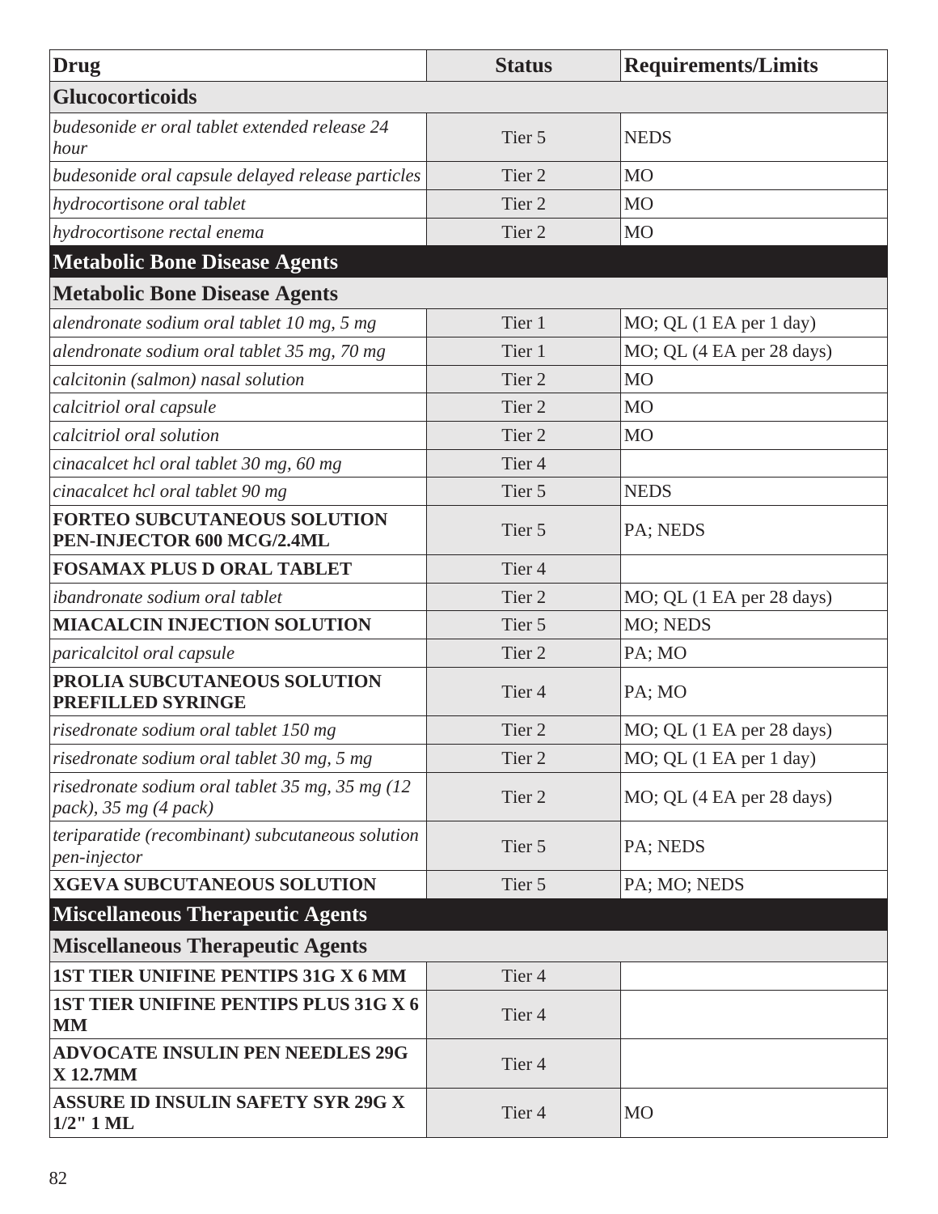| Drug | Status | Requirements/Limits |
|---|---|---|
| **Glucocorticoids** | | |
| *budesonide er oral tablet extended release 24 hour* | Tier 5 | NEDS |
| *budesonide oral capsule delayed release particles* | Tier 2 | MO |
| *hydrocortisone oral tablet* | Tier 2 | MO |
| *hydrocortisone rectal enema* | Tier 2 | MO |
| **Metabolic Bone Disease Agents** | | |
| **Metabolic Bone Disease Agents** | | |
| *alendronate sodium oral tablet 10 mg, 5 mg* | Tier 1 | MO; QL (1 EA per 1 day) |
| *alendronate sodium oral tablet 35 mg, 70 mg* | Tier 1 | MO; QL (4 EA per 28 days) |
| *calcitonin (salmon) nasal solution* | Tier 2 | MO |
| *calcitriol oral capsule* | Tier 2 | MO |
| *calcitriol oral solution* | Tier 2 | MO |
| *cinacalcet hcl oral tablet 30 mg, 60 mg* | Tier 4 | |
| *cinacalcet hcl oral tablet 90 mg* | Tier 5 | NEDS |
| **FORTEO SUBCUTANEOUS SOLUTION PEN-INJECTOR 600 MCG/2.4ML** | Tier 5 | PA; NEDS |
| **FOSAMAX PLUS D ORAL TABLET** | Tier 4 | |
| *ibandronate sodium oral tablet* | Tier 2 | MO; QL (1 EA per 28 days) |
| **MIACALCIN INJECTION SOLUTION** | Tier 5 | MO; NEDS |
| *paricalcitol oral capsule* | Tier 2 | PA; MO |
| **PROLIA SUBCUTANEOUS SOLUTION PREFILLED SYRINGE** | Tier 4 | PA; MO |
| *risedronate sodium oral tablet 150 mg* | Tier 2 | MO; QL (1 EA per 28 days) |
| *risedronate sodium oral tablet 30 mg, 5 mg* | Tier 2 | MO; QL (1 EA per 1 day) |
| *risedronate sodium oral tablet 35 mg, 35 mg (12 pack), 35 mg (4 pack)* | Tier 2 | MO; QL (4 EA per 28 days) |
| *teriparatide (recombinant) subcutaneous solution pen-injector* | Tier 5 | PA; NEDS |
| **XGEVA SUBCUTANEOUS SOLUTION** | Tier 5 | PA; MO; NEDS |
| **Miscellaneous Therapeutic Agents** | | |
| **Miscellaneous Therapeutic Agents** | | |
| **1ST TIER UNIFINE PENTIPS 31G X 6 MM** | Tier 4 | |
| **1ST TIER UNIFINE PENTIPS PLUS 31G X 6 MM** | Tier 4 | |
| **ADVOCATE INSULIN PEN NEEDLES 29G X 12.7MM** | Tier 4 | |
| **ASSURE ID INSULIN SAFETY SYR 29G X 1/2" 1 ML** | Tier 4 | MO |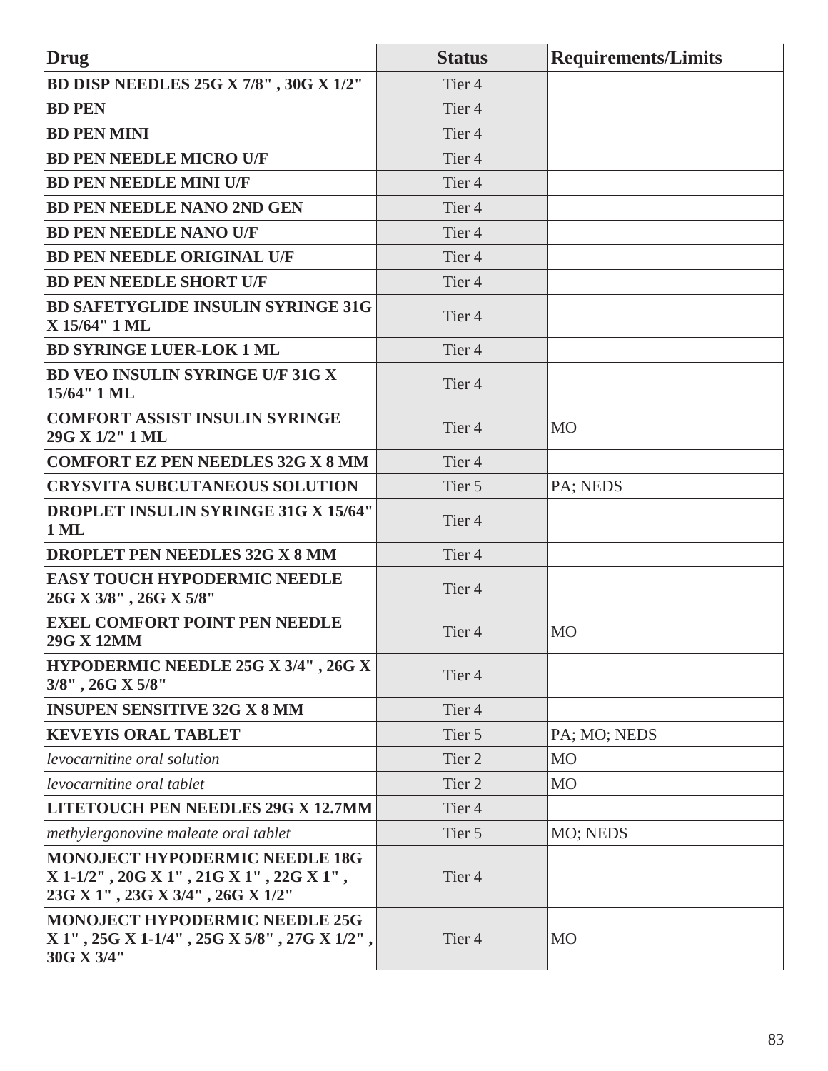| Drug | Status | Requirements/Limits |
|---|---|---|
| **BD DISP NEEDLES 25G X 7/8" , 30G X 1/2"** | Tier 4 | |
| **BD PEN** | Tier 4 | |
| **BD PEN MINI** | Tier 4 | |
| **BD PEN NEEDLE MICRO U/F** | Tier 4 | |
| **BD PEN NEEDLE MINI U/F** | Tier 4 | |
| **BD PEN NEEDLE NANO 2ND GEN** | Tier 4 | |
| **BD PEN NEEDLE NANO U/F** | Tier 4 | |
| **BD PEN NEEDLE ORIGINAL U/F** | Tier 4 | |
| **BD PEN NEEDLE SHORT U/F** | Tier 4 | |
| **BD SAFETYGLIDE INSULIN SYRINGE 31G X 15/64" 1 ML** | Tier 4 | |
| **BD SYRINGE LUER-LOK 1 ML** | Tier 4 | |
| **BD VEO INSULIN SYRINGE U/F 31G X 15/64" 1 ML** | Tier 4 | |
| **COMFORT ASSIST INSULIN SYRINGE 29G X 1/2" 1 ML** | Tier 4 | MO |
| **COMFORT EZ PEN NEEDLES 32G X 8 MM** | Tier 4 | |
| **CRYSVITA SUBCUTANEOUS SOLUTION** | Tier 5 | PA; NEDS |
| **DROPLET INSULIN SYRINGE 31G X 15/64" 1 ML** | Tier 4 | |
| **DROPLET PEN NEEDLES 32G X 8 MM** | Tier 4 | |
| **EASY TOUCH HYPODERMIC NEEDLE 26G X 3/8" , 26G X 5/8"** | Tier 4 | |
| **EXEL COMFORT POINT PEN NEEDLE 29G X 12MM** | Tier 4 | MO |
| **HYPODERMIC NEEDLE 25G X 3/4" , 26G X 3/8" , 26G X 5/8"** | Tier 4 | |
| **INSUPEN SENSITIVE 32G X 8 MM** | Tier 4 | |
| **KEVEYIS ORAL TABLET** | Tier 5 | PA; MO; NEDS |
| *levocarnitine oral solution* | Tier 2 | MO |
| *levocarnitine oral tablet* | Tier 2 | MO |
| **LITETOUCH PEN NEEDLES 29G X 12.7MM** | Tier 4 | |
| *methylergonovine maleate oral tablet* | Tier 5 | MO; NEDS |
| **MONOJECT HYPODERMIC NEEDLE 18G X 1-1/2" , 20G X 1" , 21G X 1" , 22G X 1" , 23G X 1" , 23G X 3/4" , 26G X 1/2"** | Tier 4 | |
| **MONOJECT HYPODERMIC NEEDLE 25G X 1" , 25G X 1-1/4" , 25G X 5/8" , 27G X 1/2" , 30G X 3/4"** | Tier 4 | MO |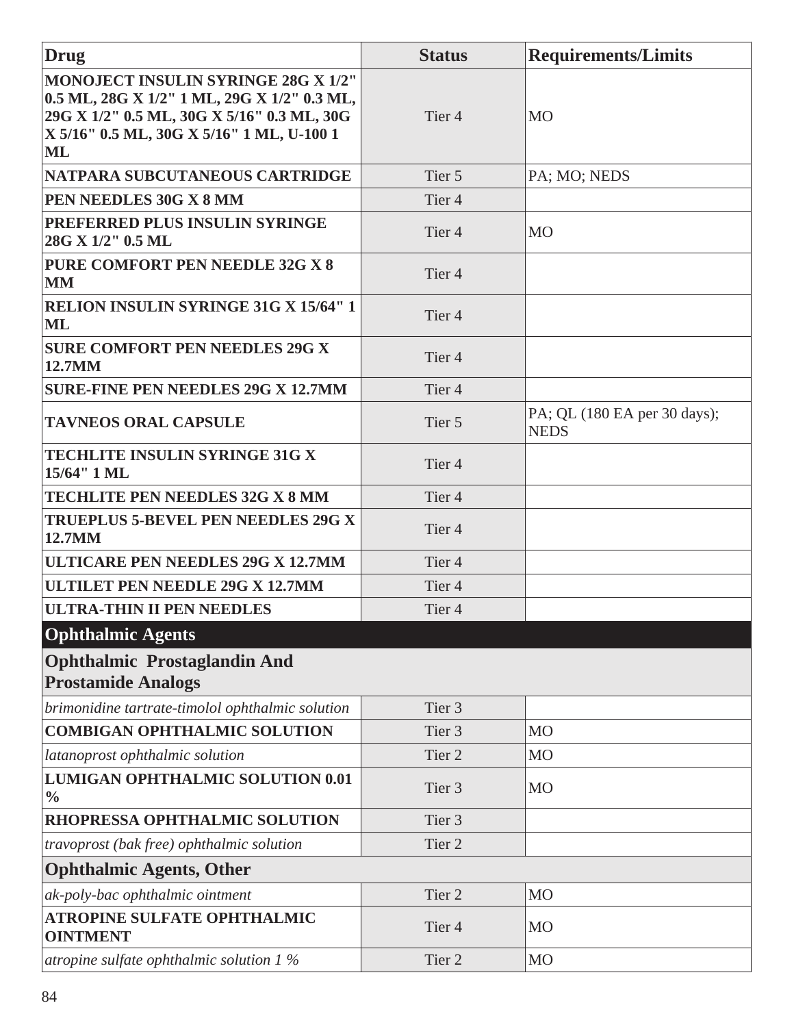| Drug | Status | Requirements/Limits |
|---|---|---|
| **MONOJECT INSULIN SYRINGE 28G X 1/2" 0.5 ML, 28G X 1/2" 1 ML, 29G X 1/2" 0.3 ML, 29G X 1/2" 0.5 ML, 30G X 5/16" 0.3 ML, 30G X 5/16" 0.5 ML, 30G X 5/16" 1 ML, U-100 1 ML** | Tier 4 | MO |
| **NATPARA SUBCUTANEOUS CARTRIDGE** | Tier 5 | PA; MO; NEDS |
| **PEN NEEDLES 30G X 8 MM** | Tier 4 | |
| **PREFERRED PLUS INSULIN SYRINGE 28G X 1/2" 0.5 ML** | Tier 4 | MO |
| **PURE COMFORT PEN NEEDLE 32G X 8 MM** | Tier 4 | |
| **RELION INSULIN SYRINGE 31G X 15/64" 1 ML** | Tier 4 | |
| **SURE COMFORT PEN NEEDLES 29G X 12.7MM** | Tier 4 | |
| **SURE-FINE PEN NEEDLES 29G X 12.7MM** | Tier 4 | |
| **TAVNEOS ORAL CAPSULE** | Tier 5 | PA; QL (180 EA per 30 days); NEDS |
| **TECHLITE INSULIN SYRINGE 31G X 15/64" 1 ML** | Tier 4 | |
| **TECHLITE PEN NEEDLES 32G X 8 MM** | Tier 4 | |
| **TRUEPLUS 5-BEVEL PEN NEEDLES 29G X 12.7MM** | Tier 4 | |
| **ULTICARE PEN NEEDLES 29G X 12.7MM** | Tier 4 | |
| **ULTILET PEN NEEDLE 29G X 12.7MM** | Tier 4 | |
| **ULTRA-THIN II PEN NEEDLES** | Tier 4 | |
| **Ophthalmic Agents** | | |
| **Ophthalmic Prostaglandin And Prostamide Analogs** | | |
| *brimonidine tartrate-timolol ophthalmic solution* | Tier 3 | |
| **COMBIGAN OPHTHALMIC SOLUTION** | Tier 3 | MO |
| *latanoprost ophthalmic solution* | Tier 2 | MO |
| **LUMIGAN OPHTHALMIC SOLUTION 0.01 %** | Tier 3 | MO |
| **RHOPRESSA OPHTHALMIC SOLUTION** | Tier 3 | |
| *travoprost (bak free) ophthalmic solution* | Tier 2 | |
| **Ophthalmic Agents, Other** | | |
| *ak-poly-bac ophthalmic ointment* | Tier 2 | MO |
| **ATROPINE SULFATE OPHTHALMIC OINTMENT** | Tier 4 | MO |
| *atropine sulfate ophthalmic solution 1 %* | Tier 2 | MO |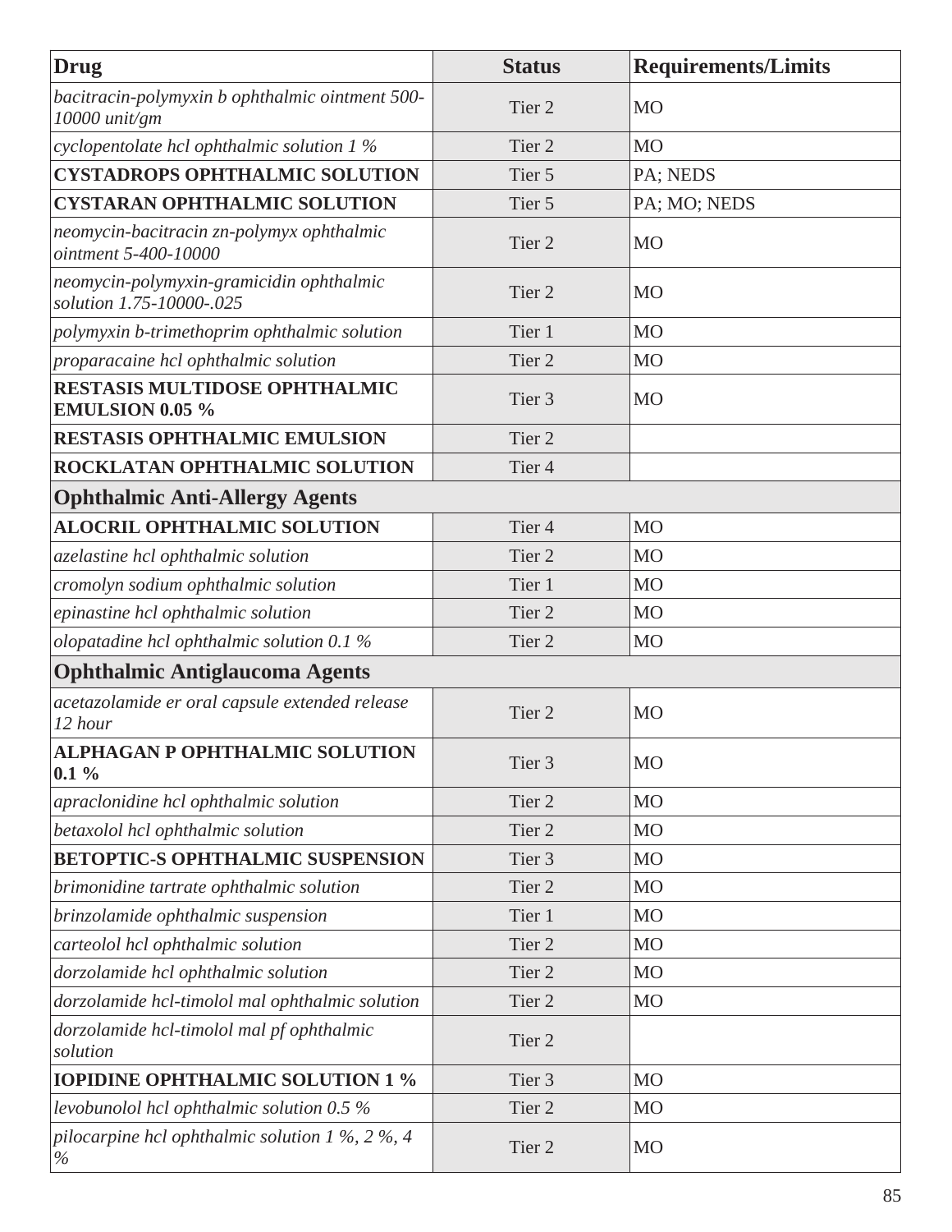| Drug | Status | Requirements/Limits |
|---|---|---|
| *bacitracin-polymyxin b ophthalmic ointment 500-10000 unit/gm* | Tier 2 | MO |
| *cyclopentolate hcl ophthalmic solution 1 %* | Tier 2 | MO |
| **CYSTADROPS OPHTHALMIC SOLUTION** | Tier 5 | PA; NEDS |
| **CYSTARAN OPHTHALMIC SOLUTION** | Tier 5 | PA; MO; NEDS |
| *neomycin-bacitracin zn-polymyx ophthalmic ointment 5-400-10000* | Tier 2 | MO |
| *neomycin-polymyxin-gramicidin ophthalmic solution 1.75-10000-.025* | Tier 2 | MO |
| *polymyxin b-trimethoprim ophthalmic solution* | Tier 1 | MO |
| *proparacaine hcl ophthalmic solution* | Tier 2 | MO |
| **RESTASIS MULTIDOSE OPHTHALMIC EMULSION 0.05 %** | Tier 3 | MO |
| **RESTASIS OPHTHALMIC EMULSION** | Tier 2 | |
| **ROCKLATAN OPHTHALMIC SOLUTION** | Tier 4 | |
| **Ophthalmic Anti-Allergy Agents** | | |
| **ALOCRIL OPHTHALMIC SOLUTION** | Tier 4 | MO |
| *azelastine hcl ophthalmic solution* | Tier 2 | MO |
| *cromolyn sodium ophthalmic solution* | Tier 1 | MO |
| *epinastine hcl ophthalmic solution* | Tier 2 | MO |
| *olopatadine hcl ophthalmic solution 0.1 %* | Tier 2 | MO |
| **Ophthalmic Antiglaucoma Agents** | | |
| *acetazolamide er oral capsule extended release 12 hour* | Tier 2 | MO |
| **ALPHAGAN P OPHTHALMIC SOLUTION 0.1 %** | Tier 3 | MO |
| *apraclonidine hcl ophthalmic solution* | Tier 2 | MO |
| *betaxolol hcl ophthalmic solution* | Tier 2 | MO |
| **BETOPTIC-S OPHTHALMIC SUSPENSION** | Tier 3 | MO |
| *brimonidine tartrate ophthalmic solution* | Tier 2 | MO |
| *brinzolamide ophthalmic suspension* | Tier 1 | MO |
| *carteolol hcl ophthalmic solution* | Tier 2 | MO |
| *dorzolamide hcl ophthalmic solution* | Tier 2 | MO |
| *dorzolamide hcl-timolol mal ophthalmic solution* | Tier 2 | MO |
| *dorzolamide hcl-timolol mal pf ophthalmic solution* | Tier 2 | |
| **IOPIDINE OPHTHALMIC SOLUTION 1 %** | Tier 3 | MO |
| *levobunolol hcl ophthalmic solution 0.5 %* | Tier 2 | MO |
| *pilocarpine hcl ophthalmic solution 1 %, 2 %, 4 %* | Tier 2 | MO |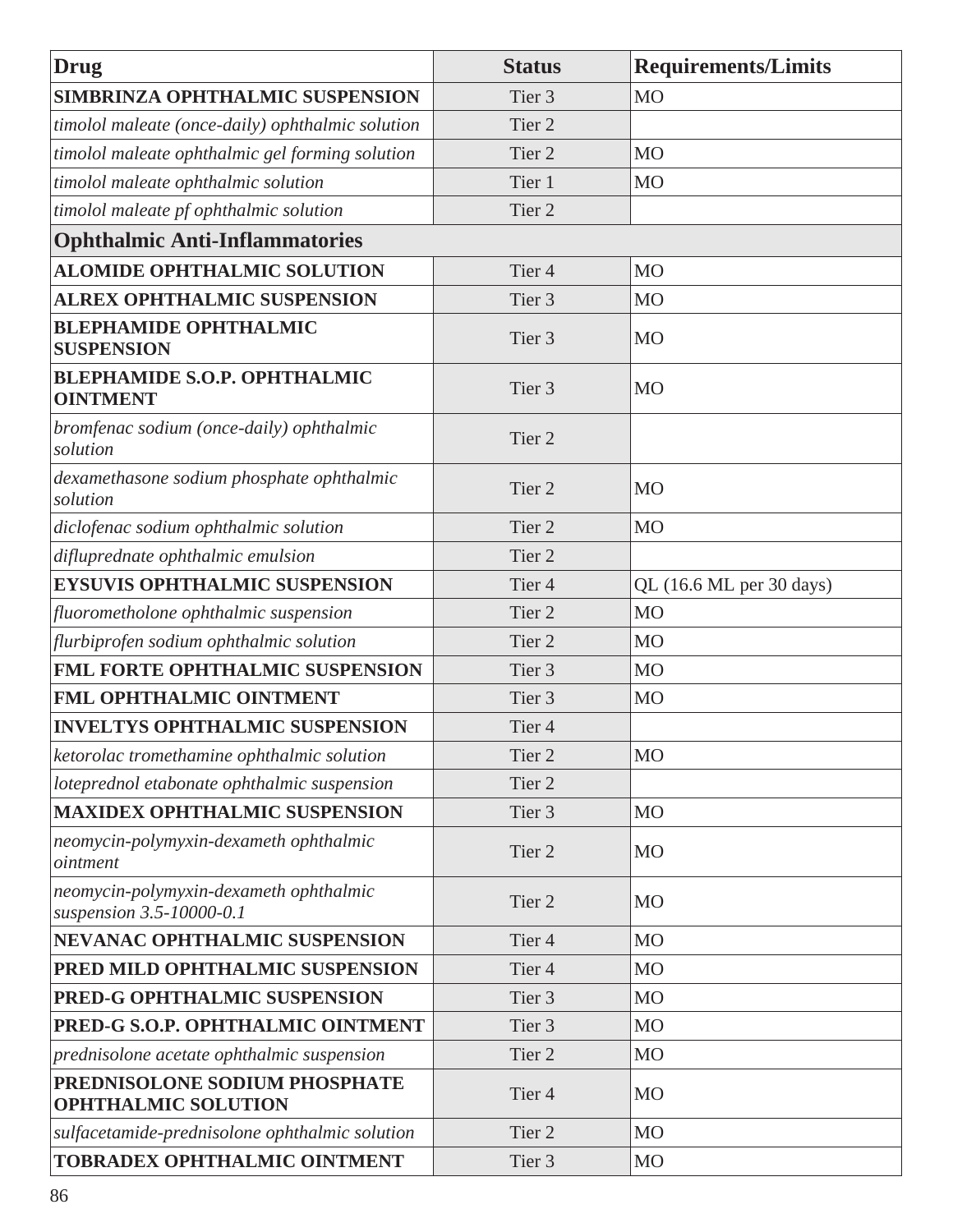| Drug | Status | Requirements/Limits |
|---|---|---|
| **SIMBRINZA OPHTHALMIC SUSPENSION** | Tier 3 | MO |
| *timolol maleate (once-daily) ophthalmic solution* | Tier 2 | |
| *timolol maleate ophthalmic gel forming solution* | Tier 2 | MO |
| *timolol maleate ophthalmic solution* | Tier 1 | MO |
| *timolol maleate pf ophthalmic solution* | Tier 2 | |
| **Ophthalmic Anti-Inflammatories** | | |
| **ALOMIDE OPHTHALMIC SOLUTION** | Tier 4 | MO |
| **ALREX OPHTHALMIC SUSPENSION** | Tier 3 | MO |
| **BLEPHAMIDE OPHTHALMIC SUSPENSION** | Tier 3 | MO |
| **BLEPHAMIDE S.O.P. OPHTHALMIC OINTMENT** | Tier 3 | MO |
| *bromfenac sodium (once-daily) ophthalmic solution* | Tier 2 | |
| *dexamethasone sodium phosphate ophthalmic solution* | Tier 2 | MO |
| *diclofenac sodium ophthalmic solution* | Tier 2 | MO |
| *difluprednate ophthalmic emulsion* | Tier 2 | |
| **EYSUVIS OPHTHALMIC SUSPENSION** | Tier 4 | QL (16.6 ML per 30 days) |
| *fluorometholone ophthalmic suspension* | Tier 2 | MO |
| *flurbiprofen sodium ophthalmic solution* | Tier 2 | MO |
| **FML FORTE OPHTHALMIC SUSPENSION** | Tier 3 | MO |
| **FML OPHTHALMIC OINTMENT** | Tier 3 | MO |
| **INVELTYS OPHTHALMIC SUSPENSION** | Tier 4 | |
| *ketorolac tromethamine ophthalmic solution* | Tier 2 | MO |
| *loteprednol etabonate ophthalmic suspension* | Tier 2 | |
| **MAXIDEX OPHTHALMIC SUSPENSION** | Tier 3 | MO |
| *neomycin-polymyxin-dexameth ophthalmic ointment* | Tier 2 | MO |
| *neomycin-polymyxin-dexameth ophthalmic suspension 3.5-10000-0.1* | Tier 2 | MO |
| **NEVANAC OPHTHALMIC SUSPENSION** | Tier 4 | MO |
| **PRED MILD OPHTHALMIC SUSPENSION** | Tier 4 | MO |
| **PRED-G OPHTHALMIC SUSPENSION** | Tier 3 | MO |
| **PRED-G S.O.P. OPHTHALMIC OINTMENT** | Tier 3 | MO |
| *prednisolone acetate ophthalmic suspension* | Tier 2 | MO |
| **PREDNISOLONE SODIUM PHOSPHATE OPHTHALMIC SOLUTION** | Tier 4 | MO |
| *sulfacetamide-prednisolone ophthalmic solution* | Tier 2 | MO |
| **TOBRADEX OPHTHALMIC OINTMENT** | Tier 3 | MO |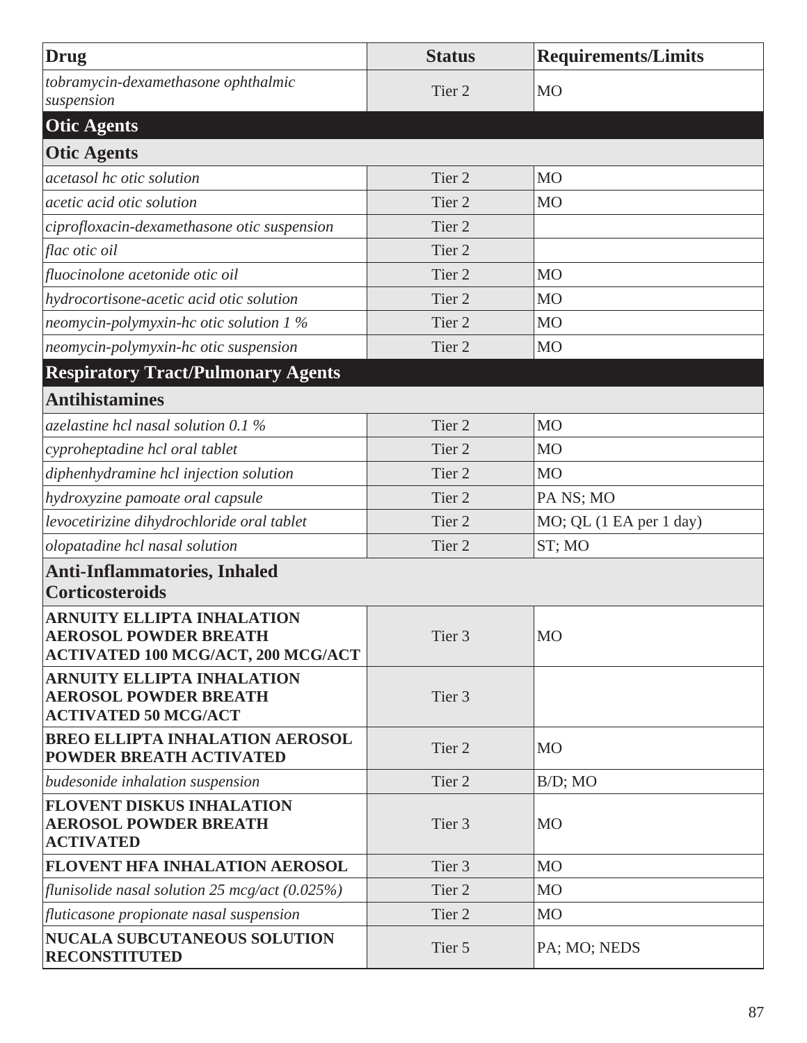| Drug | Status | Requirements/Limits |
|---|---|---|
| *tobramycin-dexamethasone ophthalmic suspension* | Tier 2 | MO |
| **Otic Agents** | | |
| **Otic Agents** | | |
| *acetasol hc otic solution* | Tier 2 | MO |
| *acetic acid otic solution* | Tier 2 | MO |
| *ciprofloxacin-dexamethasone otic suspension* | Tier 2 | |
| *flac otic oil* | Tier 2 | |
| *fluocinolone acetonide otic oil* | Tier 2 | MO |
| *hydrocortisone-acetic acid otic solution* | Tier 2 | MO |
| *neomycin-polymyxin-hc otic solution 1 %* | Tier 2 | MO |
| *neomycin-polymyxin-hc otic suspension* | Tier 2 | MO |
| **Respiratory Tract/Pulmonary Agents** | | |
| **Antihistamines** | | |
| *azelastine hcl nasal solution 0.1 %* | Tier 2 | MO |
| *cyproheptadine hcl oral tablet* | Tier 2 | MO |
| *diphenhydramine hcl injection solution* | Tier 2 | MO |
| *hydroxyzine pamoate oral capsule* | Tier 2 | PA NS; MO |
| *levocetirizine dihydrochloride oral tablet* | Tier 2 | MO; QL (1 EA per 1 day) |
| *olopatadine hcl nasal solution* | Tier 2 | ST; MO |
| **Anti-Inflammatories, Inhaled Corticosteroids** | | |
| **ARNUITY ELLIPTA INHALATION AEROSOL POWDER BREATH ACTIVATED 100 MCG/ACT, 200 MCG/ACT** | Tier 3 | MO |
| **ARNUITY ELLIPTA INHALATION AEROSOL POWDER BREATH ACTIVATED 50 MCG/ACT** | Tier 3 | |
| **BREO ELLIPTA INHALATION AEROSOL POWDER BREATH ACTIVATED** | Tier 2 | MO |
| *budesonide inhalation suspension* | Tier 2 | B/D; MO |
| **FLOVENT DISKUS INHALATION AEROSOL POWDER BREATH ACTIVATED** | Tier 3 | MO |
| **FLOVENT HFA INHALATION AEROSOL** | Tier 3 | MO |
| *flunisolide nasal solution 25 mcg/act (0.025%)* | Tier 2 | MO |
| *fluticasone propionate nasal suspension* | Tier 2 | MO |
| **NUCALA SUBCUTANEOUS SOLUTION RECONSTITUTED** | Tier 5 | PA; MO; NEDS |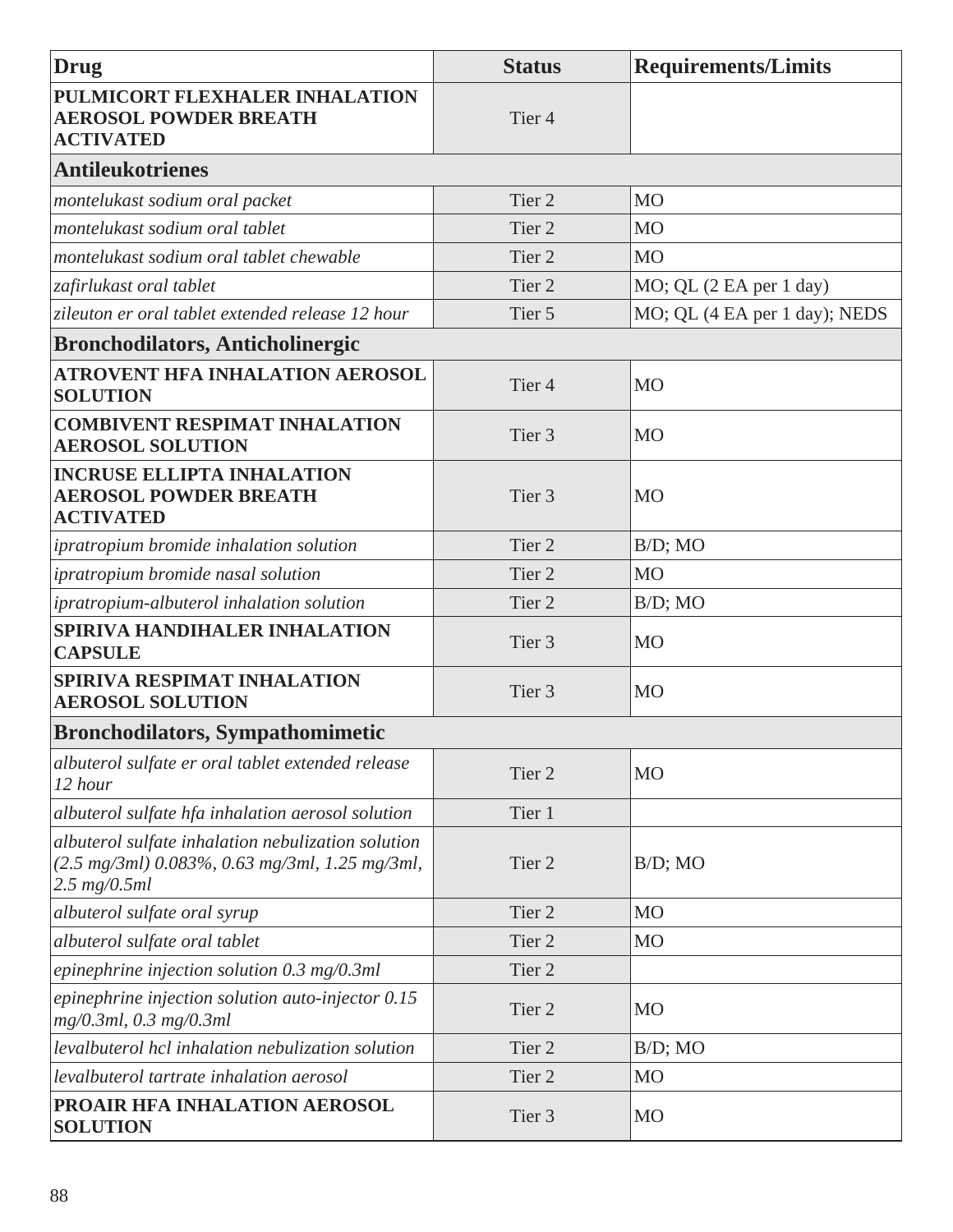| Drug | Status | Requirements/Limits |
|---|---|---|
| **PULMICORT FLEXHALER INHALATION AEROSOL POWDER BREATH ACTIVATED** | Tier 4 | |
| **Antileukotrienes** | | |
| *montelukast sodium oral packet* | Tier 2 | MO |
| *montelukast sodium oral tablet* | Tier 2 | MO |
| *montelukast sodium oral tablet chewable* | Tier 2 | MO |
| *zafirlukast oral tablet* | Tier 2 | MO; QL (2 EA per 1 day) |
| *zileuton er oral tablet extended release 12 hour* | Tier 5 | MO; QL (4 EA per 1 day); NEDS |
| **Bronchodilators, Anticholinergic** | | |
| **ATROVENT HFA INHALATION AEROSOL SOLUTION** | Tier 4 | MO |
| **COMBIVENT RESPIMAT INHALATION AEROSOL SOLUTION** | Tier 3 | MO |
| **INCRUSE ELLIPTA INHALATION AEROSOL POWDER BREATH ACTIVATED** | Tier 3 | MO |
| *ipratropium bromide inhalation solution* | Tier 2 | B/D; MO |
| *ipratropium bromide nasal solution* | Tier 2 | MO |
| *ipratropium-albuterol inhalation solution* | Tier 2 | B/D; MO |
| **SPIRIVA HANDIHALER INHALATION CAPSULE** | Tier 3 | MO |
| **SPIRIVA RESPIMAT INHALATION AEROSOL SOLUTION** | Tier 3 | MO |
| **Bronchodilators, Sympathomimetic** | | |
| *albuterol sulfate er oral tablet extended release 12 hour* | Tier 2 | MO |
| *albuterol sulfate hfa inhalation aerosol solution* | Tier 1 | |
| *albuterol sulfate inhalation nebulization solution (2.5 mg/3ml) 0.083%, 0.63 mg/3ml, 1.25 mg/3ml, 2.5 mg/0.5ml* | Tier 2 | B/D; MO |
| *albuterol sulfate oral syrup* | Tier 2 | MO |
| *albuterol sulfate oral tablet* | Tier 2 | MO |
| *epinephrine injection solution 0.3 mg/0.3ml* | Tier 2 | |
| *epinephrine injection solution auto-injector 0.15 mg/0.3ml, 0.3 mg/0.3ml* | Tier 2 | MO |
| *levalbuterol hcl inhalation nebulization solution* | Tier 2 | B/D; MO |
| *levalbuterol tartrate inhalation aerosol* | Tier 2 | MO |
| **PROAIR HFA INHALATION AEROSOL SOLUTION** | Tier 3 | MO |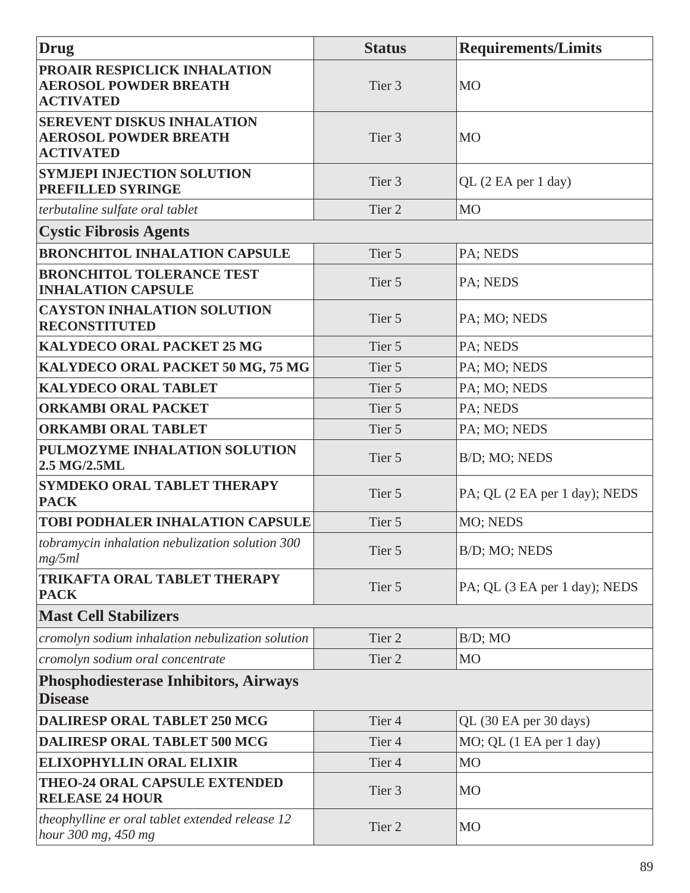| Drug | Status | Requirements/Limits |
|---|---|---|
| **PROAIR RESPICLICK INHALATION AEROSOL POWDER BREATH ACTIVATED** | Tier 3 | MO |
| **SEREVENT DISKUS INHALATION AEROSOL POWDER BREATH ACTIVATED** | Tier 3 | MO |
| **SYMJEPI INJECTION SOLUTION PREFILLED SYRINGE** | Tier 3 | QL (2 EA per 1 day) |
| *terbutaline sulfate oral tablet* | Tier 2 | MO |
| **Cystic Fibrosis Agents** | | |
| **BRONCHITOL INHALATION CAPSULE** | Tier 5 | PA; NEDS |
| **BRONCHITOL TOLERANCE TEST INHALATION CAPSULE** | Tier 5 | PA; NEDS |
| **CAYSTON INHALATION SOLUTION RECONSTITUTED** | Tier 5 | PA; MO; NEDS |
| **KALYDECO ORAL PACKET 25 MG** | Tier 5 | PA; NEDS |
| **KALYDECO ORAL PACKET 50 MG, 75 MG** | Tier 5 | PA; MO; NEDS |
| **KALYDECO ORAL TABLET** | Tier 5 | PA; MO; NEDS |
| **ORKAMBI ORAL PACKET** | Tier 5 | PA; NEDS |
| **ORKAMBI ORAL TABLET** | Tier 5 | PA; MO; NEDS |
| **PULMOZYME INHALATION SOLUTION 2.5 MG/2.5ML** | Tier 5 | B/D; MO; NEDS |
| **SYMDEKO ORAL TABLET THERAPY PACK** | Tier 5 | PA; QL (2 EA per 1 day); NEDS |
| **TOBI PODHALER INHALATION CAPSULE** | Tier 5 | MO; NEDS |
| *tobramycin inhalation nebulization solution 300 mg/5ml* | Tier 5 | B/D; MO; NEDS |
| **TRIKAFTA ORAL TABLET THERAPY PACK** | Tier 5 | PA; QL (3 EA per 1 day); NEDS |
| **Mast Cell Stabilizers** | | |
| *cromolyn sodium inhalation nebulization solution* | Tier 2 | B/D; MO |
| *cromolyn sodium oral concentrate* | Tier 2 | MO |
| **Phosphodiesterase Inhibitors, Airways Disease** | | |
| **DALIRESP ORAL TABLET 250 MCG** | Tier 4 | QL (30 EA per 30 days) |
| **DALIRESP ORAL TABLET 500 MCG** | Tier 4 | MO; QL (1 EA per 1 day) |
| **ELIXOPHYLLIN ORAL ELIXIR** | Tier 4 | MO |
| **THEO-24 ORAL CAPSULE EXTENDED RELEASE 24 HOUR** | Tier 3 | MO |
| *theophylline er oral tablet extended release 12 hour 300 mg, 450 mg* | Tier 2 | MO |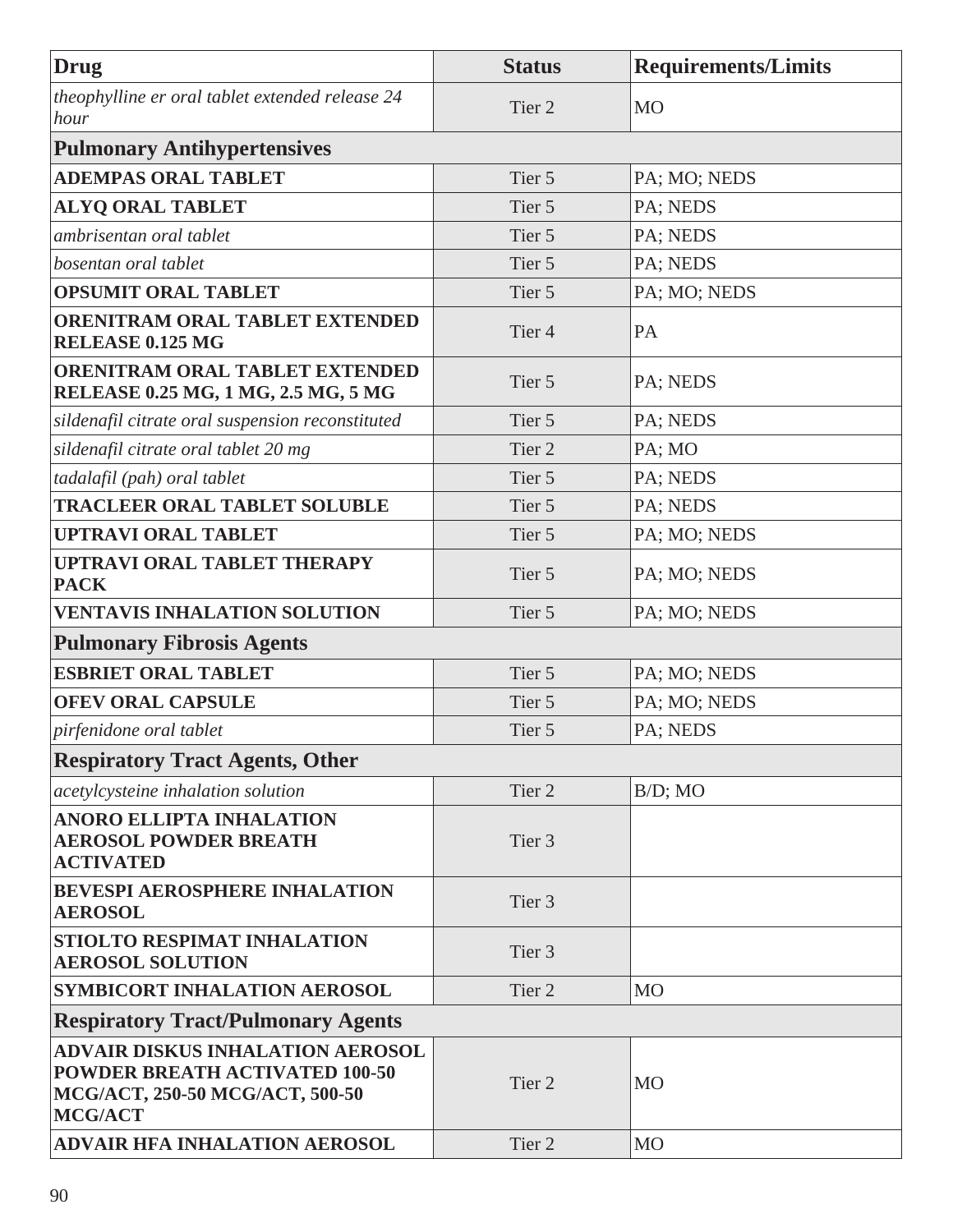| Drug | Status | Requirements/Limits |
|---|---|---|
| *theophylline er oral tablet extended release 24 hour* | Tier 2 | MO |
| **Pulmonary Antihypertensives** | | |
| **ADEMPAS ORAL TABLET** | Tier 5 | PA; MO; NEDS |
| **ALYQ ORAL TABLET** | Tier 5 | PA; NEDS |
| *ambrisentan oral tablet* | Tier 5 | PA; NEDS |
| *bosentan oral tablet* | Tier 5 | PA; NEDS |
| **OPSUMIT ORAL TABLET** | Tier 5 | PA; MO; NEDS |
| **ORENITRAM ORAL TABLET EXTENDED RELEASE 0.125 MG** | Tier 4 | PA |
| **ORENITRAM ORAL TABLET EXTENDED RELEASE 0.25 MG, 1 MG, 2.5 MG, 5 MG** | Tier 5 | PA; NEDS |
| *sildenafil citrate oral suspension reconstituted* | Tier 5 | PA; NEDS |
| *sildenafil citrate oral tablet 20 mg* | Tier 2 | PA; MO |
| *tadalafil (pah) oral tablet* | Tier 5 | PA; NEDS |
| **TRACLEER ORAL TABLET SOLUBLE** | Tier 5 | PA; NEDS |
| **UPTRAVI ORAL TABLET** | Tier 5 | PA; MO; NEDS |
| **UPTRAVI ORAL TABLET THERAPY PACK** | Tier 5 | PA; MO; NEDS |
| **VENTAVIS INHALATION SOLUTION** | Tier 5 | PA; MO; NEDS |
| **Pulmonary Fibrosis Agents** | | |
| **ESBRIET ORAL TABLET** | Tier 5 | PA; MO; NEDS |
| **OFEV ORAL CAPSULE** | Tier 5 | PA; MO; NEDS |
| *pirfenidone oral tablet* | Tier 5 | PA; NEDS |
| **Respiratory Tract Agents, Other** | | |
| *acetylcysteine inhalation solution* | Tier 2 | B/D; MO |
| **ANORO ELLIPTA INHALATION AEROSOL POWDER BREATH ACTIVATED** | Tier 3 | |
| **BEVESPI AEROSPHERE INHALATION AEROSOL** | Tier 3 | |
| **STIOLTO RESPIMAT INHALATION AEROSOL SOLUTION** | Tier 3 | |
| **SYMBICORT INHALATION AEROSOL** | Tier 2 | MO |
| **Respiratory Tract/Pulmonary Agents** | | |
| **ADVAIR DISKUS INHALATION AEROSOL POWDER BREATH ACTIVATED 100-50 MCG/ACT, 250-50 MCG/ACT, 500-50 MCG/ACT** | Tier 2 | MO |
| **ADVAIR HFA INHALATION AEROSOL** | Tier 2 | MO |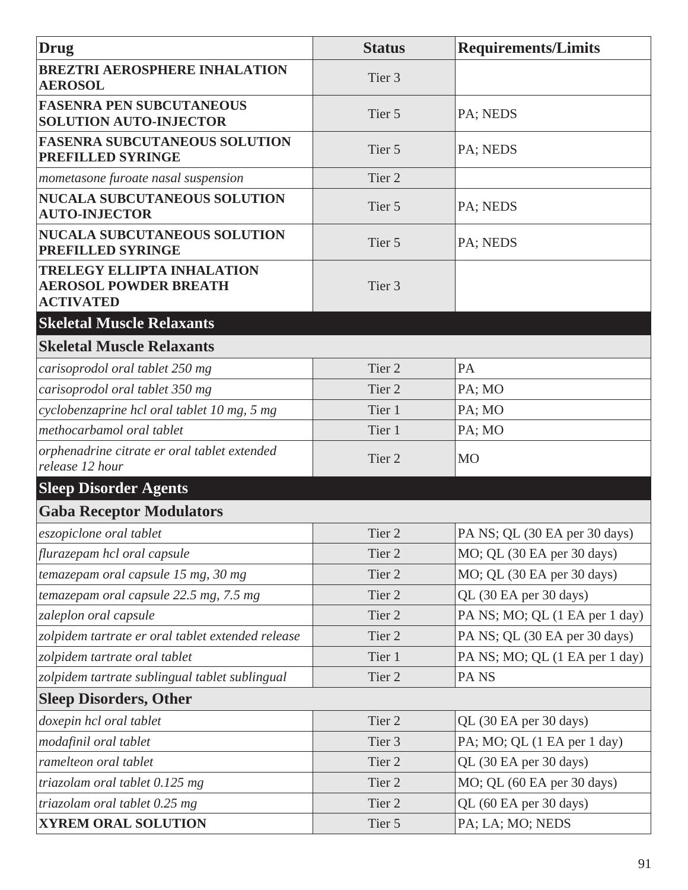| Drug | Status | Requirements/Limits |
|---|---|---|
| **BREZTRI AEROSPHERE INHALATION AEROSOL** | Tier 3 | |
| **FASENRA PEN SUBCUTANEOUS SOLUTION AUTO-INJECTOR** | Tier 5 | PA; NEDS |
| **FASENRA SUBCUTANEOUS SOLUTION PREFILLED SYRINGE** | Tier 5 | PA; NEDS |
| *mometasone furoate nasal suspension* | Tier 2 | |
| **NUCALA SUBCUTANEOUS SOLUTION AUTO-INJECTOR** | Tier 5 | PA; NEDS |
| **NUCALA SUBCUTANEOUS SOLUTION PREFILLED SYRINGE** | Tier 5 | PA; NEDS |
| **TRELEGY ELLIPTA INHALATION AEROSOL POWDER BREATH ACTIVATED** | Tier 3 | |
| **Skeletal Muscle Relaxants** | | |
| **Skeletal Muscle Relaxants** | | |
| *carisoprodol oral tablet 250 mg* | Tier 2 | PA |
| *carisoprodol oral tablet 350 mg* | Tier 2 | PA; MO |
| *cyclobenzaprine hcl oral tablet 10 mg, 5 mg* | Tier 1 | PA; MO |
| *methocarbamol oral tablet* | Tier 1 | PA; MO |
| *orphenadrine citrate er oral tablet extended release 12 hour* | Tier 2 | MO |
| **Sleep Disorder Agents** | | |
| **Gaba Receptor Modulators** | | |
| *eszopiclone oral tablet* | Tier 2 | PA NS; QL (30 EA per 30 days) |
| *flurazepam hcl oral capsule* | Tier 2 | MO; QL (30 EA per 30 days) |
| *temazepam oral capsule 15 mg, 30 mg* | Tier 2 | MO; QL (30 EA per 30 days) |
| *temazepam oral capsule 22.5 mg, 7.5 mg* | Tier 2 | QL (30 EA per 30 days) |
| *zaleplon oral capsule* | Tier 2 | PA NS; MO; QL (1 EA per 1 day) |
| *zolpidem tartrate er oral tablet extended release* | Tier 2 | PA NS; QL (30 EA per 30 days) |
| *zolpidem tartrate oral tablet* | Tier 1 | PA NS; MO; QL (1 EA per 1 day) |
| *zolpidem tartrate sublingual tablet sublingual* | Tier 2 | PA NS |
| **Sleep Disorders, Other** | | |
| *doxepin hcl oral tablet* | Tier 2 | QL (30 EA per 30 days) |
| *modafinil oral tablet* | Tier 3 | PA; MO; QL (1 EA per 1 day) |
| *ramelteon oral tablet* | Tier 2 | QL (30 EA per 30 days) |
| *triazolam oral tablet 0.125 mg* | Tier 2 | MO; QL (60 EA per 30 days) |
| *triazolam oral tablet 0.25 mg* | Tier 2 | QL (60 EA per 30 days) |
| **XYREM ORAL SOLUTION** | Tier 5 | PA; LA; MO; NEDS |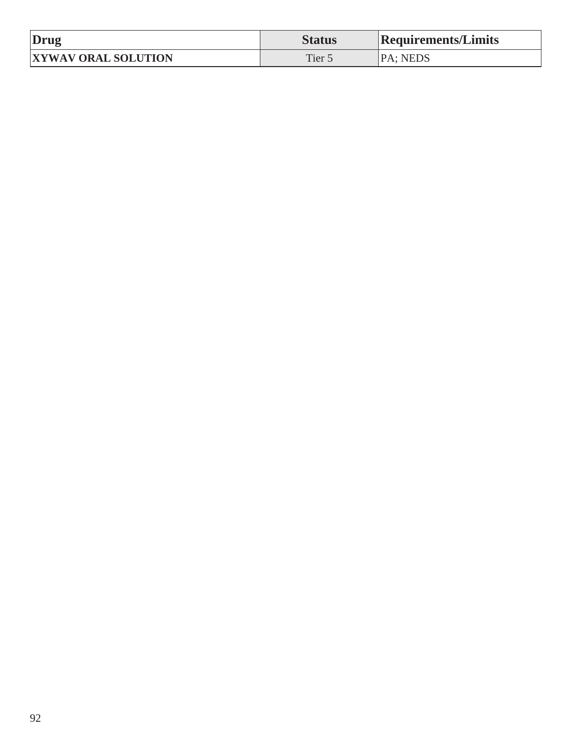| Drug | Status | Requirements/Limits |
|---|---|---|
| **XYWAV ORAL SOLUTION** | Tier 5 | PA; NEDS |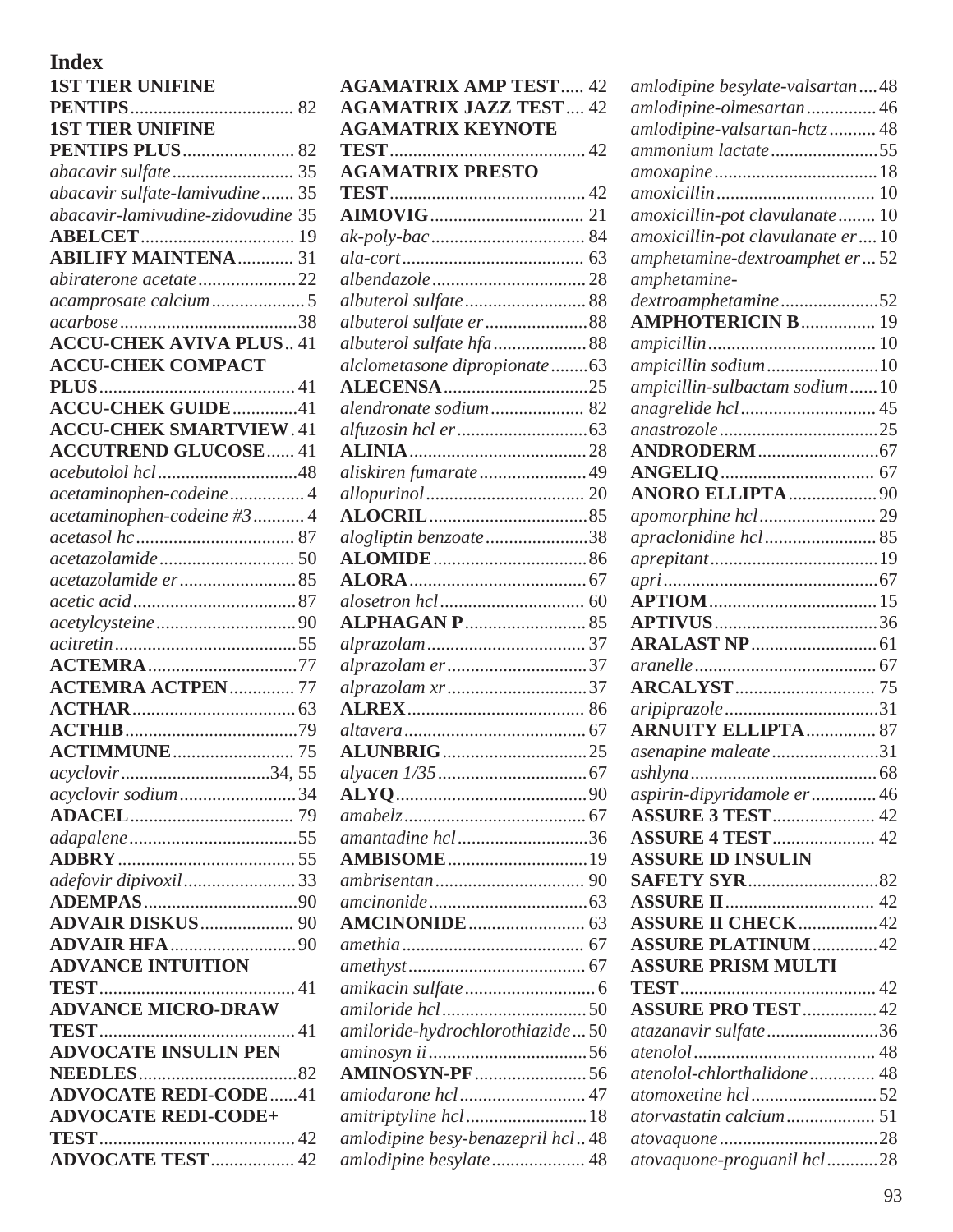# Index

**1ST TIER UNIFINE PENTIPS** ... 82
**1ST TIER UNIFINE PENTIPS PLUS** ... 82
*abacavir sulfate* ... 35
*abacavir sulfate-lamivudine* ... 35
*abacavir-lamivudine-zidovudine* 35
**ABELCET** ... 19
**ABILIFY MAINTENA** ... 31
*abiraterone acetate* ... 22
*acamprosate calcium* ... 5
*acarbose* ... 38
**ACCU-CHEK AVIVA PLUS** .. 41
**ACCU-CHEK COMPACT PLUS** ... 41
**ACCU-CHEK GUIDE** ... 41
**ACCU-CHEK SMARTVIEW** . 41
**ACCUTREND GLUCOSE** ... 41
*acebutolol hcl* ... 48
*acetaminophen-codeine* ... 4
*acetaminophen-codeine #3* ... 4
*acetasol hc* ... 87
*acetazolamide* ... 50
*acetazolamide er* ... 85
*acetic acid* ... 87
*acetylcysteine* ... 90
*acitretin* ... 55
**ACTEMRA** ... 77
**ACTEMRA ACTPEN** ... 77
**ACTHAR** ... 63
**ACTHIB** ... 79
**ACTIMMUNE** ... 75
*acyclovir* ... 34, 55
*acyclovir sodium* ... 34
**ADACEL** ... 79
*adapalene* ... 55
**ADBRY** ... 55
*adefovir dipivoxil* ... 33
**ADEMPAS** ... 90
**ADVAIR DISKUS** ... 90
**ADVAIR HFA** ... 90
**ADVANCE INTUITION TEST** ... 41
**ADVANCE MICRO-DRAW TEST** ... 41
**ADVOCATE INSULIN PEN NEEDLES** ... 82
**ADVOCATE REDI-CODE** ... 41
**ADVOCATE REDI-CODE+ TEST** ... 42
**ADVOCATE TEST** ... 42
**AGAMATRIX AMP TEST** ... 42
**AGAMATRIX JAZZ TEST** ... 42
**AGAMATRIX KEYNOTE TEST** ... 42
**AGAMATRIX PRESTO TEST** ... 42
**AIMOVIG** ... 21
*ak-poly-bac* ... 84
*ala-cort* ... 63
*albendazole* ... 28
*albuterol sulfate* ... 88
*albuterol sulfate er* ... 88
*albuterol sulfate hfa* ... 88
*alclometasone dipropionate* ... 63
**ALECENSA** ... 25
*alendronate sodium* ... 82
*alfuzosin hcl er* ... 63
**ALINIA** ... 28
*aliskiren fumarate* ... 49
*allopurinol* ... 20
**ALOCRIL** ... 85
*alogliptin benzoate* ... 38
**ALOMIDE** ... 86
**ALORA** ... 67
*alosetron hcl* ... 60
**ALPHAGAN P** ... 85
*alprazolam* ... 37
*alprazolam er* ... 37
*alprazolam xr* ... 37
**ALREX** ... 86
*altavera* ... 67
**ALUNBRIG** ... 25
*alyacen 1/35* ... 67
**ALYQ** ... 90
*amabelz* ... 67
*amantadine hcl* ... 36
**AMBISOME** ... 19
*ambrisentan* ... 90
*amcinonide* ... 63
**AMCINONIDE** ... 63
*amethia* ... 67
*amethyst* ... 67
*amikacin sulfate* ... 6
*amiloride hcl* ... 50
*amiloride-hydrochlorothiazide* ... 50
*aminosyn ii* ... 56
**AMINOSYN-PF** ... 56
*amiodarone hcl* ... 47
*amitriptyline hcl* ... 18
*amlodipine besy-benazepril hcl* .. 48
*amlodipine besylate* ... 48
*amlodipine besylate-valsartan* ... 48
*amlodipine-olmesartan* ... 46
*amlodipine-valsartan-hctz* ... 48
*ammonium lactate* ... 55
*amoxapine* ... 18
*amoxicillin* ... 10
*amoxicillin-pot clavulanate* ... 10
*amoxicillin-pot clavulanate er* ... 10
*amphetamine-dextroamphet er* ... 52
*amphetamine-dextroamphetamine* ... 52
**AMPHOTERICIN B** ... 19
*ampicillin* ... 10
*ampicillin sodium* ... 10
*ampicillin-sulbactam sodium* ... 10
*anagrelide hcl* ... 45
*anastrozole* ... 25
**ANDRODERM** ... 67
**ANGELIQ** ... 67
**ANORO ELLIPTA** ... 90
*apomorphine hcl* ... 29
*apraclonidine hcl* ... 85
*aprepitant* ... 19
*apri* ... 67
**APTIOM** ... 15
**APTIVUS** ... 36
**ARALAST NP** ... 61
*aranelle* ... 67
**ARCALYST** ... 75
*aripiprazole* ... 31
**ARNUITY ELLIPTA** ... 87
*asenapine maleate* ... 31
*ashlyna* ... 68
*aspirin-dipyridamole er* ... 46
**ASSURE 3 TEST** ... 42
**ASSURE 4 TEST** ... 42
**ASSURE ID INSULIN SAFETY SYR** ... 82
**ASSURE II** ... 42
**ASSURE II CHECK** ... 42
**ASSURE PLATINUM** ... 42
**ASSURE PRISM MULTI TEST** ... 42
**ASSURE PRO TEST** ... 42
*atazanavir sulfate* ... 36
*atenolol* ... 48
*atenolol-chlorthalidone* ... 48
*atomoxetine hcl* ... 52
*atorvastatin calcium* ... 51
*atovaquone* ... 28
*atovaquone-proguanil hcl* ... 28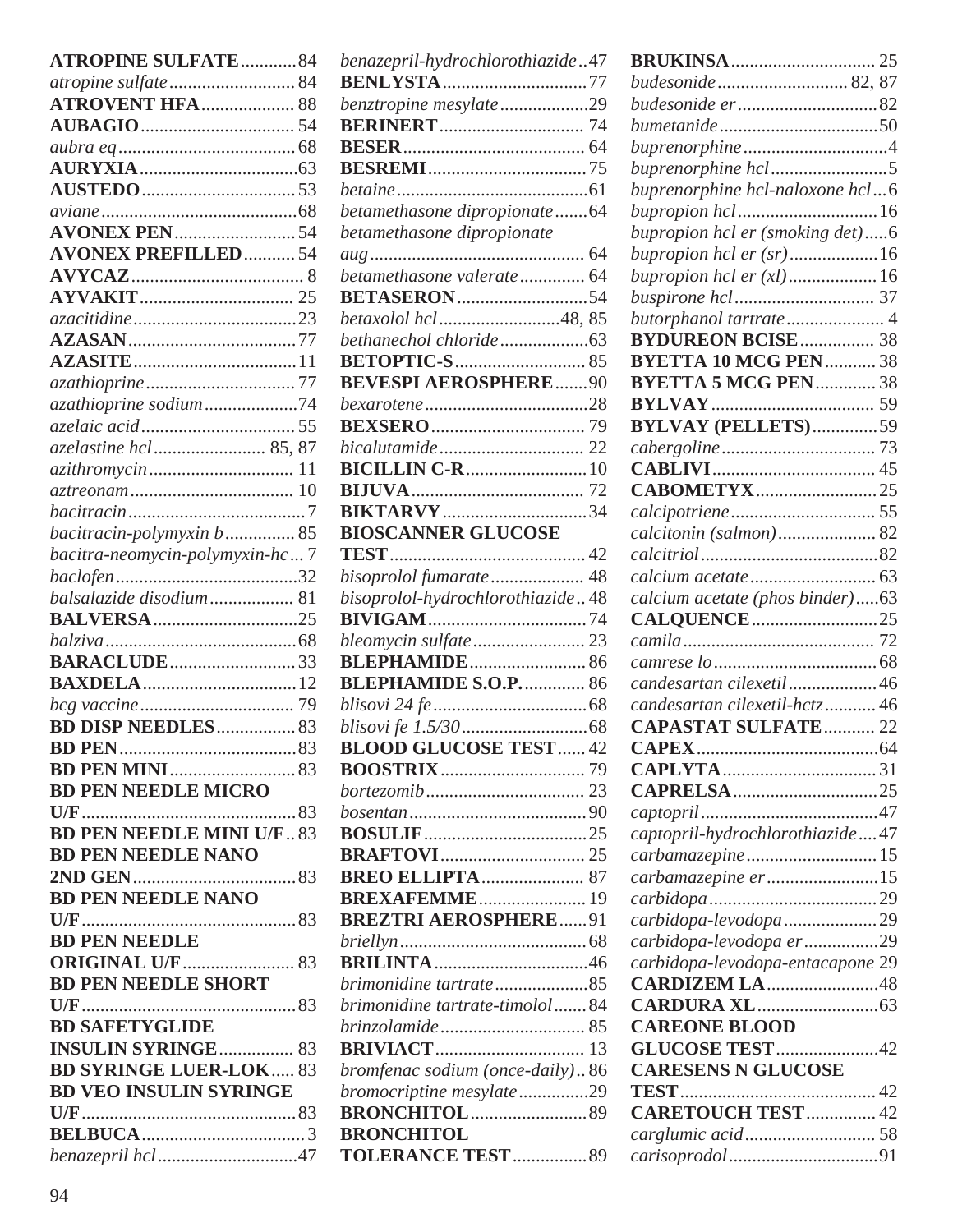**ATROPINE SULFATE**............84
*atropine sulfate*.......................... 84
**ATROVENT HFA**.................... 88
**AUBAGIO**................................. 54
*aubra eq*...................................... 68
**AURYXIA**..................................63
**AUSTEDO**................................. 53
*aviane*..........................................68
**AVONEX PEN**.......................... 54
**AVONEX PREFILLED**........... 54
**AVYCAZ**..................................... 8
**AYVAKIT**................................. 25
*azacitidine*...................................23
**AZASAN**....................................77
**AZASITE**...................................11
*azathioprine*................................ 77
*azathioprine sodium*....................74
*azelaic acid*................................. 55
*azelastine hcl*........................ 85, 87
*azithromycin*.............................. 11
*aztreonam*................................... 10
*bacitracin*.......................................7
*bacitracin-polymyxin b*............... 85
*bacitra-neomycin-polymyxin-hc*... 7
*baclofen*.......................................32
*balsalazide disodium*.................. 81
**BALVERSA**...............................25
*balziva*.........................................68
**BARACLUDE**...........................33
**BAXDELA**.................................12
*bcg vaccine*................................. 79
**BD DISP NEEDLES**.................83
**BD PEN**......................................83
**BD PEN MINI**...........................83
**BD PEN NEEDLE MICRO U/F**..............................................83
**BD PEN NEEDLE MINI U/F**.. 83
**BD PEN NEEDLE NANO 2ND GEN**...................................83
**BD PEN NEEDLE NANO U/F**..............................................83
**BD PEN NEEDLE ORIGINAL U/F**........................ 83
**BD PEN NEEDLE SHORT U/F**..............................................83
**BD SAFETYGLIDE INSULIN SYRINGE**................ 83
**BD SYRINGE LUER-LOK**..... 83
**BD VEO INSULIN SYRINGE U/F**..............................................83
**BELBUCA**...................................3
*benazepril hcl*..............................47
*benazepril-hydrochlorothiazide*..47
**BENLYSTA**...............................77
*benztropine mesylate*..................29
**BERINERT**.............................. 74
**BESER**...................................... 64
**BESREMI**.................................75
*betaine*.........................................61
*betamethasone dipropionate*.......64
*betamethasone dipropionate aug*.............................................. 64
*betamethasone valerate*.............. 64
**BETASERON**............................54
*betaxolol hcl*..........................48, 85
*bethanechol chloride*...................63
**BETOPTIC-S**............................ 85
**BEVESPI AEROSPHERE**.......90
*bexarotene*...................................28
**BEXSERO**................................. 79
*bicalutamide*............................... 22
**BICILLIN C-R**..........................10
**BIJUVA**..................................... 72
**BIKTARVY**...............................34
**BIOSCANNER GLUCOSE TEST**.......................................... 42
*bisoprolol fumarate*.................... 48
*bisoprolol-hydrochlorothiazide*.. 48
**BIVIGAM**..................................74
*bleomycin sulfate*........................ 23
**BLEPHAMIDE**.........................86
**BLEPHAMIDE S.O.P.**............. 86
*blisovi 24 fe*.................................68
*blisovi fe 1.5/30*...........................68
**BLOOD GLUCOSE TEST**...... 42
**BOOSTRIX**.............................. 79
*bortezomib*.................................. 23
*bosentan*......................................90
**BOSULIF**...................................25
**BRAFTOVI**............................... 25
**BREO ELLIPTA**...................... 87
**BREXAFEMME**....................... 19
**BREZTRI AEROSPHERE**......91
*briellyn*........................................68
**BRILINTA**.................................46
*brimonidine tartrate*....................85
*brimonidine tartrate-timolol*.......84
*brinzolamide*............................... 85
**BRIVIACT**................................ 13
*bromfenac sodium (once-daily)*.. 86
*bromocriptine mesylate*...............29
**BRONCHITOL**.........................89
**BRONCHITOL TOLERANCE TEST**................89
**BRUKINSA**............................... 25
*budesonide*............................ 82, 87
*budesonide er*..............................82
*bumetanide*..................................50
*buprenorphine*...............................4
*buprenorphine hcl*.........................5
*buprenorphine hcl-naloxone hcl*...6
*bupropion hcl*..............................16
*bupropion hcl er (smoking det)*.....6
*bupropion hcl er (sr)*...................16
*bupropion hcl er (xl)*...................16
*buspirone hcl*.............................. 37
*butorphanol tartrate*..................... 4
**BYDUREON BCISE**................ 38
**BYETTA 10 MCG PEN**........... 38
**BYETTA 5 MCG PEN**............. 38
**BYLVAY**................................... 59
**BYLVAY (PELLETS)**..............59
*cabergoline*................................. 73
**CABLIVI**................................... 45
**CABOMETYX**..........................25
*calcipotriene*............................... 55
*calcitonin (salmon)*..................... 82
*calcitriol*......................................82
*calcium acetate*........................... 63
*calcium acetate (phos binder)*.....63
**CALQUENCE**...........................25
*camila*......................................... 72
*camrese lo*...................................68
*candesartan cilexetil*...................46
*candesartan cilexetil-hctz*........... 46
**CAPASTAT SULFATE**........... 22
**CAPEX**.......................................64
**CAPLYTA**.................................31
**CAPRELSA**...............................25
*captopril*......................................47
*captopril-hydrochlorothiazide*....47
*carbamazepine*............................15
*carbamazepine er*........................15
*carbidopa*....................................29
*carbidopa-levodopa*....................29
*carbidopa-levodopa er*................29
*carbidopa-levodopa-entacapone* 29
**CARDIZEM LA**........................48
**CARDURA XL**..........................63
**CAREONE BLOOD GLUCOSE TEST**......................42
**CARESENS N GLUCOSE TEST**.......................................... 42
**CARETOUCH TEST**............... 42
*carglumic acid*............................ 58
*carisoprodol*................................91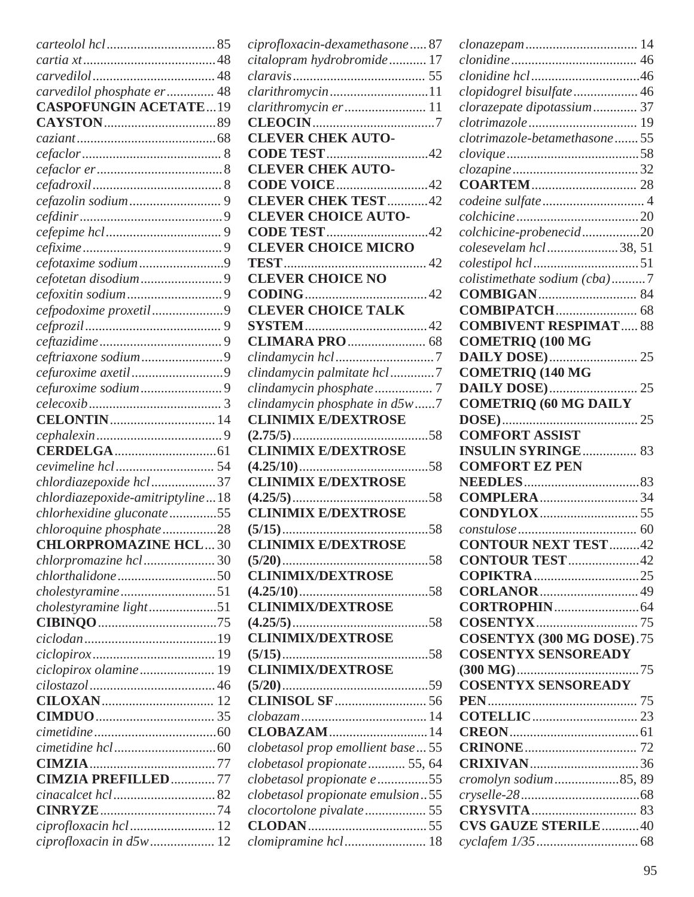*carteolol hcl* ................................ 85
*cartia xt* ....................................... 48
*carvedilol* .................................... 48
*carvedilol phosphate er* .............. 48
**CASPOFUNGIN ACETATE** ... 19
**CAYSTON** ................................. 89
*caziant* ......................................... 68
*cefaclor* ......................................... 8
*cefaclor er* ..................................... 8
*cefadroxil* ...................................... 8
*cefazolin sodium* ........................... 9
*cefdinir* .......................................... 9
*cefepime hcl* .................................. 9
*cefixime* ......................................... 9
*cefotaxime sodium* ......................... 9
*cefotetan disodium* ........................ 9
*cefoxitin sodium* ............................ 9
*cefpodoxime proxetil* ..................... 9
*cefprozil* ........................................ 9
*ceftazidime* .................................... 9
*ceftriaxone sodium* ........................ 9
*cefuroxime axetil* ........................... 9
*cefuroxime sodium* ........................ 9
*celecoxib* ....................................... 3
**CELONTIN** ............................... 14
*cephalexin* ...................................... 9
**CERDELGA** .............................. 61
*cevimeline hcl* ............................. 54
*chlordiazepoxide hcl* ................... 37
*chlordiazepoxide-amitriptyline* ... 18
*chlorhexidine gluconate* .............. 55
*chloroquine phosphate* ................ 28
**CHLORPROMAZINE HCL** .... 30
*chlorpromazine hcl* ..................... 30
*chlorthalidone* ............................. 50
*cholestyramine* ............................ 51
*cholestyramine light* .................... 51
**CIBINQO** ................................... 75
*ciclodan* ....................................... 19
*ciclopirox* .................................... 19
*ciclopirox olamine* ...................... 19
*cilostazol* ..................................... 46
**CILOXAN** ................................. 12
**CIMDUO** ................................... 35
*cimetidine* .................................... 60
*cimetidine hcl* .............................. 60
**CIMZIA** ..................................... 77
**CIMZIA PREFILLED** ............. 77
*cinacalcet hcl* .............................. 82
**CINRYZE** .................................. 74
*ciprofloxacin hcl* ......................... 12
*ciprofloxacin in d5w* ................... 12
*ciprofloxacin-dexamethasone* ..... 87
*citalopram hydrobromide* ........... 17
*claravis* ....................................... 55
*clarithromycin* ............................. 11
*clarithromycin er* ........................ 11
**CLEOCIN** .................................... 7
**CLEVER CHEK AUTO-CODE TEST** ............................. 42
**CLEVER CHEK AUTO-CODE VOICE** ........................... 42
**CLEVER CHEK TEST** ............ 42
**CLEVER CHOICE AUTO-CODE TEST** ............................. 42
**CLEVER CHOICE MICRO TEST** .......................................... 42
**CLEVER CHOICE NO CODING** .................................... 42
**CLEVER CHOICE TALK SYSTEM** .................................... 42
**CLIMARA PRO** ....................... 68
*clindamycin hcl* ............................ 7
*clindamycin palmitate hcl* ............ 7
*clindamycin phosphate* ................. 7
*clindamycin phosphate in d5w* ...... 7
**CLINIMIX E/DEXTROSE (2.75/5)** ........................................ 58
**CLINIMIX E/DEXTROSE (4.25/10)** ...................................... 58
**CLINIMIX E/DEXTROSE (4.25/5)** ........................................ 58
**CLINIMIX E/DEXTROSE (5/15)** .......................................... 58
**CLINIMIX E/DEXTROSE (5/20)** .......................................... 58
**CLINIMIX/DEXTROSE (4.25/10)** ...................................... 58
**CLINIMIX/DEXTROSE (4.25/5)** ........................................ 58
**CLINIMIX/DEXTROSE (5/15)** .......................................... 58
**CLINIMIX/DEXTROSE (5/20)** .......................................... 59
**CLINISOL SF** ........................... 56
*clobazam* ..................................... 14
**CLOBAZAM** ............................. 14
*clobetasol prop emollient base* ... 55
*clobetasol propionate* ........... 55, 64
*clobetasol propionate e* ............... 55
*clobetasol propionate emulsion* .. 55
*clocortolone pivalate* .................. 55
**CLODAN** ................................... 55
*clomipramine hcl* ........................ 18
*clonazepam* ................................. 14
*clonidine* ..................................... 46
*clonidine hcl* ................................ 46
*clopidogrel bisulfate* ................... 46
*clorazepate dipotassium* ............. 37
*clotrimazole* ................................ 19
*clotrimazole-betamethasone* ....... 55
*clovique* ...................................... 58
*clozapine* ..................................... 32
**COARTEM** ............................... 28
*codeine sulfate* .............................. 4
*colchicine* .................................... 20
*colchicine-probenecid* ................. 20
*colesevelam hcl* ..................... 38, 51
*colestipol hcl* ............................... 51
*colistimethate sodium (cba)* .......... 7
**COMBIGAN** ............................. 84
**COMBIPATCH** ........................ 68
**COMBIVENT RESPIMAT** ..... 88
**COMETRIQ (100 MG DAILY DOSE)** .......................... 25
**COMETRIQ (140 MG DAILY DOSE)** .......................... 25
**COMETRIQ (60 MG DAILY DOSE)** ........................................ 25
**COMFORT ASSIST INSULIN SYRINGE** ................ 83
**COMFORT EZ PEN NEEDLES** .................................. 83
**COMPLERA** ............................. 34
**CONDYLOX** ............................. 55
*constulose* ................................... 60
**CONTOUR NEXT TEST** ......... 42
**CONTOUR TEST** .................... 42
**COPIKTRA** ............................... 25
**CORLANOR** ............................. 49
**CORTROPHIN** ......................... 64
**COSENTYX** .............................. 75
**COSENTYX (300 MG DOSE)** . 75
**COSENTYX SENSOREADY (300 MG)** .................................... 75
**COSENTYX SENSOREADY PEN** ............................................ 75
**COTELLIC** ............................... 23
**CREON** ...................................... 61
**CRINONE** ................................. 72
**CRIXIVAN** ................................ 36
*cromolyn sodium* ................... 85, 89
*cryselle-28* ................................... 68
**CRYSVITA** ............................... 83
**CVS GAUZE STERILE** ........... 40
*cyclafem 1/35* .............................. 68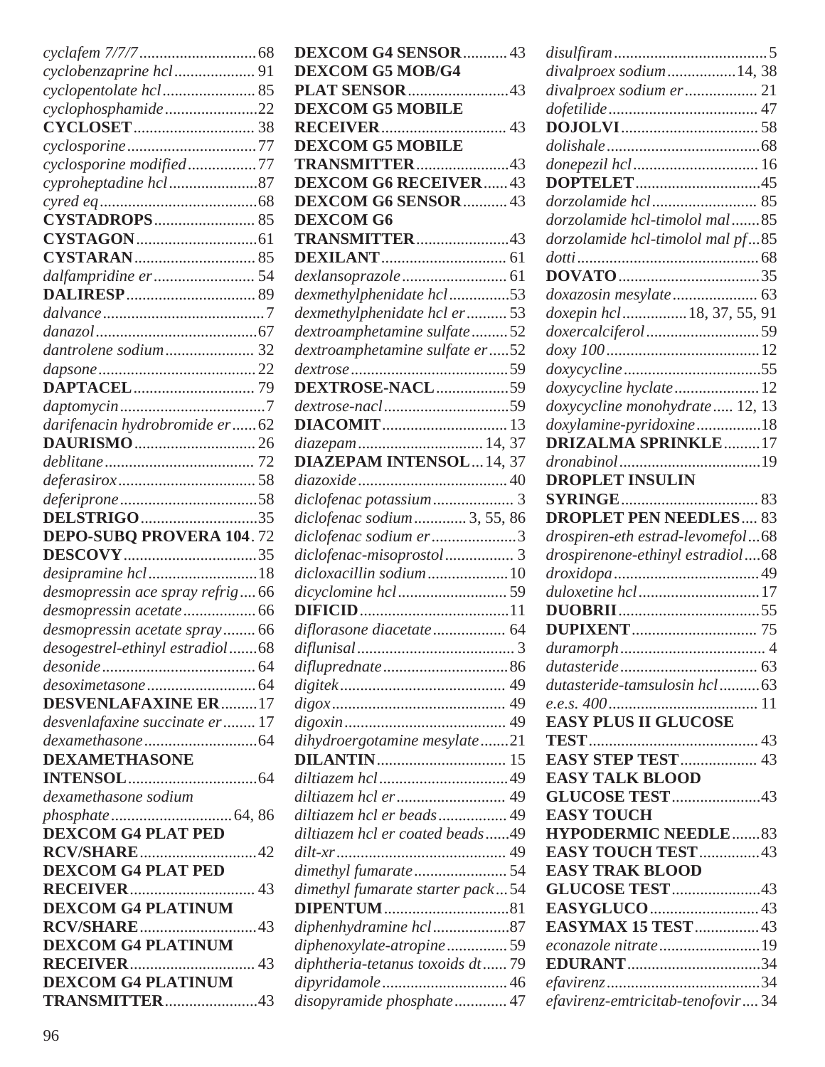*cyclafem 7/7/7* ........................... 68
*cyclobenzaprine hcl* ................... 91
*cyclopentolate hcl* ...................... 85
*cyclophosphamide* ...................... 22
**CYCLOSET** ............................ 38
*cyclosporine* ............................... 77
*cyclosporine modified* ................ 77
*cyproheptadine hcl* ..................... 87
*cyred eq* ...................................... 68
**CYSTADROPS** ........................ 85
**CYSTAGON** ............................. 61
**CYSTARAN** ............................. 85
*dalfampridine er* ........................ 54
**DALIRESP** ............................... 89
*dalvance* ....................................... 7
*danazol* ....................................... 67
*dantrolene sodium* ..................... 32
*dapsone* ...................................... 22
**DAPTACEL** ............................. 79
*daptomycin* ................................... 7
*darifenacin hydrobromide er* ...... 62
**DAURISMO** ............................. 26
*deblitane* .................................... 72
*deferasirox* ................................. 58
*deferiprone* ................................. 58
**DELSTRIGO** ............................ 35
**DEPO-SUBQ PROVERA 104** . 72
**DESCOVY** ................................ 35
*desipramine hcl* .......................... 18
*desmopressin ace spray refrig* .... 66
*desmopressin acetate* ................. 66
*desmopressin acetate spray* ........ 66
*desogestrel-ethinyl estradiol* ....... 68
*desonide* ..................................... 64
*desoximetasone* .......................... 64
**DESVENLAFAXINE ER** ......... 17
*desvenlafaxine succinate er* ........ 17
*dexamethasone* ........................... 64
**DEXAMETHASONE INTENSOL** ............................... 64
*dexamethasone sodium phosphate* ............................. 64, 86
**DEXCOM G4 PLAT PED RCV/SHARE** ............................ 42
**DEXCOM G4 PLAT PED RECEIVER** .............................. 43
**DEXCOM G4 PLATINUM RCV/SHARE** ............................ 43
**DEXCOM G4 PLATINUM RECEIVER** .............................. 43
**DEXCOM G4 PLATINUM TRANSMITTER** ...................... 43
**DEXCOM G4 SENSOR** ........... 43
**DEXCOM G5 MOB/G4 PLAT SENSOR** ........................ 43
**DEXCOM G5 MOBILE RECEIVER** .............................. 43
**DEXCOM G5 MOBILE TRANSMITTER** ...................... 43
**DEXCOM G6 RECEIVER** ...... 43
**DEXCOM G6 SENSOR** ........... 43
**DEXCOM G6 TRANSMITTER** ...................... 43
**DEXILANT** .............................. 61
*dexlansoprazole* .......................... 61
*dexmethylphenidate hcl* .............. 53
*dexmethylphenidate hcl er* .......... 53
*dextroamphetamine sulfate* ......... 52
*dextroamphetamine sulfate er* ..... 52
*dextrose* ...................................... 59
**DEXTROSE-NACL** ................. 59
*dextrose-nacl* .............................. 59
**DIACOMIT** .............................. 13
*diazepam* ............................... 14, 37
**DIAZEPAM INTENSOL** ... 14, 37
*diazoxide* .................................... 40
*diclofenac potassium* .................... 3
*diclofenac sodium* ............. 3, 55, 86
*diclofenac sodium er* ..................... 3
*diclofenac-misoprostol* ................. 3
*dicloxacillin sodium* .................... 10
*dicyclomine hcl* .......................... 59
**DIFICID** .................................... 11
*diflorasone diacetate* .................. 64
*diflunisal* ....................................... 3
*difluprednate* .............................. 86
*digitek* ........................................ 49
*digox* .......................................... 49
*digoxin* ....................................... 49
*dihydroergotamine mesylate* ....... 21
**DILANTIN** ............................... 15
*diltiazem hcl* ............................... 49
*diltiazem hcl er* .......................... 49
*diltiazem hcl er beads* ................. 49
*diltiazem hcl er coated beads* ...... 49
*dilt-xr* ......................................... 49
*dimethyl fumarate* ....................... 54
*dimethyl fumarate starter pack* ... 54
**DIPENTUM** .............................. 81
*diphenhydramine hcl* .................. 87
*diphenoxylate-atropine* ............... 59
*diphtheria-tetanus toxoids dt* ...... 79
*dipyridamole* .............................. 46
*disopyramide phosphate* ............. 47
*disulfiram* ...................................... 5
*divalproex sodium* ................ 14, 38
*divalproex sodium er* .................. 21
*dofetilide* .................................... 47
**DOJOLVI** ................................. 58
*dolishale* ..................................... 68
*donepezil hcl* .............................. 16
**DOPTELET** .............................. 45
*dorzolamide hcl* .......................... 85
*dorzolamide hcl-timolol mal* ....... 85
*dorzolamide hcl-timolol mal pf* ... 85
*dotti* ............................................ 68
**DOVATO** .................................. 35
*doxazosin mesylate* ..................... 63
*doxepin hcl* ................ 18, 37, 55, 91
*doxercalciferol* ............................ 59
*doxy 100* .................................... 12
*doxycycline* ................................. 55
*doxycycline hyclate* .................... 12
*doxycycline monohydrate* ..... 12, 13
*doxylamine-pyridoxine* ............... 18
**DRIZALMA SPRINKLE** ......... 17
*dronabinol* ................................... 19
**DROPLET INSULIN SYRINGE** ................................. 83
**DROPLET PEN NEEDLES** .... 83
*drospiren-eth estrad-levomefol* ... 68
*drospirenone-ethinyl estradiol* .... 68
*droxidopa* ................................... 49
*duloxetine hcl* ............................. 17
**DUOBRII** .................................. 55
**DUPIXENT** .............................. 75
*duramorph* .................................... 4
*dutasteride* .................................. 63
*dutasteride-tamsulosin hcl* .......... 63
*e.e.s. 400* .................................... 11
**EASY PLUS II GLUCOSE TEST** ......................................... 43
**EASY STEP TEST** .................. 43
**EASY TALK BLOOD GLUCOSE TEST** ..................... 43
**EASY TOUCH HYPODERMIC NEEDLE** ....... 83
**EASY TOUCH TEST** ............... 43
**EASY TRAK BLOOD GLUCOSE TEST** ..................... 43
**EASYGLUCO** .......................... 43
**EASYMAX 15 TEST** ............... 43
*econazole nitrate* ........................ 19
**EDURANT** ................................ 34
*efavirenz* ..................................... 34
*efavirenz-emtricitab-tenofovir* .... 34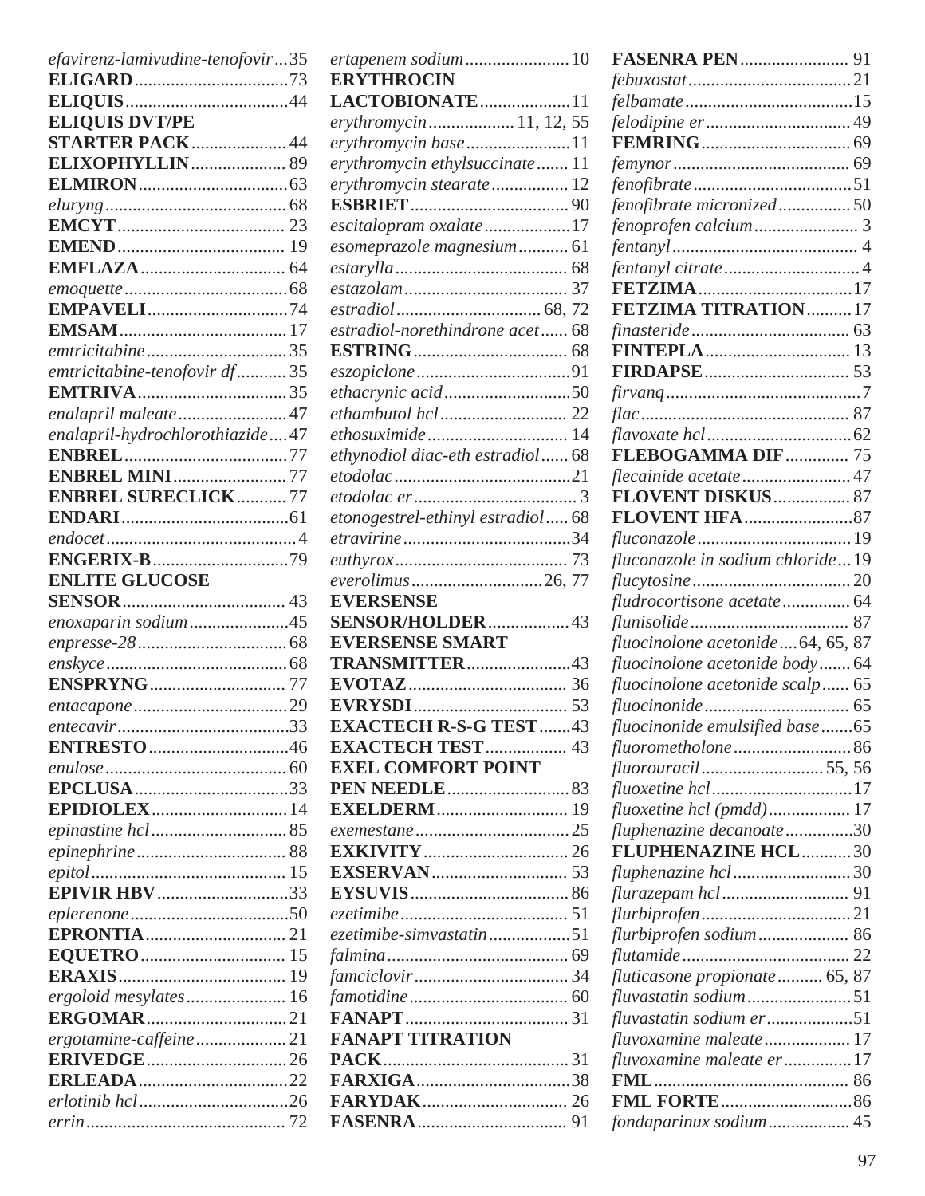*efavirenz-lamivudine-tenofovir* ... 35
**ELIGARD** ... 73
**ELIQUIS** ... 44
**ELIQUIS DVT/PE STARTER PACK** ... 44
**ELIXOPHYLLIN** ... 89
**ELMIRON** ... 63
*eluryng* ... 68
**EMCYT** ... 23
**EMEND** ... 19
**EMFLAZA** ... 64
*emoquette* ... 68
**EMPAVELI** ... 74
**EMSAM** ... 17
*emtricitabine* ... 35
*emtricitabine-tenofovir df* ... 35
**EMTRIVA** ... 35
*enalapril maleate* ... 47
*enalapril-hydrochlorothiazide* ... 47
**ENBREL** ... 77
**ENBREL MINI** ... 77
**ENBREL SURECLICK** ... 77
**ENDARI** ... 61
*endocet* ... 4
**ENGERIX-B** ... 79
**ENLITE GLUCOSE SENSOR** ... 43
*enoxaparin sodium* ... 45
*enpresse-28* ... 68
*enskyce* ... 68
**ENSPRYNG** ... 77
*entacapone* ... 29
*entecavir* ... 33
**ENTRESTO** ... 46
*enulose* ... 60
**EPCLUSA** ... 33
**EPIDIOLEX** ... 14
*epinastine hcl* ... 85
*epinephrine* ... 88
*epitol* ... 15
**EPIVIR HBV** ... 33
*eplerenone* ... 50
**EPRONTIA** ... 21
**EQUETRO** ... 15
**ERAXIS** ... 19
*ergoloid mesylates* ... 16
**ERGOMAR** ... 21
*ergotamine-caffeine* ... 21
**ERIVEDGE** ... 26
**ERLEADA** ... 22
*erlotinib hcl* ... 26
*errin* ... 72
*ertapenem sodium* ... 10
**ERYTHROCIN LACTOBIONATE** ... 11
*erythromycin* ... 11, 12, 55
*erythromycin base* ... 11
*erythromycin ethylsuccinate* ... 11
*erythromycin stearate* ... 12
**ESBRIET** ... 90
*escitalopram oxalate* ... 17
*esomeprazole magnesium* ... 61
*estarylla* ... 68
*estazolam* ... 37
*estradiol* ... 68, 72
*estradiol-norethindrone acet* ... 68
**ESTRING** ... 68
*eszopiclone* ... 91
*ethacrynic acid* ... 50
*ethambutol hcl* ... 22
*ethosuximide* ... 14
*ethynodiol diac-eth estradiol* ... 68
*etodolac* ... 21
*etodolac er* ... 3
*etonogestrel-ethinyl estradiol* ... 68
*etravirine* ... 34
*euthyrox* ... 73
*everolimus* ... 26, 77
**EVERSENSE SENSOR/HOLDER** ... 43
**EVERSENSE SMART TRANSMITTER** ... 43
**EVOTAZ** ... 36
**EVRYSDI** ... 53
**EXACTECH R-S-G TEST** ... 43
**EXACTECH TEST** ... 43
**EXEL COMFORT POINT PEN NEEDLE** ... 83
**EXELDERM** ... 19
*exemestane* ... 25
**EXKIVITY** ... 26
**EXSERVAN** ... 53
**EYSUVIS** ... 86
*ezetimibe* ... 51
*ezetimibe-simvastatin* ... 51
*falmina* ... 69
*famciclovir* ... 34
*famotidine* ... 60
**FANAPT** ... 31
**FANAPT TITRATION PACK** ... 31
**FARXIGA** ... 38
**FARYDAK** ... 26
**FASENRA** ... 91
**FASENRA PEN** ... 91
*febuxostat* ... 21
*felbamate* ... 15
*felodipine er* ... 49
**FEMRING** ... 69
*femynor* ... 69
*fenofibrate* ... 51
*fenofibrate micronized* ... 50
*fenoprofen calcium* ... 3
*fentanyl* ... 4
*fentanyl citrate* ... 4
**FETZIMA** ... 17
**FETZIMA TITRATION** ... 17
*finasteride* ... 63
**FINTEPLA** ... 13
**FIRDAPSE** ... 53
*firvanq* ... 7
*flac* ... 87
*flavoxate hcl* ... 62
**FLEBOGAMMA DIF** ... 75
*flecainide acetate* ... 47
**FLOVENT DISKUS** ... 87
**FLOVENT HFA** ... 87
*fluconazole* ... 19
*fluconazole in sodium chloride* ... 19
*flucytosine* ... 20
*fludrocortisone acetate* ... 64
*flunisolide* ... 87
*fluocinolone acetonide* ... 64, 65, 87
*fluocinolone acetonide body* ... 64
*fluocinolone acetonide scalp* ... 65
*fluocinonide* ... 65
*fluocinonide emulsified base* ... 65
*fluorometholone* ... 86
*fluorouracil* ... 55, 56
*fluoxetine hcl* ... 17
*fluoxetine hcl (pmdd)* ... 17
*fluphenazine decanoate* ... 30
**FLUPHENAZINE HCL** ... 30
*fluphenazine hcl* ... 30
*flurazepam hcl* ... 91
*flurbiprofen* ... 21
*flurbiprofen sodium* ... 86
*flutamide* ... 22
*fluticasone propionate* ... 65, 87
*fluvastatin sodium* ... 51
*fluvastatin sodium er* ... 51
*fluvoxamine maleate* ... 17
*fluvoxamine maleate er* ... 17
**FML** ... 86
**FML FORTE** ... 86
*fondaparinux sodium* ... 45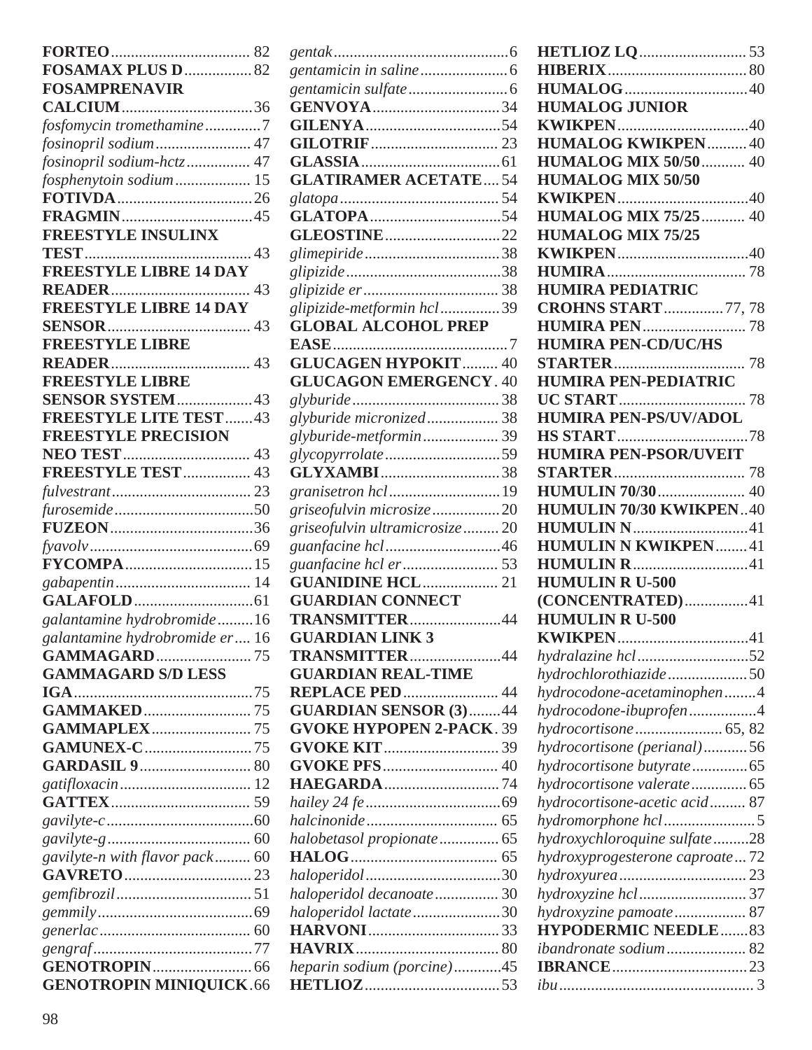**FORTEO** 82
**FOSAMAX PLUS D** 82
**FOSAMPRENAVIR CALCIUM** 36
*fosfomycin tromethamine* 7
*fosinopril sodium* 47
*fosinopril sodium-hctz* 47
*fosphenytoin sodium* 15
**FOTIVDA** 26
**FRAGMIN** 45
**FREESTYLE INSULINX TEST** 43
**FREESTYLE LIBRE 14 DAY READER** 43
**FREESTYLE LIBRE 14 DAY SENSOR** 43
**FREESTYLE LIBRE READER** 43
**FREESTYLE LIBRE SENSOR SYSTEM** 43
**FREESTYLE LITE TEST** 43
**FREESTYLE PRECISION NEO TEST** 43
**FREESTYLE TEST** 43
*fulvestrant* 23
*furosemide* 50
**FUZEON** 36
*fyavolv* 69
**FYCOMPA** 15
*gabapentin* 14
**GALAFOLD** 61
*galantamine hydrobromide* 16
*galantamine hydrobromide er* 16
**GAMMAGARD** 75
**GAMMAGARD S/D LESS IGA** 75
**GAMMAKED** 75
**GAMMAPLEX** 75
**GAMUNEX-C** 75
**GARDASIL 9** 80
*gatifloxacin* 12
**GATTEX** 59
*gavilyte-c* 60
*gavilyte-g* 60
*gavilyte-n with flavor pack* 60
**GAVRETO** 23
*gemfibrozil* 51
*gemmily* 69
*generlac* 60
*gengraf* 77
**GENOTROPIN** 66
**GENOTROPIN MINIQUICK** 66
*gentak* 6
*gentamicin in saline* 6
*gentamicin sulfate* 6
**GENVOYA** 34
**GILENYA** 54
**GILOTRIF** 23
**GLASSIA** 61
**GLATIRAMER ACETATE** 54
*glatopa* 54
**GLATOPA** 54
**GLEOSTINE** 22
*glimepiride* 38
*glipizide* 38
*glipizide er* 38
*glipizide-metformin hcl* 39
**GLOBAL ALCOHOL PREP EASE** 7
**GLUCAGEN HYPOKIT** 40
**GLUCAGON EMERGENCY** 40
*glyburide* 38
*glyburide micronized* 38
*glyburide-metformin* 39
*glycopyrrolate* 59
**GLYXAMBI** 38
*granisetron hcl* 19
*griseofulvin microsize* 20
*griseofulvin ultramicrosize* 20
*guanfacine hcl* 46
*guanfacine hcl er* 53
**GUANIDINE HCL** 21
**GUARDIAN CONNECT TRANSMITTER** 44
**GUARDIAN LINK 3 TRANSMITTER** 44
**GUARDIAN REAL-TIME REPLACE PED** 44
**GUARDIAN SENSOR (3)** 44
**GVOKE HYPOPEN 2-PACK** 39
**GVOKE KIT** 39
**GVOKE PFS** 40
**HAEGARDA** 74
*hailey 24 fe* 69
*halcinonide* 65
*halobetasol propionate* 65
**HALOG** 65
*haloperidol* 30
*haloperidol decanoate* 30
*haloperidol lactate* 30
**HARVONI** 33
**HAVRIX** 80
*heparin sodium (porcine)* 45
**HETLIOZ** 53
**HETLIOZ LQ** 53
**HIBERIX** 80
**HUMALOG** 40
**HUMALOG JUNIOR KWIKPEN** 40
**HUMALOG KWIKPEN** 40
**HUMALOG MIX 50/50** 40
**HUMALOG MIX 50/50 KWIKPEN** 40
**HUMALOG MIX 75/25** 40
**HUMALOG MIX 75/25 KWIKPEN** 40
**HUMIRA** 78
**HUMIRA PEDIATRIC CROHNS START** 77, 78
**HUMIRA PEN** 78
**HUMIRA PEN-CD/UC/HS STARTER** 78
**HUMIRA PEN-PEDIATRIC UC START** 78
**HUMIRA PEN-PS/UV/ADOL HS START** 78
**HUMIRA PEN-PSOR/UVEIT STARTER** 78
**HUMULIN 70/30** 40
**HUMULIN 70/30 KWIKPEN** 40
**HUMULIN N** 41
**HUMULIN N KWIKPEN** 41
**HUMULIN R** 41
**HUMULIN R U-500 (CONCENTRATED)** 41
**HUMULIN R U-500 KWIKPEN** 41
*hydralazine hcl* 52
*hydrochlorothiazide* 50
*hydrocodone-acetaminophen* 4
*hydrocodone-ibuprofen* 4
*hydrocortisone* 65, 82
*hydrocortisone (perianal)* 56
*hydrocortisone butyrate* 65
*hydrocortisone valerate* 65
*hydrocortisone-acetic acid* 87
*hydromorphone hcl* 5
*hydroxychloroquine sulfate* 28
*hydroxyprogesterone caproate* 72
*hydroxyurea* 23
*hydroxyzine hcl* 37
*hydroxyzine pamoate* 87
**HYPODERMIC NEEDLE** 83
*ibandronate sodium* 82
**IBRANCE** 23
*ibu* 3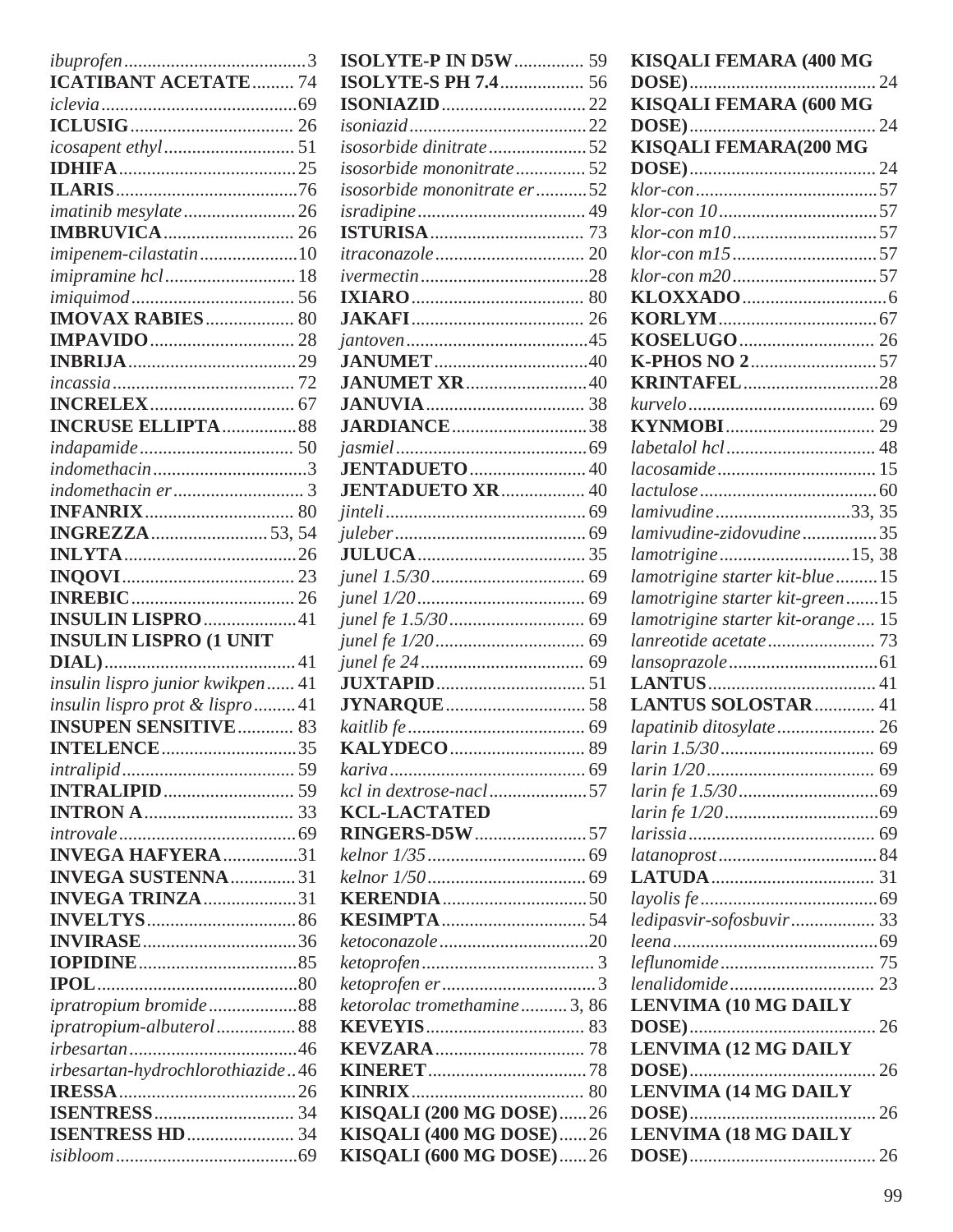*ibuprofen* ....................................... 3
**ICATIBANT ACETATE** ......... 74
*iclevia* .......................................... 69
**ICLUSIG** .................................. 26
*icosapent ethyl* ............................ 51
**IDHIFA** ...................................... 25
**ILARIS** ....................................... 76
*imatinib mesylate* ........................ 26
**IMBRUVICA** ............................ 26
*imipenem-cilastatin* ..................... 10
*imipramine hcl* ............................ 18
*imiquimod* ................................... 56
**IMOVAX RABIES** ................... 80
**IMPAVIDO** ............................... 28
**INBRIJA** .................................... 29
*incassia* ....................................... 72
**INCRELEX** ............................... 67
**INCRUSE ELLIPTA** ................ 88
*indapamide* ................................. 50
*indomethacin* ................................. 3
*indomethacin er* ............................ 3
**INFANRIX** ................................ 80
**INGREZZA** ........................ 53, 54
**INLYTA** ..................................... 26
**INQOVI** ..................................... 23
**INREBIC** ................................... 26
**INSULIN LISPRO** .................... 41
**INSULIN LISPRO (1 UNIT DIAL)** ......................................... 41
*insulin lispro junior kwikpen* ...... 41
*insulin lispro prot & lispro* ......... 41
**INSUPEN SENSITIVE** ............ 83
**INTELENCE** ............................. 35
*intralipid* ..................................... 59
**INTRALIPID** ............................ 59
**INTRON A** ................................ 33
*introvale* ...................................... 69
**INVEGA HAFYERA** ................ 31
**INVEGA SUSTENNA** .............. 31
**INVEGA TRINZA** .................... 31
**INVELTYS** ................................ 86
**INVIRASE** ................................. 36
**IOPIDINE** .................................. 85
**IPOL** ........................................... 80
*ipratropium bromide* ................... 88
*ipratropium-albuterol* ................. 88
*irbesartan* .................................... 46
*irbesartan-hydrochlorothiazide* .. 46
**IRESSA** ...................................... 26
**ISENTRESS** .............................. 34
**ISENTRESS HD** ....................... 34
*isibloom* ....................................... 69
**ISOLYTE-P IN D5W** ............... 59
**ISOLYTE-S PH 7.4** .................. 56
**ISONIAZID** ............................... 22
*isoniazid* ...................................... 22
*isosorbide dinitrate* ..................... 52
*isosorbide mononitrate* ............... 52
*isosorbide mononitrate er* ........... 52
*isradipine* .................................... 49
**ISTURISA** ................................. 73
*itraconazole* ................................ 20
*ivermectin* ................................... 28
**IXIARO** ..................................... 80
**JAKAFI** ..................................... 26
*jantoven* ....................................... 45
**JANUMET** ................................. 40
**JANUMET XR** .......................... 40
**JANUVIA** .................................. 38
**JARDIANCE** ............................. 38
*jasmiel* ......................................... 69
**JENTADUETO** ......................... 40
**JENTADUETO XR** .................. 40
*jinteli* ........................................... 69
*juleber* ......................................... 69
**JULUCA** .................................... 35
*junel 1.5/30* ................................. 69
*junel 1/20* .................................... 69
*junel fe 1.5/30* ............................ 69
*junel fe 1/20* ............................... 69
*junel fe 24* ................................... 69
**JUXTAPID** ................................ 51
**JYNARQUE** .............................. 58
*kaitlib fe* ...................................... 69
**KALYDECO** ............................. 89
*kariva* .......................................... 69
*kcl in dextrose-nacl* ..................... 57
**KCL-LACTATED RINGERS-D5W** ........................ 57
*kelnor 1/35* .................................. 69
*kelnor 1/50* .................................. 69
**KERENDIA** ............................... 50
**KESIMPTA** ............................... 54
*ketoconazole* ................................ 20
*ketoprofen* ..................................... 3
*ketoprofen er* ................................. 3
*ketorolac tromethamine* .......... 3, 86
**KEVEYIS** .................................. 83
**KEVZARA** ................................ 78
**KINERET** .................................. 78
**KINRIX** ..................................... 80
**KISQALI (200 MG DOSE)** ...... 26
**KISQALI (400 MG DOSE)** ...... 26
**KISQALI (600 MG DOSE)** ...... 26
**KISQALI FEMARA (400 MG DOSE)** ........................................ 24
**KISQALI FEMARA (600 MG DOSE)** ........................................ 24
**KISQALI FEMARA(200 MG DOSE)** ........................................ 24
*klor-con* ....................................... 57
*klor-con 10* .................................. 57
*klor-con m10* ............................... 57
*klor-con m15* ............................... 57
*klor-con m20* ............................... 57
**KLOXXADO** ............................... 6
**KORLYM** .................................. 67
**KOSELUGO** ............................. 26
**K-PHOS NO 2** ........................... 57
**KRINTAFEL** ............................. 28
*kurvelo* ........................................ 69
**KYNMOBI** ................................ 29
*labetalol hcl* ................................ 48
*lacosamide* .................................. 15
*lactulose* ...................................... 60
*lamivudine* ............................ 33, 35
*lamivudine-zidovudine* ................ 35
*lamotrigine* ............................ 15, 38
*lamotrigine starter kit-blue* ......... 15
*lamotrigine starter kit-green* ....... 15
*lamotrigine starter kit-orange* .... 15
*lanreotide acetate* ....................... 73
*lansoprazole* ................................ 61
**LANTUS** .................................... 41
**LANTUS SOLOSTAR** ............. 41
*lapatinib ditosylate* ..................... 26
*larin 1.5/30* ................................. 69
*larin 1/20* .................................... 69
*larin fe 1.5/30* ............................. 69
*larin fe 1/20* ................................ 69
*larissia* ........................................ 69
*latanoprost* .................................. 84
**LATUDA** ................................... 31
*layolis fe* ..................................... 69
*ledipasvir-sofosbuvir* .................. 33
*leena* ............................................ 69
*leflunomide* ................................. 75
*lenalidomide* ............................... 23
**LENVIMA (10 MG DAILY DOSE)** ........................................ 26
**LENVIMA (12 MG DAILY DOSE)** ........................................ 26
**LENVIMA (14 MG DAILY DOSE)** ........................................ 26
**LENVIMA (18 MG DAILY DOSE)** ........................................ 26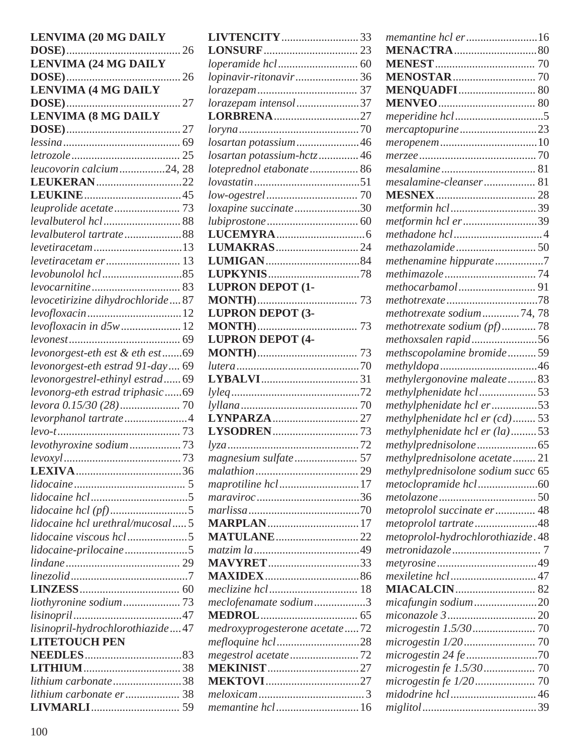**LENVIMA (20 MG DAILY DOSE)** ........ 26
**LENVIMA (24 MG DAILY DOSE)** ........ 26
**LENVIMA (4 MG DAILY DOSE)** ........ 27
**LENVIMA (8 MG DAILY DOSE)** ........ 27
*lessina* ........ 69
*letrozole* ........ 25
*leucovorin calcium* ........ 24, 28
**LEUKERAN** ........ 22
**LEUKINE** ........ 45
*leuprolide acetate* ........ 73
*levalbuterol hcl* ........ 88
*levalbuterol tartrate* ........ 88
*levetiracetam* ........ 13
*levetiracetam er* ........ 13
*levobunolol hcl* ........ 85
*levocarnitine* ........ 83
*levocetirizine dihydrochloride* ........ 87
*levofloxacin* ........ 12
*levofloxacin in d5w* ........ 12
*levonest* ........ 69
*levonorgest-eth est & eth est* ........ 69
*levonorgest-eth estrad 91-day* ........ 69
*levonorgestrel-ethinyl estrad* ........ 69
*levonorg-eth estrad triphasic* ........ 69
*levora 0.15/30 (28)* ........ 70
*levorphanol tartrate* ........ 4
*levo-t* ........ 73
*levothyroxine sodium* ........ 73
*levoxyl* ........ 73
**LEXIVA** ........ 36
*lidocaine* ........ 5
*lidocaine hcl* ........ 5
*lidocaine hcl (pf)* ........ 5
*lidocaine hcl urethral/mucosal* ........ 5
*lidocaine viscous hcl* ........ 5
*lidocaine-prilocaine* ........ 5
*lindane* ........ 29
*linezolid* ........ 7
**LINZESS** ........ 60
*liothyronine sodium* ........ 73
*lisinopril* ........ 47
*lisinopril-hydrochlorothiazide* ........ 47
**LITETOUCH PEN NEEDLES** ........ 83
**LITHIUM** ........ 38
*lithium carbonate* ........ 38
*lithium carbonate er* ........ 38
**LIVMARLI** ........ 59
**LIVTENCITY** ........ 33
**LONSURF** ........ 23
*loperamide hcl* ........ 60
*lopinavir-ritonavir* ........ 36
*lorazepam* ........ 37
*lorazepam intensol* ........ 37
**LORBRENA** ........ 27
*loryna* ........ 70
*losartan potassium* ........ 46
*losartan potassium-hctz* ........ 46
*loteprednol etabonate* ........ 86
*lovastatin* ........ 51
*low-ogestrel* ........ 70
*loxapine succinate* ........ 30
*lubiprostone* ........ 60
**LUCEMYRA** ........ 6
**LUMAKRAS** ........ 24
**LUMIGAN** ........ 84
**LUPKYNIS** ........ 78
**LUPRON DEPOT (1-MONTH)** ........ 73
**LUPRON DEPOT (3-MONTH)** ........ 73
**LUPRON DEPOT (4-MONTH)** ........ 73
*lutera* ........ 70
**LYBALVI** ........ 31
*lyleq* ........ 72
*lyllana* ........ 70
**LYNPARZA** ........ 27
**LYSODREN** ........ 73
*lyza* ........ 72
*magnesium sulfate* ........ 57
*malathion* ........ 29
*maprotiline hcl* ........ 17
*maraviroc* ........ 36
*marlissa* ........ 70
**MARPLAN** ........ 17
**MATULANE** ........ 22
*matzim la* ........ 49
**MAVYRET** ........ 33
**MAXIDEX** ........ 86
*meclizine hcl* ........ 18
*meclofenamate sodium* ........ 3
**MEDROL** ........ 65
*medroxyprogesterone acetate* ........ 72
*mefloquine hcl* ........ 28
*megestrol acetate* ........ 72
**MEKINIST** ........ 27
**MEKTOVI** ........ 27
*meloxicam* ........ 3
*memantine hcl* ........ 16
*memantine hcl er* ........ 16
**MENACTRA** ........ 80
**MENEST** ........ 70
**MENOSTAR** ........ 70
**MENQUADFI** ........ 80
**MENVEO** ........ 80
*meperidine hcl* ........ 5
*mercaptopurine* ........ 23
*meropenem* ........ 10
*merzee* ........ 70
*mesalamine* ........ 81
*mesalamine-cleanser* ........ 81
**MESNEX** ........ 28
*metformin hcl* ........ 39
*metformin hcl er* ........ 39
*methadone hcl* ........ 4
*methazolamide* ........ 50
*methenamine hippurate* ........ 7
*methimazole* ........ 74
*methocarbamol* ........ 91
*methotrexate* ........ 78
*methotrexate sodium* ........ 74, 78
*methotrexate sodium (pf)* ........ 78
*methoxsalen rapid* ........ 56
*methscopolamine bromide* ........ 59
*methyldopa* ........ 46
*methylergonovine maleate* ........ 83
*methylphenidate hcl* ........ 53
*methylphenidate hcl er* ........ 53
*methylphenidate hcl er (cd)* ........ 53
*methylphenidate hcl er (la)* ........ 53
*methylprednisolone* ........ 65
*methylprednisolone acetate* ........ 21
*methylprednisolone sodium succ* 65
*metoclopramide hcl* ........ 60
*metolazone* ........ 50
*metoprolol succinate er* ........ 48
*metoprolol tartrate* ........ 48
*metoprolol-hydrochlorothiazide* . 48
*metronidazole* ........ 7
*metyrosine* ........ 49
*mexiletine hcl* ........ 47
**MIACALCIN** ........ 82
*micafungin sodium* ........ 20
*miconazole 3* ........ 20
*microgestin 1.5/30* ........ 70
*microgestin 1/20* ........ 70
*microgestin 24 fe* ........ 70
*microgestin fe 1.5/30* ........ 70
*microgestin fe 1/20* ........ 70
*midodrine hcl* ........ 46
*miglitol* ........ 39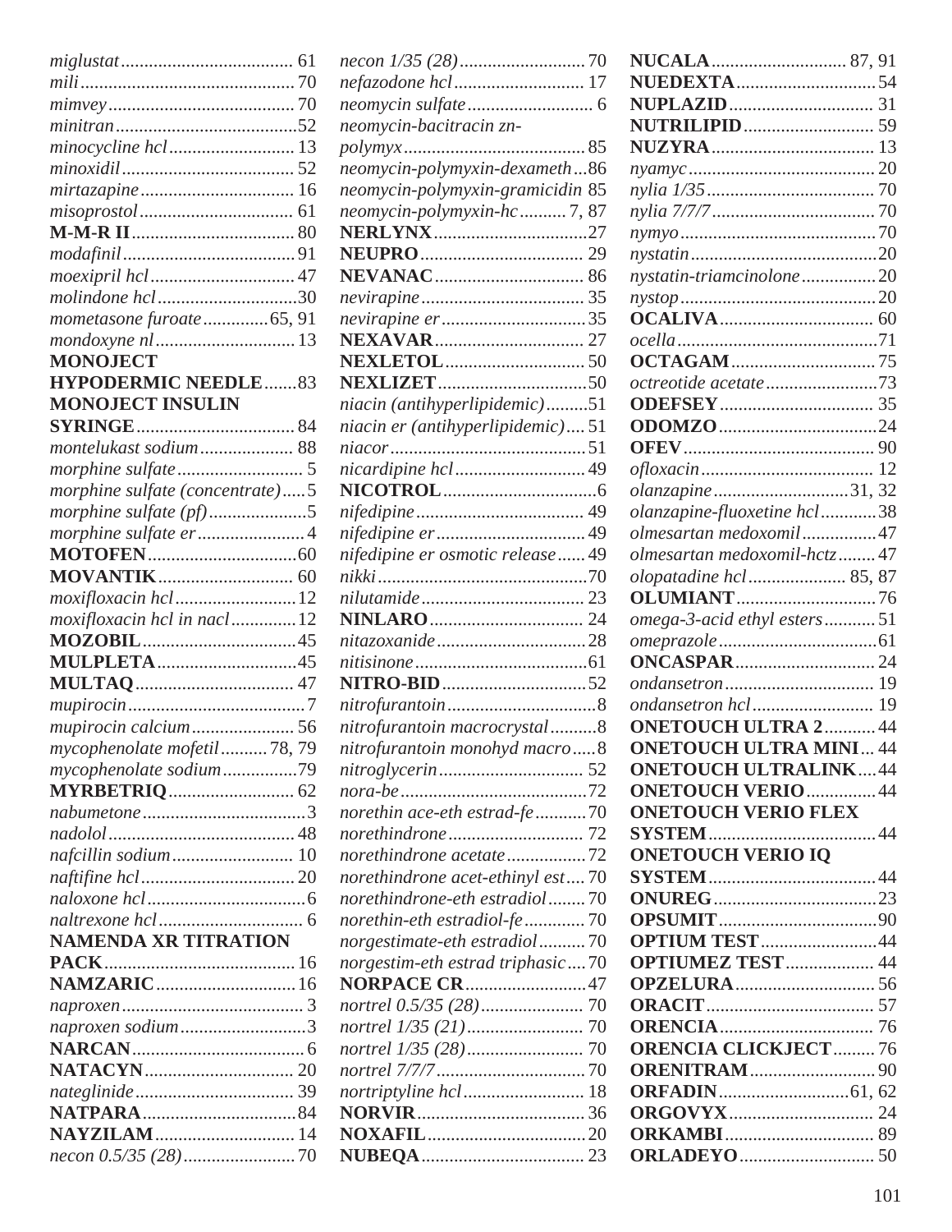*miglustat* ..... 61
*mili* ..... 70
*mimvey* ..... 70
*minitran* ..... 52
*minocycline hcl* ..... 13
*minoxidil* ..... 52
*mirtazapine* ..... 16
*misoprostol* ..... 61
**M-M-R II** ..... 80
*modafinil* ..... 91
*moexipril hcl* ..... 47
*molindone hcl* ..... 30
*mometasone furoate* ..... 65, 91
*mondoxyne nl* ..... 13
**MONOJECT HYPODERMIC NEEDLE** ..... 83
**MONOJECT INSULIN SYRINGE** ..... 84
*montelukast sodium* ..... 88
*morphine sulfate* ..... 5
*morphine sulfate (concentrate)* ..... 5
*morphine sulfate (pf)* ..... 5
*morphine sulfate er* ..... 4
**MOTOFEN** ..... 60
**MOVANTIK** ..... 60
*moxifloxacin hcl* ..... 12
*moxifloxacin hcl in nacl* ..... 12
**MOZOBIL** ..... 45
**MULPLETA** ..... 45
**MULTAQ** ..... 47
*mupirocin* ..... 7
*mupirocin calcium* ..... 56
*mycophenolate mofetil* ..... 78, 79
*mycophenolate sodium* ..... 79
**MYRBETRIQ** ..... 62
*nabumetone* ..... 3
*nadolol* ..... 48
*nafcillin sodium* ..... 10
*naftifine hcl* ..... 20
*naloxone hcl* ..... 6
*naltrexone hcl* ..... 6
**NAMENDA XR TITRATION PACK** ..... 16
**NAMZARIC** ..... 16
*naproxen* ..... 3
*naproxen sodium* ..... 3
**NARCAN** ..... 6
**NATACYN** ..... 20
*nateglinide* ..... 39
**NATPARA** ..... 84
**NAYZILAM** ..... 14
*necon 0.5/35 (28)* ..... 70
*necon 1/35 (28)* ..... 70
*nefazodone hcl* ..... 17
*neomycin sulfate* ..... 6
*neomycin-bacitracin zn-polymyx* ..... 85
*neomycin-polymyxin-dexameth* ..... 86
*neomycin-polymyxin-gramicidin* 85
*neomycin-polymyxin-hc* ..... 7, 87
**NERLYNX** ..... 27
**NEUPRO** ..... 29
**NEVANAC** ..... 86
*nevirapine* ..... 35
*nevirapine er* ..... 35
**NEXAVAR** ..... 27
**NEXLETOL** ..... 50
**NEXLIZET** ..... 50
*niacin (antihyperlipidemic)* ..... 51
*niacin er (antihyperlipidemic)* ..... 51
*niacor* ..... 51
*nicardipine hcl* ..... 49
**NICOTROL** ..... 6
*nifedipine* ..... 49
*nifedipine er* ..... 49
*nifedipine er osmotic release* ..... 49
*nikki* ..... 70
*nilutamide* ..... 23
**NINLARO** ..... 24
*nitazoxanide* ..... 28
*nitisinone* ..... 61
**NITRO-BID** ..... 52
*nitrofurantoin* ..... 8
*nitrofurantoin macrocrystal* ..... 8
*nitrofurantoin monohyd macro* ..... 8
*nitroglycerin* ..... 52
*nora-be* ..... 72
*norethin ace-eth estrad-fe* ..... 70
*norethindrone* ..... 72
*norethindrone acetate* ..... 72
*norethindrone acet-ethinyl est* ..... 70
*norethindrone-eth estradiol* ..... 70
*norethin-eth estradiol-fe* ..... 70
*norgestimate-eth estradiol* ..... 70
*norgestim-eth estrad triphasic* ..... 70
**NORPACE CR** ..... 47
*nortrel 0.5/35 (28)* ..... 70
*nortrel 1/35 (21)* ..... 70
*nortrel 1/35 (28)* ..... 70
*nortrel 7/7/7* ..... 70
*nortriptyline hcl* ..... 18
**NORVIR** ..... 36
**NOXAFIL** ..... 20
**NUBEQA** ..... 23
**NUCALA** ..... 87, 91
**NUEDEXTA** ..... 54
**NUPLAZID** ..... 31
**NUTRILIPID** ..... 59
**NUZYRA** ..... 13
*nyamyc* ..... 20
*nylia 1/35* ..... 70
*nylia 7/7/7* ..... 70
*nymyo* ..... 70
*nystatin* ..... 20
*nystatin-triamcinolone* ..... 20
*nystop* ..... 20
**OCALIVA** ..... 60
*ocella* ..... 71
**OCTAGAM** ..... 75
*octreotide acetate* ..... 73
**ODEFSEY** ..... 35
**ODOMZO** ..... 24
**OFEV** ..... 90
*ofloxacin* ..... 12
*olanzapine* ..... 31, 32
*olanzapine-fluoxetine hcl* ..... 38
*olmesartan medoxomil* ..... 47
*olmesartan medoxomil-hctz* ..... 47
*olopatadine hcl* ..... 85, 87
**OLUMIANT** ..... 76
*omega-3-acid ethyl esters* ..... 51
*omeprazole* ..... 61
**ONCASPAR** ..... 24
*ondansetron* ..... 19
*ondansetron hcl* ..... 19
**ONETOUCH ULTRA 2** ..... 44
**ONETOUCH ULTRA MINI** ... 44
**ONETOUCH ULTRALINK** ..... 44
**ONETOUCH VERIO** ..... 44
**ONETOUCH VERIO FLEX SYSTEM** ..... 44
**ONETOUCH VERIO IQ SYSTEM** ..... 44
**ONUREG** ..... 23
**OPSUMIT** ..... 90
**OPTIUM TEST** ..... 44
**OPTIUMEZ TEST** ..... 44
**OPZELURA** ..... 56
**ORACIT** ..... 57
**ORENCIA** ..... 76
**ORENCIA CLICKJECT** ..... 76
**ORENITRAM** ..... 90
**ORFADIN** ..... 61, 62
**ORGOVYX** ..... 24
**ORKAMBI** ..... 89
**ORLADEYO** ..... 50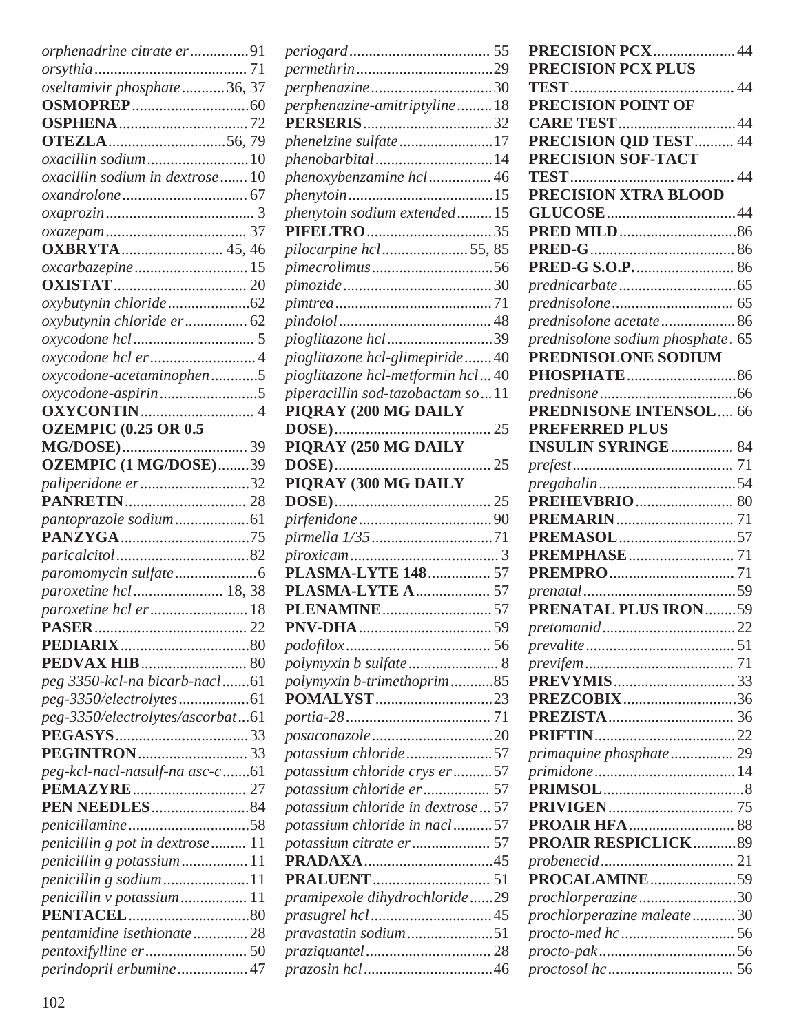*orphenadrine citrate er* ............... 91
*orsythia* ....................................... 71
*oseltamivir phosphate* ........... 36, 37
**OSMOPREP** ............................. 60
**OSPHENA** ................................. 72
**OTEZLA** .............................. 56, 79
*oxacillin sodium* .......................... 10
*oxacillin sodium in dextrose* ....... 10
*oxandrolone* ................................ 67
*oxaprozin* ...................................... 3
*oxazepam* .................................... 37
**OXBRYTA** .......................... 45, 46
*oxcarbazepine* ............................ 15
**OXISTAT** .................................. 20
*oxybutynin chloride* ..................... 62
*oxybutynin chloride er* ................ 62
*oxycodone hcl* ............................... 5
*oxycodone hcl er* ........................... 4
*oxycodone-acetaminophen* ............ 5
*oxycodone-aspirin* ......................... 5
**OXYCONTIN** ............................. 4
**OZEMPIC (0.25 OR 0.5 MG/DOSE)** ............................... 39
**OZEMPIC (1 MG/DOSE)** ........ 39
*paliperidone er* ............................ 32
**PANRETIN** ............................... 28
*pantoprazole sodium* ................... 61
**PANZYGA** ................................. 75
*paricalcitol* .................................. 82
*paromomycin sulfate* ..................... 6
*paroxetine hcl* ....................... 18, 38
*paroxetine hcl er* ......................... 18
**PASER** ....................................... 22
**PEDIARIX** ................................. 80
**PEDVAX HIB** ........................... 80
*peg 3350-kcl-na bicarb-nacl* ....... 61
*peg-3350/electrolytes* .................. 61
*peg-3350/electrolytes/ascorbat* ... 61
**PEGASYS** .................................. 33
**PEGINTRON** ............................ 33
*peg-kcl-nacl-nasulf-na asc-c* ....... 61
**PEMAZYRE** .............................. 27
**PEN NEEDLES** ......................... 84
*penicillamine* ............................... 58
*penicillin g pot in dextrose* ......... 11
*penicillin g potassium* ................. 11
*penicillin g sodium* ...................... 11
*penicillin v potassium* ................. 11
**PENTACEL** ............................... 80
*pentamidine isethionate* .............. 28
*pentoxifylline er* .......................... 50
*perindopril erbumine* .................. 47
*periogard* ..................................... 55
*permethrin* ................................... 29
*perphenazine* ............................... 30
*perphenazine-amitriptyline* ......... 18
**PERSERIS** ................................. 32
*phenelzine sulfate* ........................ 17
*phenobarbital* ............................... 14
*phenoxybenzamine hcl* ................ 46
*phenytoin* ..................................... 15
*phenytoin sodium extended* ......... 15
**PIFELTRO** ................................ 35
*pilocarpine hcl* ...................... 55, 85
*pimecrolimus* ............................... 56
*pimozide* ...................................... 30
*pimtrea* ........................................ 71
*pindolol* ....................................... 48
*pioglitazone hcl* ........................... 39
*pioglitazone hcl-glimepiride* ....... 40
*pioglitazone hcl-metformin hcl* ... 40
*piperacillin sod-tazobactam so* ... 11
**PIQRAY (200 MG DAILY DOSE)** ........................................ 25
**PIQRAY (250 MG DAILY DOSE)** ........................................ 25
**PIQRAY (300 MG DAILY DOSE)** ........................................ 25
*pirfenidone* .................................. 90
*pirmella 1/35* ............................... 71
*piroxicam* ...................................... 3
**PLASMA-LYTE 148** ................ 57
**PLASMA-LYTE A** ................... 57
**PLENAMINE** ............................ 57
**PNV-DHA** .................................. 59
*podofilox* ..................................... 56
*polymyxin b sulfate* ....................... 8
*polymyxin b-trimethoprim* ........... 85
**POMALYST** .............................. 23
*portia-28* ..................................... 71
*posaconazole* ............................... 20
*potassium chloride* ...................... 57
*potassium chloride crys er* .......... 57
*potassium chloride er* .................. 57
*potassium chloride in dextrose* ... 57
*potassium chloride in nacl* .......... 57
*potassium citrate er* .................... 57
**PRADAXA** ................................. 45
**PRALUENT** .............................. 51
*pramipexole dihydrochloride* ...... 29
*prasugrel hcl* ............................... 45
*pravastatin sodium* ...................... 51
*praziquantel* ................................ 28
*prazosin hcl* ................................. 46
**PRECISION PCX** ..................... 44
**PRECISION PCX PLUS TEST** ......................................... 44
**PRECISION POINT OF CARE TEST** ............................. 44
**PRECISION QID TEST** .......... 44
**PRECISION SOF-TACT TEST** ......................................... 44
**PRECISION XTRA BLOOD GLUCOSE** ................................. 44
**PRED MILD** .............................. 86
**PRED-G** ..................................... 86
**PRED-G S.O.P.** ......................... 86
*prednicarbate* .............................. 65
*prednisolone* ............................... 65
*prednisolone acetate* ................... 86
*prednisolone sodium phosphate* . 65
**PREDNISOLONE SODIUM PHOSPHATE** ............................ 86
*prednisone* ................................... 66
**PREDNISONE INTENSOL** .... 66
**PREFERRED PLUS INSULIN SYRINGE** ................ 84
*prefest* ......................................... 71
*pregabalin* ................................... 54
**PREHEVBRIO** ......................... 80
**PREMARIN** .............................. 71
**PREMASOL** .............................. 57
**PREMPHASE** ........................... 71
**PREMPRO** ................................ 71
*prenatal* ....................................... 59
**PRENATAL PLUS IRON** ........ 59
*pretomanid* .................................. 22
*prevalite* ...................................... 51
*previfem* ...................................... 71
**PREVYMIS** ............................... 33
**PREZCOBIX** ............................. 36
**PREZISTA** ................................ 36
**PRIFTIN** .................................... 22
*primaquine phosphate* ................ 29
*primidone* .................................... 14
**PRIMSOL** .................................... 8
**PRIVIGEN** ................................ 75
**PROAIR HFA** ........................... 88
**PROAIR RESPICLICK** ........... 89
*probenecid* ................................... 21
**PROCALAMINE** ...................... 59
*prochlorperazine* ......................... 30
*prochlorperazine maleate* ........... 30
*procto-med hc* ............................. 56
*procto-pak* ................................... 56
*proctosol hc* ................................ 56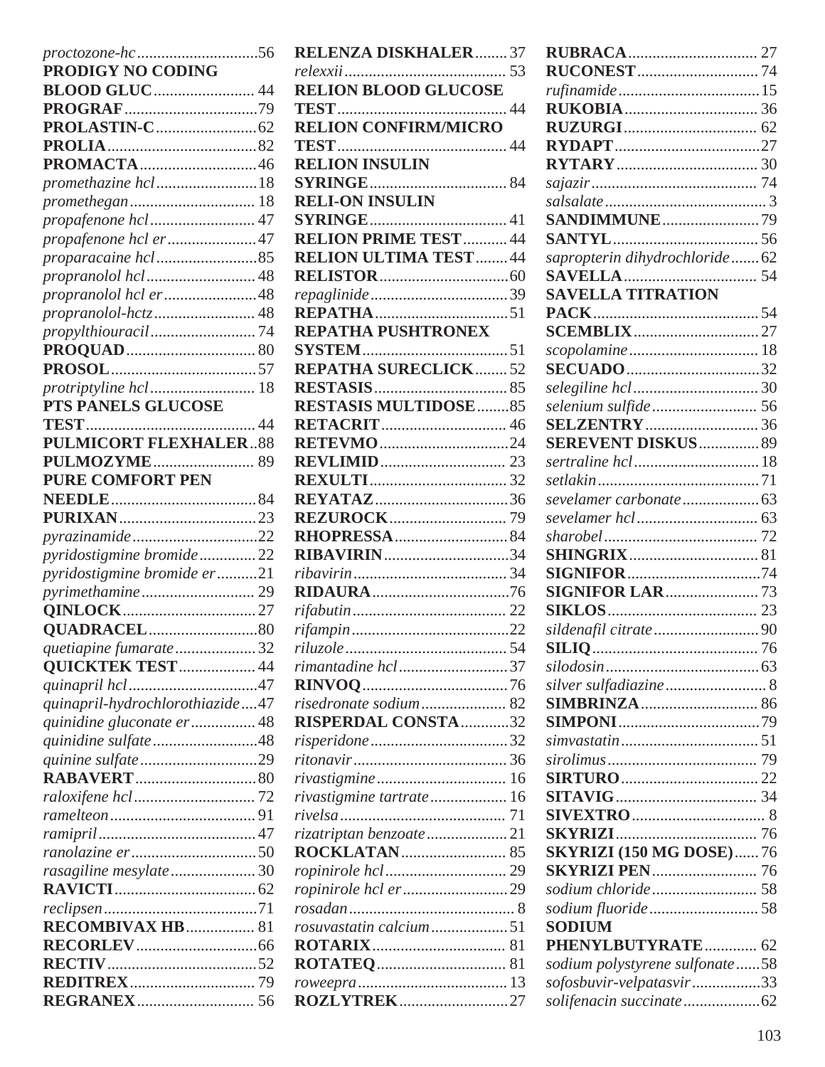*proctozone-hc*.....56
**PRODIGY NO CODING BLOOD GLUC**..... 44
**PROGRAF**.....79
**PROLASTIN-C**.....62
**PROLIA**.....82
**PROMACTA**.....46
*promethazine hcl*.....18
*promethegan*..... 18
*propafenone hcl*..... 47
*propafenone hcl er*.....47
*proparacaine hcl*.....85
*propranolol hcl*..... 48
*propranolol hcl er*.....48
*propranolol-hctz*..... 48
*propylthiouracil*..... 74
**PROQUAD**..... 80
**PROSOL**.....57
*protriptyline hcl*..... 18
**PTS PANELS GLUCOSE TEST**..... 44
**PULMICORT FLEXHALER**..88
**PULMOZYME**..... 89
**PURE COMFORT PEN NEEDLE**.....84
**PURIXAN**.....23
*pyrazinamide*.....22
*pyridostigmine bromide*.....22
*pyridostigmine bromide er*.....21
*pyrimethamine*..... 29
**QINLOCK**.....27
**QUADRACEL**.....80
*quetiapine fumarate*.....32
**QUICKTEK TEST**..... 44
*quinapril hcl*.....47
*quinapril-hydrochlorothiazide*....47
*quinidine gluconate er*..... 48
*quinidine sulfate*.....48
*quinine sulfate*.....29
**RABAVERT**.....80
*raloxifene hcl*..... 72
*ramelteon*..... 91
*ramipril*.....47
*ranolazine er*.....50
*rasagiline mesylate*..... 30
**RAVICTI**.....62
*reclipsen*.....71
**RECOMBIVAX HB**..... 81
**RECORLEV**.....66
**RECTIV**.....52
**REDITREX**..... 79
**REGRANEX**..... 56
**RELENZA DISKHALER**..... 37
*relexxii*..... 53
**RELION BLOOD GLUCOSE TEST**..... 44
**RELION CONFIRM/MICRO TEST**..... 44
**RELION INSULIN SYRINGE**..... 84
**RELI-ON INSULIN SYRINGE**..... 41
**RELION PRIME TEST**..... 44
**RELION ULTIMA TEST**..... 44
**RELISTOR**.....60
*repaglinide*.....39
**REPATHA**.....51
**REPATHA PUSHTRONEX SYSTEM**.....51
**REPATHA SURECLICK**..... 52
**RESTASIS**..... 85
**RESTASIS MULTIDOSE**.....85
**RETACRIT**..... 46
**RETEVMO**.....24
**REVLIMID**..... 23
**REXULTI**..... 32
**REYATAZ**.....36
**REZUROCK**..... 79
**RHOPRESSA**..... 84
**RIBAVIRIN**.....34
*ribavirin*..... 34
**RIDAURA**.....76
*rifabutin*..... 22
*rifampin*.....22
*riluzole*..... 54
*rimantadine hcl*.....37
**RINVOQ**.....76
*risedronate sodium*..... 82
**RISPERDAL CONSTA**.....32
*risperidone*.....32
*ritonavir*..... 36
*rivastigmine*..... 16
*rivastigmine tartrate*..... 16
*rivelsa*..... 71
*rizatriptan benzoate*..... 21
**ROCKLATAN**..... 85
*ropinirole hcl*..... 29
*ropinirole hcl er*.....29
*rosadan*..... 8
*rosuvastatin calcium*.....51
**ROTARIX**..... 81
**ROTATEQ**..... 81
*roweepra*..... 13
**ROZLYTREK**.....27
**RUBRACA**..... 27
**RUCONEST**..... 74
*rufinamide*.....15
**RUKOBIA**..... 36
**RUZURGI**..... 62
**RYDAPT**.....27
**RYTARY**..... 30
*sajazir*..... 74
*salsalate*..... 3
**SANDIMMUNE**.....79
**SANTYL**..... 56
*sapropterin dihydrochloride*.....62
**SAVELLA**..... 54
**SAVELLA TITRATION PACK**.....54
**SCEMBLIX**.....27
*scopolamine*..... 18
**SECUADO**.....32
*selegiline hcl*..... 30
*selenium sulfide*..... 56
**SELZENTRY**..... 36
**SEREVENT DISKUS**.....89
*sertraline hcl*.....18
*setlakin*.....71
*sevelamer carbonate*.....63
*sevelamer hcl*..... 63
*sharobel*..... 72
**SHINGRIX**..... 81
**SIGNIFOR**.....74
**SIGNIFOR LAR**..... 73
**SIKLOS**..... 23
*sildenafil citrate*.....90
**SILIQ**..... 76
*silodosin*.....63
*silver sulfadiazine*..... 8
**SIMBRINZA**..... 86
**SIMPONI**.....79
*simvastatin*..... 51
*sirolimus*..... 79
**SIRTURO**..... 22
**SITAVIG**..... 34
**SIVEXTRO**..... 8
**SKYRIZI**..... 76
**SKYRIZI (150 MG DOSE)**..... 76
**SKYRIZI PEN**..... 76
*sodium chloride*..... 58
*sodium fluoride*..... 58
**SODIUM PHENYLBUTYRATE**..... 62
*sodium polystyrene sulfonate*.....58
*sofosbuvir-velpatasvir*.....33
*solifenacin succinate*.....62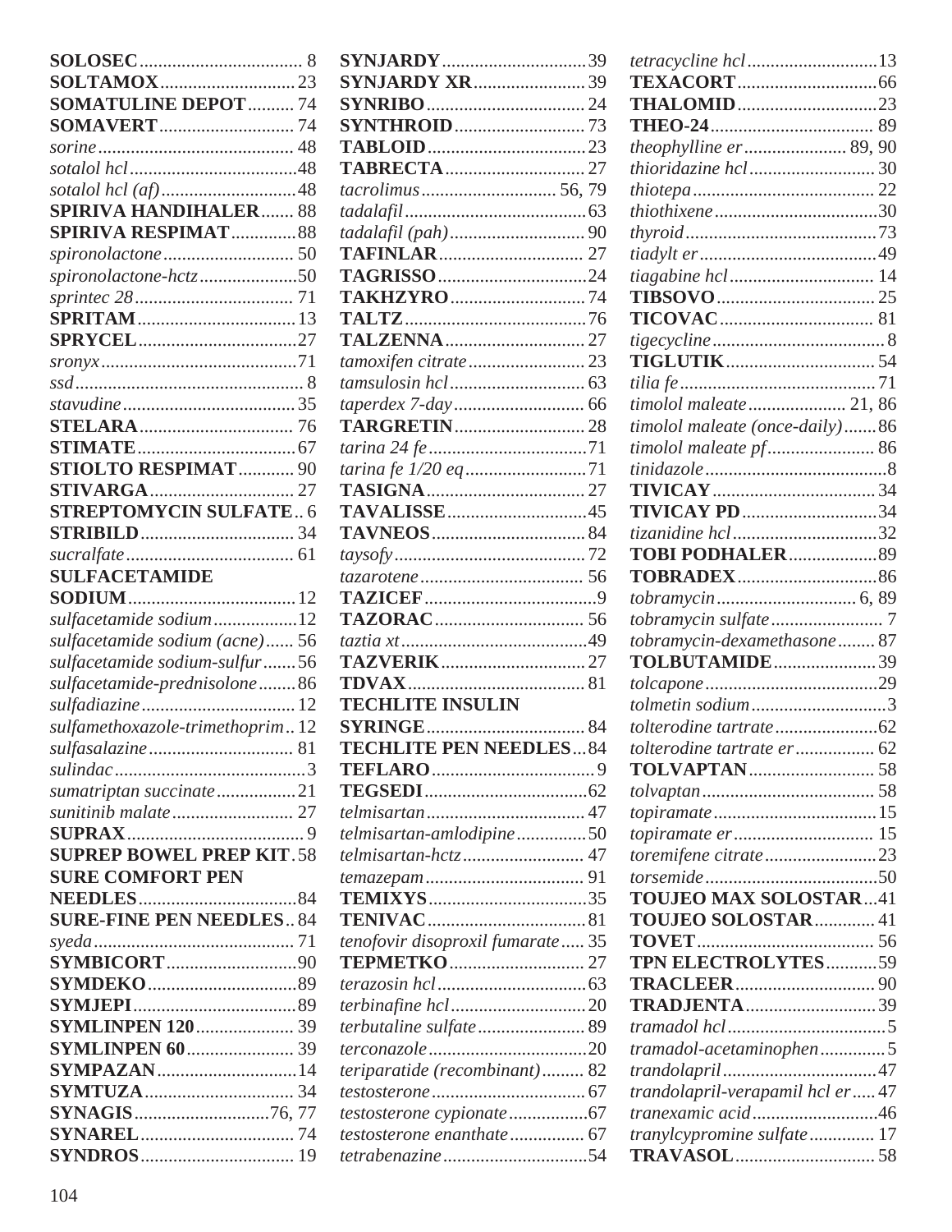**SOLOSEC** ..... 8
**SOLTAMOX** ..... 23
**SOMATULINE DEPOT** ..... 74
**SOMAVERT** ..... 74
*sorine* ..... 48
*sotalol hcl* ..... 48
*sotalol hcl (af)* ..... 48
**SPIRIVA HANDIHALER** ..... 88
**SPIRIVA RESPIMAT** ..... 88
*spironolactone* ..... 50
*spironolactone-hctz* ..... 50
*sprintec 28* ..... 71
**SPRITAM** ..... 13
**SPRYCEL** ..... 27
*sronyx* ..... 71
*ssd* ..... 8
*stavudine* ..... 35
**STELARA** ..... 76
**STIMATE** ..... 67
**STIOLTO RESPIMAT** ..... 90
**STIVARGA** ..... 27
**STREPTOMYCIN SULFATE** .. 6
**STRIBILD** ..... 34
*sucralfate* ..... 61
**SULFACETAMIDE SODIUM** ..... 12
*sulfacetamide sodium* ..... 12
*sulfacetamide sodium (acne)* ..... 56
*sulfacetamide sodium-sulfur* ..... 56
*sulfacetamide-prednisolone* ..... 86
*sulfadiazine* ..... 12
*sulfamethoxazole-trimethoprim* .. 12
*sulfasalazine* ..... 81
*sulindac* ..... 3
*sumatriptan succinate* ..... 21
*sunitinib malate* ..... 27
**SUPRAX** ..... 9
**SUPREP BOWEL PREP KIT** . 58
**SURE COMFORT PEN NEEDLES** ..... 84
**SURE-FINE PEN NEEDLES** .. 84
*syeda* ..... 71
**SYMBICORT** ..... 90
**SYMDEKO** ..... 89
**SYMJEPI** ..... 89
**SYMLINPEN 120** ..... 39
**SYMLINPEN 60** ..... 39
**SYMPAZAN** ..... 14
**SYMTUZA** ..... 34
**SYNAGIS** ..... 76, 77
**SYNAREL** ..... 74
**SYNDROS** ..... 19
**SYNJARDY** ..... 39
**SYNJARDY XR** ..... 39
**SYNRIBO** ..... 24
**SYNTHROID** ..... 73
**TABLOID** ..... 23
**TABRECTA** ..... 27
*tacrolimus* ..... 56, 79
*tadalafil* ..... 63
*tadalafil (pah)* ..... 90
**TAFINLAR** ..... 27
**TAGRISSO** ..... 24
**TAKHZYRO** ..... 74
**TALTZ** ..... 76
**TALZENNA** ..... 27
*tamoxifen citrate* ..... 23
*tamsulosin hcl* ..... 63
*taperdex 7-day* ..... 66
**TARGRETIN** ..... 28
*tarina 24 fe* ..... 71
*tarina fe 1/20 eq* ..... 71
**TASIGNA** ..... 27
**TAVALISSE** ..... 45
**TAVNEOS** ..... 84
*taysofy* ..... 72
*tazarotene* ..... 56
**TAZICEF** ..... 9
**TAZORAC** ..... 56
*taztia xt* ..... 49
**TAZVERIK** ..... 27
**TDVAX** ..... 81
**TECHLITE INSULIN SYRINGE** ..... 84
**TECHLITE PEN NEEDLES** ... 84
**TEFLARO** ..... 9
**TEGSEDI** ..... 62
*telmisartan* ..... 47
*telmisartan-amlodipine* ..... 50
*telmisartan-hctz* ..... 47
*temazepam* ..... 91
**TEMIXYS** ..... 35
**TENIVAC** ..... 81
*tenofovir disoproxil fumarate* ..... 35
**TEPMETKO** ..... 27
*terazosin hcl* ..... 63
*terbinafine hcl* ..... 20
*terbutaline sulfate* ..... 89
*terconazole* ..... 20
*teriparatide (recombinant)* ..... 82
*testosterone* ..... 67
*testosterone cypionate* ..... 67
*testosterone enanthate* ..... 67
*tetrabenazine* ..... 54
*tetracycline hcl* ..... 13
**TEXACORT** ..... 66
**THALOMID** ..... 23
**THEO-24** ..... 89
*theophylline er* ..... 89, 90
*thioridazine hcl* ..... 30
*thiotepa* ..... 22
*thiothixene* ..... 30
*thyroid* ..... 73
*tiadylt er* ..... 49
*tiagabine hcl* ..... 14
**TIBSOVO** ..... 25
**TICOVAC** ..... 81
*tigecycline* ..... 8
**TIGLUTIK** ..... 54
*tilia fe* ..... 71
*timolol maleate* ..... 21, 86
*timolol maleate (once-daily)* ..... 86
*timolol maleate pf* ..... 86
*tinidazole* ..... 8
**TIVICAY** ..... 34
**TIVICAY PD** ..... 34
*tizanidine hcl* ..... 32
**TOBI PODHALER** ..... 89
**TOBRADEX** ..... 86
*tobramycin* ..... 6, 89
*tobramycin sulfate* ..... 7
*tobramycin-dexamethasone* ..... 87
**TOLBUTAMIDE** ..... 39
*tolcapone* ..... 29
*tolmetin sodium* ..... 3
*tolterodine tartrate* ..... 62
*tolterodine tartrate er* ..... 62
**TOLVAPTAN** ..... 58
*tolvaptan* ..... 58
*topiramate* ..... 15
*topiramate er* ..... 15
*toremifene citrate* ..... 23
*torsemide* ..... 50
**TOUJEO MAX SOLOSTAR** ... 41
**TOUJEO SOLOSTAR** ..... 41
**TOVET** ..... 56
**TPN ELECTROLYTES** ..... 59
**TRACLEER** ..... 90
**TRADJENTA** ..... 39
*tramadol hcl* ..... 5
*tramadol-acetaminophen* ..... 5
*trandolapril* ..... 47
*trandolapril-verapamil hcl er* ..... 47
*tranexamic acid* ..... 46
*tranylcypromine sulfate* ..... 17
**TRAVASOL** ..... 58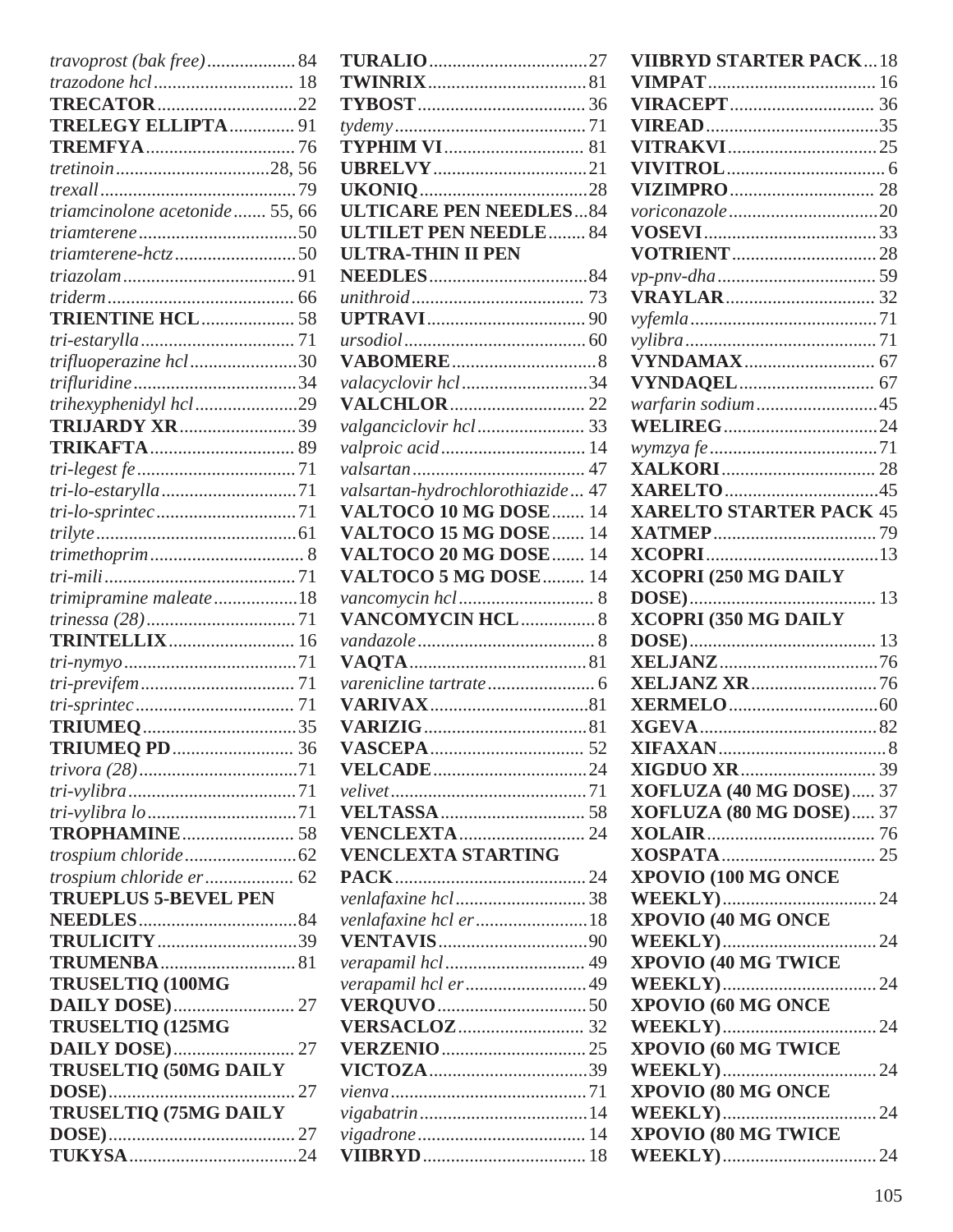*travoprost (bak free)* ................... 84
*trazodone hcl* ............................. 18
**TRECATOR** ............................. 22
**TRELEGY ELLIPTA** ............. 91
**TREMFYA** ............................... 76
*tretinoin* ............................... 28, 56
*trexall* ........................................ 79
*triamcinolone acetonide* ....... 55, 66
*triamterene* ................................. 50
*triamterene-hctz* ......................... 50
*triazolam* .................................... 91
*triderm* ....................................... 66
**TRIENTINE HCL** ................... 58
*tri-estarylla* ................................ 71
*trifluoperazine hcl* ...................... 30
*trifluridine* .................................. 34
*trihexyphenidyl hcl* ..................... 29
**TRIJARDY XR** ........................ 39
**TRIKAFTA** .............................. 89
*tri-legest fe* ................................. 71
*tri-lo-estarylla* ............................ 71
*tri-lo-sprintec* ............................. 71
*trilyte* .......................................... 61
*trimethoprim* ................................ 8
*tri-mili* ........................................ 71
*trimipramine maleate* ................. 18
*trinessa (28)* ............................... 71
**TRINTELLIX** .......................... 16
*tri-nymyo* .................................... 71
*tri-previfem* ................................ 71
*tri-sprintec* ................................. 71
**TRIUMEQ** ................................ 35
**TRIUMEQ PD** ......................... 36
*trivora (28)* ................................ 71
*tri-vylibra* ................................... 71
*tri-vylibra lo* ............................... 71
**TROPHAMINE** ........................ 58
*trospium chloride* ....................... 62
*trospium chloride er* .................. 62
**TRUEPLUS 5-BEVEL PEN NEEDLES** ................................. 84
**TRULICITY** ............................. 39
**TRUMENBA** ............................ 81
**TRUSELTIQ (100MG DAILY DOSE)** ......................... 27
**TRUSELTIQ (125MG DAILY DOSE)** ......................... 27
**TRUSELTIQ (50MG DAILY DOSE)** ....................................... 27
**TRUSELTIQ (75MG DAILY DOSE)** ....................................... 27
**TUKYSA** ................................... 24
**TURALIO** ................................. 27
**TWINRIX** ................................. 81
**TYBOST** ................................... 36
*tydemy* ........................................ 71
**TYPHIM VI** ............................. 81
**UBRELVY** ................................ 21
**UKONIQ** ................................... 28
**ULTICARE PEN NEEDLES** ... 84
**ULTILET PEN NEEDLE** ........ 84
**ULTRA-THIN II PEN NEEDLES** ................................. 84
*unithroid* .................................... 73
**UPTRAVI** ................................. 90
*ursodiol* ...................................... 60
**VABOMERE** ............................... 8
*valacyclovir hcl* .......................... 34
**VALCHLOR** ............................ 22
*valganciclovir hcl* ...................... 33
*valproic acid* .............................. 14
*valsartan* .................................... 47
*valsartan-hydrochlorothiazide* ... 47
**VALTOCO 10 MG DOSE** ....... 14
**VALTOCO 15 MG DOSE** ....... 14
**VALTOCO 20 MG DOSE** ....... 14
**VALTOCO 5 MG DOSE** ......... 14
*vancomycin hcl* ............................ 8
**VANCOMYCIN HCL** ............... 8
*vandazole* ..................................... 8
**VAQTA** ..................................... 81
*varenicline tartrate* ....................... 6
**VARIVAX** ................................. 81
**VARIZIG** .................................. 81
**VASCEPA** ................................ 52
**VELCADE** ................................ 24
*velivet* ......................................... 71
**VELTASSA** .............................. 58
**VENCLEXTA** .......................... 24
**VENCLEXTA STARTING PACK** ........................................ 24
*venlafaxine hcl* ........................... 38
*venlafaxine hcl er* ....................... 18
**VENTAVIS** ............................... 90
*verapamil hcl* ............................. 49
*verapamil hcl er* ......................... 49
**VERQUVO** ............................... 50
**VERSACLOZ** .......................... 32
**VERZENIO** .............................. 25
**VICTOZA** ................................. 39
*vienva* ......................................... 71
*vigabatrin* .................................... 14
*vigadrone* .................................... 14
**VIIBRYD** .................................. 18
**VIIBRYD STARTER PACK** ... 18
**VIMPAT** .................................... 16
**VIRACEPT** ............................... 36
**VIREAD** .................................... 35
**VITRAKVI** ................................ 25
**VIVITROL** .................................. 6
**VIZIMPRO** ............................... 28
*voriconazole* ............................... 20
**VOSEVI** ..................................... 33
**VOTRIENT** ............................... 28
*vp-pnv-dha* .................................. 59
**VRAYLAR** ................................ 32
*vyfemla* ....................................... 71
*vylibra* ......................................... 71
**VYNDAMAX** ............................ 67
**VYNDAQEL** ............................. 67
*warfarin sodium* .......................... 45
**WELIREG** ................................. 24
*wymzya fe* ................................... 71
**XALKORI** ................................. 28
**XARELTO** ................................. 45
**XARELTO STARTER PACK** 45
**XATMEP** ................................... 79
**XCOPRI** ..................................... 13
**XCOPRI (250 MG DAILY DOSE)** ........................................ 13
**XCOPRI (350 MG DAILY DOSE)** ........................................ 13
**XELJANZ** .................................. 76
**XELJANZ XR** ........................... 76
**XERMELO** ................................ 60
**XGEVA** ...................................... 82
**XIFAXAN** .................................... 8
**XIGDUO XR** ............................ 39
**XOFLUZA (40 MG DOSE)** ..... 37
**XOFLUZA (80 MG DOSE)** ..... 37
**XOLAIR** .................................... 76
**XOSPATA** ................................. 25
**XPOVIO (100 MG ONCE WEEKLY)** ................................. 24
**XPOVIO (40 MG ONCE WEEKLY)** ................................. 24
**XPOVIO (40 MG TWICE WEEKLY)** ................................. 24
**XPOVIO (60 MG ONCE WEEKLY)** ................................. 24
**XPOVIO (60 MG TWICE WEEKLY)** ................................. 24
**XPOVIO (80 MG ONCE WEEKLY)** ................................. 24
**XPOVIO (80 MG TWICE WEEKLY)** ................................. 24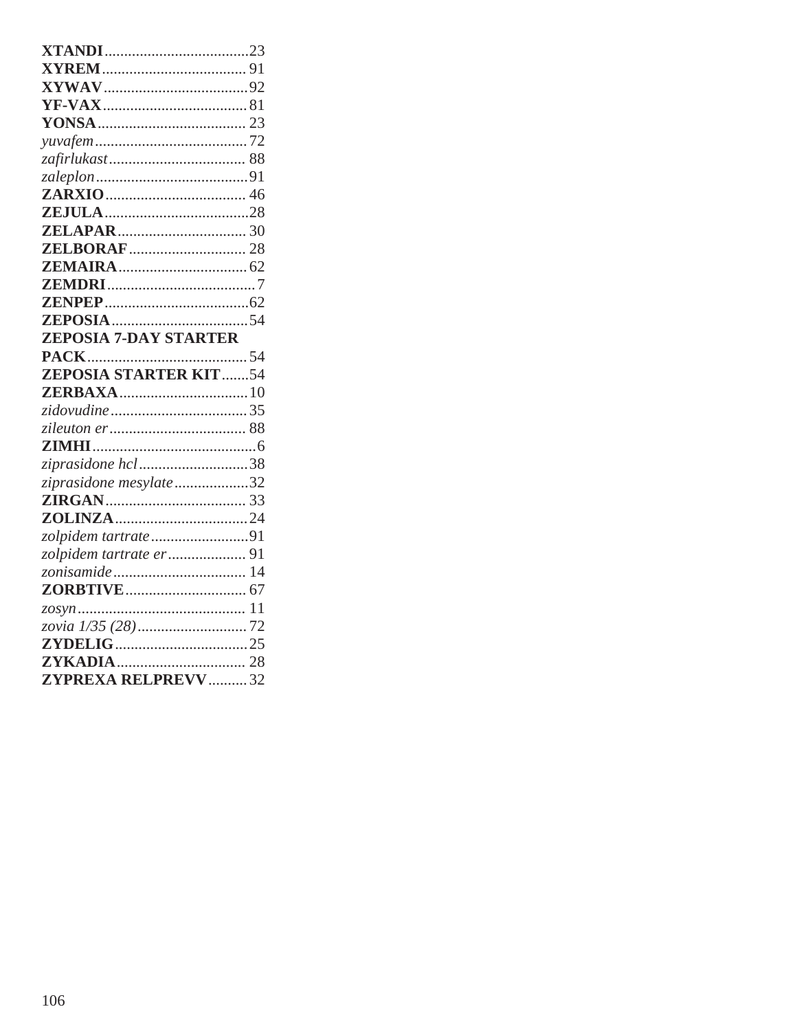**XTANDI**.....................................23
**XYREM**..................................... 91
**XYWAV**.....................................92
**YF-VAX**..................................... 81
**YONSA**...................................... 23
*yuvafem*....................................... 72
*zafirlukast*................................... 88
*zaleplon*.......................................91
**ZARXIO**.................................... 46
**ZEJULA**.....................................28
**ZELAPAR**................................. 30
**ZELBORAF**.............................. 28
**ZEMAIRA**................................. 62
**ZEMDRI**......................................7
**ZENPEP**.....................................62
**ZEPOSIA**...................................54
**ZEPOSIA 7-DAY STARTER PACK**......................................... 54
**ZEPOSIA STARTER KIT**.......54
**ZERBAXA**.................................10
*zidovudine*................................... 35
*zileuton er*................................... 88
**ZIMHI**..........................................6
*ziprasidone hcl*............................38
*ziprasidone mesylate*...................32
**ZIRGAN**.................................... 33
**ZOLINZA**..................................24
*zolpidem tartrate*.........................91
*zolpidem tartrate er*.................... 91
*zonisamide*.................................. 14
**ZORBTIVE**............................... 67
*zosyn*........................................... 11
*zovia 1/35 (28)*............................ 72
**ZYDELIG**..................................25
**ZYKADIA**................................. 28
**ZYPREXA RELPREVV**.......... 32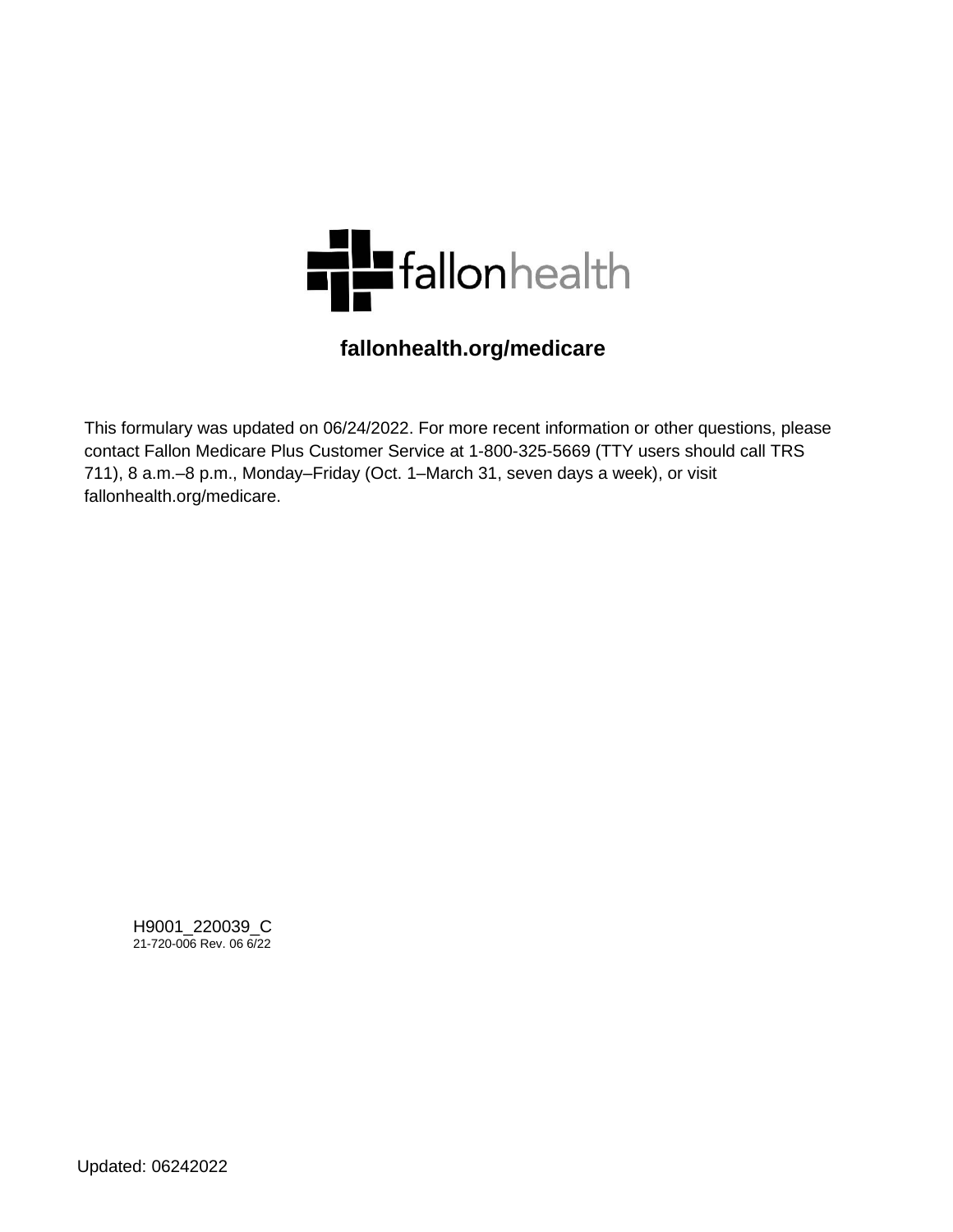fallonhealth

**fallonhealth.org/medicare**

This formulary was updated on 06/24/2022. For more recent information or other questions, please contact Fallon Medicare Plus Customer Service at 1-800-325-5669 (TTY users should call TRS 711), 8 a.m.–8 p.m., Monday–Friday (Oct. 1–March 31, seven days a week), or visit fallonhealth.org/medicare.

H9001_220039_C
21-720-006 Rev. 06 6/22

Updated: 06242022